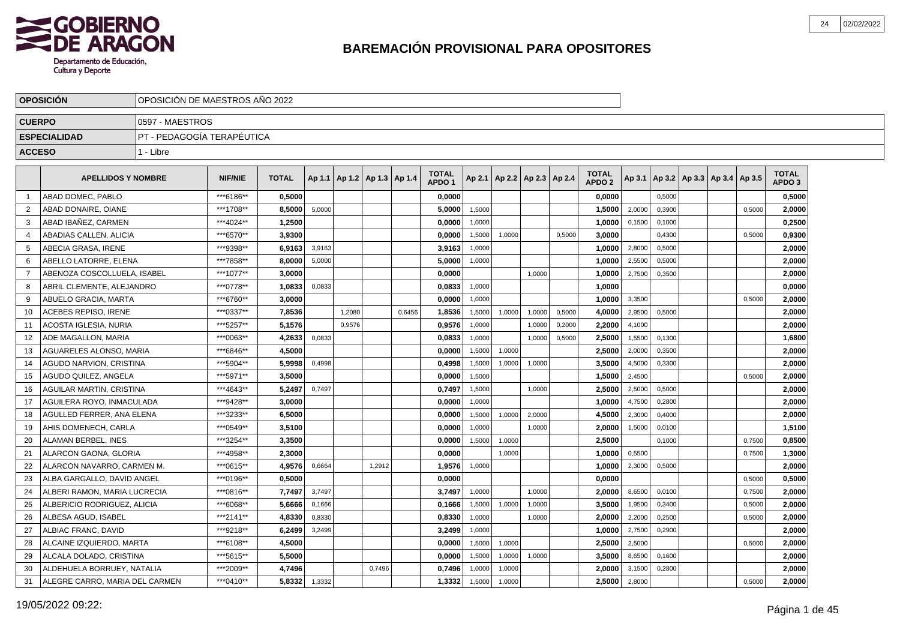# BAREMACIÓN PROVISIONAL PARA OPOSITORES

| | |
|---|---|
| **OPOSICIÓN** | OPOSICIÓN DE MAESTROS AÑO 2022 |
| **CUERPO** | 0597 - MAESTROS |
| **ESPECIALIDAD** | PT - PEDAGOGÍA TERAPÉUTICA |
| **ACCESO** | 1 - Libre |

| | APELLIDOS Y NOMBRE | NIF/NIE | TOTAL | Ap 1.1 | Ap 1.2 | Ap 1.3 | Ap 1.4 | TOTAL APDO 1 | Ap 2.1 | Ap 2.2 | Ap 2.3 | Ap 2.4 | TOTAL APDO 2 | Ap 3.1 | Ap 3.2 | Ap 3.3 | Ap 3.4 | Ap 3.5 | TOTAL APDO 3 |
|---|---|---|---|---|---|---|---|---|---|---|---|---|---|---|---|---|---|---|---|
| 1 | ABAD DOMEC, PABLO | ***6186** | **0,5000** | | | | | **0,0000** | | | | | **0,0000** | | 0,5000 | | | | **0,5000** |
| 2 | ABAD DONAIRE, OIANE | ***1708** | **8,5000** | 5,0000 | | | | **5,0000** | 1,5000 | | | | **1,5000** | 2,0000 | 0,3900 | | | 0,5000 | **2,0000** |
| 3 | ABAD IBAÑEZ, CARMEN | ***4024** | **1,2500** | | | | | **0,0000** | 1,0000 | | | | **1,0000** | 0,1500 | 0,1000 | | | | **0,2500** |
| 4 | ABADIAS CALLEN, ALICIA | ***6570** | **3,9300** | | | | | **0,0000** | 1,5000 | 1,0000 | | 0,5000 | **3,0000** | | 0,4300 | | | 0,5000 | **0,9300** |
| 5 | ABECIA GRASA, IRENE | ***9398** | **6,9163** | 3,9163 | | | | **3,9163** | 1,0000 | | | | **1,0000** | 2,8000 | 0,5000 | | | | **2,0000** |
| 6 | ABELLO LATORRE, ELENA | ***7858** | **8,0000** | 5,0000 | | | | **5,0000** | 1,0000 | | | | **1,0000** | 2,5500 | 0,5000 | | | | **2,0000** |
| 7 | ABENOZA COSCOLLUELA, ISABEL | ***1077** | **3,0000** | | | | | **0,0000** | | | 1,0000 | | **1,0000** | 2,7500 | 0,3500 | | | | **2,0000** |
| 8 | ABRIL CLEMENTE, ALEJANDRO | ***0778** | **1,0833** | 0,0833 | | | | **0,0833** | 1,0000 | | | | **1,0000** | | | | | | **0,0000** |
| 9 | ABUELO GRACIA, MARTA | ***6760** | **3,0000** | | | | | **0,0000** | 1,0000 | | | | **1,0000** | 3,3500 | | | | 0,5000 | **2,0000** |
| 10 | ACEBES REPISO, IRENE | ***0337** | **7,8536** | | 1,2080 | | 0,6456 | **1,8536** | 1,5000 | 1,0000 | 1,0000 | 0,5000 | **4,0000** | 2,9500 | 0,5000 | | | | **2,0000** |
| 11 | ACOSTA IGLESIA, NURIA | ***5257** | **5,1576** | | 0,9576 | | | **0,9576** | 1,0000 | | 1,0000 | 0,2000 | **2,2000** | 4,1000 | | | | | **2,0000** |
| 12 | ADE MAGALLON, MARIA | ***0063** | **4,2633** | 0,0833 | | | | **0,0833** | 1,0000 | | 1,0000 | 0,5000 | **2,5000** | 1,5500 | 0,1300 | | | | **1,6800** |
| 13 | AGUARELES ALONSO, MARIA | ***6846** | **4,5000** | | | | | **0,0000** | 1,5000 | 1,0000 | | | **2,5000** | 2,0000 | 0,3500 | | | | **2,0000** |
| 14 | AGUDO NARVION, CRISTINA | ***5904** | **5,9998** | 0,4998 | | | | **0,4998** | 1,5000 | 1,0000 | 1,0000 | | **3,5000** | 4,5000 | 0,3300 | | | | **2,0000** |
| 15 | AGUDO QUILEZ, ANGELA | ***5971** | **3,5000** | | | | | **0,0000** | 1,5000 | | | | **1,5000** | 2,4500 | | | | 0,5000 | **2,0000** |
| 16 | AGUILAR MARTIN, CRISTINA | ***4643** | **5,2497** | 0,7497 | | | | **0,7497** | 1,5000 | | 1,0000 | | **2,5000** | 2,5000 | 0,5000 | | | | **2,0000** |
| 17 | AGUILERA ROYO, INMACULADA | ***9428** | **3,0000** | | | | | **0,0000** | 1,0000 | | | | **1,0000** | 4,7500 | 0,2800 | | | | **2,0000** |
| 18 | AGULLED FERRER, ANA ELENA | ***3233** | **6,5000** | | | | | **0,0000** | 1,5000 | 1,0000 | 2,0000 | | **4,5000** | 2,3000 | 0,4000 | | | | **2,0000** |
| 19 | AHIS DOMENECH, CARLA | ***0549** | **3,5100** | | | | | **0,0000** | 1,0000 | | 1,0000 | | **2,0000** | 1,5000 | 0,0100 | | | | **1,5100** |
| 20 | ALAMAN BERBEL, INES | ***3254** | **3,3500** | | | | | **0,0000** | 1,5000 | 1,0000 | | | **2,5000** | | 0,1000 | | | 0,7500 | **0,8500** |
| 21 | ALARCON GAONA, GLORIA | ***4958** | **2,3000** | | | | | **0,0000** | | 1,0000 | | | **1,0000** | 0,5500 | | | | 0,7500 | **1,3000** |
| 22 | ALARCON NAVARRO, CARMEN M. | ***0615** | **4,9576** | 0,6664 | | 1,2912 | | **1,9576** | 1,0000 | | | | **1,0000** | 2,3000 | 0,5000 | | | | **2,0000** |
| 23 | ALBA GARGALLO, DAVID ANGEL | ***0196** | **0,5000** | | | | | **0,0000** | | | | | **0,0000** | | | | | 0,5000 | **0,5000** |
| 24 | ALBERI RAMON, MARIA LUCRECIA | ***0816** | **7,7497** | 3,7497 | | | | **3,7497** | 1,0000 | | 1,0000 | | **2,0000** | 8,6500 | 0,0100 | | | 0,7500 | **2,0000** |
| 25 | ALBERICIO RODRIGUEZ, ALICIA | ***6068** | **5,6666** | 0,1666 | | | | **0,1666** | 1,5000 | 1,0000 | 1,0000 | | **3,5000** | 1,9500 | 0,3400 | | | 0,5000 | **2,0000** |
| 26 | ALBESA AGUD, ISABEL | ***2141** | **4,8330** | 0,8330 | | | | **0,8330** | 1,0000 | | 1,0000 | | **2,0000** | 2,2000 | 0,2500 | | | 0,5000 | **2,0000** |
| 27 | ALBIAC FRANC, DAVID | ***9218** | **6,2499** | 3,2499 | | | | **3,2499** | 1,0000 | | | | **1,0000** | 2,7500 | 0,2900 | | | | **2,0000** |
| 28 | ALCAINE IZQUIERDO, MARTA | ***6108** | **4,5000** | | | | | **0,0000** | 1,5000 | 1,0000 | | | **2,5000** | 2,5000 | | | | 0,5000 | **2,0000** |
| 29 | ALCALA DOLADO, CRISTINA | ***5615** | **5,5000** | | | | | **0,0000** | 1,5000 | 1,0000 | 1,0000 | | **3,5000** | 8,6500 | 0,1600 | | | | **2,0000** |
| 30 | ALDEHUELA BORRUEY, NATALIA | ***2009** | **4,7496** | | | 0,7496 | | **0,7496** | 1,0000 | 1,0000 | | | **2,0000** | 3,1500 | 0,2800 | | | | **2,0000** |
| 31 | ALEGRE CARRO, MARIA DEL CARMEN | ***0410** | **5,8332** | 1,3332 | | | | **1,3332** | 1,5000 | 1,0000 | | | **2,5000** | 2,8000 | | | | 0,5000 | **2,0000** |

19/05/2022 09:22: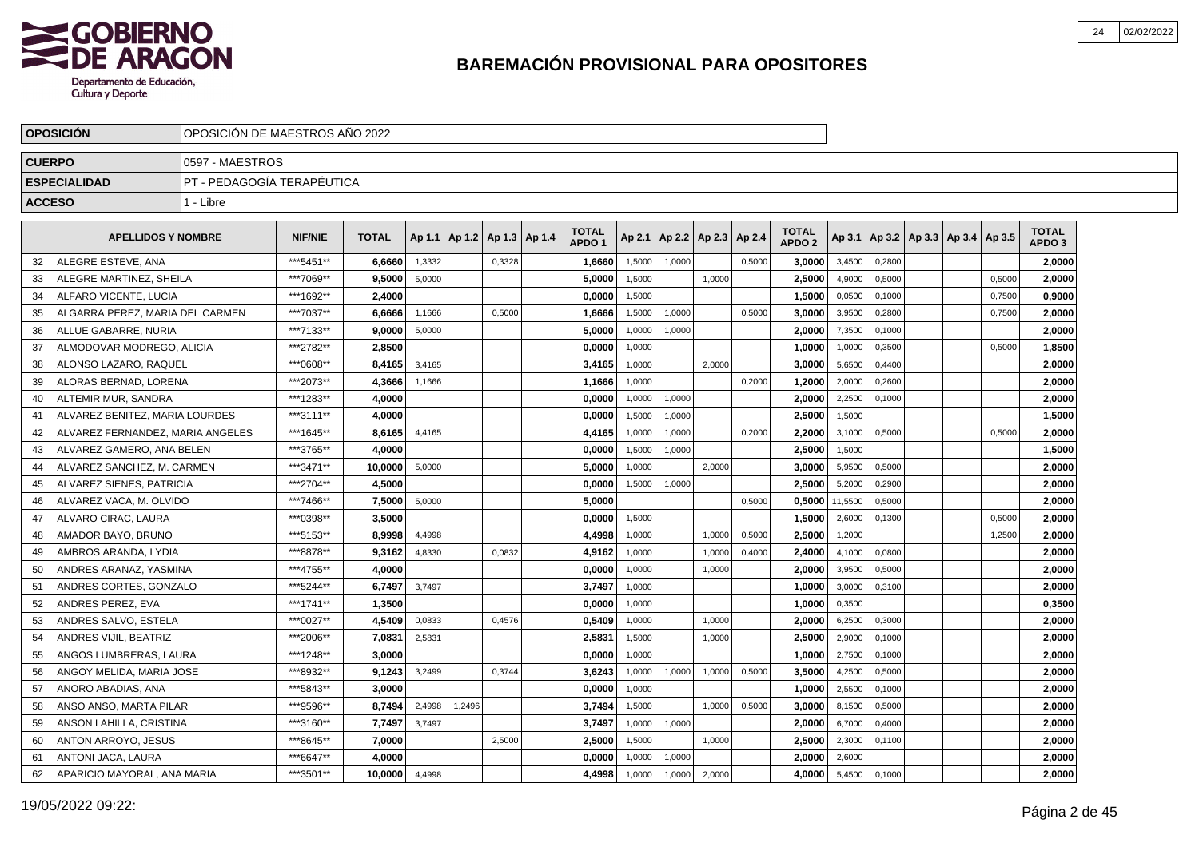# BAREMACIÓN PROVISIONAL PARA OPOSITORES

| OPOSICIÓN | OPOSICIÓN DE MAESTROS AÑO 2022 |
|---|---|
| CUERPO | 0597 - MAESTROS |
| ESPECIALIDAD | PT - PEDAGOGÍA TERAPÉUTICA |
| ACCESO | 1 - Libre |

| | APELLIDOS Y NOMBRE | NIF/NIE | TOTAL | Ap 1.1 | Ap 1.2 | Ap 1.3 | Ap 1.4 | TOTAL APDO 1 | Ap 2.1 | Ap 2.2 | Ap 2.3 | Ap 2.4 | TOTAL APDO 2 | Ap 3.1 | Ap 3.2 | Ap 3.3 | Ap 3.4 | Ap 3.5 | TOTAL APDO 3 |
|---|---|---|---|---|---|---|---|---|---|---|---|---|---|---|---|---|---|---|---|
| 32 | ALEGRE ESTEVE, ANA | ***5451** | 6,6660 | 1,3332 | | 0,3328 | | 1,6660 | 1,5000 | 1,0000 | | 0,5000 | 3,0000 | 3,4500 | 0,2800 | | | | 2,0000 |
| 33 | ALEGRE MARTINEZ, SHEILA | ***7069** | 9,5000 | 5,0000 | | | | 5,0000 | 1,5000 | | 1,0000 | | 2,5000 | 4,9000 | 0,5000 | | | 0,5000 | 2,0000 |
| 34 | ALFARO VICENTE, LUCIA | ***1692** | 2,4000 | | | | | 0,0000 | 1,5000 | | | | 1,5000 | 0,0500 | 0,1000 | | | 0,7500 | 0,9000 |
| 35 | ALGARRA PEREZ, MARIA DEL CARMEN | ***7037** | 6,6666 | 1,1666 | | 0,5000 | | 1,6666 | 1,5000 | 1,0000 | | 0,5000 | 3,0000 | 3,9500 | 0,2800 | | | 0,7500 | 2,0000 |
| 36 | ALLUE GABARRE, NURIA | ***7133** | 9,0000 | 5,0000 | | | | 5,0000 | 1,0000 | 1,0000 | | | 2,0000 | 7,3500 | 0,1000 | | | | 2,0000 |
| 37 | ALMODOVAR MODREGO, ALICIA | ***2782** | 2,8500 | | | | | 0,0000 | 1,0000 | | | | 1,0000 | 1,0000 | 0,3500 | | | 0,5000 | 1,8500 |
| 38 | ALONSO LAZARO, RAQUEL | ***0608** | 8,4165 | 3,4165 | | | | 3,4165 | 1,0000 | | 2,0000 | | 3,0000 | 5,6500 | 0,4400 | | | | 2,0000 |
| 39 | ALORAS BERNAD, LORENA | ***2073** | 4,3666 | 1,1666 | | | | 1,1666 | 1,0000 | | | 0,2000 | 1,2000 | 2,0000 | 0,2600 | | | | 2,0000 |
| 40 | ALTEMIR MUR, SANDRA | ***1283** | 4,0000 | | | | | 0,0000 | 1,0000 | 1,0000 | | | 2,0000 | 2,2500 | 0,1000 | | | | 2,0000 |
| 41 | ALVAREZ BENITEZ, MARIA LOURDES | ***3111** | 4,0000 | | | | | 0,0000 | 1,5000 | 1,0000 | | | 2,5000 | 1,5000 | | | | | 1,5000 |
| 42 | ALVAREZ FERNANDEZ, MARIA ANGELES | ***1645** | 8,6165 | 4,4165 | | | | 4,4165 | 1,0000 | 1,0000 | | 0,2000 | 2,2000 | 3,1000 | 0,5000 | | | 0,5000 | 2,0000 |
| 43 | ALVAREZ GAMERO, ANA BELEN | ***3765** | 4,0000 | | | | | 0,0000 | 1,5000 | 1,0000 | | | 2,5000 | 1,5000 | | | | | 1,5000 |
| 44 | ALVAREZ SANCHEZ, M. CARMEN | ***3471** | 10,0000 | 5,0000 | | | | 5,0000 | 1,0000 | | 2,0000 | | 3,0000 | 5,9500 | 0,5000 | | | | 2,0000 |
| 45 | ALVAREZ SIENES, PATRICIA | ***2704** | 4,5000 | | | | | 0,0000 | 1,5000 | 1,0000 | | | 2,5000 | 5,2000 | 0,2900 | | | | 2,0000 |
| 46 | ALVAREZ VACA, M. OLVIDO | ***7466** | 7,5000 | 5,0000 | | | | 5,0000 | | | | 0,5000 | 0,5000 | 11,5500 | 0,5000 | | | | 2,0000 |
| 47 | ALVARO CIRAC, LAURA | ***0398** | 3,5000 | | | | | 0,0000 | 1,5000 | | | | 1,5000 | 2,6000 | 0,1300 | | | 0,5000 | 2,0000 |
| 48 | AMADOR BAYO, BRUNO | ***5153** | 8,9998 | 4,4998 | | | | 4,4998 | 1,0000 | | 1,0000 | 0,5000 | 2,5000 | 1,2000 | | | | 1,2500 | 2,0000 |
| 49 | AMBROS ARANDA, LYDIA | ***8878** | 9,3162 | 4,8330 | | 0,0832 | | 4,9162 | 1,0000 | | 1,0000 | 0,4000 | 2,4000 | 4,1000 | 0,0800 | | | | 2,0000 |
| 50 | ANDRES ARANAZ, YASMINA | ***4755** | 4,0000 | | | | | 0,0000 | 1,0000 | | 1,0000 | | 2,0000 | 3,9500 | 0,5000 | | | | 2,0000 |
| 51 | ANDRES CORTES, GONZALO | ***5244** | 6,7497 | 3,7497 | | | | 3,7497 | 1,0000 | | | | 1,0000 | 3,0000 | 0,3100 | | | | 2,0000 |
| 52 | ANDRES PEREZ, EVA | ***1741** | 1,3500 | | | | | 0,0000 | 1,0000 | | | | 1,0000 | 0,3500 | | | | | 0,3500 |
| 53 | ANDRES SALVO, ESTELA | ***0027** | 4,5409 | 0,0833 | | 0,4576 | | 0,5409 | 1,0000 | | 1,0000 | | 2,0000 | 6,2500 | 0,3000 | | | | 2,0000 |
| 54 | ANDRES VIJIL, BEATRIZ | ***2006** | 7,0831 | 2,5831 | | | | 2,5831 | 1,5000 | | 1,0000 | | 2,5000 | 2,9000 | 0,1000 | | | | 2,0000 |
| 55 | ANGOS LUMBRERAS, LAURA | ***1248** | 3,0000 | | | | | 0,0000 | 1,0000 | | | | 1,0000 | 2,7500 | 0,1000 | | | | 2,0000 |
| 56 | ANGOY MELIDA, MARIA JOSE | ***8932** | 9,1243 | 3,2499 | | 0,3744 | | 3,6243 | 1,0000 | 1,0000 | 1,0000 | 0,5000 | 3,5000 | 4,2500 | 0,5000 | | | | 2,0000 |
| 57 | ANORO ABADIAS, ANA | ***5843** | 3,0000 | | | | | 0,0000 | 1,0000 | | | | 1,0000 | 2,5500 | 0,1000 | | | | 2,0000 |
| 58 | ANSO ANSO, MARTA PILAR | ***9596** | 8,7494 | 2,4998 | 1,2496 | | | 3,7494 | 1,5000 | | 1,0000 | 0,5000 | 3,0000 | 8,1500 | 0,5000 | | | | 2,0000 |
| 59 | ANSON LAHILLA, CRISTINA | ***3160** | 7,7497 | 3,7497 | | | | 3,7497 | 1,0000 | 1,0000 | | | 2,0000 | 6,7000 | 0,4000 | | | | 2,0000 |
| 60 | ANTON ARROYO, JESUS | ***8645** | 7,0000 | | | 2,5000 | | 2,5000 | 1,5000 | | 1,0000 | | 2,5000 | 2,3000 | 0,1100 | | | | 2,0000 |
| 61 | ANTONI JACA, LAURA | ***6647** | 4,0000 | | | | | 0,0000 | 1,0000 | 1,0000 | | | 2,0000 | 2,6000 | | | | | 2,0000 |
| 62 | APARICIO MAYORAL, ANA MARIA | ***3501** | 10,0000 | 4,4998 | | | | 4,4998 | 1,0000 | 1,0000 | 2,0000 | | 4,0000 | 5,4500 | 0,1000 | | | | 2,0000 |

19/05/2022 09:22: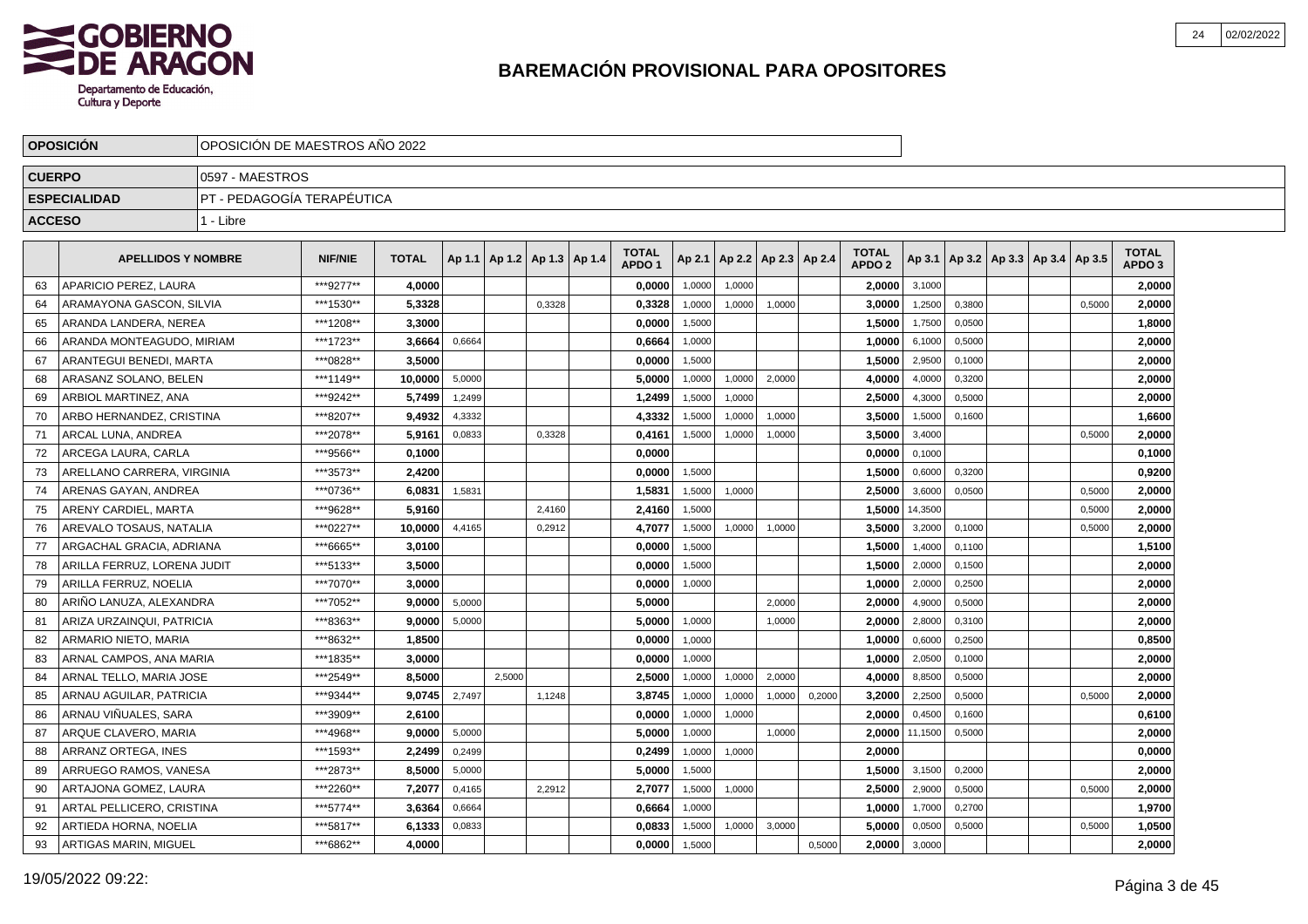# BAREMACIÓN PROVISIONAL PARA OPOSITORES

| | |
|---|---|
| **OPOSICIÓN** | OPOSICIÓN DE MAESTROS AÑO 2022 |
| **CUERPO** | 0597 - MAESTROS |
| **ESPECIALIDAD** | PT - PEDAGOGÍA TERAPÉUTICA |
| **ACCESO** | 1 - Libre |

| | APELLIDOS Y NOMBRE | NIF/NIE | TOTAL | Ap 1.1 | Ap 1.2 | Ap 1.3 | Ap 1.4 | TOTAL APDO 1 | Ap 2.1 | Ap 2.2 | Ap 2.3 | Ap 2.4 | TOTAL APDO 2 | Ap 3.1 | Ap 3.2 | Ap 3.3 | Ap 3.4 | Ap 3.5 | TOTAL APDO 3 |
|---|---|---|---|---|---|---|---|---|---|---|---|---|---|---|---|---|---|---|---|
| 63 | APARICIO PEREZ, LAURA | ***9277** | **4,0000** | | | | | **0,0000** | 1,0000 | 1,0000 | | | **2,0000** | 3,1000 | | | | | **2,0000** |
| 64 | ARAMAYONA GASCON, SILVIA | ***1530** | **5,3328** | | | 0,3328 | | **0,3328** | 1,0000 | 1,0000 | 1,0000 | | **3,0000** | 1,2500 | 0,3800 | | | 0,5000 | **2,0000** |
| 65 | ARANDA LANDERA, NEREA | ***1208** | **3,3000** | | | | | **0,0000** | 1,5000 | | | | **1,5000** | 1,7500 | 0,0500 | | | | **1,8000** |
| 66 | ARANDA MONTEAGUDO, MIRIAM | ***1723** | **3,6664** | 0,6664 | | | | **0,6664** | 1,0000 | | | | **1,0000** | 6,1000 | 0,5000 | | | | **2,0000** |
| 67 | ARANTEGUI BENEDI, MARTA | ***0828** | **3,5000** | | | | | **0,0000** | 1,5000 | | | | **1,5000** | 2,9500 | 0,1000 | | | | **2,0000** |
| 68 | ARASANZ SOLANO, BELEN | ***1149** | **10,0000** | 5,0000 | | | | **5,0000** | 1,0000 | 1,0000 | 2,0000 | | **4,0000** | 4,0000 | 0,3200 | | | | **2,0000** |
| 69 | ARBIOL MARTINEZ, ANA | ***9242** | **5,7499** | 1,2499 | | | | **1,2499** | 1,5000 | 1,0000 | | | **2,5000** | 4,3000 | 0,5000 | | | | **2,0000** |
| 70 | ARBO HERNANDEZ, CRISTINA | ***8207** | **9,4932** | 4,3332 | | | | **4,3332** | 1,5000 | 1,0000 | 1,0000 | | **3,5000** | 1,5000 | 0,1600 | | | | **1,6600** |
| 71 | ARCAL LUNA, ANDREA | ***2078** | **5,9161** | 0,0833 | | 0,3328 | | **0,4161** | 1,5000 | 1,0000 | 1,0000 | | **3,5000** | 3,4000 | | | | 0,5000 | **2,0000** |
| 72 | ARCEGA LAURA, CARLA | ***9566** | **0,1000** | | | | | **0,0000** | | | | | **0,0000** | 0,1000 | | | | | **0,1000** |
| 73 | ARELLANO CARRERA, VIRGINIA | ***3573** | **2,4200** | | | | | **0,0000** | 1,5000 | | | | **1,5000** | 0,6000 | 0,3200 | | | | **0,9200** |
| 74 | ARENAS GAYAN, ANDREA | ***0736** | **6,0831** | 1,5831 | | | | **1,5831** | 1,5000 | 1,0000 | | | **2,5000** | 3,6000 | 0,0500 | | | 0,5000 | **2,0000** |
| 75 | ARENY CARDIEL, MARTA | ***9628** | **5,9160** | | | 2,4160 | | **2,4160** | 1,5000 | | | | **1,5000** | 14,3500 | | | | 0,5000 | **2,0000** |
| 76 | AREVALO TOSAUS, NATALIA | ***0227** | **10,0000** | 4,4165 | | 0,2912 | | **4,7077** | 1,5000 | 1,0000 | 1,0000 | | **3,5000** | 3,2000 | 0,1000 | | | 0,5000 | **2,0000** |
| 77 | ARGACHAL GRACIA, ADRIANA | ***6665** | **3,0100** | | | | | **0,0000** | 1,5000 | | | | **1,5000** | 1,4000 | 0,1100 | | | | **1,5100** |
| 78 | ARILLA FERRUZ, LORENA JUDIT | ***5133** | **3,5000** | | | | | **0,0000** | 1,5000 | | | | **1,5000** | 2,0000 | 0,1500 | | | | **2,0000** |
| 79 | ARILLA FERRUZ, NOELIA | ***7070** | **3,0000** | | | | | **0,0000** | 1,0000 | | | | **1,0000** | 2,0000 | 0,2500 | | | | **2,0000** |
| 80 | ARIÑO LANUZA, ALEXANDRA | ***7052** | **9,0000** | 5,0000 | | | | **5,0000** | | | 2,0000 | | **2,0000** | 4,9000 | 0,5000 | | | | **2,0000** |
| 81 | ARIZA URZAINQUI, PATRICIA | ***8363** | **9,0000** | 5,0000 | | | | **5,0000** | 1,0000 | | 1,0000 | | **2,0000** | 2,8000 | 0,3100 | | | | **2,0000** |
| 82 | ARMARIO NIETO, MARIA | ***8632** | **1,8500** | | | | | **0,0000** | 1,0000 | | | | **1,0000** | 0,6000 | 0,2500 | | | | **0,8500** |
| 83 | ARNAL CAMPOS, ANA MARIA | ***1835** | **3,0000** | | | | | **0,0000** | 1,0000 | | | | **1,0000** | 2,0500 | 0,1000 | | | | **2,0000** |
| 84 | ARNAL TELLO, MARIA JOSE | ***2549** | **8,5000** | | 2,5000 | | | **2,5000** | 1,0000 | 1,0000 | 2,0000 | | **4,0000** | 8,8500 | 0,5000 | | | | **2,0000** |
| 85 | ARNAU AGUILAR, PATRICIA | ***9344** | **9,0745** | 2,7497 | | 1,1248 | | **3,8745** | 1,0000 | 1,0000 | 1,0000 | 0,2000 | **3,2000** | 2,2500 | 0,5000 | | | 0,5000 | **2,0000** |
| 86 | ARNAU VIÑUALES, SARA | ***3909** | **2,6100** | | | | | **0,0000** | 1,0000 | 1,0000 | | | **2,0000** | 0,4500 | 0,1600 | | | | **0,6100** |
| 87 | ARQUE CLAVERO, MARIA | ***4968** | **9,0000** | 5,0000 | | | | **5,0000** | 1,0000 | | 1,0000 | | **2,0000** | 11,1500 | 0,5000 | | | | **2,0000** |
| 88 | ARRANZ ORTEGA, INES | ***1593** | **2,2499** | 0,2499 | | | | **0,2499** | 1,0000 | 1,0000 | | | **2,0000** | | | | | | **0,0000** |
| 89 | ARRUEGO RAMOS, VANESA | ***2873** | **8,5000** | 5,0000 | | | | **5,0000** | 1,5000 | | | | **1,5000** | 3,1500 | 0,2000 | | | | **2,0000** |
| 90 | ARTAJONA GOMEZ, LAURA | ***2260** | **7,2077** | 0,4165 | | 2,2912 | | **2,7077** | 1,5000 | 1,0000 | | | **2,5000** | 2,9000 | 0,5000 | | | 0,5000 | **2,0000** |
| 91 | ARTAL PELLICERO, CRISTINA | ***5774** | **3,6364** | 0,6664 | | | | **0,6664** | 1,0000 | | | | **1,0000** | 1,7000 | 0,2700 | | | | **1,9700** |
| 92 | ARTIEDA HORNA, NOELIA | ***5817** | **6,1333** | 0,0833 | | | | **0,0833** | 1,5000 | 1,0000 | 3,0000 | | **5,0000** | 0,0500 | 0,5000 | | | 0,5000 | **1,0500** |
| 93 | ARTIGAS MARIN, MIGUEL | ***6862** | **4,0000** | | | | | **0,0000** | 1,5000 | | | 0,5000 | **2,0000** | 3,0000 | | | | | **2,0000** |

19/05/2022 09:22: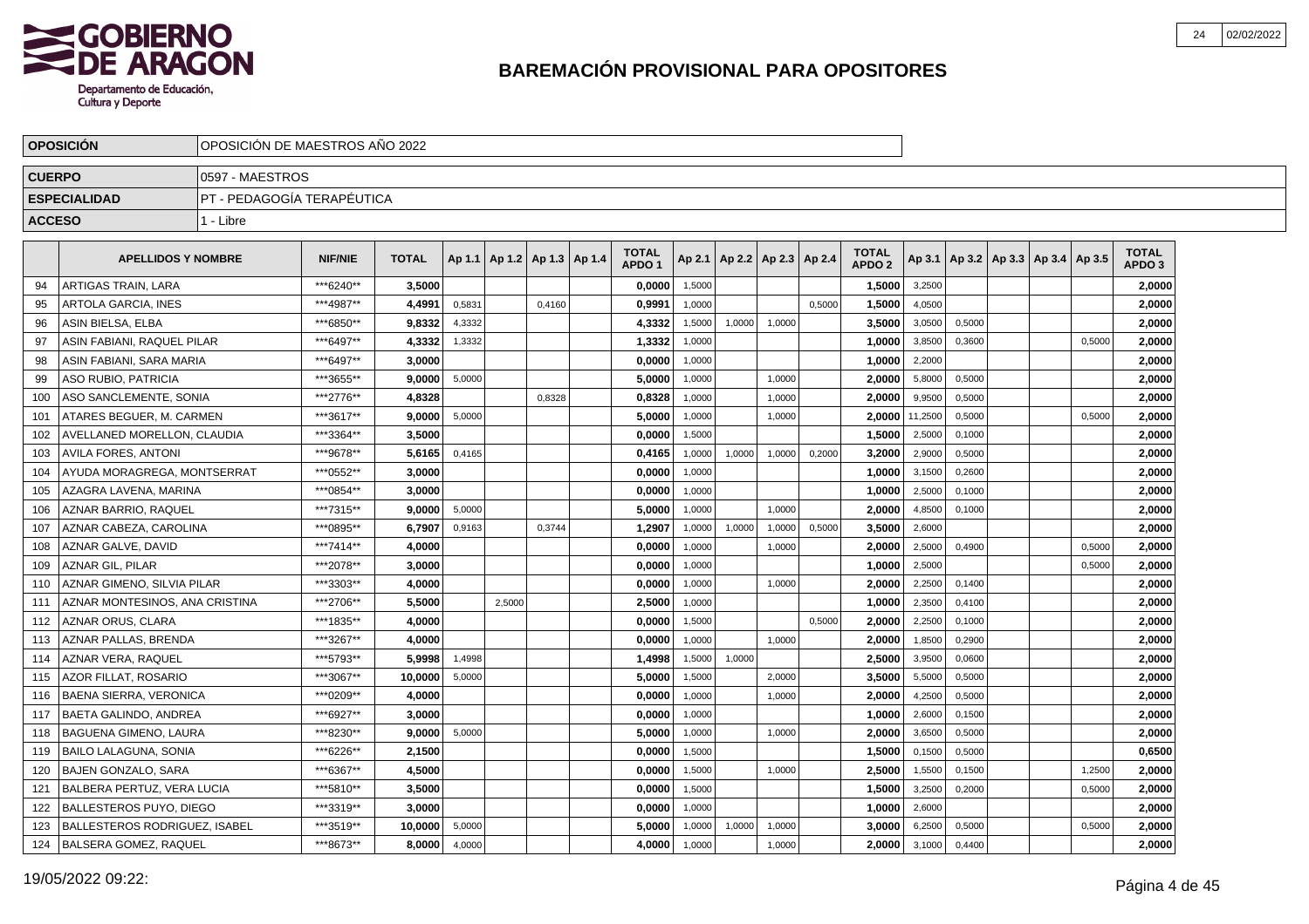# BAREMACIÓN PROVISIONAL PARA OPOSITORES

| OPOSICIÓN | OPOSICIÓN DE MAESTROS AÑO 2022 |
|---|---|
| CUERPO | 0597 - MAESTROS |
| ESPECIALIDAD | PT - PEDAGOGÍA TERAPÉUTICA |
| ACCESO | 1 - Libre |

| | APELLIDOS Y NOMBRE | NIF/NIE | TOTAL | Ap 1.1 | Ap 1.2 | Ap 1.3 | Ap 1.4 | TOTAL APDO 1 | Ap 2.1 | Ap 2.2 | Ap 2.3 | Ap 2.4 | TOTAL APDO 2 | Ap 3.1 | Ap 3.2 | Ap 3.3 | Ap 3.4 | Ap 3.5 | TOTAL APDO 3 |
|---|---|---|---|---|---|---|---|---|---|---|---|---|---|---|---|---|---|---|---|
| 94 | ARTIGAS TRAIN, LARA | ***6240** | 3,5000 | | | | | 0,0000 | 1,5000 | | | | 1,5000 | 3,2500 | | | | | 2,0000 |
| 95 | ARTOLA GARCIA, INES | ***4987** | 4,4991 | 0,5831 | | 0,4160 | | 0,9991 | 1,0000 | | | 0,5000 | 1,5000 | 4,0500 | | | | | 2,0000 |
| 96 | ASIN BIELSA, ELBA | ***6850** | 9,8332 | 4,3332 | | | | 4,3332 | 1,5000 | 1,0000 | 1,0000 | | 3,5000 | 3,0500 | 0,5000 | | | | 2,0000 |
| 97 | ASIN FABIANI, RAQUEL PILAR | ***6497** | 4,3332 | 1,3332 | | | | 1,3332 | 1,0000 | | | | 1,0000 | 3,8500 | 0,3600 | | | 0,5000 | 2,0000 |
| 98 | ASIN FABIANI, SARA MARIA | ***6497** | 3,0000 | | | | | 0,0000 | 1,0000 | | | | 1,0000 | 2,2000 | | | | | 2,0000 |
| 99 | ASO RUBIO, PATRICIA | ***3655** | 9,0000 | 5,0000 | | | | 5,0000 | 1,0000 | | 1,0000 | | 2,0000 | 5,8000 | 0,5000 | | | | 2,0000 |
| 100 | ASO SANCLEMENTE, SONIA | ***2776** | 4,8328 | | | 0,8328 | | 0,8328 | 1,0000 | | 1,0000 | | 2,0000 | 9,9500 | 0,5000 | | | | 2,0000 |
| 101 | ATARES BEGUER, M. CARMEN | ***3617** | 9,0000 | 5,0000 | | | | 5,0000 | 1,0000 | | 1,0000 | | 2,0000 | 11,2500 | 0,5000 | | | 0,5000 | 2,0000 |
| 102 | AVELLANED MORELLON, CLAUDIA | ***3364** | 3,5000 | | | | | 0,0000 | 1,5000 | | | | 1,5000 | 2,5000 | 0,1000 | | | | 2,0000 |
| 103 | AVILA FORES, ANTONI | ***9678** | 5,6165 | 0,4165 | | | | 0,4165 | 1,0000 | 1,0000 | 1,0000 | 0,2000 | 3,2000 | 2,9000 | 0,5000 | | | | 2,0000 |
| 104 | AYUDA MORAGREGA, MONTSERRAT | ***0552** | 3,0000 | | | | | 0,0000 | 1,0000 | | | | 1,0000 | 3,1500 | 0,2600 | | | | 2,0000 |
| 105 | AZAGRA LAVENA, MARINA | ***0854** | 3,0000 | | | | | 0,0000 | 1,0000 | | | | 1,0000 | 2,5000 | 0,1000 | | | | 2,0000 |
| 106 | AZNAR BARRIO, RAQUEL | ***7315** | 9,0000 | 5,0000 | | | | 5,0000 | 1,0000 | | 1,0000 | | 2,0000 | 4,8500 | 0,1000 | | | | 2,0000 |
| 107 | AZNAR CABEZA, CAROLINA | ***0895** | 6,7907 | 0,9163 | | 0,3744 | | 1,2907 | 1,0000 | 1,0000 | 1,0000 | 0,5000 | 3,5000 | 2,6000 | | | | | 2,0000 |
| 108 | AZNAR GALVE, DAVID | ***7414** | 4,0000 | | | | | 0,0000 | 1,0000 | | 1,0000 | | 2,0000 | 2,5000 | 0,4900 | | | 0,5000 | 2,0000 |
| 109 | AZNAR GIL, PILAR | ***2078** | 3,0000 | | | | | 0,0000 | 1,0000 | | | | 1,0000 | 2,5000 | | | | 0,5000 | 2,0000 |
| 110 | AZNAR GIMENO, SILVIA PILAR | ***3303** | 4,0000 | | | | | 0,0000 | 1,0000 | | 1,0000 | | 2,0000 | 2,2500 | 0,1400 | | | | 2,0000 |
| 111 | AZNAR MONTESINOS, ANA CRISTINA | ***2706** | 5,5000 | | 2,5000 | | | 2,5000 | 1,0000 | | | | 1,0000 | 2,3500 | 0,4100 | | | | 2,0000 |
| 112 | AZNAR ORUS, CLARA | ***1835** | 4,0000 | | | | | 0,0000 | 1,5000 | | | 0,5000 | 2,0000 | 2,2500 | 0,1000 | | | | 2,0000 |
| 113 | AZNAR PALLAS, BRENDA | ***3267** | 4,0000 | | | | | 0,0000 | 1,0000 | | 1,0000 | | 2,0000 | 1,8500 | 0,2900 | | | | 2,0000 |
| 114 | AZNAR VERA, RAQUEL | ***5793** | 5,9998 | 1,4998 | | | | 1,4998 | 1,5000 | 1,0000 | | | 2,5000 | 3,9500 | 0,0600 | | | | 2,0000 |
| 115 | AZOR FILLAT, ROSARIO | ***3067** | 10,0000 | 5,0000 | | | | 5,0000 | 1,5000 | | 2,0000 | | 3,5000 | 5,5000 | 0,5000 | | | | 2,0000 |
| 116 | BAENA SIERRA, VERONICA | ***0209** | 4,0000 | | | | | 0,0000 | 1,0000 | | 1,0000 | | 2,0000 | 4,2500 | 0,5000 | | | | 2,0000 |
| 117 | BAETA GALINDO, ANDREA | ***6927** | 3,0000 | | | | | 0,0000 | 1,0000 | | | | 1,0000 | 2,6000 | 0,1500 | | | | 2,0000 |
| 118 | BAGUENA GIMENO, LAURA | ***8230** | 9,0000 | 5,0000 | | | | 5,0000 | 1,0000 | | 1,0000 | | 2,0000 | 3,6500 | 0,5000 | | | | 2,0000 |
| 119 | BAILO LALAGUNA, SONIA | ***6226** | 2,1500 | | | | | 0,0000 | 1,5000 | | | | 1,5000 | 0,1500 | 0,5000 | | | | 0,6500 |
| 120 | BAJEN GONZALO, SARA | ***6367** | 4,5000 | | | | | 0,0000 | 1,5000 | | 1,0000 | | 2,5000 | 1,5500 | 0,1500 | | | 1,2500 | 2,0000 |
| 121 | BALBERA PERTUZ, VERA LUCIA | ***5810** | 3,5000 | | | | | 0,0000 | 1,5000 | | | | 1,5000 | 3,2500 | 0,2000 | | | 0,5000 | 2,0000 |
| 122 | BALLESTEROS PUYO, DIEGO | ***3319** | 3,0000 | | | | | 0,0000 | 1,0000 | | | | 1,0000 | 2,6000 | | | | | 2,0000 |
| 123 | BALLESTEROS RODRIGUEZ, ISABEL | ***3519** | 10,0000 | 5,0000 | | | | 5,0000 | 1,0000 | 1,0000 | 1,0000 | | 3,0000 | 6,2500 | 0,5000 | | | 0,5000 | 2,0000 |
| 124 | BALSERA GOMEZ, RAQUEL | ***8673** | 8,0000 | 4,0000 | | | | 4,0000 | 1,0000 | | 1,0000 | | 2,0000 | 3,1000 | 0,4400 | | | | 2,0000 |

19/05/2022 09:22: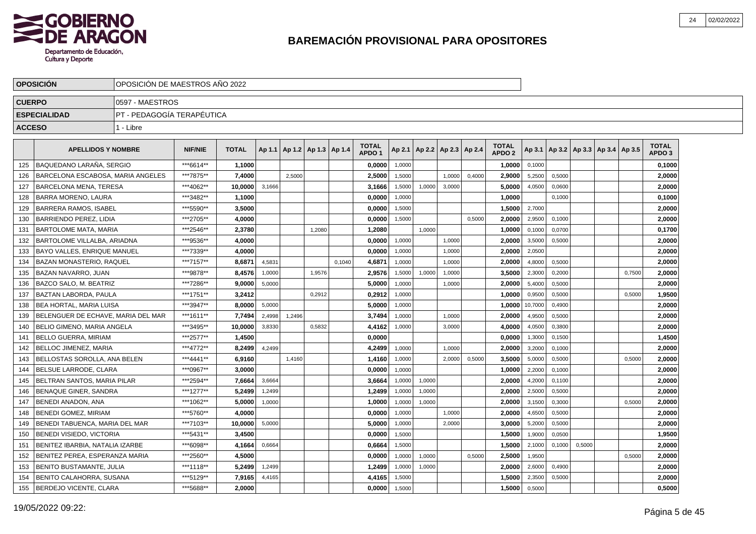# BAREMACIÓN PROVISIONAL PARA OPOSITORES

| | |
|---|---|
| **OPOSICIÓN** | OPOSICIÓN DE MAESTROS AÑO 2022 |
| **CUERPO** | 0597 - MAESTROS |
| **ESPECIALIDAD** | PT - PEDAGOGÍA TERAPÉUTICA |
| **ACCESO** | 1 - Libre |

| | APELLIDOS Y NOMBRE | NIF/NIE | TOTAL | Ap 1.1 | Ap 1.2 | Ap 1.3 | Ap 1.4 | TOTAL APDO 1 | Ap 2.1 | Ap 2.2 | Ap 2.3 | Ap 2.4 | TOTAL APDO 2 | Ap 3.1 | Ap 3.2 | Ap 3.3 | Ap 3.4 | Ap 3.5 | TOTAL APDO 3 |
|---|---|---|---|---|---|---|---|---|---|---|---|---|---|---|---|---|---|---|---|
| 125 | BAQUEDANO LARAÑA, SERGIO | ***6614** | **1,1000** | | | | | **0,0000** | 1,0000 | | | | **1,0000** | 0,1000 | | | | | **0,1000** |
| 126 | BARCELONA ESCABOSA, MARIA ANGELES | ***7875** | **7,4000** | | 2,5000 | | | **2,5000** | 1,5000 | | 1,0000 | 0,4000 | **2,9000** | 5,2500 | 0,5000 | | | | **2,0000** |
| 127 | BARCELONA MENA, TERESA | ***4062** | **10,0000** | 3,1666 | | | | **3,1666** | 1,5000 | 1,0000 | 3,0000 | | **5,0000** | 4,0500 | 0,0600 | | | | **2,0000** |
| 128 | BARRA MORENO, LAURA | ***3482** | **1,1000** | | | | | **0,0000** | 1,0000 | | | | **1,0000** | | 0,1000 | | | | **0,1000** |
| 129 | BARRERA RAMOS, ISABEL | ***5590** | **3,5000** | | | | | **0,0000** | 1,5000 | | | | **1,5000** | 2,7000 | | | | | **2,0000** |
| 130 | BARRIENDO PEREZ, LIDIA | ***2705** | **4,0000** | | | | | **0,0000** | 1,5000 | | | 0,5000 | **2,0000** | 2,9500 | 0,1000 | | | | **2,0000** |
| 131 | BARTOLOME MATA, MARIA | ***2546** | **2,3780** | | | 1,2080 | | **1,2080** | | 1,0000 | | | **1,0000** | 0,1000 | 0,0700 | | | | **0,1700** |
| 132 | BARTOLOME VILLALBA, ARIADNA | ***9536** | **4,0000** | | | | | **0,0000** | 1,0000 | | 1,0000 | | **2,0000** | 3,5000 | 0,5000 | | | | **2,0000** |
| 133 | BAYO VALLES, ENRIQUE MANUEL | ***7339** | **4,0000** | | | | | **0,0000** | 1,0000 | | 1,0000 | | **2,0000** | 2,0500 | | | | | **2,0000** |
| 134 | BAZAN MONASTERIO, RAQUEL | ***7157** | **8,6871** | 4,5831 | | | 0,1040 | **4,6871** | 1,0000 | | 1,0000 | | **2,0000** | 4,8000 | 0,5000 | | | | **2,0000** |
| 135 | BAZAN NAVARRO, JUAN | ***9878** | **8,4576** | 1,0000 | | 1,9576 | | **2,9576** | 1,5000 | 1,0000 | 1,0000 | | **3,5000** | 2,3000 | 0,2000 | | | 0,7500 | **2,0000** |
| 136 | BAZCO SALO, M. BEATRIZ | ***7286** | **9,0000** | 5,0000 | | | | **5,0000** | 1,0000 | | 1,0000 | | **2,0000** | 5,4000 | 0,5000 | | | | **2,0000** |
| 137 | BAZTAN LABORDA, PAULA | ***1751** | **3,2412** | | | 0,2912 | | **0,2912** | 1,0000 | | | | **1,0000** | 0,9500 | 0,5000 | | | 0,5000 | **1,9500** |
| 138 | BEA HORTAL, MARIA LUISA | ***3947** | **8,0000** | 5,0000 | | | | **5,0000** | 1,0000 | | | | **1,0000** | 10,7000 | 0,4900 | | | | **2,0000** |
| 139 | BELENGUER DE ECHAVE, MARIA DEL MAR | ***1611** | **7,7494** | 2,4998 | 1,2496 | | | **3,7494** | 1,0000 | | 1,0000 | | **2,0000** | 4,9500 | 0,5000 | | | | **2,0000** |
| 140 | BELIO GIMENO, MARIA ANGELA | ***3495** | **10,0000** | 3,8330 | | 0,5832 | | **4,4162** | 1,0000 | | 3,0000 | | **4,0000** | 4,0500 | 0,3800 | | | | **2,0000** |
| 141 | BELLO GUERRA, MIRIAM | ***2577** | **1,4500** | | | | | **0,0000** | | | | | **0,0000** | 1,3000 | 0,1500 | | | | **1,4500** |
| 142 | BELLOC JIMENEZ, MARIA | ***4772** | **8,2499** | 4,2499 | | | | **4,2499** | 1,0000 | | 1,0000 | | **2,0000** | 3,2000 | 0,1000 | | | | **2,0000** |
| 143 | BELLOSTAS SOROLLA, ANA BELEN | ***4441** | **6,9160** | | 1,4160 | | | **1,4160** | 1,0000 | | 2,0000 | 0,5000 | **3,5000** | 5,0000 | 0,5000 | | | 0,5000 | **2,0000** |
| 144 | BELSUE LARRODE, CLARA | ***0967** | **3,0000** | | | | | **0,0000** | 1,0000 | | | | **1,0000** | 2,2000 | 0,1000 | | | | **2,0000** |
| 145 | BELTRAN SANTOS, MARIA PILAR | ***2594** | **7,6664** | 3,6664 | | | | **3,6664** | 1,0000 | 1,0000 | | | **2,0000** | 4,2000 | 0,1100 | | | | **2,0000** |
| 146 | BENAQUE GINER, SANDRA | ***1277** | **5,2499** | 1,2499 | | | | **1,2499** | 1,0000 | 1,0000 | | | **2,0000** | 2,5000 | 0,5000 | | | | **2,0000** |
| 147 | BENEDI ANADON, ANA | ***1062** | **5,0000** | 1,0000 | | | | **1,0000** | 1,0000 | 1,0000 | | | **2,0000** | 3,1500 | 0,3000 | | | 0,5000 | **2,0000** |
| 148 | BENEDI GOMEZ, MIRIAM | ***5760** | **4,0000** | | | | | **0,0000** | 1,0000 | | 1,0000 | | **2,0000** | 4,6500 | 0,5000 | | | | **2,0000** |
| 149 | BENEDI TABUENCA, MARIA DEL MAR | ***7103** | **10,0000** | 5,0000 | | | | **5,0000** | 1,0000 | | 2,0000 | | **3,0000** | 5,2000 | 0,5000 | | | | **2,0000** |
| 150 | BENEDI VISIEDO, VICTORIA | ***5431** | **3,4500** | | | | | **0,0000** | 1,5000 | | | | **1,5000** | 1,9000 | 0,0500 | | | | **1,9500** |
| 151 | BENITEZ IBARBIA, NATALIA IZARBE | ***6098** | **4,1664** | 0,6664 | | | | **0,6664** | 1,5000 | | | | **1,5000** | 2,1000 | 0,1000 | 0,5000 | | | **2,0000** |
| 152 | BENITEZ PEREA, ESPERANZA MARIA | ***2560** | **4,5000** | | | | | **0,0000** | 1,0000 | 1,0000 | | 0,5000 | **2,5000** | 1,9500 | | | | 0,5000 | **2,0000** |
| 153 | BENITO BUSTAMANTE, JULIA | ***1118** | **5,2499** | 1,2499 | | | | **1,2499** | 1,0000 | 1,0000 | | | **2,0000** | 2,6000 | 0,4900 | | | | **2,0000** |
| 154 | BENITO CALAHORRA, SUSANA | ***5129** | **7,9165** | 4,4165 | | | | **4,4165** | 1,5000 | | | | **1,5000** | 2,3500 | 0,5000 | | | | **2,0000** |
| 155 | BERDEJO VICENTE, CLARA | ***5688** | **2,0000** | | | | | **0,0000** | 1,5000 | | | | **1,5000** | 0,5000 | | | | | **0,5000** |

19/05/2022 09:22: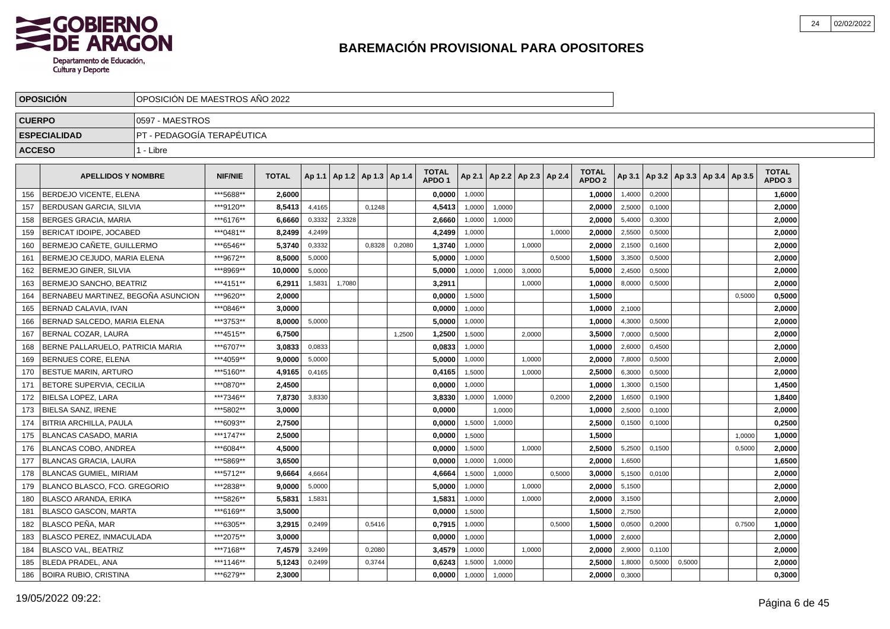# BAREMACIÓN PROVISIONAL PARA OPOSITORES

| | |
|---|---|
| **OPOSICIÓN** | OPOSICIÓN DE MAESTROS AÑO 2022 |
| **CUERPO** | 0597 - MAESTROS |
| **ESPECIALIDAD** | PT - PEDAGOGÍA TERAPÉUTICA |
| **ACCESO** | 1 - Libre |

| | APELLIDOS Y NOMBRE | NIF/NIE | TOTAL | Ap 1.1 | Ap 1.2 | Ap 1.3 | Ap 1.4 | TOTAL APDO 1 | Ap 2.1 | Ap 2.2 | Ap 2.3 | Ap 2.4 | TOTAL APDO 2 | Ap 3.1 | Ap 3.2 | Ap 3.3 | Ap 3.4 | Ap 3.5 | TOTAL APDO 3 |
|---|---|---|---|---|---|---|---|---|---|---|---|---|---|---|---|---|---|---|---|
| 156 | BERDEJO VICENTE, ELENA | ***5688** | **2,6000** | | | | | **0,0000** | 1,0000 | | | | **1,0000** | 1,4000 | 0,2000 | | | | **1,6000** |
| 157 | BERDUSAN GARCIA, SILVIA | ***9120** | **8,5413** | 4,4165 | | 0,1248 | | **4,5413** | 1,0000 | 1,0000 | | | **2,0000** | 2,5000 | 0,1000 | | | | **2,0000** |
| 158 | BERGES GRACIA, MARIA | ***6176** | **6,6660** | 0,3332 | 2,3328 | | | **2,6660** | 1,0000 | 1,0000 | | | **2,0000** | 5,4000 | 0,3000 | | | | **2,0000** |
| 159 | BERICAT IDOIPE, JOCABED | ***0481** | **8,2499** | 4,2499 | | | | **4,2499** | 1,0000 | | | 1,0000 | **2,0000** | 2,5500 | 0,5000 | | | | **2,0000** |
| 160 | BERMEJO CAÑETE, GUILLERMO | ***6546** | **5,3740** | 0,3332 | | 0,8328 | 0,2080 | **1,3740** | 1,0000 | | 1,0000 | | **2,0000** | 2,1500 | 0,1600 | | | | **2,0000** |
| 161 | BERMEJO CEJUDO, MARIA ELENA | ***9672** | **8,5000** | 5,0000 | | | | **5,0000** | 1,0000 | | | 0,5000 | **1,5000** | 3,3500 | 0,5000 | | | | **2,0000** |
| 162 | BERMEJO GINER, SILVIA | ***8969** | **10,0000** | 5,0000 | | | | **5,0000** | 1,0000 | 1,0000 | 3,0000 | | **5,0000** | 2,4500 | 0,5000 | | | | **2,0000** |
| 163 | BERMEJO SANCHO, BEATRIZ | ***4151** | **6,2911** | 1,5831 | 1,7080 | | | **3,2911** | | | 1,0000 | | **1,0000** | 8,0000 | 0,5000 | | | | **2,0000** |
| 164 | BERNABEU MARTINEZ, BEGOÑA ASUNCION | ***9620** | **2,0000** | | | | | **0,0000** | 1,5000 | | | | **1,5000** | | | | | 0,5000 | **0,5000** |
| 165 | BERNAD CALAVIA, IVAN | ***0846** | **3,0000** | | | | | **0,0000** | 1,0000 | | | | **1,0000** | 2,1000 | | | | | **2,0000** |
| 166 | BERNAD SALCEDO, MARIA ELENA | ***3753** | **8,0000** | 5,0000 | | | | **5,0000** | 1,0000 | | | | **1,0000** | 4,3000 | 0,5000 | | | | **2,0000** |
| 167 | BERNAL COZAR, LAURA | ***4515** | **6,7500** | | | | 1,2500 | **1,2500** | 1,5000 | | 2,0000 | | **3,5000** | 7,0000 | 0,5000 | | | | **2,0000** |
| 168 | BERNE PALLARUELO, PATRICIA MARIA | ***6707** | **3,0833** | 0,0833 | | | | **0,0833** | 1,0000 | | | | **1,0000** | 2,6000 | 0,4500 | | | | **2,0000** |
| 169 | BERNUES CORE, ELENA | ***4059** | **9,0000** | 5,0000 | | | | **5,0000** | 1,0000 | | 1,0000 | | **2,0000** | 7,8000 | 0,5000 | | | | **2,0000** |
| 170 | BESTUE MARIN, ARTURO | ***5160** | **4,9165** | 0,4165 | | | | **0,4165** | 1,5000 | | 1,0000 | | **2,5000** | 6,3000 | 0,5000 | | | | **2,0000** |
| 171 | BETORE SUPERVIA, CECILIA | ***0870** | **2,4500** | | | | | **0,0000** | 1,0000 | | | | **1,0000** | 1,3000 | 0,1500 | | | | **1,4500** |
| 172 | BIELSA LOPEZ, LARA | ***7346** | **7,8730** | 3,8330 | | | | **3,8330** | 1,0000 | 1,0000 | | 0,2000 | **2,2000** | 1,6500 | 0,1900 | | | | **1,8400** |
| 173 | BIELSA SANZ, IRENE | ***5802** | **3,0000** | | | | | **0,0000** | | 1,0000 | | | **1,0000** | 2,5000 | 0,1000 | | | | **2,0000** |
| 174 | BITRIA ARCHILLA, PAULA | ***6093** | **2,7500** | | | | | **0,0000** | 1,5000 | 1,0000 | | | **2,5000** | 0,1500 | 0,1000 | | | | **0,2500** |
| 175 | BLANCAS CASADO, MARIA | ***1747** | **2,5000** | | | | | **0,0000** | 1,5000 | | | | **1,5000** | | | | | 1,0000 | **1,0000** |
| 176 | BLANCAS COBO, ANDREA | ***6084** | **4,5000** | | | | | **0,0000** | 1,5000 | | 1,0000 | | **2,5000** | 5,2500 | 0,1500 | | | 0,5000 | **2,0000** |
| 177 | BLANCAS GRACIA, LAURA | ***5869** | **3,6500** | | | | | **0,0000** | 1,0000 | 1,0000 | | | **2,0000** | 1,6500 | | | | | **1,6500** |
| 178 | BLANCAS GUMIEL, MIRIAM | ***5712** | **9,6664** | 4,6664 | | | | **4,6664** | 1,5000 | 1,0000 | | 0,5000 | **3,0000** | 5,1500 | 0,0100 | | | | **2,0000** |
| 179 | BLANCO BLASCO, FCO. GREGORIO | ***2838** | **9,0000** | 5,0000 | | | | **5,0000** | 1,0000 | | 1,0000 | | **2,0000** | 5,1500 | | | | | **2,0000** |
| 180 | BLASCO ARANDA, ERIKA | ***5826** | **5,5831** | 1,5831 | | | | **1,5831** | 1,0000 | | 1,0000 | | **2,0000** | 3,1500 | | | | | **2,0000** |
| 181 | BLASCO GASCON, MARTA | ***6169** | **3,5000** | | | | | **0,0000** | 1,5000 | | | | **1,5000** | 2,7500 | | | | | **2,0000** |
| 182 | BLASCO PEÑA, MAR | ***6305** | **3,2915** | 0,2499 | | 0,5416 | | **0,7915** | 1,0000 | | | 0,5000 | **1,5000** | 0,0500 | 0,2000 | | | 0,7500 | **1,0000** |
| 183 | BLASCO PEREZ, INMACULADA | ***2075** | **3,0000** | | | | | **0,0000** | 1,0000 | | | | **1,0000** | 2,6000 | | | | | **2,0000** |
| 184 | BLASCO VAL, BEATRIZ | ***7168** | **7,4579** | 3,2499 | | 0,2080 | | **3,4579** | 1,0000 | | 1,0000 | | **2,0000** | 2,9000 | 0,1100 | | | | **2,0000** |
| 185 | BLEDA PRADEL, ANA | ***1146** | **5,1243** | 0,2499 | | 0,3744 | | **0,6243** | 1,5000 | 1,0000 | | | **2,5000** | 1,8000 | 0,5000 | 0,5000 | | | **2,0000** |
| 186 | BOIRA RUBIO, CRISTINA | ***6279** | **2,3000** | | | | | **0,0000** | 1,0000 | 1,0000 | | | **2,0000** | 0,3000 | | | | | **0,3000** |

19/05/2022 09:22: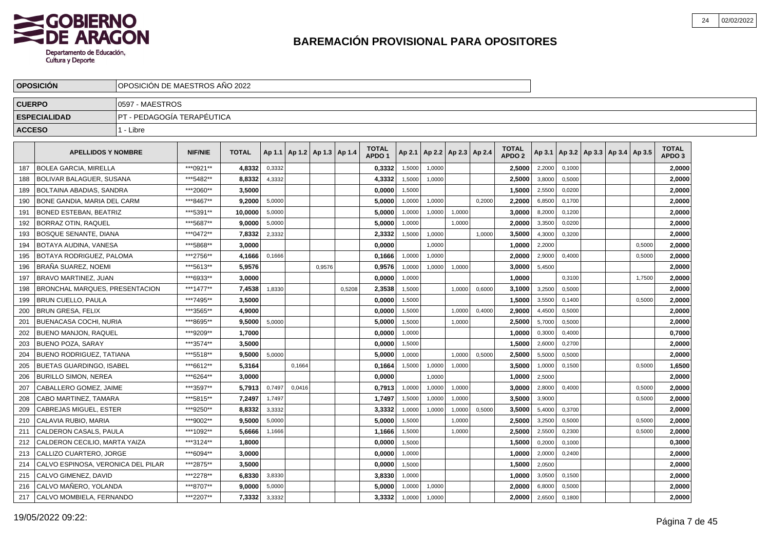# BAREMACIÓN PROVISIONAL PARA OPOSITORES

| OPOSICIÓN | OPOSICIÓN DE MAESTROS AÑO 2022 |
|---|---|
| CUERPO | 0597 - MAESTROS |
| ESPECIALIDAD | PT - PEDAGOGÍA TERAPÉUTICA |
| ACCESO | 1 - Libre |

| | APELLIDOS Y NOMBRE | NIF/NIE | TOTAL | Ap 1.1 | Ap 1.2 | Ap 1.3 | Ap 1.4 | TOTAL APDO 1 | Ap 2.1 | Ap 2.2 | Ap 2.3 | Ap 2.4 | TOTAL APDO 2 | Ap 3.1 | Ap 3.2 | Ap 3.3 | Ap 3.4 | Ap 3.5 | TOTAL APDO 3 |
|---|---|---|---|---|---|---|---|---|---|---|---|---|---|---|---|---|---|---|---|
| 187 | BOLEA GARCIA, MIRELLA | ***0921** | 4,8332 | 0,3332 | | | | 0,3332 | 1,5000 | 1,0000 | | | 2,5000 | 2,2000 | 0,1000 | | | | 2,0000 |
| 188 | BOLIVAR BALAGUER, SUSANA | ***5482** | 8,8332 | 4,3332 | | | | 4,3332 | 1,5000 | 1,0000 | | | 2,5000 | 3,8000 | 0,5000 | | | | 2,0000 |
| 189 | BOLTAINA ABADIAS, SANDRA | ***2060** | 3,5000 | | | | | 0,0000 | 1,5000 | | | | 1,5000 | 2,5500 | 0,0200 | | | | 2,0000 |
| 190 | BONE GANDIA, MARIA DEL CARM | ***8467** | 9,2000 | 5,0000 | | | | 5,0000 | 1,0000 | 1,0000 | | 0,2000 | 2,2000 | 6,8500 | 0,1700 | | | | 2,0000 |
| 191 | BONED ESTEBAN, BEATRIZ | ***5391** | 10,0000 | 5,0000 | | | | 5,0000 | 1,0000 | 1,0000 | 1,0000 | | 3,0000 | 8,2000 | 0,1200 | | | | 2,0000 |
| 192 | BORRAZ OTIN, RAQUEL | ***5687** | 9,0000 | 5,0000 | | | | 5,0000 | 1,0000 | | 1,0000 | | 2,0000 | 3,3500 | 0,0200 | | | | 2,0000 |
| 193 | BOSQUE SENANTE, DIANA | ***0472** | 7,8332 | 2,3332 | | | | 2,3332 | 1,5000 | 1,0000 | | 1,0000 | 3,5000 | 4,3000 | 0,3200 | | | | 2,0000 |
| 194 | BOTAYA AUDINA, VANESA | ***5868** | 3,0000 | | | | | 0,0000 | | 1,0000 | | | 1,0000 | 2,2000 | | | | 0,5000 | 2,0000 |
| 195 | BOTAYA RODRIGUEZ, PALOMA | ***2756** | 4,1666 | 0,1666 | | | | 0,1666 | 1,0000 | 1,0000 | | | 2,0000 | 2,9000 | 0,4000 | | | 0,5000 | 2,0000 |
| 196 | BRAÑA SUAREZ, NOEMI | ***5613** | 5,9576 | | | 0,9576 | | 0,9576 | 1,0000 | 1,0000 | 1,0000 | | 3,0000 | 5,4500 | | | | | 2,0000 |
| 197 | BRAVO MARTINEZ, JUAN | ***6933** | 3,0000 | | | | | 0,0000 | 1,0000 | | | | 1,0000 | | 0,3100 | | | 1,7500 | 2,0000 |
| 198 | BRONCHAL MARQUES, PRESENTACION | ***1477** | 7,4538 | 1,8330 | | | 0,5208 | 2,3538 | 1,5000 | | 1,0000 | 0,6000 | 3,1000 | 3,2500 | 0,5000 | | | | 2,0000 |
| 199 | BRUN CUELLO, PAULA | ***7495** | 3,5000 | | | | | 0,0000 | 1,5000 | | | | 1,5000 | 3,5500 | 0,1400 | | | 0,5000 | 2,0000 |
| 200 | BRUN GRESA, FELIX | ***3565** | 4,9000 | | | | | 0,0000 | 1,5000 | | 1,0000 | 0,4000 | 2,9000 | 4,4500 | 0,5000 | | | | 2,0000 |
| 201 | BUENACASA COCHI, NURIA | ***8695** | 9,5000 | 5,0000 | | | | 5,0000 | 1,5000 | | 1,0000 | | 2,5000 | 5,7000 | 0,5000 | | | | 2,0000 |
| 202 | BUENO MANJON, RAQUEL | ***9209** | 1,7000 | | | | | 0,0000 | 1,0000 | | | | 1,0000 | 0,3000 | 0,4000 | | | | 0,7000 |
| 203 | BUENO POZA, SARAY | ***3574** | 3,5000 | | | | | 0,0000 | 1,5000 | | | | 1,5000 | 2,6000 | 0,2700 | | | | 2,0000 |
| 204 | BUENO RODRIGUEZ, TATIANA | ***5518** | 9,5000 | 5,0000 | | | | 5,0000 | 1,0000 | | 1,0000 | 0,5000 | 2,5000 | 5,5000 | 0,5000 | | | | 2,0000 |
| 205 | BUETAS GUARDINGO, ISABEL | ***6612** | 5,3164 | | 0,1664 | | | 0,1664 | 1,5000 | 1,0000 | 1,0000 | | 3,5000 | 1,0000 | 0,1500 | | | 0,5000 | 1,6500 |
| 206 | BURILLO SIMON, NEREA | ***6264** | 3,0000 | | | | | 0,0000 | | 1,0000 | | | 1,0000 | 2,5000 | | | | | 2,0000 |
| 207 | CABALLERO GOMEZ, JAIME | ***3597** | 5,7913 | 0,7497 | 0,0416 | | | 0,7913 | 1,0000 | 1,0000 | 1,0000 | | 3,0000 | 2,8000 | 0,4000 | | | 0,5000 | 2,0000 |
| 208 | CABO MARTINEZ, TAMARA | ***5815** | 7,2497 | 1,7497 | | | | 1,7497 | 1,5000 | 1,0000 | 1,0000 | | 3,5000 | 3,9000 | | | | 0,5000 | 2,0000 |
| 209 | CABREJAS MIGUEL, ESTER | ***9250** | 8,8332 | 3,3332 | | | | 3,3332 | 1,0000 | 1,0000 | 1,0000 | 0,5000 | 3,5000 | 5,4000 | 0,3700 | | | | 2,0000 |
| 210 | CALAVIA RUBIO, MARIA | ***9002** | 9,5000 | 5,0000 | | | | 5,0000 | 1,5000 | | 1,0000 | | 2,5000 | 3,2500 | 0,5000 | | | 0,5000 | 2,0000 |
| 211 | CALDERON CASALS, PAULA | ***1092** | 5,6666 | 1,1666 | | | | 1,1666 | 1,5000 | | 1,0000 | | 2,5000 | 2,5500 | 0,2300 | | | 0,5000 | 2,0000 |
| 212 | CALDERON CECILIO, MARTA YAIZA | ***3124** | 1,8000 | | | | | 0,0000 | 1,5000 | | | | 1,5000 | 0,2000 | 0,1000 | | | | 0,3000 |
| 213 | CALLIZO CUARTERO, JORGE | ***6094** | 3,0000 | | | | | 0,0000 | 1,0000 | | | | 1,0000 | 2,0000 | 0,2400 | | | | 2,0000 |
| 214 | CALVO ESPINOSA, VERONICA DEL PILAR | ***2875** | 3,5000 | | | | | 0,0000 | 1,5000 | | | | 1,5000 | 2,0500 | | | | | 2,0000 |
| 215 | CALVO GIMENEZ, DAVID | ***2278** | 6,8330 | 3,8330 | | | | 3,8330 | 1,0000 | | | | 1,0000 | 3,0500 | 0,1500 | | | | 2,0000 |
| 216 | CALVO MAÑERO, YOLANDA | ***8707** | 9,0000 | 5,0000 | | | | 5,0000 | 1,0000 | 1,0000 | | | 2,0000 | 6,8000 | 0,5000 | | | | 2,0000 |
| 217 | CALVO MOMBIELA, FERNANDO | ***2207** | 7,3332 | 3,3332 | | | | 3,3332 | 1,0000 | 1,0000 | | | 2,0000 | 2,6500 | 0,1800 | | | | 2,0000 |

19/05/2022 09:22: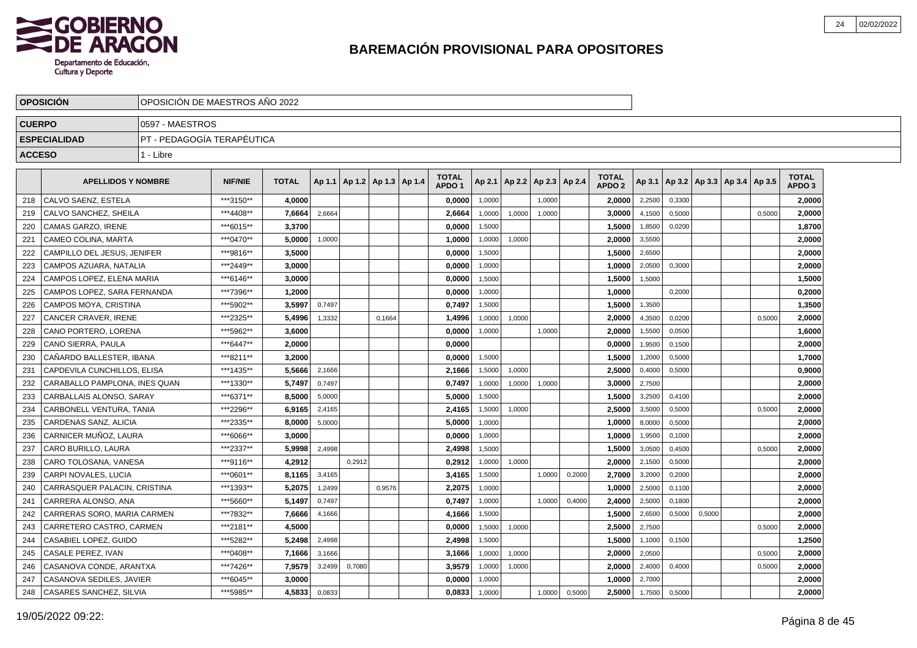# BAREMACIÓN PROVISIONAL PARA OPOSITORES

| OPOSICIÓN | OPOSICIÓN DE MAESTROS AÑO 2022 |
|---|---|
| CUERPO | 0597 - MAESTROS |
| ESPECIALIDAD | PT - PEDAGOGÍA TERAPÉUTICA |
| ACCESO | 1 - Libre |

| | APELLIDOS Y NOMBRE | NIF/NIE | TOTAL | Ap 1.1 | Ap 1.2 | Ap 1.3 | Ap 1.4 | TOTAL APDO 1 | Ap 2.1 | Ap 2.2 | Ap 2.3 | Ap 2.4 | TOTAL APDO 2 | Ap 3.1 | Ap 3.2 | Ap 3.3 | Ap 3.4 | Ap 3.5 | TOTAL APDO 3 |
|---|---|---|---|---|---|---|---|---|---|---|---|---|---|---|---|---|---|---|---|
| 218 | CALVO SAENZ, ESTELA | ***3150** | 4,0000 | | | | | 0,0000 | 1,0000 | | 1,0000 | | 2,0000 | 2,2500 | 0,3300 | | | | 2,0000 |
| 219 | CALVO SANCHEZ, SHEILA | ***4408** | 7,6664 | 2,6664 | | | | 2,6664 | 1,0000 | 1,0000 | 1,0000 | | 3,0000 | 4,1500 | 0,5000 | | | 0,5000 | 2,0000 |
| 220 | CAMAS GARZO, IRENE | ***6015** | 3,3700 | | | | | 0,0000 | 1,5000 | | | | 1,5000 | 1,8500 | 0,0200 | | | | 1,8700 |
| 221 | CAMEO COLINA, MARTA | ***0470** | 5,0000 | 1,0000 | | | | 1,0000 | 1,0000 | 1,0000 | | | 2,0000 | 3,5500 | | | | | 2,0000 |
| 222 | CAMPILLO DEL JESUS, JENIFER | ***9816** | 3,5000 | | | | | 0,0000 | 1,5000 | | | | 1,5000 | 2,6500 | | | | | 2,0000 |
| 223 | CAMPOS AZUARA, NATALIA | ***2449** | 3,0000 | | | | | 0,0000 | 1,0000 | | | | 1,0000 | 2,0500 | 0,3000 | | | | 2,0000 |
| 224 | CAMPOS LOPEZ, ELENA MARIA | ***6146** | 3,0000 | | | | | 0,0000 | 1,5000 | | | | 1,5000 | 1,5000 | | | | | 1,5000 |
| 225 | CAMPOS LOPEZ, SARA FERNANDA | ***7396** | 1,2000 | | | | | 0,0000 | 1,0000 | | | | 1,0000 | | 0,2000 | | | | 0,2000 |
| 226 | CAMPOS MOYA, CRISTINA | ***5902** | 3,5997 | 0,7497 | | | | 0,7497 | 1,5000 | | | | 1,5000 | 1,3500 | | | | | 1,3500 |
| 227 | CANCER CRAVER, IRENE | ***2325** | 5,4996 | 1,3332 | | 0,1664 | | 1,4996 | 1,0000 | 1,0000 | | | 2,0000 | 4,3500 | 0,0200 | | | 0,5000 | 2,0000 |
| 228 | CANO PORTERO, LORENA | ***5962** | 3,6000 | | | | | 0,0000 | 1,0000 | | 1,0000 | | 2,0000 | 1,5500 | 0,0500 | | | | 1,6000 |
| 229 | CANO SIERRA, PAULA | ***6447** | 2,0000 | | | | | 0,0000 | | | | | 0,0000 | 1,9500 | 0,1500 | | | | 2,0000 |
| 230 | CAÑARDO BALLESTER, IBANA | ***8211** | 3,2000 | | | | | 0,0000 | 1,5000 | | | | 1,5000 | 1,2000 | 0,5000 | | | | 1,7000 |
| 231 | CAPDEVILA CUNCHILLOS, ELISA | ***1435** | 5,5666 | 2,1666 | | | | 2,1666 | 1,5000 | 1,0000 | | | 2,5000 | 0,4000 | 0,5000 | | | | 0,9000 |
| 232 | CARABALLO PAMPLONA, INES QUAN | ***1330** | 5,7497 | 0,7497 | | | | 0,7497 | 1,0000 | 1,0000 | 1,0000 | | 3,0000 | 2,7500 | | | | | 2,0000 |
| 233 | CARBALLAIS ALONSO, SARAY | ***6371** | 8,5000 | 5,0000 | | | | 5,0000 | 1,5000 | | | | 1,5000 | 3,2500 | 0,4100 | | | | 2,0000 |
| 234 | CARBONELL VENTURA, TANIA | ***2296** | 6,9165 | 2,4165 | | | | 2,4165 | 1,5000 | 1,0000 | | | 2,5000 | 3,5000 | 0,5000 | | | 0,5000 | 2,0000 |
| 235 | CARDENAS SANZ, ALICIA | ***2335** | 8,0000 | 5,0000 | | | | 5,0000 | 1,0000 | | | | 1,0000 | 8,0000 | 0,5000 | | | | 2,0000 |
| 236 | CARNICER MUÑOZ, LAURA | ***6066** | 3,0000 | | | | | 0,0000 | 1,0000 | | | | 1,0000 | 1,9500 | 0,1000 | | | | 2,0000 |
| 237 | CARO BURILLO, LAURA | ***2337** | 5,9998 | 2,4998 | | | | 2,4998 | 1,5000 | | | | 1,5000 | 3,0500 | 0,4500 | | | 0,5000 | 2,0000 |
| 238 | CARO TOLOSANA, VANESA | ***9116** | 4,2912 | | 0,2912 | | | 0,2912 | 1,0000 | 1,0000 | | | 2,0000 | 2,1500 | 0,5000 | | | | 2,0000 |
| 239 | CARPI NOVALES, LUCIA | ***0601** | 8,1165 | 3,4165 | | | | 3,4165 | 1,5000 | | 1,0000 | 0,2000 | 2,7000 | 3,2000 | 0,2000 | | | | 2,0000 |
| 240 | CARRASQUER PALACIN, CRISTINA | ***1393** | 5,2075 | 1,2499 | | 0,9576 | | 2,2075 | 1,0000 | | | | 1,0000 | 2,5000 | 0,1100 | | | | 2,0000 |
| 241 | CARRERA ALONSO, ANA | ***5660** | 5,1497 | 0,7497 | | | | 0,7497 | 1,0000 | | 1,0000 | 0,4000 | 2,4000 | 2,5000 | 0,1800 | | | | 2,0000 |
| 242 | CARRERAS SORO, MARIA CARMEN | ***7832** | 7,6666 | 4,1666 | | | | 4,1666 | 1,5000 | | | | 1,5000 | 2,6500 | 0,5000 | 0,5000 | | | 2,0000 |
| 243 | CARRETERO CASTRO, CARMEN | ***2181** | 4,5000 | | | | | 0,0000 | 1,5000 | 1,0000 | | | 2,5000 | 2,7500 | | | | 0,5000 | 2,0000 |
| 244 | CASABIEL LOPEZ, GUIDO | ***5282** | 5,2498 | 2,4998 | | | | 2,4998 | 1,5000 | | | | 1,5000 | 1,1000 | 0,1500 | | | | 1,2500 |
| 245 | CASALE PEREZ, IVAN | ***0408** | 7,1666 | 3,1666 | | | | 3,1666 | 1,0000 | 1,0000 | | | 2,0000 | 2,0500 | | | | 0,5000 | 2,0000 |
| 246 | CASANOVA CONDE, ARANTXA | ***7426** | 7,9579 | 3,2499 | 0,7080 | | | 3,9579 | 1,0000 | 1,0000 | | | 2,0000 | 2,4000 | 0,4000 | | | 0,5000 | 2,0000 |
| 247 | CASANOVA SEDILES, JAVIER | ***6045** | 3,0000 | | | | | 0,0000 | 1,0000 | | | | 1,0000 | 2,7000 | | | | | 2,0000 |
| 248 | CASARES SANCHEZ, SILVIA | ***5985** | 4,5833 | 0,0833 | | | | 0,0833 | 1,0000 | | 1,0000 | 0,5000 | 2,5000 | 1,7500 | 0,5000 | | | | 2,0000 |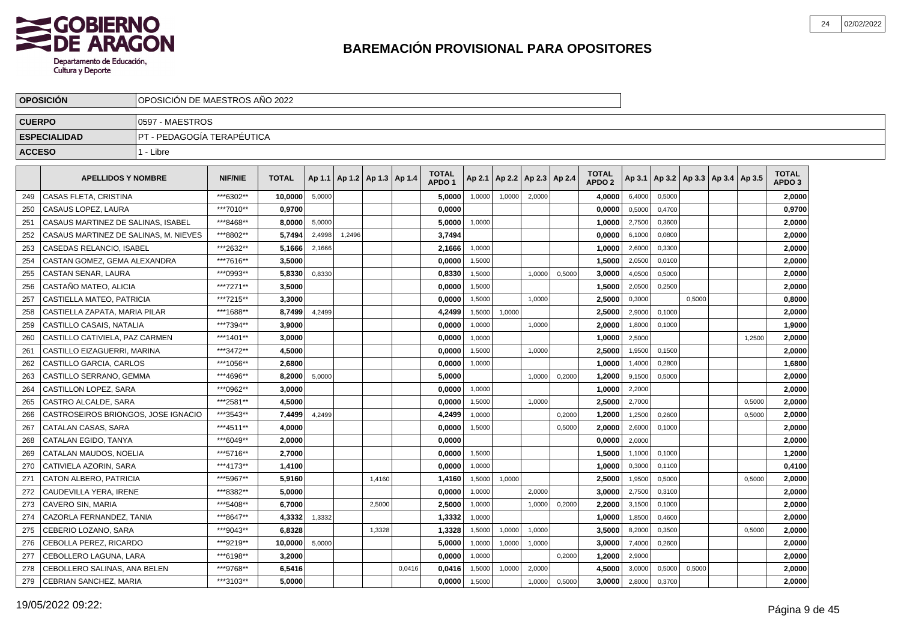# BAREMACIÓN PROVISIONAL PARA OPOSITORES

| | |
|---|---|
| **OPOSICIÓN** | OPOSICIÓN DE MAESTROS AÑO 2022 |
| **CUERPO** | 0597 - MAESTROS |
| **ESPECIALIDAD** | PT - PEDAGOGÍA TERAPÉUTICA |
| **ACCESO** | 1 - Libre |

| | APELLIDOS Y NOMBRE | NIF/NIE | TOTAL | Ap 1.1 | Ap 1.2 | Ap 1.3 | Ap 1.4 | TOTAL APDO 1 | Ap 2.1 | Ap 2.2 | Ap 2.3 | Ap 2.4 | TOTAL APDO 2 | Ap 3.1 | Ap 3.2 | Ap 3.3 | Ap 3.4 | Ap 3.5 | TOTAL APDO 3 |
|---|---|---|---|---|---|---|---|---|---|---|---|---|---|---|---|---|---|---|---|
| 249 | CASAS FLETA, CRISTINA | ***6302** | 10,0000 | 5,0000 | | | | 5,0000 | 1,0000 | 1,0000 | 2,0000 | | 4,0000 | 6,4000 | 0,5000 | | | | 2,0000 |
| 250 | CASAUS LOPEZ, LAURA | ***7010** | 0,9700 | | | | | 0,0000 | | | | | 0,0000 | 0,5000 | 0,4700 | | | | 0,9700 |
| 251 | CASAUS MARTINEZ DE SALINAS, ISABEL | ***8468** | 8,0000 | 5,0000 | | | | 5,0000 | 1,0000 | | | | 1,0000 | 2,7500 | 0,3600 | | | | 2,0000 |
| 252 | CASAUS MARTINEZ DE SALINAS, M. NIEVES | ***8802** | 5,7494 | 2,4998 | 1,2496 | | | 3,7494 | | | | | 0,0000 | 6,1000 | 0,0800 | | | | 2,0000 |
| 253 | CASEDAS RELANCIO, ISABEL | ***2632** | 5,1666 | 2,1666 | | | | 2,1666 | 1,0000 | | | | 1,0000 | 2,6000 | 0,3300 | | | | 2,0000 |
| 254 | CASTAN GOMEZ, GEMA ALEXANDRA | ***7616** | 3,5000 | | | | | 0,0000 | 1,5000 | | | | 1,5000 | 2,0500 | 0,0100 | | | | 2,0000 |
| 255 | CASTAN SENAR, LAURA | ***0993** | 5,8330 | 0,8330 | | | | 0,8330 | 1,5000 | | 1,0000 | 0,5000 | 3,0000 | 4,0500 | 0,5000 | | | | 2,0000 |
| 256 | CASTAÑO MATEO, ALICIA | ***7271** | 3,5000 | | | | | 0,0000 | 1,5000 | | | | 1,5000 | 2,0500 | 0,2500 | | | | 2,0000 |
| 257 | CASTIELLA MATEO, PATRICIA | ***7215** | 3,3000 | | | | | 0,0000 | 1,5000 | | 1,0000 | | 2,5000 | 0,3000 | | 0,5000 | | | 0,8000 |
| 258 | CASTIELLA ZAPATA, MARIA PILAR | ***1688** | 8,7499 | 4,2499 | | | | 4,2499 | 1,5000 | 1,0000 | | | 2,5000 | 2,9000 | 0,1000 | | | | 2,0000 |
| 259 | CASTILLO CASAIS, NATALIA | ***7394** | 3,9000 | | | | | 0,0000 | 1,0000 | | 1,0000 | | 2,0000 | 1,8000 | 0,1000 | | | | 1,9000 |
| 260 | CASTILLO CATIVIELA, PAZ CARMEN | ***1401** | 3,0000 | | | | | 0,0000 | 1,0000 | | | | 1,0000 | 2,5000 | | | | 1,2500 | 2,0000 |
| 261 | CASTILLO EIZAGUERRI, MARINA | ***3472** | 4,5000 | | | | | 0,0000 | 1,5000 | | 1,0000 | | 2,5000 | 1,9500 | 0,1500 | | | | 2,0000 |
| 262 | CASTILLO GARCIA, CARLOS | ***1056** | 2,6800 | | | | | 0,0000 | 1,0000 | | | | 1,0000 | 1,4000 | 0,2800 | | | | 1,6800 |
| 263 | CASTILLO SERRANO, GEMMA | ***4696** | 8,2000 | 5,0000 | | | | 5,0000 | | | 1,0000 | 0,2000 | 1,2000 | 9,1500 | 0,5000 | | | | 2,0000 |
| 264 | CASTILLON LOPEZ, SARA | ***0962** | 3,0000 | | | | | 0,0000 | 1,0000 | | | | 1,0000 | 2,2000 | | | | | 2,0000 |
| 265 | CASTRO ALCALDE, SARA | ***2581** | 4,5000 | | | | | 0,0000 | 1,5000 | | 1,0000 | | 2,5000 | 2,7000 | | | | 0,5000 | 2,0000 |
| 266 | CASTROSEIROS BRIONGOS, JOSE IGNACIO | ***3543** | 7,4499 | 4,2499 | | | | 4,2499 | 1,0000 | | | 0,2000 | 1,2000 | 1,2500 | 0,2600 | | | 0,5000 | 2,0000 |
| 267 | CATALAN CASAS, SARA | ***4511** | 4,0000 | | | | | 0,0000 | 1,5000 | | | 0,5000 | 2,0000 | 2,6000 | 0,1000 | | | | 2,0000 |
| 268 | CATALAN EGIDO, TANYA | ***6049** | 2,0000 | | | | | 0,0000 | | | | | 0,0000 | 2,0000 | | | | | 2,0000 |
| 269 | CATALAN MAUDOS, NOELIA | ***5716** | 2,7000 | | | | | 0,0000 | 1,5000 | | | | 1,5000 | 1,1000 | 0,1000 | | | | 1,2000 |
| 270 | CATIVIELA AZORIN, SARA | ***4173** | 1,4100 | | | | | 0,0000 | 1,0000 | | | | 1,0000 | 0,3000 | 0,1100 | | | | 0,4100 |
| 271 | CATON ALBERO, PATRICIA | ***5967** | 5,9160 | | | 1,4160 | | 1,4160 | 1,5000 | 1,0000 | | | 2,5000 | 1,9500 | 0,5000 | | | 0,5000 | 2,0000 |
| 272 | CAUDEVILLA YERA, IRENE | ***8382** | 5,0000 | | | | | 0,0000 | 1,0000 | | 2,0000 | | 3,0000 | 2,7500 | 0,3100 | | | | 2,0000 |
| 273 | CAVERO SIN, MARIA | ***5408** | 6,7000 | | | 2,5000 | | 2,5000 | 1,0000 | | 1,0000 | 0,2000 | 2,2000 | 3,1500 | 0,1000 | | | | 2,0000 |
| 274 | CAZORLA FERNANDEZ, TANIA | ***8647** | 4,3332 | 1,3332 | | | | 1,3332 | 1,0000 | | | | 1,0000 | 1,8500 | 0,4600 | | | | 2,0000 |
| 275 | CEBERIO LOZANO, SARA | ***9043** | 6,8328 | | | 1,3328 | | 1,3328 | 1,5000 | 1,0000 | 1,0000 | | 3,5000 | 8,2000 | 0,3500 | | | 0,5000 | 2,0000 |
| 276 | CEBOLLA PEREZ, RICARDO | ***9219** | 10,0000 | 5,0000 | | | | 5,0000 | 1,0000 | 1,0000 | 1,0000 | | 3,0000 | 7,4000 | 0,2600 | | | | 2,0000 |
| 277 | CEBOLLERO LAGUNA, LARA | ***6198** | 3,2000 | | | | | 0,0000 | 1,0000 | | | 0,2000 | 1,2000 | 2,9000 | | | | | 2,0000 |
| 278 | CEBOLLERO SALINAS, ANA BELEN | ***9768** | 6,5416 | | | | 0,0416 | 0,0416 | 1,5000 | 1,0000 | 2,0000 | | 4,5000 | 3,0000 | 0,5000 | 0,5000 | | | 2,0000 |
| 279 | CEBRIAN SANCHEZ, MARIA | ***3103** | 5,0000 | | | | | 0,0000 | 1,5000 | | 1,0000 | 0,5000 | 3,0000 | 2,8000 | 0,3700 | | | | 2,0000 |

19/05/2022 09:22: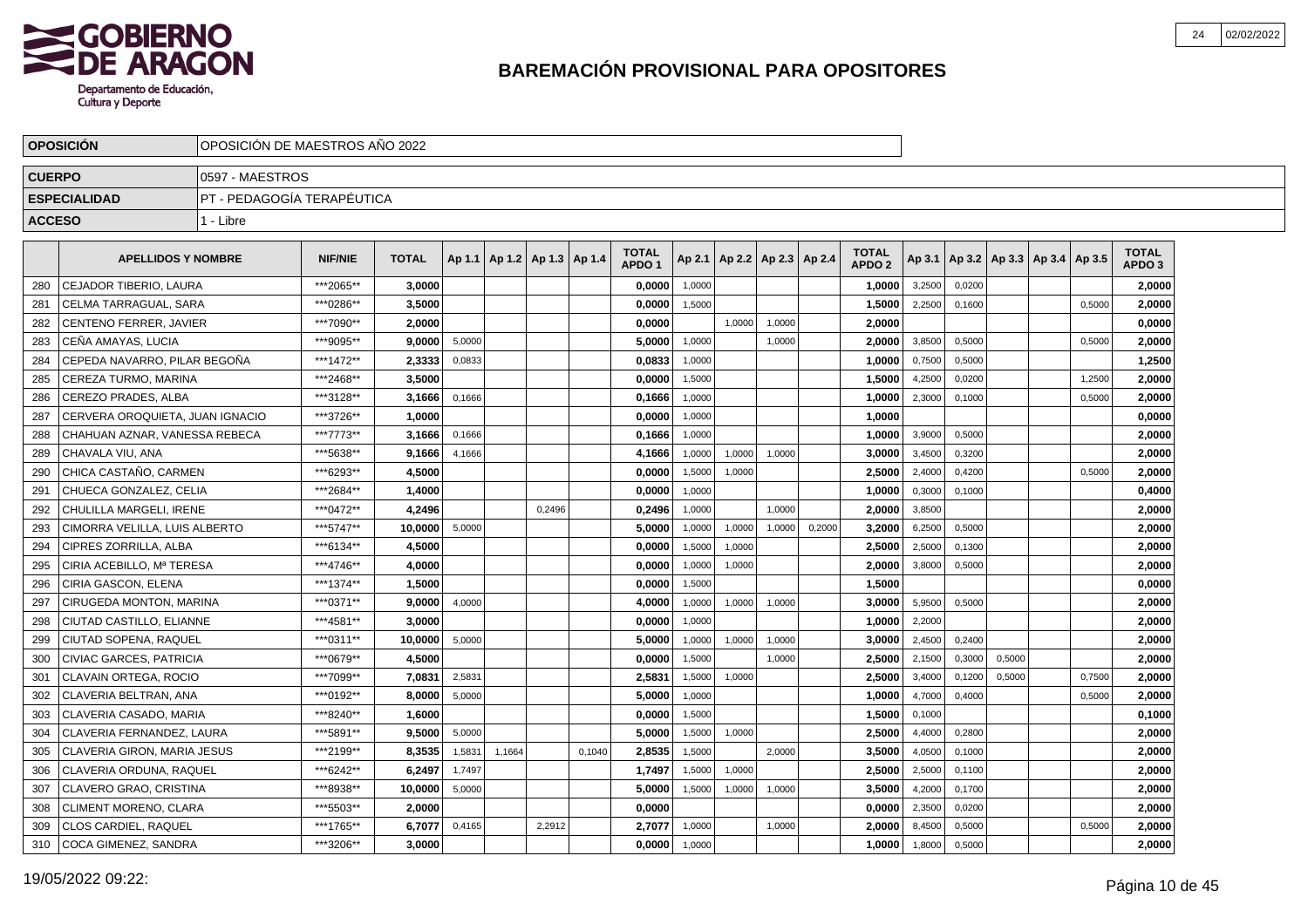# BAREMACIÓN PROVISIONAL PARA OPOSITORES

| OPOSICIÓN | OPOSICIÓN DE MAESTROS AÑO 2022 |
|---|---|
| CUERPO | 0597 - MAESTROS |
| ESPECIALIDAD | PT - PEDAGOGÍA TERAPÉUTICA |
| ACCESO | 1 - Libre |

| | APELLIDOS Y NOMBRE | NIF/NIE | TOTAL | Ap 1.1 | Ap 1.2 | Ap 1.3 | Ap 1.4 | TOTAL APDO 1 | Ap 2.1 | Ap 2.2 | Ap 2.3 | Ap 2.4 | TOTAL APDO 2 | Ap 3.1 | Ap 3.2 | Ap 3.3 | Ap 3.4 | Ap 3.5 | TOTAL APDO 3 |
|---|---|---|---|---|---|---|---|---|---|---|---|---|---|---|---|---|---|---|---|
| 280 | CEJADOR TIBERIO, LAURA | ***2065** | 3,0000 | | | | | 0,0000 | 1,0000 | | | | 1,0000 | 3,2500 | 0,0200 | | | | 2,0000 |
| 281 | CELMA TARRAGUAL, SARA | ***0286** | 3,5000 | | | | | 0,0000 | 1,5000 | | | | 1,5000 | 2,2500 | 0,1600 | | | 0,5000 | 2,0000 |
| 282 | CENTENO FERRER, JAVIER | ***7090** | 2,0000 | | | | | 0,0000 | | 1,0000 | 1,0000 | | 2,0000 | | | | | | 0,0000 |
| 283 | CEÑA AMAYAS, LUCIA | ***9095** | 9,0000 | 5,0000 | | | | 5,0000 | 1,0000 | | 1,0000 | | 2,0000 | 3,8500 | 0,5000 | | | 0,5000 | 2,0000 |
| 284 | CEPEDA NAVARRO, PILAR BEGOÑA | ***1472** | 2,3333 | 0,0833 | | | | 0,0833 | 1,0000 | | | | 1,0000 | 0,7500 | 0,5000 | | | | 1,2500 |
| 285 | CEREZA TURMO, MARINA | ***2468** | 3,5000 | | | | | 0,0000 | 1,5000 | | | | 1,5000 | 4,2500 | 0,0200 | | | 1,2500 | 2,0000 |
| 286 | CEREZO PRADES, ALBA | ***3128** | 3,1666 | 0,1666 | | | | 0,1666 | 1,0000 | | | | 1,0000 | 2,3000 | 0,1000 | | | 0,5000 | 2,0000 |
| 287 | CERVERA OROQUIETA, JUAN IGNACIO | ***3726** | 1,0000 | | | | | 0,0000 | 1,0000 | | | | 1,0000 | | | | | | 0,0000 |
| 288 | CHAHUAN AZNAR, VANESSA REBECA | ***7773** | 3,1666 | 0,1666 | | | | 0,1666 | 1,0000 | | | | 1,0000 | 3,9000 | 0,5000 | | | | 2,0000 |
| 289 | CHAVALA VIU, ANA | ***5638** | 9,1666 | 4,1666 | | | | 4,1666 | 1,0000 | 1,0000 | 1,0000 | | 3,0000 | 3,4500 | 0,3200 | | | | 2,0000 |
| 290 | CHICA CASTAÑO, CARMEN | ***6293** | 4,5000 | | | | | 0,0000 | 1,5000 | 1,0000 | | | 2,5000 | 2,4000 | 0,4200 | | | 0,5000 | 2,0000 |
| 291 | CHUECA GONZALEZ, CELIA | ***2684** | 1,4000 | | | | | 0,0000 | 1,0000 | | | | 1,0000 | 0,3000 | 0,1000 | | | | 0,4000 |
| 292 | CHULILLA MARGELI, IRENE | ***0472** | 4,2496 | | | 0,2496 | | 0,2496 | 1,0000 | | 1,0000 | | 2,0000 | 3,8500 | | | | | 2,0000 |
| 293 | CIMORRA VELILLA, LUIS ALBERTO | ***5747** | 10,0000 | 5,0000 | | | | 5,0000 | 1,0000 | 1,0000 | 1,0000 | 0,2000 | 3,2000 | 6,2500 | 0,5000 | | | | 2,0000 |
| 294 | CIPRES ZORRILLA, ALBA | ***6134** | 4,5000 | | | | | 0,0000 | 1,5000 | 1,0000 | | | 2,5000 | 2,5000 | 0,1300 | | | | 2,0000 |
| 295 | CIRIA ACEBILLO, Mª TERESA | ***4746** | 4,0000 | | | | | 0,0000 | 1,0000 | 1,0000 | | | 2,0000 | 3,8000 | 0,5000 | | | | 2,0000 |
| 296 | CIRIA GASCON, ELENA | ***1374** | 1,5000 | | | | | 0,0000 | 1,5000 | | | | 1,5000 | | | | | | 0,0000 |
| 297 | CIRUGEDA MONTON, MARINA | ***0371** | 9,0000 | 4,0000 | | | | 4,0000 | 1,0000 | 1,0000 | 1,0000 | | 3,0000 | 5,9500 | 0,5000 | | | | 2,0000 |
| 298 | CIUTAD CASTILLO, ELIANNE | ***4581** | 3,0000 | | | | | 0,0000 | 1,0000 | | | | 1,0000 | 2,2000 | | | | | 2,0000 |
| 299 | CIUTAD SOPENA, RAQUEL | ***0311** | 10,0000 | 5,0000 | | | | 5,0000 | 1,0000 | 1,0000 | 1,0000 | | 3,0000 | 2,4500 | 0,2400 | | | | 2,0000 |
| 300 | CIVIAC GARCES, PATRICIA | ***0679** | 4,5000 | | | | | 0,0000 | 1,5000 | | 1,0000 | | 2,5000 | 2,1500 | 0,3000 | 0,5000 | | | 2,0000 |
| 301 | CLAVAIN ORTEGA, ROCIO | ***7099** | 7,0831 | 2,5831 | | | | 2,5831 | 1,5000 | 1,0000 | | | 2,5000 | 3,4000 | 0,1200 | 0,5000 | | 0,7500 | 2,0000 |
| 302 | CLAVERIA BELTRAN, ANA | ***0192** | 8,0000 | 5,0000 | | | | 5,0000 | 1,0000 | | | | 1,0000 | 4,7000 | 0,4000 | | | 0,5000 | 2,0000 |
| 303 | CLAVERIA CASADO, MARIA | ***8240** | 1,6000 | | | | | 0,0000 | 1,5000 | | | | 1,5000 | 0,1000 | | | | | 0,1000 |
| 304 | CLAVERIA FERNANDEZ, LAURA | ***5891** | 9,5000 | 5,0000 | | | | 5,0000 | 1,5000 | 1,0000 | | | 2,5000 | 4,4000 | 0,2800 | | | | 2,0000 |
| 305 | CLAVERIA GIRON, MARIA JESUS | ***2199** | 8,3535 | 1,5831 | 1,1664 | | 0,1040 | 2,8535 | 1,5000 | | 2,0000 | | 3,5000 | 4,0500 | 0,1000 | | | | 2,0000 |
| 306 | CLAVERIA ORDUNA, RAQUEL | ***6242** | 6,2497 | 1,7497 | | | | 1,7497 | 1,5000 | 1,0000 | | | 2,5000 | 2,5000 | 0,1100 | | | | 2,0000 |
| 307 | CLAVERO GRAO, CRISTINA | ***8938** | 10,0000 | 5,0000 | | | | 5,0000 | 1,5000 | 1,0000 | 1,0000 | | 3,5000 | 4,2000 | 0,1700 | | | | 2,0000 |
| 308 | CLIMENT MORENO, CLARA | ***5503** | 2,0000 | | | | | 0,0000 | | | | | 0,0000 | 2,3500 | 0,0200 | | | | 2,0000 |
| 309 | CLOS CARDIEL, RAQUEL | ***1765** | 6,7077 | 0,4165 | | 2,2912 | | 2,7077 | 1,0000 | | 1,0000 | | 2,0000 | 8,4500 | 0,5000 | | | 0,5000 | 2,0000 |
| 310 | COCA GIMENEZ, SANDRA | ***3206** | 3,0000 | | | | | 0,0000 | 1,0000 | | | | 1,0000 | 1,8000 | 0,5000 | | | | 2,0000 |

19/05/2022 09:22: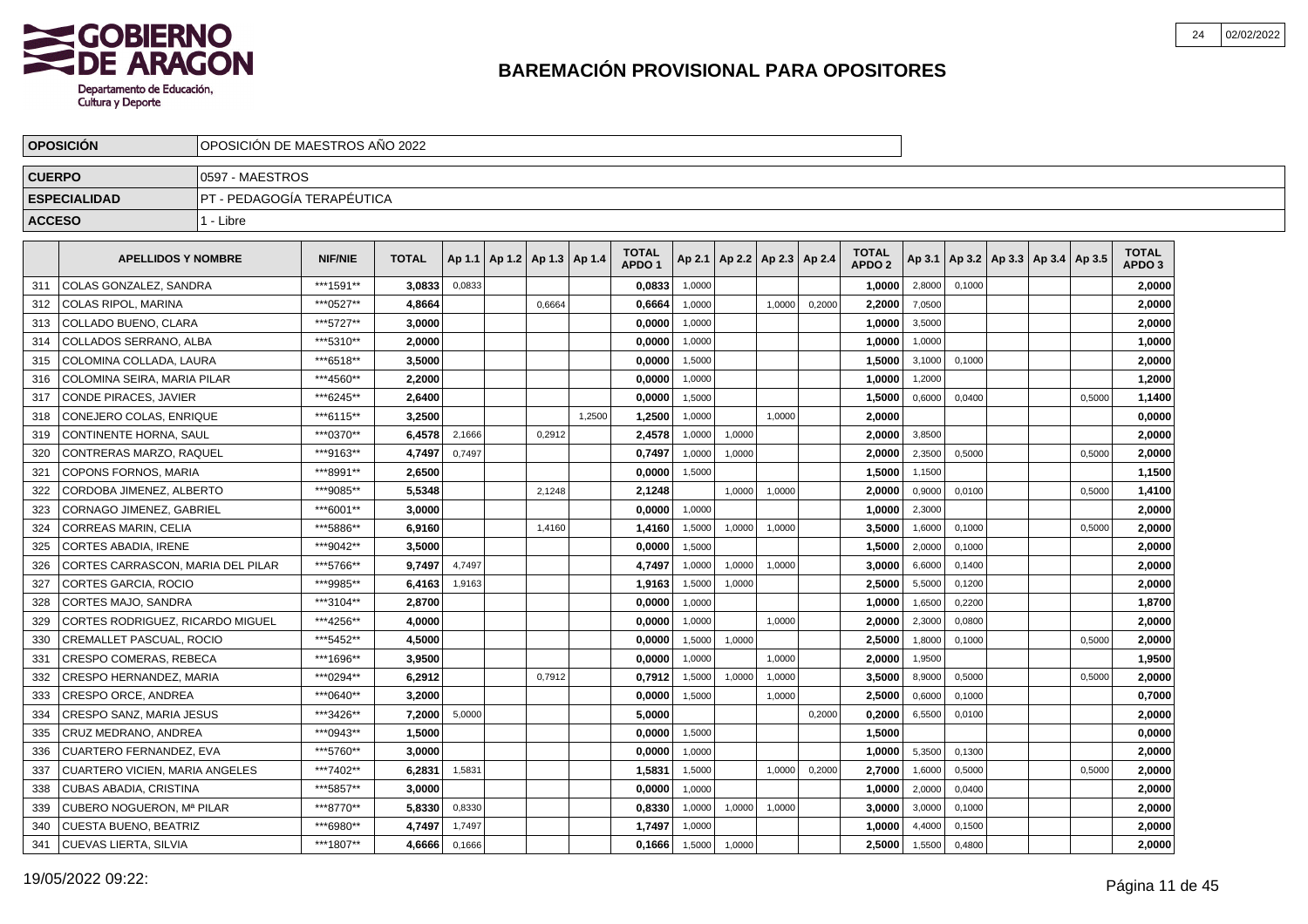# BAREMACIÓN PROVISIONAL PARA OPOSITORES

| OPOSICIÓN | OPOSICIÓN DE MAESTROS AÑO 2022 |
|---|---|
| CUERPO | 0597 - MAESTROS |
| ESPECIALIDAD | PT - PEDAGOGÍA TERAPÉUTICA |
| ACCESO | 1 - Libre |

| | APELLIDOS Y NOMBRE | NIF/NIE | TOTAL | Ap 1.1 | Ap 1.2 | Ap 1.3 | Ap 1.4 | TOTAL APDO 1 | Ap 2.1 | Ap 2.2 | Ap 2.3 | Ap 2.4 | TOTAL APDO 2 | Ap 3.1 | Ap 3.2 | Ap 3.3 | Ap 3.4 | Ap 3.5 | TOTAL APDO 3 |
|---|---|---|---|---|---|---|---|---|---|---|---|---|---|---|---|---|---|---|---|
| 311 | COLAS GONZALEZ, SANDRA | ***1591** | 3,0833 | 0,0833 | | | | 0,0833 | 1,0000 | | | | 1,0000 | 2,8000 | 0,1000 | | | | 2,0000 |
| 312 | COLAS RIPOL, MARINA | ***0527** | 4,8664 | | | 0,6664 | | 0,6664 | 1,0000 | | 1,0000 | 0,2000 | 2,2000 | 7,0500 | | | | | 2,0000 |
| 313 | COLLADO BUENO, CLARA | ***5727** | 3,0000 | | | | | 0,0000 | 1,0000 | | | | 1,0000 | 3,5000 | | | | | 2,0000 |
| 314 | COLLADOS SERRANO, ALBA | ***5310** | 2,0000 | | | | | 0,0000 | 1,0000 | | | | 1,0000 | 1,0000 | | | | | 1,0000 |
| 315 | COLOMINA COLLADA, LAURA | ***6518** | 3,5000 | | | | | 0,0000 | 1,5000 | | | | 1,5000 | 3,1000 | 0,1000 | | | | 2,0000 |
| 316 | COLOMINA SEIRA, MARIA PILAR | ***4560** | 2,2000 | | | | | 0,0000 | 1,0000 | | | | 1,0000 | 1,2000 | | | | | 1,2000 |
| 317 | CONDE PIRACES, JAVIER | ***6245** | 2,6400 | | | | | 0,0000 | 1,5000 | | | | 1,5000 | 0,6000 | 0,0400 | | | 0,5000 | 1,1400 |
| 318 | CONEJERO COLAS, ENRIQUE | ***6115** | 3,2500 | | | | 1,2500 | 1,2500 | 1,0000 | | 1,0000 | | 2,0000 | | | | | | 0,0000 |
| 319 | CONTINENTE HORNA, SAUL | ***0370** | 6,4578 | 2,1666 | | 0,2912 | | 2,4578 | 1,0000 | 1,0000 | | | 2,0000 | 3,8500 | | | | | 2,0000 |
| 320 | CONTRERAS MARZO, RAQUEL | ***9163** | 4,7497 | 0,7497 | | | | 0,7497 | 1,0000 | 1,0000 | | | 2,0000 | 2,3500 | 0,5000 | | | 0,5000 | 2,0000 |
| 321 | COPONS FORNOS, MARIA | ***8991** | 2,6500 | | | | | 0,0000 | 1,5000 | | | | 1,5000 | 1,1500 | | | | | 1,1500 |
| 322 | CORDOBA JIMENEZ, ALBERTO | ***9085** | 5,5348 | | | 2,1248 | | 2,1248 | | 1,0000 | 1,0000 | | 2,0000 | 0,9000 | 0,0100 | | | 0,5000 | 1,4100 |
| 323 | CORNAGO JIMENEZ, GABRIEL | ***6001** | 3,0000 | | | | | 0,0000 | 1,0000 | | | | 1,0000 | 2,3000 | | | | | 2,0000 |
| 324 | CORREAS MARIN, CELIA | ***5886** | 6,9160 | | | 1,4160 | | 1,4160 | 1,5000 | 1,0000 | 1,0000 | | 3,5000 | 1,6000 | 0,1000 | | | 0,5000 | 2,0000 |
| 325 | CORTES ABADIA, IRENE | ***9042** | 3,5000 | | | | | 0,0000 | 1,5000 | | | | 1,5000 | 2,0000 | 0,1000 | | | | 2,0000 |
| 326 | CORTES CARRASCON, MARIA DEL PILAR | ***5766** | 9,7497 | 4,7497 | | | | 4,7497 | 1,0000 | 1,0000 | 1,0000 | | 3,0000 | 6,6000 | 0,1400 | | | | 2,0000 |
| 327 | CORTES GARCIA, ROCIO | ***9985** | 6,4163 | 1,9163 | | | | 1,9163 | 1,5000 | 1,0000 | | | 2,5000 | 5,5000 | 0,1200 | | | | 2,0000 |
| 328 | CORTES MAJO, SANDRA | ***3104** | 2,8700 | | | | | 0,0000 | 1,0000 | | | | 1,0000 | 1,6500 | 0,2200 | | | | 1,8700 |
| 329 | CORTES RODRIGUEZ, RICARDO MIGUEL | ***4256** | 4,0000 | | | | | 0,0000 | 1,0000 | | 1,0000 | | 2,0000 | 2,3000 | 0,0800 | | | | 2,0000 |
| 330 | CREMALLET PASCUAL, ROCIO | ***5452** | 4,5000 | | | | | 0,0000 | 1,5000 | 1,0000 | | | 2,5000 | 1,8000 | 0,1000 | | | 0,5000 | 2,0000 |
| 331 | CRESPO COMERAS, REBECA | ***1696** | 3,9500 | | | | | 0,0000 | 1,0000 | | 1,0000 | | 2,0000 | 1,9500 | | | | | 1,9500 |
| 332 | CRESPO HERNANDEZ, MARIA | ***0294** | 6,2912 | | | 0,7912 | | 0,7912 | 1,5000 | 1,0000 | 1,0000 | | 3,5000 | 8,9000 | 0,5000 | | | 0,5000 | 2,0000 |
| 333 | CRESPO ORCE, ANDREA | ***0640** | 3,2000 | | | | | 0,0000 | 1,5000 | | 1,0000 | | 2,5000 | 0,6000 | 0,1000 | | | | 0,7000 |
| 334 | CRESPO SANZ, MARIA JESUS | ***3426** | 7,2000 | 5,0000 | | | | 5,0000 | | | | 0,2000 | 0,2000 | 6,5500 | 0,0100 | | | | 2,0000 |
| 335 | CRUZ MEDRANO, ANDREA | ***0943** | 1,5000 | | | | | 0,0000 | 1,5000 | | | | 1,5000 | | | | | | 0,0000 |
| 336 | CUARTERO FERNANDEZ, EVA | ***5760** | 3,0000 | | | | | 0,0000 | 1,0000 | | | | 1,0000 | 5,3500 | 0,1300 | | | | 2,0000 |
| 337 | CUARTERO VICIEN, MARIA ANGELES | ***7402** | 6,2831 | 1,5831 | | | | 1,5831 | 1,5000 | | 1,0000 | 0,2000 | 2,7000 | 1,6000 | 0,5000 | | | 0,5000 | 2,0000 |
| 338 | CUBAS ABADIA, CRISTINA | ***5857** | 3,0000 | | | | | 0,0000 | 1,0000 | | | | 1,0000 | 2,0000 | 0,0400 | | | | 2,0000 |
| 339 | CUBERO NOGUERON, Mª PILAR | ***8770** | 5,8330 | 0,8330 | | | | 0,8330 | 1,0000 | 1,0000 | 1,0000 | | 3,0000 | 3,0000 | 0,1000 | | | | 2,0000 |
| 340 | CUESTA BUENO, BEATRIZ | ***6980** | 4,7497 | 1,7497 | | | | 1,7497 | 1,0000 | | | | 1,0000 | 4,4000 | 0,1500 | | | | 2,0000 |
| 341 | CUEVAS LIERTA, SILVIA | ***1807** | 4,6666 | 0,1666 | | | | 0,1666 | 1,5000 | 1,0000 | | | 2,5000 | 1,5500 | 0,4800 | | | | 2,0000 |

19/05/2022 09:22: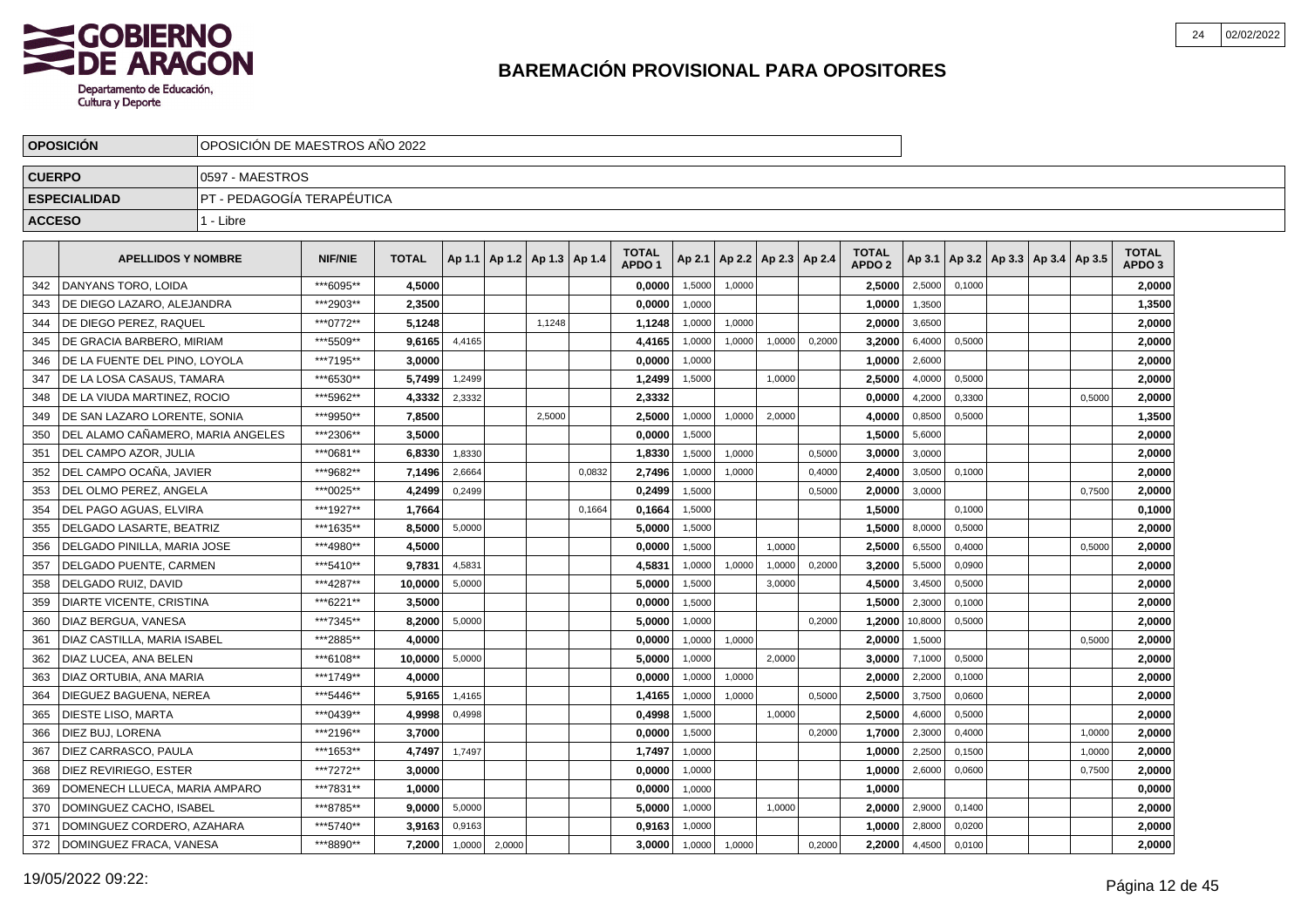# BAREMACIÓN PROVISIONAL PARA OPOSITORES

| OPOSICIÓN | OPOSICIÓN DE MAESTROS AÑO 2022 |
|---|---|
| CUERPO | 0597 - MAESTROS |
| ESPECIALIDAD | PT - PEDAGOGÍA TERAPÉUTICA |
| ACCESO | 1 - Libre |

| | APELLIDOS Y NOMBRE | NIF/NIE | TOTAL | Ap 1.1 | Ap 1.2 | Ap 1.3 | Ap 1.4 | TOTAL APDO 1 | Ap 2.1 | Ap 2.2 | Ap 2.3 | Ap 2.4 | TOTAL APDO 2 | Ap 3.1 | Ap 3.2 | Ap 3.3 | Ap 3.4 | Ap 3.5 | TOTAL APDO 3 |
|---|---|---|---|---|---|---|---|---|---|---|---|---|---|---|---|---|---|---|---|
| 342 | DANYANS TORO, LOIDA | ***6095** | 4,5000 | | | | | 0,0000 | 1,5000 | 1,0000 | | | 2,5000 | 2,5000 | 0,1000 | | | | 2,0000 |
| 343 | DE DIEGO LAZARO, ALEJANDRA | ***2903** | 2,3500 | | | | | 0,0000 | 1,0000 | | | | 1,0000 | 1,3500 | | | | | 1,3500 |
| 344 | DE DIEGO PEREZ, RAQUEL | ***0772** | 5,1248 | | | 1,1248 | | 1,1248 | 1,0000 | 1,0000 | | | 2,0000 | 3,6500 | | | | | 2,0000 |
| 345 | DE GRACIA BARBERO, MIRIAM | ***5509** | 9,6165 | 4,4165 | | | | 4,4165 | 1,0000 | 1,0000 | 1,0000 | 0,2000 | 3,2000 | 6,4000 | 0,5000 | | | | 2,0000 |
| 346 | DE LA FUENTE DEL PINO, LOYOLA | ***7195** | 3,0000 | | | | | 0,0000 | 1,0000 | | | | 1,0000 | 2,6000 | | | | | 2,0000 |
| 347 | DE LA LOSA CASAUS, TAMARA | ***6530** | 5,7499 | 1,2499 | | | | 1,2499 | 1,5000 | | 1,0000 | | 2,5000 | 4,0000 | 0,5000 | | | | 2,0000 |
| 348 | DE LA VIUDA MARTINEZ, ROCIO | ***5962** | 4,3332 | 2,3332 | | | | 2,3332 | | | | | 0,0000 | 4,2000 | 0,3300 | | | 0,5000 | 2,0000 |
| 349 | DE SAN LAZARO LORENTE, SONIA | ***9950** | 7,8500 | | | 2,5000 | | 2,5000 | 1,0000 | 1,0000 | 2,0000 | | 4,0000 | 0,8500 | 0,5000 | | | | 1,3500 |
| 350 | DEL ALAMO CAÑAMERO, MARIA ANGELES | ***2306** | 3,5000 | | | | | 0,0000 | 1,5000 | | | | 1,5000 | 5,6000 | | | | | 2,0000 |
| 351 | DEL CAMPO AZOR, JULIA | ***0681** | 6,8330 | 1,8330 | | | | 1,8330 | 1,5000 | 1,0000 | | 0,5000 | 3,0000 | 3,0000 | | | | | 2,0000 |
| 352 | DEL CAMPO OCAÑA, JAVIER | ***9682** | 7,1496 | 2,6664 | | | 0,0832 | 2,7496 | 1,0000 | 1,0000 | | 0,4000 | 2,4000 | 3,0500 | 0,1000 | | | | 2,0000 |
| 353 | DEL OLMO PEREZ, ANGELA | ***0025** | 4,2499 | 0,2499 | | | | 0,2499 | 1,5000 | | | 0,5000 | 2,0000 | 3,0000 | | | | 0,7500 | 2,0000 |
| 354 | DEL PAGO AGUAS, ELVIRA | ***1927** | 1,7664 | | | | 0,1664 | 0,1664 | 1,5000 | | | | 1,5000 | | 0,1000 | | | | 0,1000 |
| 355 | DELGADO LASARTE, BEATRIZ | ***1635** | 8,5000 | 5,0000 | | | | 5,0000 | 1,5000 | | | | 1,5000 | 8,0000 | 0,5000 | | | | 2,0000 |
| 356 | DELGADO PINILLA, MARIA JOSE | ***4980** | 4,5000 | | | | | 0,0000 | 1,5000 | | 1,0000 | | 2,5000 | 6,5500 | 0,4000 | | | 0,5000 | 2,0000 |
| 357 | DELGADO PUENTE, CARMEN | ***5410** | 9,7831 | 4,5831 | | | | 4,5831 | 1,0000 | 1,0000 | 1,0000 | 0,2000 | 3,2000 | 5,5000 | 0,0900 | | | | 2,0000 |
| 358 | DELGADO RUIZ, DAVID | ***4287** | 10,0000 | 5,0000 | | | | 5,0000 | 1,5000 | | 3,0000 | | 4,5000 | 3,4500 | 0,5000 | | | | 2,0000 |
| 359 | DIARTE VICENTE, CRISTINA | ***6221** | 3,5000 | | | | | 0,0000 | 1,5000 | | | | 1,5000 | 2,3000 | 0,1000 | | | | 2,0000 |
| 360 | DIAZ BERGUA, VANESA | ***7345** | 8,2000 | 5,0000 | | | | 5,0000 | 1,0000 | | | 0,2000 | 1,2000 | 10,8000 | 0,5000 | | | | 2,0000 |
| 361 | DIAZ CASTILLA, MARIA ISABEL | ***2885** | 4,0000 | | | | | 0,0000 | 1,0000 | 1,0000 | | | 2,0000 | 1,5000 | | | | 0,5000 | 2,0000 |
| 362 | DIAZ LUCEA, ANA BELEN | ***6108** | 10,0000 | 5,0000 | | | | 5,0000 | 1,0000 | | 2,0000 | | 3,0000 | 7,1000 | 0,5000 | | | | 2,0000 |
| 363 | DIAZ ORTUBIA, ANA MARIA | ***1749** | 4,0000 | | | | | 0,0000 | 1,0000 | 1,0000 | | | 2,0000 | 2,2000 | 0,1000 | | | | 2,0000 |
| 364 | DIEGUEZ BAGUENA, NEREA | ***5446** | 5,9165 | 1,4165 | | | | 1,4165 | 1,0000 | 1,0000 | | 0,5000 | 2,5000 | 3,7500 | 0,0600 | | | | 2,0000 |
| 365 | DIESTE LISO, MARTA | ***0439** | 4,9998 | 0,4998 | | | | 0,4998 | 1,5000 | | 1,0000 | | 2,5000 | 4,6000 | 0,5000 | | | | 2,0000 |
| 366 | DIEZ BUJ, LORENA | ***2196** | 3,7000 | | | | | 0,0000 | 1,5000 | | | 0,2000 | 1,7000 | 2,3000 | 0,4000 | | | 1,0000 | 2,0000 |
| 367 | DIEZ CARRASCO, PAULA | ***1653** | 4,7497 | 1,7497 | | | | 1,7497 | 1,0000 | | | | 1,0000 | 2,2500 | 0,1500 | | | 1,0000 | 2,0000 |
| 368 | DIEZ REVIRIEGO, ESTER | ***7272** | 3,0000 | | | | | 0,0000 | 1,0000 | | | | 1,0000 | 2,6000 | 0,0600 | | | 0,7500 | 2,0000 |
| 369 | DOMENECH LLUECA, MARIA AMPARO | ***7831** | 1,0000 | | | | | 0,0000 | 1,0000 | | | | 1,0000 | | | | | | 0,0000 |
| 370 | DOMINGUEZ CACHO, ISABEL | ***8785** | 9,0000 | 5,0000 | | | | 5,0000 | 1,0000 | | 1,0000 | | 2,0000 | 2,9000 | 0,1400 | | | | 2,0000 |
| 371 | DOMINGUEZ CORDERO, AZAHARA | ***5740** | 3,9163 | 0,9163 | | | | 0,9163 | 1,0000 | | | | 1,0000 | 2,8000 | 0,0200 | | | | 2,0000 |
| 372 | DOMINGUEZ FRACA, VANESA | ***8890** | 7,2000 | 1,0000 | 2,0000 | | | 3,0000 | 1,0000 | 1,0000 | | 0,2000 | 2,2000 | 4,4500 | 0,0100 | | | | 2,0000 |

19/05/2022 09:22: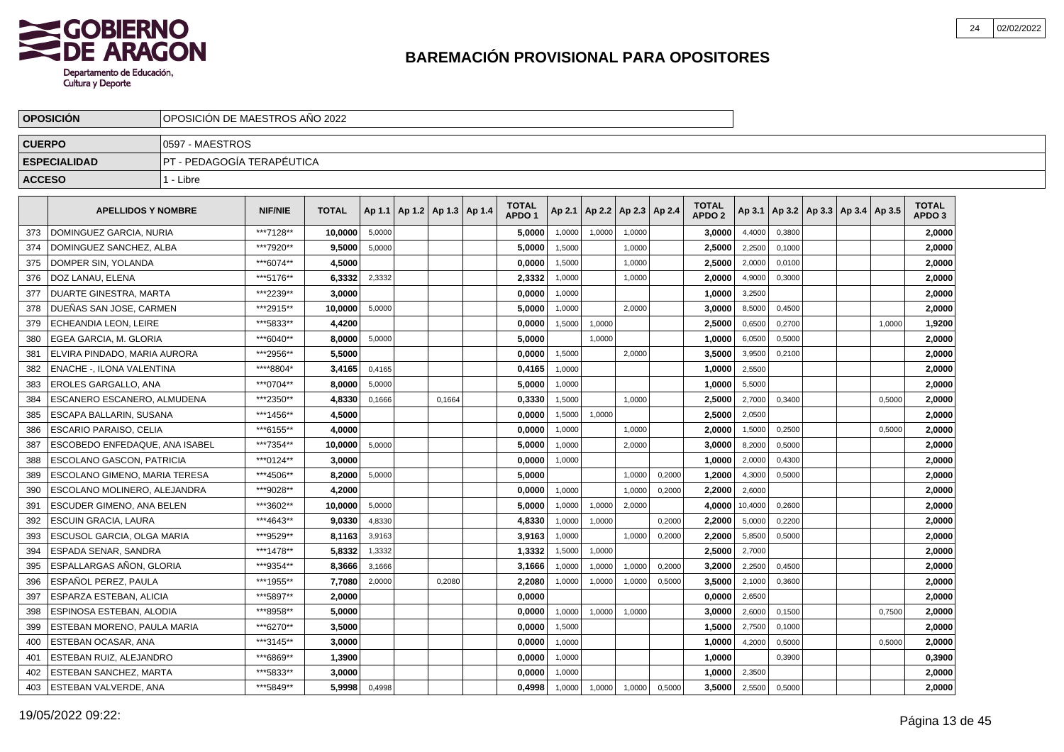# BAREMACIÓN PROVISIONAL PARA OPOSITORES

| | |
|---|---|
| **OPOSICIÓN** | OPOSICIÓN DE MAESTROS AÑO 2022 |
| **CUERPO** | 0597 - MAESTROS |
| **ESPECIALIDAD** | PT - PEDAGOGÍA TERAPÉUTICA |
| **ACCESO** | 1 - Libre |

| | APELLIDOS Y NOMBRE | NIF/NIE | TOTAL | Ap 1.1 | Ap 1.2 | Ap 1.3 | Ap 1.4 | TOTAL APDO 1 | Ap 2.1 | Ap 2.2 | Ap 2.3 | Ap 2.4 | TOTAL APDO 2 | Ap 3.1 | Ap 3.2 | Ap 3.3 | Ap 3.4 | Ap 3.5 | TOTAL APDO 3 |
|---|---|---|---|---|---|---|---|---|---|---|---|---|---|---|---|---|---|---|---|
| 373 | DOMINGUEZ GARCIA, NURIA | ***7128** | 10,0000 | 5,0000 | | | | 5,0000 | 1,0000 | 1,0000 | 1,0000 | | 3,0000 | 4,4000 | 0,3800 | | | | 2,0000 |
| 374 | DOMINGUEZ SANCHEZ, ALBA | ***7920** | 9,5000 | 5,0000 | | | | 5,0000 | 1,5000 | | 1,0000 | | 2,5000 | 2,2500 | 0,1000 | | | | 2,0000 |
| 375 | DOMPER SIN, YOLANDA | ***6074** | 4,5000 | | | | | 0,0000 | 1,5000 | | 1,0000 | | 2,5000 | 2,0000 | 0,0100 | | | | 2,0000 |
| 376 | DOZ LANAU, ELENA | ***5176** | 6,3332 | 2,3332 | | | | 2,3332 | 1,0000 | | 1,0000 | | 2,0000 | 4,9000 | 0,3000 | | | | 2,0000 |
| 377 | DUARTE GINESTRA, MARTA | ***2239** | 3,0000 | | | | | 0,0000 | 1,0000 | | | | 1,0000 | 3,2500 | | | | | 2,0000 |
| 378 | DUEÑAS SAN JOSE, CARMEN | ***2915** | 10,0000 | 5,0000 | | | | 5,0000 | 1,0000 | | 2,0000 | | 3,0000 | 8,5000 | 0,4500 | | | | 2,0000 |
| 379 | ECHEANDIA LEON, LEIRE | ***5833** | 4,4200 | | | | | 0,0000 | 1,5000 | 1,0000 | | | 2,5000 | 0,6500 | 0,2700 | | | 1,0000 | 1,9200 |
| 380 | EGEA GARCIA, M. GLORIA | ***6040** | 8,0000 | 5,0000 | | | | 5,0000 | | 1,0000 | | | 1,0000 | 6,0500 | 0,5000 | | | | 2,0000 |
| 381 | ELVIRA PINDADO, MARIA AURORA | ***2956** | 5,5000 | | | | | 0,0000 | 1,5000 | | 2,0000 | | 3,5000 | 3,9500 | 0,2100 | | | | 2,0000 |
| 382 | ENACHE -, ILONA VALENTINA | ****8804* | 3,4165 | 0,4165 | | | | 0,4165 | 1,0000 | | | | 1,0000 | 2,5500 | | | | | 2,0000 |
| 383 | EROLES GARGALLO, ANA | ***0704** | 8,0000 | 5,0000 | | | | 5,0000 | 1,0000 | | | | 1,0000 | 5,5000 | | | | | 2,0000 |
| 384 | ESCANERO ESCANERO, ALMUDENA | ***2350** | 4,8330 | 0,1666 | | 0,1664 | | 0,3330 | 1,5000 | | 1,0000 | | 2,5000 | 2,7000 | 0,3400 | | | 0,5000 | 2,0000 |
| 385 | ESCAPA BALLARIN, SUSANA | ***1456** | 4,5000 | | | | | 0,0000 | 1,5000 | 1,0000 | | | 2,5000 | 2,0500 | | | | | 2,0000 |
| 386 | ESCARIO PARAISO, CELIA | ***6155** | 4,0000 | | | | | 0,0000 | 1,0000 | | 1,0000 | | 2,0000 | 1,5000 | 0,2500 | | | 0,5000 | 2,0000 |
| 387 | ESCOBEDO ENFEDAQUE, ANA ISABEL | ***7354** | 10,0000 | 5,0000 | | | | 5,0000 | 1,0000 | | 2,0000 | | 3,0000 | 8,2000 | 0,5000 | | | | 2,0000 |
| 388 | ESCOLANO GASCON, PATRICIA | ***0124** | 3,0000 | | | | | 0,0000 | 1,0000 | | | | 1,0000 | 2,0000 | 0,4300 | | | | 2,0000 |
| 389 | ESCOLANO GIMENO, MARIA TERESA | ***4506** | 8,2000 | 5,0000 | | | | 5,0000 | | | 1,0000 | 0,2000 | 1,2000 | 4,3000 | 0,5000 | | | | 2,0000 |
| 390 | ESCOLANO MOLINERO, ALEJANDRA | ***9028** | 4,2000 | | | | | 0,0000 | 1,0000 | | 1,0000 | 0,2000 | 2,2000 | 2,6000 | | | | | 2,0000 |
| 391 | ESCUDER GIMENO, ANA BELEN | ***3602** | 10,0000 | 5,0000 | | | | 5,0000 | 1,0000 | 1,0000 | 2,0000 | | 4,0000 | 10,4000 | 0,2600 | | | | 2,0000 |
| 392 | ESCUIN GRACIA, LAURA | ***4643** | 9,0330 | 4,8330 | | | | 4,8330 | 1,0000 | 1,0000 | | 0,2000 | 2,2000 | 5,0000 | 0,2200 | | | | 2,0000 |
| 393 | ESCUSOL GARCIA, OLGA MARIA | ***9529** | 8,1163 | 3,9163 | | | | 3,9163 | 1,0000 | | 1,0000 | 0,2000 | 2,2000 | 5,8500 | 0,5000 | | | | 2,0000 |
| 394 | ESPADA SENAR, SANDRA | ***1478** | 5,8332 | 1,3332 | | | | 1,3332 | 1,5000 | 1,0000 | | | 2,5000 | 2,7000 | | | | | 2,0000 |
| 395 | ESPALLARGAS AÑON, GLORIA | ***9354** | 8,3666 | 3,1666 | | | | 3,1666 | 1,0000 | 1,0000 | 1,0000 | 0,2000 | 3,2000 | 2,2500 | 0,4500 | | | | 2,0000 |
| 396 | ESPAÑOL PEREZ, PAULA | ***1955** | 7,7080 | 2,0000 | | 0,2080 | | 2,2080 | 1,0000 | 1,0000 | 1,0000 | 0,5000 | 3,5000 | 2,1000 | 0,3600 | | | | 2,0000 |
| 397 | ESPARZA ESTEBAN, ALICIA | ***5897** | 2,0000 | | | | | 0,0000 | | | | | 0,0000 | 2,6500 | | | | | 2,0000 |
| 398 | ESPINOSA ESTEBAN, ALODIA | ***8958** | 5,0000 | | | | | 0,0000 | 1,0000 | 1,0000 | 1,0000 | | 3,0000 | 2,6000 | 0,1500 | | | 0,7500 | 2,0000 |
| 399 | ESTEBAN MORENO, PAULA MARIA | ***6270** | 3,5000 | | | | | 0,0000 | 1,5000 | | | | 1,5000 | 2,7500 | 0,1000 | | | | 2,0000 |
| 400 | ESTEBAN OCASAR, ANA | ***3145** | 3,0000 | | | | | 0,0000 | 1,0000 | | | | 1,0000 | 4,2000 | 0,5000 | | | 0,5000 | 2,0000 |
| 401 | ESTEBAN RUIZ, ALEJANDRO | ***6869** | 1,3900 | | | | | 0,0000 | 1,0000 | | | | 1,0000 | | 0,3900 | | | | 0,3900 |
| 402 | ESTEBAN SANCHEZ, MARTA | ***5833** | 3,0000 | | | | | 0,0000 | 1,0000 | | | | 1,0000 | 2,3500 | | | | | 2,0000 |
| 403 | ESTEBAN VALVERDE, ANA | ***5849** | 5,9998 | 0,4998 | | | | 0,4998 | 1,0000 | 1,0000 | 1,0000 | 0,5000 | 3,5000 | 2,5500 | 0,5000 | | | | 2,0000 |

19/05/2022 09:22: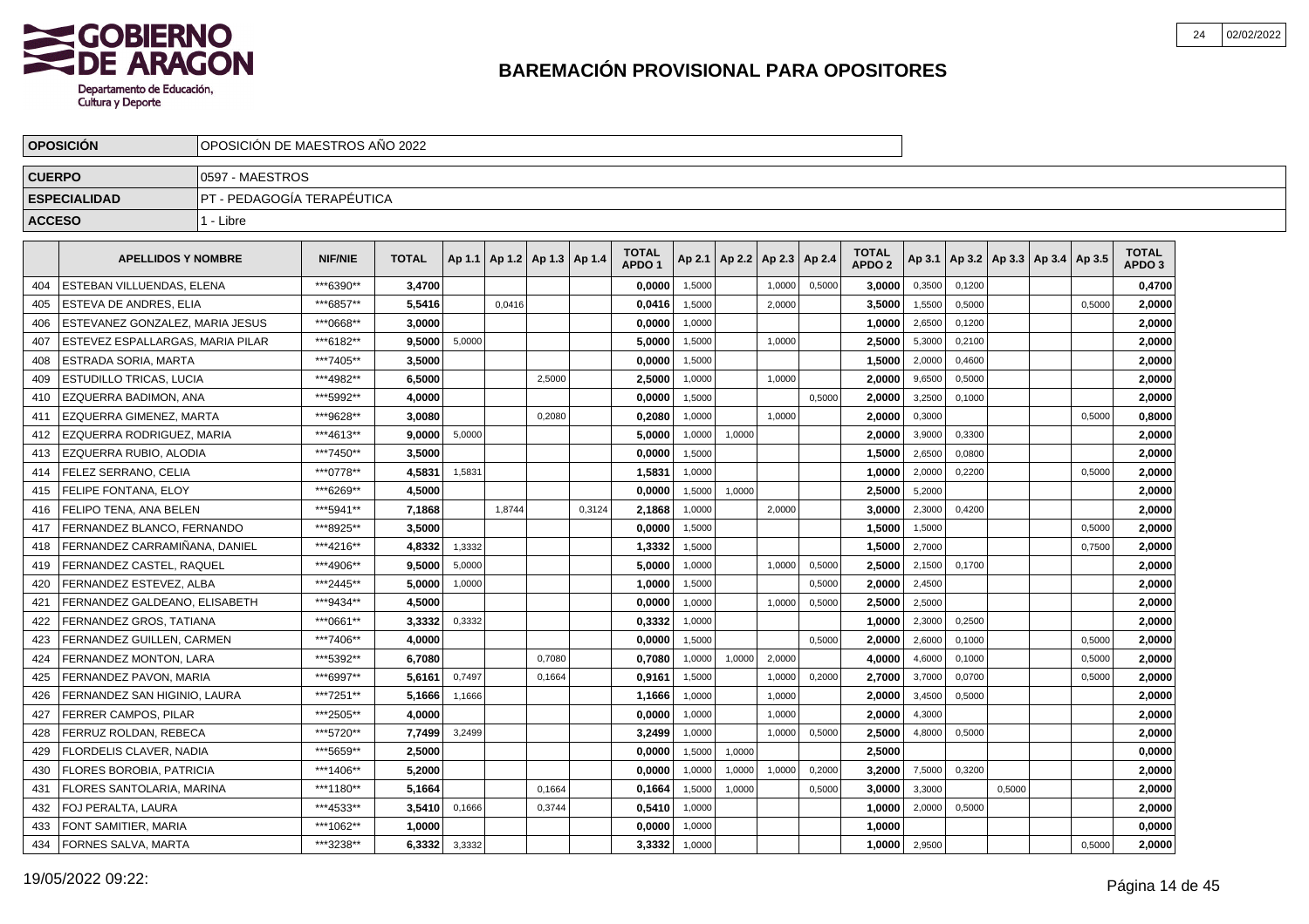# BAREMACIÓN PROVISIONAL PARA OPOSITORES

| OPOSICIÓN | OPOSICIÓN DE MAESTROS AÑO 2022 |
|---|---|
| CUERPO | 0597 - MAESTROS |
| ESPECIALIDAD | PT - PEDAGOGÍA TERAPÉUTICA |
| ACCESO | 1 - Libre |

| | APELLIDOS Y NOMBRE | NIF/NIE | TOTAL | Ap 1.1 | Ap 1.2 | Ap 1.3 | Ap 1.4 | TOTAL APDO 1 | Ap 2.1 | Ap 2.2 | Ap 2.3 | Ap 2.4 | TOTAL APDO 2 | Ap 3.1 | Ap 3.2 | Ap 3.3 | Ap 3.4 | Ap 3.5 | TOTAL APDO 3 |
|---|---|---|---|---|---|---|---|---|---|---|---|---|---|---|---|---|---|---|---|
| 404 | ESTEBAN VILLUENDAS, ELENA | ***6390** | 3,4700 | | | | | 0,0000 | 1,5000 | | 1,0000 | 0,5000 | 3,0000 | 0,3500 | 0,1200 | | | | 0,4700 |
| 405 | ESTEVA DE ANDRES, ELIA | ***6857** | 5,5416 | | 0,0416 | | | 0,0416 | 1,5000 | | 2,0000 | | 3,5000 | 1,5500 | 0,5000 | | | 0,5000 | 2,0000 |
| 406 | ESTEVANEZ GONZALEZ, MARIA JESUS | ***0668** | 3,0000 | | | | | 0,0000 | 1,0000 | | | | 1,0000 | 2,6500 | 0,1200 | | | | 2,0000 |
| 407 | ESTEVEZ ESPALLARGAS, MARIA PILAR | ***6182** | 9,5000 | 5,0000 | | | | 5,0000 | 1,5000 | | 1,0000 | | 2,5000 | 5,3000 | 0,2100 | | | | 2,0000 |
| 408 | ESTRADA SORIA, MARTA | ***7405** | 3,5000 | | | | | 0,0000 | 1,5000 | | | | 1,5000 | 2,0000 | 0,4600 | | | | 2,0000 |
| 409 | ESTUDILLO TRICAS, LUCIA | ***4982** | 6,5000 | | | 2,5000 | | 2,5000 | 1,0000 | | 1,0000 | | 2,0000 | 9,6500 | 0,5000 | | | | 2,0000 |
| 410 | EZQUERRA BADIMON, ANA | ***5992** | 4,0000 | | | | | 0,0000 | 1,5000 | | | 0,5000 | 2,0000 | 3,2500 | 0,1000 | | | | 2,0000 |
| 411 | EZQUERRA GIMENEZ, MARTA | ***9628** | 3,0080 | | | 0,2080 | | 0,2080 | 1,0000 | | 1,0000 | | 2,0000 | 0,3000 | | | | 0,5000 | 0,8000 |
| 412 | EZQUERRA RODRIGUEZ, MARIA | ***4613** | 9,0000 | 5,0000 | | | | 5,0000 | 1,0000 | 1,0000 | | | 2,0000 | 3,9000 | 0,3300 | | | | 2,0000 |
| 413 | EZQUERRA RUBIO, ALODIA | ***7450** | 3,5000 | | | | | 0,0000 | 1,5000 | | | | 1,5000 | 2,6500 | 0,0800 | | | | 2,0000 |
| 414 | FELEZ SERRANO, CELIA | ***0778** | 4,5831 | 1,5831 | | | | 1,5831 | 1,0000 | | | | 1,0000 | 2,0000 | 0,2200 | | | 0,5000 | 2,0000 |
| 415 | FELIPE FONTANA, ELOY | ***6269** | 4,5000 | | | | | 0,0000 | 1,5000 | 1,0000 | | | 2,5000 | 5,2000 | | | | | 2,0000 |
| 416 | FELIPO TENA, ANA BELEN | ***5941** | 7,1868 | | 1,8744 | | 0,3124 | 2,1868 | 1,0000 | | 2,0000 | | 3,0000 | 2,3000 | 0,4200 | | | | 2,0000 |
| 417 | FERNANDEZ BLANCO, FERNANDO | ***8925** | 3,5000 | | | | | 0,0000 | 1,5000 | | | | 1,5000 | 1,5000 | | | | 0,5000 | 2,0000 |
| 418 | FERNANDEZ CARRAMIÑANA, DANIEL | ***4216** | 4,8332 | 1,3332 | | | | 1,3332 | 1,5000 | | | | 1,5000 | 2,7000 | | | | 0,7500 | 2,0000 |
| 419 | FERNANDEZ CASTEL, RAQUEL | ***4906** | 9,5000 | 5,0000 | | | | 5,0000 | 1,0000 | | 1,0000 | 0,5000 | 2,5000 | 2,1500 | 0,1700 | | | | 2,0000 |
| 420 | FERNANDEZ ESTEVEZ, ALBA | ***2445** | 5,0000 | 1,0000 | | | | 1,0000 | 1,5000 | | | 0,5000 | 2,0000 | 2,4500 | | | | | 2,0000 |
| 421 | FERNANDEZ GALDEANO, ELISABETH | ***9434** | 4,5000 | | | | | 0,0000 | 1,0000 | | 1,0000 | 0,5000 | 2,5000 | 2,5000 | | | | | 2,0000 |
| 422 | FERNANDEZ GROS, TATIANA | ***0661** | 3,3332 | 0,3332 | | | | 0,3332 | 1,0000 | | | | 1,0000 | 2,3000 | 0,2500 | | | | 2,0000 |
| 423 | FERNANDEZ GUILLEN, CARMEN | ***7406** | 4,0000 | | | | | 0,0000 | 1,5000 | | | 0,5000 | 2,0000 | 2,6000 | 0,1000 | | | 0,5000 | 2,0000 |
| 424 | FERNANDEZ MONTON, LARA | ***5392** | 6,7080 | | | 0,7080 | | 0,7080 | 1,0000 | 1,0000 | 2,0000 | | 4,0000 | 4,6000 | 0,1000 | | | 0,5000 | 2,0000 |
| 425 | FERNANDEZ PAVON, MARIA | ***6997** | 5,6161 | 0,7497 | | 0,1664 | | 0,9161 | 1,5000 | | 1,0000 | 0,2000 | 2,7000 | 3,7000 | 0,0700 | | | 0,5000 | 2,0000 |
| 426 | FERNANDEZ SAN HIGINIO, LAURA | ***7251** | 5,1666 | 1,1666 | | | | 1,1666 | 1,0000 | | 1,0000 | | 2,0000 | 3,4500 | 0,5000 | | | | 2,0000 |
| 427 | FERRER CAMPOS, PILAR | ***2505** | 4,0000 | | | | | 0,0000 | 1,0000 | | 1,0000 | | 2,0000 | 4,3000 | | | | | 2,0000 |
| 428 | FERRUZ ROLDAN, REBECA | ***5720** | 7,7499 | 3,2499 | | | | 3,2499 | 1,0000 | | 1,0000 | 0,5000 | 2,5000 | 4,8000 | 0,5000 | | | | 2,0000 |
| 429 | FLORDELIS CLAVER, NADIA | ***5659** | 2,5000 | | | | | 0,0000 | 1,5000 | 1,0000 | | | 2,5000 | | | | | | 0,0000 |
| 430 | FLORES BOROBIA, PATRICIA | ***1406** | 5,2000 | | | | | 0,0000 | 1,0000 | 1,0000 | 1,0000 | 0,2000 | 3,2000 | 7,5000 | 0,3200 | | | | 2,0000 |
| 431 | FLORES SANTOLARIA, MARINA | ***1180** | 5,1664 | | | 0,1664 | | 0,1664 | 1,5000 | 1,0000 | | 0,5000 | 3,0000 | 3,3000 | | 0,5000 | | | 2,0000 |
| 432 | FOJ PERALTA, LAURA | ***4533** | 3,5410 | 0,1666 | | 0,3744 | | 0,5410 | 1,0000 | | | | 1,0000 | 2,0000 | 0,5000 | | | | 2,0000 |
| 433 | FONT SAMITIER, MARIA | ***1062** | 1,0000 | | | | | 0,0000 | 1,0000 | | | | 1,0000 | | | | | | 0,0000 |
| 434 | FORNES SALVA, MARTA | ***3238** | 6,3332 | 3,3332 | | | | 3,3332 | 1,0000 | | | | 1,0000 | 2,9500 | | | | 0,5000 | 2,0000 |

19/05/2022 09:22: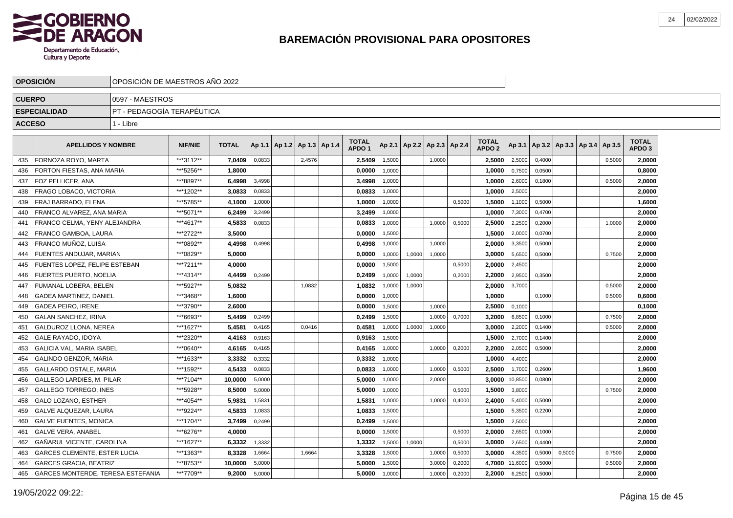# BAREMACIÓN PROVISIONAL PARA OPOSITORES

| | |
|---|---|
| **OPOSICIÓN** | OPOSICIÓN DE MAESTROS AÑO 2022 |
| **CUERPO** | 0597 - MAESTROS |
| **ESPECIALIDAD** | PT - PEDAGOGÍA TERAPÉUTICA |
| **ACCESO** | 1 - Libre |

| | APELLIDOS Y NOMBRE | NIF/NIE | TOTAL | Ap 1.1 | Ap 1.2 | Ap 1.3 | Ap 1.4 | TOTAL APDO 1 | Ap 2.1 | Ap 2.2 | Ap 2.3 | Ap 2.4 | TOTAL APDO 2 | Ap 3.1 | Ap 3.2 | Ap 3.3 | Ap 3.4 | Ap 3.5 | TOTAL APDO 3 |
|---|---|---|---|---|---|---|---|---|---|---|---|---|---|---|---|---|---|---|---|
| 435 | FORNOZA ROYO, MARTA | ***3112** | 7,0409 | 0,0833 | | 2,4576 | | 2,5409 | 1,5000 | | 1,0000 | | 2,5000 | 2,5000 | 0,4000 | | | 0,5000 | 2,0000 |
| 436 | FORTON FIESTAS, ANA MARIA | ***5256** | 1,8000 | | | | | 0,0000 | 1,0000 | | | | 1,0000 | 0,7500 | 0,0500 | | | | 0,8000 |
| 437 | FOZ PELLICER, ANA | ***8897** | 6,4998 | 3,4998 | | | | 3,4998 | 1,0000 | | | | 1,0000 | 2,6000 | 0,1800 | | | 0,5000 | 2,0000 |
| 438 | FRAGO LOBACO, VICTORIA | ***1202** | 3,0833 | 0,0833 | | | | 0,0833 | 1,0000 | | | | 1,0000 | 2,5000 | | | | | 2,0000 |
| 439 | FRAJ BARRADO, ELENA | ***5785** | 4,1000 | 1,0000 | | | | 1,0000 | 1,0000 | | | 0,5000 | 1,5000 | 1,1000 | 0,5000 | | | | 1,6000 |
| 440 | FRANCO ALVAREZ, ANA MARIA | ***5071** | 6,2499 | 3,2499 | | | | 3,2499 | 1,0000 | | | | 1,0000 | 7,3000 | 0,4700 | | | | 2,0000 |
| 441 | FRANCO CELMA, YENY ALEJANDRA | ***4617** | 4,5833 | 0,0833 | | | | 0,0833 | 1,0000 | | 1,0000 | 0,5000 | 2,5000 | 2,2500 | 0,2000 | | | 1,0000 | 2,0000 |
| 442 | FRANCO GAMBOA, LAURA | ***2722** | 3,5000 | | | | | 0,0000 | 1,5000 | | | | 1,5000 | 2,0000 | 0,0700 | | | | 2,0000 |
| 443 | FRANCO MUÑOZ, LUISA | ***0892** | 4,4998 | 0,4998 | | | | 0,4998 | 1,0000 | | 1,0000 | | 2,0000 | 3,3500 | 0,5000 | | | | 2,0000 |
| 444 | FUENTES ANDUJAR, MARIAN | ***0829** | 5,0000 | | | | | 0,0000 | 1,0000 | 1,0000 | 1,0000 | | 3,0000 | 5,6500 | 0,5000 | | | 0,7500 | 2,0000 |
| 445 | FUENTES LOPEZ, FELIPE ESTEBAN | ***7211** | 4,0000 | | | | | 0,0000 | 1,5000 | | | 0,5000 | 2,0000 | 2,4500 | | | | | 2,0000 |
| 446 | FUERTES PUERTO, NOELIA | ***4314** | 4,4499 | 0,2499 | | | | 0,2499 | 1,0000 | 1,0000 | | 0,2000 | 2,2000 | 2,9500 | 0,3500 | | | | 2,0000 |
| 447 | FUMANAL LOBERA, BELEN | ***5927** | 5,0832 | | | 1,0832 | | 1,0832 | 1,0000 | 1,0000 | | | 2,0000 | 3,7000 | | | | 0,5000 | 2,0000 |
| 448 | GADEA MARTINEZ, DANIEL | ***3468** | 1,6000 | | | | | 0,0000 | 1,0000 | | | | 1,0000 | | 0,1000 | | | 0,5000 | 0,6000 |
| 449 | GADEA PEIRO, IRENE | ***3790** | 2,6000 | | | | | 0,0000 | 1,5000 | | 1,0000 | | 2,5000 | 0,1000 | | | | | 0,1000 |
| 450 | GALAN SANCHEZ, IRINA | ***6693** | 5,4499 | 0,2499 | | | | 0,2499 | 1,5000 | | 1,0000 | 0,7000 | 3,2000 | 6,8500 | 0,1000 | | | 0,7500 | 2,0000 |
| 451 | GALDUROZ LLONA, NEREA | ***1627** | 5,4581 | 0,4165 | | 0,0416 | | 0,4581 | 1,0000 | 1,0000 | 1,0000 | | 3,0000 | 2,2000 | 0,1400 | | | 0,5000 | 2,0000 |
| 452 | GALE RAYADO, IDOYA | ***2320** | 4,4163 | 0,9163 | | | | 0,9163 | 1,5000 | | | | 1,5000 | 2,7000 | 0,1400 | | | | 2,0000 |
| 453 | GALICIA VAL, MARIA ISABEL | ***0640** | 4,6165 | 0,4165 | | | | 0,4165 | 1,0000 | | 1,0000 | 0,2000 | 2,2000 | 2,0500 | 0,5000 | | | | 2,0000 |
| 454 | GALINDO GENZOR, MARIA | ***1633** | 3,3332 | 0,3332 | | | | 0,3332 | 1,0000 | | | | 1,0000 | 4,4000 | | | | | 2,0000 |
| 455 | GALLARDO OSTALE, MARIA | ***1592** | 4,5433 | 0,0833 | | | | 0,0833 | 1,0000 | | 1,0000 | 0,5000 | 2,5000 | 1,7000 | 0,2600 | | | | 1,9600 |
| 456 | GALLEGO LARDIES, M. PILAR | ***7104** | 10,0000 | 5,0000 | | | | 5,0000 | 1,0000 | | 2,0000 | | 3,0000 | 10,8500 | 0,0800 | | | | 2,0000 |
| 457 | GALLEGO TORREGO, INES | ***5928** | 8,5000 | 5,0000 | | | | 5,0000 | 1,0000 | | | 0,5000 | 1,5000 | 3,8000 | | | | 0,7500 | 2,0000 |
| 458 | GALO LOZANO, ESTHER | ***4054** | 5,9831 | 1,5831 | | | | 1,5831 | 1,0000 | | 1,0000 | 0,4000 | 2,4000 | 5,4000 | 0,5000 | | | | 2,0000 |
| 459 | GALVE ALQUEZAR, LAURA | ***9224** | 4,5833 | 1,0833 | | | | 1,0833 | 1,5000 | | | | 1,5000 | 5,3500 | 0,2200 | | | | 2,0000 |
| 460 | GALVE FUENTES, MONICA | ***1704** | 3,7499 | 0,2499 | | | | 0,2499 | 1,5000 | | | | 1,5000 | 2,5000 | | | | | 2,0000 |
| 461 | GALVE VERA, ANABEL | ***6276** | 4,0000 | | | | | 0,0000 | 1,5000 | | | 0,5000 | 2,0000 | 2,6500 | 0,1000 | | | | 2,0000 |
| 462 | GAÑARUL VICENTE, CAROLINA | ***1627** | 6,3332 | 1,3332 | | | | 1,3332 | 1,5000 | 1,0000 | | 0,5000 | 3,0000 | 2,6500 | 0,4400 | | | | 2,0000 |
| 463 | GARCES CLEMENTE, ESTER LUCIA | ***1363** | 8,3328 | 1,6664 | | 1,6664 | | 3,3328 | 1,5000 | | 1,0000 | 0,5000 | 3,0000 | 4,3500 | 0,5000 | 0,5000 | | 0,7500 | 2,0000 |
| 464 | GARCES GRACIA, BEATRIZ | ***8753** | 10,0000 | 5,0000 | | | | 5,0000 | 1,5000 | | 3,0000 | 0,2000 | 4,7000 | 11,6000 | 0,5000 | | | 0,5000 | 2,0000 |
| 465 | GARCES MONTERDE, TERESA ESTEFANIA | ***7709** | 9,2000 | 5,0000 | | | | 5,0000 | 1,0000 | | 1,0000 | 0,2000 | 2,2000 | 6,2500 | 0,5000 | | | | 2,0000 |

19/05/2022 09:22: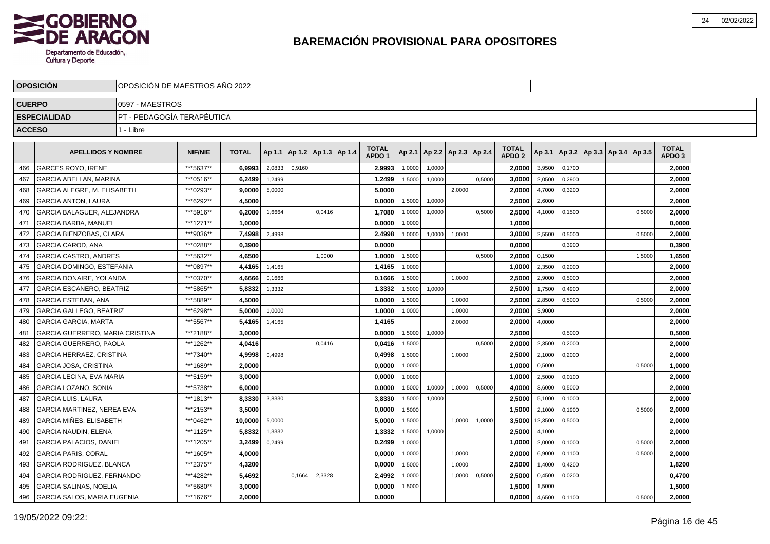# BAREMACIÓN PROVISIONAL PARA OPOSITORES

| | |
|---|---|
| **OPOSICIÓN** | OPOSICIÓN DE MAESTROS AÑO 2022 |
| **CUERPO** | 0597 - MAESTROS |
| **ESPECIALIDAD** | PT - PEDAGOGÍA TERAPÉUTICA |
| **ACCESO** | 1 - Libre |

| | APELLIDOS Y NOMBRE | NIF/NIE | TOTAL | Ap 1.1 | Ap 1.2 | Ap 1.3 | Ap 1.4 | TOTAL APDO 1 | Ap 2.1 | Ap 2.2 | Ap 2.3 | Ap 2.4 | TOTAL APDO 2 | Ap 3.1 | Ap 3.2 | Ap 3.3 | Ap 3.4 | Ap 3.5 | TOTAL APDO 3 |
|---|---|---|---|---|---|---|---|---|---|---|---|---|---|---|---|---|---|---|---|
| 466 | GARCES ROYO, IRENE | ***5637** | 6,9993 | 2,0833 | 0,9160 | | | 2,9993 | 1,0000 | 1,0000 | | | 2,0000 | 3,9500 | 0,1700 | | | | 2,0000 |
| 467 | GARCIA ABELLAN, MARINA | ***0516** | 6,2499 | 1,2499 | | | | 1,2499 | 1,5000 | 1,0000 | | 0,5000 | 3,0000 | 2,0500 | 0,2900 | | | | 2,0000 |
| 468 | GARCIA ALEGRE, M. ELISABETH | ***0293** | 9,0000 | 5,0000 | | | | 5,0000 | | | 2,0000 | | 2,0000 | 4,7000 | 0,3200 | | | | 2,0000 |
| 469 | GARCIA ANTON, LAURA | ***6292** | 4,5000 | | | | | 0,0000 | 1,5000 | 1,0000 | | | 2,5000 | 2,6000 | | | | | 2,0000 |
| 470 | GARCIA BALAGUER, ALEJANDRA | ***5916** | 6,2080 | 1,6664 | | 0,0416 | | 1,7080 | 1,0000 | 1,0000 | | 0,5000 | 2,5000 | 4,1000 | 0,1500 | | | 0,5000 | 2,0000 |
| 471 | GARCIA BARBA, MANUEL | ***1271** | 1,0000 | | | | | 0,0000 | 1,0000 | | | | 1,0000 | | | | | | 0,0000 |
| 472 | GARCIA BIENZOBAS, CLARA | ***9036** | 7,4998 | 2,4998 | | | | 2,4998 | 1,0000 | 1,0000 | 1,0000 | | 3,0000 | 2,5500 | 0,5000 | | | 0,5000 | 2,0000 |
| 473 | GARCIA CAROD, ANA | ***0288** | 0,3900 | | | | | 0,0000 | | | | | 0,0000 | | 0,3900 | | | | 0,3900 |
| 474 | GARCIA CASTRO, ANDRES | ***5632** | 4,6500 | | | 1,0000 | | 1,0000 | 1,5000 | | | 0,5000 | 2,0000 | 0,1500 | | | | 1,5000 | 1,6500 |
| 475 | GARCIA DOMINGO, ESTEFANIA | ***0897** | 4,4165 | 1,4165 | | | | 1,4165 | 1,0000 | | | | 1,0000 | 2,3500 | 0,2000 | | | | 2,0000 |
| 476 | GARCIA DONAIRE, YOLANDA | ***0370** | 4,6666 | 0,1666 | | | | 0,1666 | 1,5000 | | 1,0000 | | 2,5000 | 2,9000 | 0,5000 | | | | 2,0000 |
| 477 | GARCIA ESCANERO, BEATRIZ | ***5865** | 5,8332 | 1,3332 | | | | 1,3332 | 1,5000 | 1,0000 | | | 2,5000 | 1,7500 | 0,4900 | | | | 2,0000 |
| 478 | GARCIA ESTEBAN, ANA | ***5889** | 4,5000 | | | | | 0,0000 | 1,5000 | | 1,0000 | | 2,5000 | 2,8500 | 0,5000 | | | 0,5000 | 2,0000 |
| 479 | GARCIA GALLEGO, BEATRIZ | ***6298** | 5,0000 | 1,0000 | | | | 1,0000 | 1,0000 | | 1,0000 | | 2,0000 | 3,9000 | | | | | 2,0000 |
| 480 | GARCIA GARCIA, MARTA | ***5567** | 5,4165 | 1,4165 | | | | 1,4165 | | | 2,0000 | | 2,0000 | 4,0000 | | | | | 2,0000 |
| 481 | GARCIA GUERRERO, MARIA CRISTINA | ***2188** | 3,0000 | | | | | 0,0000 | 1,5000 | 1,0000 | | | 2,5000 | | 0,5000 | | | | 0,5000 |
| 482 | GARCIA GUERRERO, PAOLA | ***1262** | 4,0416 | | | 0,0416 | | 0,0416 | 1,5000 | | | 0,5000 | 2,0000 | 2,3500 | 0,2000 | | | | 2,0000 |
| 483 | GARCIA HERRAEZ, CRISTINA | ***7340** | 4,9998 | 0,4998 | | | | 0,4998 | 1,5000 | | 1,0000 | | 2,5000 | 2,1000 | 0,2000 | | | | 2,0000 |
| 484 | GARCIA JOSA, CRISTINA | ***1689** | 2,0000 | | | | | 0,0000 | 1,0000 | | | | 1,0000 | 0,5000 | | | | 0,5000 | 1,0000 |
| 485 | GARCIA LECINA, EVA MARIA | ***5159** | 3,0000 | | | | | 0,0000 | 1,0000 | | | | 1,0000 | 2,5000 | 0,0100 | | | | 2,0000 |
| 486 | GARCIA LOZANO, SONIA | ***5738** | 6,0000 | | | | | 0,0000 | 1,5000 | 1,0000 | 1,0000 | 0,5000 | 4,0000 | 3,6000 | 0,5000 | | | | 2,0000 |
| 487 | GARCIA LUIS, LAURA | ***1813** | 8,3330 | 3,8330 | | | | 3,8330 | 1,5000 | 1,0000 | | | 2,5000 | 5,1000 | 0,1000 | | | | 2,0000 |
| 488 | GARCIA MARTINEZ, NEREA EVA | ***2153** | 3,5000 | | | | | 0,0000 | 1,5000 | | | | 1,5000 | 2,1000 | 0,1900 | | | 0,5000 | 2,0000 |
| 489 | GARCIA MIÑES, ELISABETH | ***0462** | 10,0000 | 5,0000 | | | | 5,0000 | 1,5000 | | 1,0000 | 1,0000 | 3,5000 | 12,3500 | 0,5000 | | | | 2,0000 |
| 490 | GARCIA NAUDIN, ELENA | ***1125** | 5,8332 | 1,3332 | | | | 1,3332 | 1,5000 | 1,0000 | | | 2,5000 | 4,1000 | | | | | 2,0000 |
| 491 | GARCIA PALACIOS, DANIEL | ***1205** | 3,2499 | 0,2499 | | | | 0,2499 | 1,0000 | | | | 1,0000 | 2,0000 | 0,1000 | | | 0,5000 | 2,0000 |
| 492 | GARCIA PARIS, CORAL | ***1605** | 4,0000 | | | | | 0,0000 | 1,0000 | | 1,0000 | | 2,0000 | 6,9000 | 0,1100 | | | 0,5000 | 2,0000 |
| 493 | GARCIA RODRIGUEZ, BLANCA | ***2375** | 4,3200 | | | | | 0,0000 | 1,5000 | | 1,0000 | | 2,5000 | 1,4000 | 0,4200 | | | | 1,8200 |
| 494 | GARCIA RODRIGUEZ, FERNANDO | ***4282** | 5,4692 | | 0,1664 | 2,3328 | | 2,4992 | 1,0000 | | 1,0000 | 0,5000 | 2,5000 | 0,4500 | 0,0200 | | | | 0,4700 |
| 495 | GARCIA SALINAS, NOELIA | ***5680** | 3,0000 | | | | | 0,0000 | 1,5000 | | | | 1,5000 | 1,5000 | | | | | 1,5000 |
| 496 | GARCIA SALOS, MARIA EUGENIA | ***1676** | 2,0000 | | | | | 0,0000 | | | | | 0,0000 | 4,6500 | 0,1100 | | | 0,5000 | 2,0000 |

19/05/2022 09:22: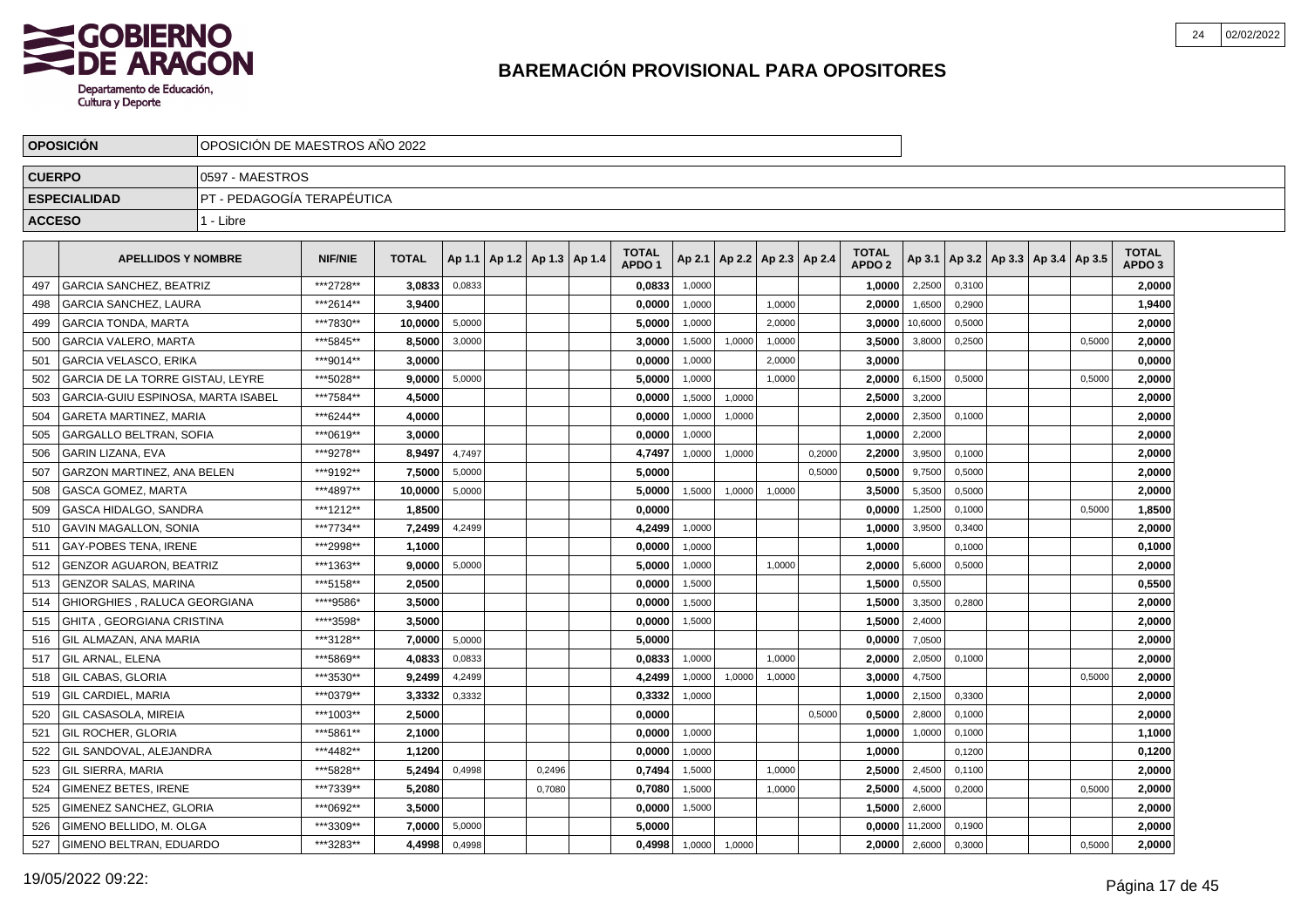# BAREMACIÓN PROVISIONAL PARA OPOSITORES

| OPOSICIÓN | OPOSICIÓN DE MAESTROS AÑO 2022 |
|---|---|
| CUERPO | 0597 - MAESTROS |
| ESPECIALIDAD | PT - PEDAGOGÍA TERAPÉUTICA |
| ACCESO | 1 - Libre |

| | APELLIDOS Y NOMBRE | NIF/NIE | TOTAL | Ap 1.1 | Ap 1.2 | Ap 1.3 | Ap 1.4 | TOTAL APDO 1 | Ap 2.1 | Ap 2.2 | Ap 2.3 | Ap 2.4 | TOTAL APDO 2 | Ap 3.1 | Ap 3.2 | Ap 3.3 | Ap 3.4 | Ap 3.5 | TOTAL APDO 3 |
|---|---|---|---|---|---|---|---|---|---|---|---|---|---|---|---|---|---|---|---|
| 497 | GARCIA SANCHEZ, BEATRIZ | ***2728** | 3,0833 | 0,0833 | | | | 0,0833 | 1,0000 | | | | 1,0000 | 2,2500 | 0,3100 | | | | 2,0000 |
| 498 | GARCIA SANCHEZ, LAURA | ***2614** | 3,9400 | | | | | 0,0000 | 1,0000 | | 1,0000 | | 2,0000 | 1,6500 | 0,2900 | | | | 1,9400 |
| 499 | GARCIA TONDA, MARTA | ***7830** | 10,0000 | 5,0000 | | | | 5,0000 | 1,0000 | | 2,0000 | | 3,0000 | 10,6000 | 0,5000 | | | | 2,0000 |
| 500 | GARCIA VALERO, MARTA | ***5845** | 8,5000 | 3,0000 | | | | 3,0000 | 1,5000 | 1,0000 | 1,0000 | | 3,5000 | 3,8000 | 0,2500 | | | 0,5000 | 2,0000 |
| 501 | GARCIA VELASCO, ERIKA | ***9014** | 3,0000 | | | | | 0,0000 | 1,0000 | | 2,0000 | | 3,0000 | | | | | | 0,0000 |
| 502 | GARCIA DE LA TORRE GISTAU, LEYRE | ***5028** | 9,0000 | 5,0000 | | | | 5,0000 | 1,0000 | | 1,0000 | | 2,0000 | 6,1500 | 0,5000 | | | 0,5000 | 2,0000 |
| 503 | GARCIA-GUIU ESPINOSA, MARTA ISABEL | ***7584** | 4,5000 | | | | | 0,0000 | 1,5000 | 1,0000 | | | 2,5000 | 3,2000 | | | | | 2,0000 |
| 504 | GARETA MARTINEZ, MARIA | ***6244** | 4,0000 | | | | | 0,0000 | 1,0000 | 1,0000 | | | 2,0000 | 2,3500 | 0,1000 | | | | 2,0000 |
| 505 | GARGALLO BELTRAN, SOFIA | ***0619** | 3,0000 | | | | | 0,0000 | 1,0000 | | | | 1,0000 | 2,2000 | | | | | 2,0000 |
| 506 | GARIN LIZANA, EVA | ***9278** | 8,9497 | 4,7497 | | | | 4,7497 | 1,0000 | 1,0000 | | 0,2000 | 2,2000 | 3,9500 | 0,1000 | | | | 2,0000 |
| 507 | GARZON MARTINEZ, ANA BELEN | ***9192** | 7,5000 | 5,0000 | | | | 5,0000 | | | | 0,5000 | 0,5000 | 9,7500 | 0,5000 | | | | 2,0000 |
| 508 | GASCA GOMEZ, MARTA | ***4897** | 10,0000 | 5,0000 | | | | 5,0000 | 1,5000 | 1,0000 | 1,0000 | | 3,5000 | 5,3500 | 0,5000 | | | | 2,0000 |
| 509 | GASCA HIDALGO, SANDRA | ***1212** | 1,8500 | | | | | 0,0000 | | | | | 0,0000 | 1,2500 | 0,1000 | | | 0,5000 | 1,8500 |
| 510 | GAVIN MAGALLON, SONIA | ***7734** | 7,2499 | 4,2499 | | | | 4,2499 | 1,0000 | | | | 1,0000 | 3,9500 | 0,3400 | | | | 2,0000 |
| 511 | GAY-POBES TENA, IRENE | ***2998** | 1,1000 | | | | | 0,0000 | 1,0000 | | | | 1,0000 | | 0,1000 | | | | 0,1000 |
| 512 | GENZOR AGUARON, BEATRIZ | ***1363** | 9,0000 | 5,0000 | | | | 5,0000 | 1,0000 | | 1,0000 | | 2,0000 | 5,6000 | 0,5000 | | | | 2,0000 |
| 513 | GENZOR SALAS, MARINA | ***5158** | 2,0500 | | | | | 0,0000 | 1,5000 | | | | 1,5000 | 0,5500 | | | | | 0,5500 |
| 514 | GHIORGHIES , RALUCA GEORGIANA | ****9586* | 3,5000 | | | | | 0,0000 | 1,5000 | | | | 1,5000 | 3,3500 | 0,2800 | | | | 2,0000 |
| 515 | GHITA , GEORGIANA CRISTINA | ****3598* | 3,5000 | | | | | 0,0000 | 1,5000 | | | | 1,5000 | 2,4000 | | | | | 2,0000 |
| 516 | GIL ALMAZAN, ANA MARIA | ***3128** | 7,0000 | 5,0000 | | | | 5,0000 | | | | | 0,0000 | 7,0500 | | | | | 2,0000 |
| 517 | GIL ARNAL, ELENA | ***5869** | 4,0833 | 0,0833 | | | | 0,0833 | 1,0000 | | 1,0000 | | 2,0000 | 2,0500 | 0,1000 | | | | 2,0000 |
| 518 | GIL CABAS, GLORIA | ***3530** | 9,2499 | 4,2499 | | | | 4,2499 | 1,0000 | 1,0000 | 1,0000 | | 3,0000 | 4,7500 | | | | 0,5000 | 2,0000 |
| 519 | GIL CARDIEL, MARIA | ***0379** | 3,3332 | 0,3332 | | | | 0,3332 | 1,0000 | | | | 1,0000 | 2,1500 | 0,3300 | | | | 2,0000 |
| 520 | GIL CASASOLA, MIREIA | ***1003** | 2,5000 | | | | | 0,0000 | | | | 0,5000 | 0,5000 | 2,8000 | 0,1000 | | | | 2,0000 |
| 521 | GIL ROCHER, GLORIA | ***5861** | 2,1000 | | | | | 0,0000 | 1,0000 | | | | 1,0000 | 1,0000 | 0,1000 | | | | 1,1000 |
| 522 | GIL SANDOVAL, ALEJANDRA | ***4482** | 1,1200 | | | | | 0,0000 | 1,0000 | | | | 1,0000 | | 0,1200 | | | | 0,1200 |
| 523 | GIL SIERRA, MARIA | ***5828** | 5,2494 | 0,4998 | | 0,2496 | | 0,7494 | 1,5000 | | 1,0000 | | 2,5000 | 2,4500 | 0,1100 | | | | 2,0000 |
| 524 | GIMENEZ BETES, IRENE | ***7339** | 5,2080 | | | 0,7080 | | 0,7080 | 1,5000 | | 1,0000 | | 2,5000 | 4,5000 | 0,2000 | | | 0,5000 | 2,0000 |
| 525 | GIMENEZ SANCHEZ, GLORIA | ***0692** | 3,5000 | | | | | 0,0000 | 1,5000 | | | | 1,5000 | 2,6000 | | | | | 2,0000 |
| 526 | GIMENO BELLIDO, M. OLGA | ***3309** | 7,0000 | 5,0000 | | | | 5,0000 | | | | | 0,0000 | 11,2000 | 0,1900 | | | | 2,0000 |
| 527 | GIMENO BELTRAN, EDUARDO | ***3283** | 4,4998 | 0,4998 | | | | 0,4998 | 1,0000 | 1,0000 | | | 2,0000 | 2,6000 | 0,3000 | | | 0,5000 | 2,0000 |

19/05/2022 09:22: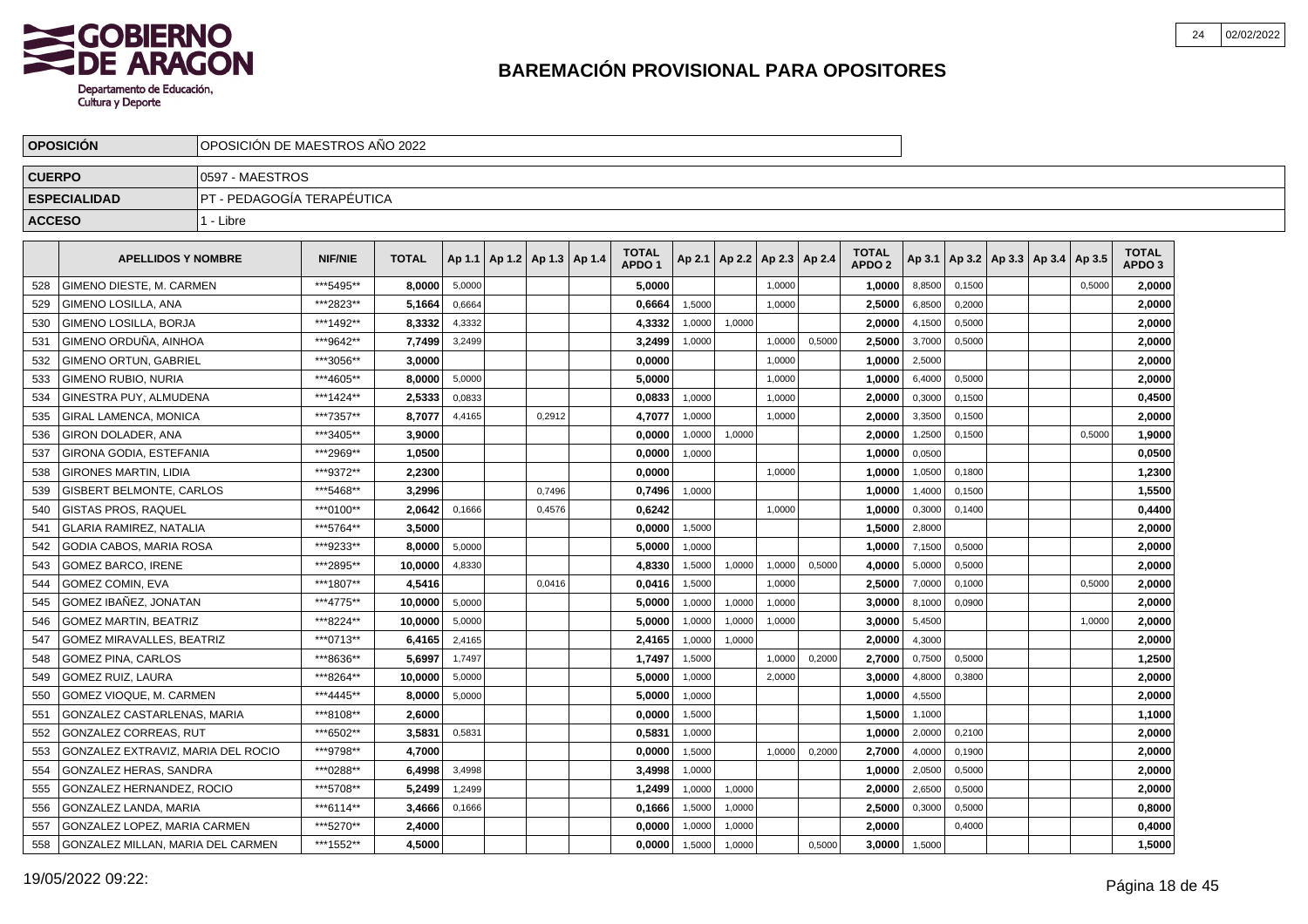# BAREMACIÓN PROVISIONAL PARA OPOSITORES

| OPOSICIÓN | OPOSICIÓN DE MAESTROS AÑO 2022 |
|---|---|
| CUERPO | 0597 - MAESTROS |
| ESPECIALIDAD | PT - PEDAGOGÍA TERAPÉUTICA |
| ACCESO | 1 - Libre |

| | APELLIDOS Y NOMBRE | NIF/NIE | TOTAL | Ap 1.1 | Ap 1.2 | Ap 1.3 | Ap 1.4 | TOTAL APDO 1 | Ap 2.1 | Ap 2.2 | Ap 2.3 | Ap 2.4 | TOTAL APDO 2 | Ap 3.1 | Ap 3.2 | Ap 3.3 | Ap 3.4 | Ap 3.5 | TOTAL APDO 3 |
|---|---|---|---|---|---|---|---|---|---|---|---|---|---|---|---|---|---|---|---|
| 528 | GIMENO DIESTE, M. CARMEN | ***5495** | 8,0000 | 5,0000 | | | | 5,0000 | | | 1,0000 | | 1,0000 | 8,8500 | 0,1500 | | | 0,5000 | 2,0000 |
| 529 | GIMENO LOSILLA, ANA | ***2823** | 5,1664 | 0,6664 | | | | 0,6664 | 1,5000 | | 1,0000 | | 2,5000 | 6,8500 | 0,2000 | | | | 2,0000 |
| 530 | GIMENO LOSILLA, BORJA | ***1492** | 8,3332 | 4,3332 | | | | 4,3332 | 1,0000 | 1,0000 | | | 2,0000 | 4,1500 | 0,5000 | | | | 2,0000 |
| 531 | GIMENO ORDUÑA, AINHOA | ***9642** | 7,7499 | 3,2499 | | | | 3,2499 | 1,0000 | | 1,0000 | 0,5000 | 2,5000 | 3,7000 | 0,5000 | | | | 2,0000 |
| 532 | GIMENO ORTUN, GABRIEL | ***3056** | 3,0000 | | | | | 0,0000 | | | 1,0000 | | 1,0000 | 2,5000 | | | | | 2,0000 |
| 533 | GIMENO RUBIO, NURIA | ***4605** | 8,0000 | 5,0000 | | | | 5,0000 | | | 1,0000 | | 1,0000 | 6,4000 | 0,5000 | | | | 2,0000 |
| 534 | GINESTRA PUY, ALMUDENA | ***1424** | 2,5333 | 0,0833 | | | | 0,0833 | 1,0000 | | 1,0000 | | 2,0000 | 0,3000 | 0,1500 | | | | 0,4500 |
| 535 | GIRAL LAMENCA, MONICA | ***7357** | 8,7077 | 4,4165 | | 0,2912 | | 4,7077 | 1,0000 | | 1,0000 | | 2,0000 | 3,3500 | 0,1500 | | | | 2,0000 |
| 536 | GIRON DOLADER, ANA | ***3405** | 3,9000 | | | | | 0,0000 | 1,0000 | 1,0000 | | | 2,0000 | 1,2500 | 0,1500 | | | 0,5000 | 1,9000 |
| 537 | GIRONA GODIA, ESTEFANIA | ***2969** | 1,0500 | | | | | 0,0000 | 1,0000 | | | | 1,0000 | 0,0500 | | | | | 0,0500 |
| 538 | GIRONES MARTIN, LIDIA | ***9372** | 2,2300 | | | | | 0,0000 | | | 1,0000 | | 1,0000 | 1,0500 | 0,1800 | | | | 1,2300 |
| 539 | GISBERT BELMONTE, CARLOS | ***5468** | 3,2996 | | | 0,7496 | | 0,7496 | 1,0000 | | | | 1,0000 | 1,4000 | 0,1500 | | | | 1,5500 |
| 540 | GISTAS PROS, RAQUEL | ***0100** | 2,0642 | 0,1666 | | 0,4576 | | 0,6242 | | | 1,0000 | | 1,0000 | 0,3000 | 0,1400 | | | | 0,4400 |
| 541 | GLARIA RAMIREZ, NATALIA | ***5764** | 3,5000 | | | | | 0,0000 | 1,5000 | | | | 1,5000 | 2,8000 | | | | | 2,0000 |
| 542 | GODIA CABOS, MARIA ROSA | ***9233** | 8,0000 | 5,0000 | | | | 5,0000 | 1,0000 | | | | 1,0000 | 7,1500 | 0,5000 | | | | 2,0000 |
| 543 | GOMEZ BARCO, IRENE | ***2895** | 10,0000 | 4,8330 | | | | 4,8330 | 1,5000 | 1,0000 | 1,0000 | 0,5000 | 4,0000 | 5,0000 | 0,5000 | | | | 2,0000 |
| 544 | GOMEZ COMIN, EVA | ***1807** | 4,5416 | | | 0,0416 | | 0,0416 | 1,5000 | | 1,0000 | | 2,5000 | 7,0000 | 0,1000 | | | 0,5000 | 2,0000 |
| 545 | GOMEZ IBAÑEZ, JONATAN | ***4775** | 10,0000 | 5,0000 | | | | 5,0000 | 1,0000 | 1,0000 | 1,0000 | | 3,0000 | 8,1000 | 0,0900 | | | | 2,0000 |
| 546 | GOMEZ MARTIN, BEATRIZ | ***8224** | 10,0000 | 5,0000 | | | | 5,0000 | 1,0000 | 1,0000 | 1,0000 | | 3,0000 | 5,4500 | | | | 1,0000 | 2,0000 |
| 547 | GOMEZ MIRAVALLES, BEATRIZ | ***0713** | 6,4165 | 2,4165 | | | | 2,4165 | 1,0000 | 1,0000 | | | 2,0000 | 4,3000 | | | | | 2,0000 |
| 548 | GOMEZ PINA, CARLOS | ***8636** | 5,6997 | 1,7497 | | | | 1,7497 | 1,5000 | | 1,0000 | 0,2000 | 2,7000 | 0,7500 | 0,5000 | | | | 1,2500 |
| 549 | GOMEZ RUIZ, LAURA | ***8264** | 10,0000 | 5,0000 | | | | 5,0000 | 1,0000 | | 2,0000 | | 3,0000 | 4,8000 | 0,3800 | | | | 2,0000 |
| 550 | GOMEZ VIOQUE, M. CARMEN | ***4445** | 8,0000 | 5,0000 | | | | 5,0000 | 1,0000 | | | | 1,0000 | 4,5500 | | | | | 2,0000 |
| 551 | GONZALEZ CASTARLENAS, MARIA | ***8108** | 2,6000 | | | | | 0,0000 | 1,5000 | | | | 1,5000 | 1,1000 | | | | | 1,1000 |
| 552 | GONZALEZ CORREAS, RUT | ***6502** | 3,5831 | 0,5831 | | | | 0,5831 | 1,0000 | | | | 1,0000 | 2,0000 | 0,2100 | | | | 2,0000 |
| 553 | GONZALEZ EXTRAVIZ, MARIA DEL ROCIO | ***9798** | 4,7000 | | | | | 0,0000 | 1,5000 | | 1,0000 | 0,2000 | 2,7000 | 4,0000 | 0,1900 | | | | 2,0000 |
| 554 | GONZALEZ HERAS, SANDRA | ***0288** | 6,4998 | 3,4998 | | | | 3,4998 | 1,0000 | | | | 1,0000 | 2,0500 | 0,5000 | | | | 2,0000 |
| 555 | GONZALEZ HERNANDEZ, ROCIO | ***5708** | 5,2499 | 1,2499 | | | | 1,2499 | 1,0000 | 1,0000 | | | 2,0000 | 2,6500 | 0,5000 | | | | 2,0000 |
| 556 | GONZALEZ LANDA, MARIA | ***6114** | 3,4666 | 0,1666 | | | | 0,1666 | 1,5000 | 1,0000 | | | 2,5000 | 0,3000 | 0,5000 | | | | 0,8000 |
| 557 | GONZALEZ LOPEZ, MARIA CARMEN | ***5270** | 2,4000 | | | | | 0,0000 | 1,0000 | 1,0000 | | | 2,0000 | | 0,4000 | | | | 0,4000 |
| 558 | GONZALEZ MILLAN, MARIA DEL CARMEN | ***1552** | 4,5000 | | | | | 0,0000 | 1,5000 | 1,0000 | | 0,5000 | 3,0000 | 1,5000 | | | | | 1,5000 |

19/05/2022 09:22: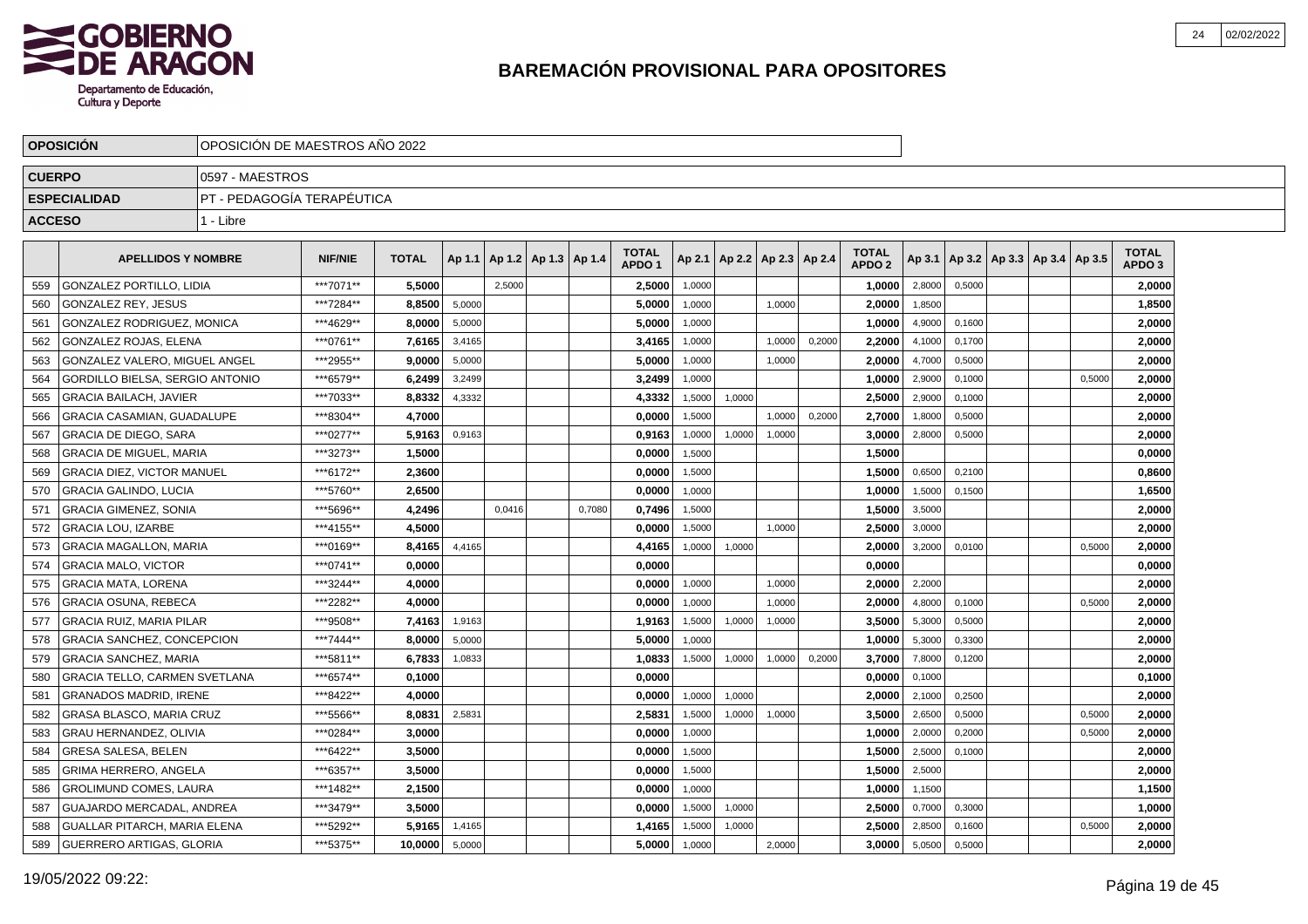# BAREMACIÓN PROVISIONAL PARA OPOSITORES

| OPOSICIÓN | OPOSICIÓN DE MAESTROS AÑO 2022 |
|---|---|
| CUERPO | 0597 - MAESTROS |
| ESPECIALIDAD | PT - PEDAGOGÍA TERAPÉUTICA |
| ACCESO | 1 - Libre |

| | APELLIDOS Y NOMBRE | NIF/NIE | TOTAL | Ap 1.1 | Ap 1.2 | Ap 1.3 | Ap 1.4 | TOTAL APDO 1 | Ap 2.1 | Ap 2.2 | Ap 2.3 | Ap 2.4 | TOTAL APDO 2 | Ap 3.1 | Ap 3.2 | Ap 3.3 | Ap 3.4 | Ap 3.5 | TOTAL APDO 3 |
|---|---|---|---|---|---|---|---|---|---|---|---|---|---|---|---|---|---|---|---|
| 559 | GONZALEZ PORTILLO, LIDIA | ***7071** | 5,5000 | | 2,5000 | | | 2,5000 | 1,0000 | | | | 1,0000 | 2,8000 | 0,5000 | | | | 2,0000 |
| 560 | GONZALEZ REY, JESUS | ***7284** | 8,8500 | 5,0000 | | | | 5,0000 | 1,0000 | | 1,0000 | | 2,0000 | 1,8500 | | | | | 1,8500 |
| 561 | GONZALEZ RODRIGUEZ, MONICA | ***4629** | 8,0000 | 5,0000 | | | | 5,0000 | 1,0000 | | | | 1,0000 | 4,9000 | 0,1600 | | | | 2,0000 |
| 562 | GONZALEZ ROJAS, ELENA | ***0761** | 7,6165 | 3,4165 | | | | 3,4165 | 1,0000 | | 1,0000 | 0,2000 | 2,2000 | 4,1000 | 0,1700 | | | | 2,0000 |
| 563 | GONZALEZ VALERO, MIGUEL ANGEL | ***2955** | 9,0000 | 5,0000 | | | | 5,0000 | 1,0000 | | 1,0000 | | 2,0000 | 4,7000 | 0,5000 | | | | 2,0000 |
| 564 | GORDILLO BIELSA, SERGIO ANTONIO | ***6579** | 6,2499 | 3,2499 | | | | 3,2499 | 1,0000 | | | | 1,0000 | 2,9000 | 0,1000 | | | 0,5000 | 2,0000 |
| 565 | GRACIA BAILACH, JAVIER | ***7033** | 8,8332 | 4,3332 | | | | 4,3332 | 1,5000 | 1,0000 | | | 2,5000 | 2,9000 | 0,1000 | | | | 2,0000 |
| 566 | GRACIA CASAMIAN, GUADALUPE | ***8304** | 4,7000 | | | | | 0,0000 | 1,5000 | | 1,0000 | 0,2000 | 2,7000 | 1,8000 | 0,5000 | | | | 2,0000 |
| 567 | GRACIA DE DIEGO, SARA | ***0277** | 5,9163 | 0,9163 | | | | 0,9163 | 1,0000 | 1,0000 | 1,0000 | | 3,0000 | 2,8000 | 0,5000 | | | | 2,0000 |
| 568 | GRACIA DE MIGUEL, MARIA | ***3273** | 1,5000 | | | | | 0,0000 | 1,5000 | | | | 1,5000 | | | | | | 0,0000 |
| 569 | GRACIA DIEZ, VICTOR MANUEL | ***6172** | 2,3600 | | | | | 0,0000 | 1,5000 | | | | 1,5000 | 0,6500 | 0,2100 | | | | 0,8600 |
| 570 | GRACIA GALINDO, LUCIA | ***5760** | 2,6500 | | | | | 0,0000 | 1,0000 | | | | 1,0000 | 1,5000 | 0,1500 | | | | 1,6500 |
| 571 | GRACIA GIMENEZ, SONIA | ***5696** | 4,2496 | | 0,0416 | | 0,7080 | 0,7496 | 1,5000 | | | | 1,5000 | 3,5000 | | | | | 2,0000 |
| 572 | GRACIA LOU, IZARBE | ***4155** | 4,5000 | | | | | 0,0000 | 1,5000 | | 1,0000 | | 2,5000 | 3,0000 | | | | | 2,0000 |
| 573 | GRACIA MAGALLON, MARIA | ***0169** | 8,4165 | 4,4165 | | | | 4,4165 | 1,0000 | 1,0000 | | | 2,0000 | 3,2000 | 0,0100 | | | 0,5000 | 2,0000 |
| 574 | GRACIA MALO, VICTOR | ***0741** | 0,0000 | | | | | 0,0000 | | | | | 0,0000 | | | | | | 0,0000 |
| 575 | GRACIA MATA, LORENA | ***3244** | 4,0000 | | | | | 0,0000 | 1,0000 | | 1,0000 | | 2,0000 | 2,2000 | | | | | 2,0000 |
| 576 | GRACIA OSUNA, REBECA | ***2282** | 4,0000 | | | | | 0,0000 | 1,0000 | | 1,0000 | | 2,0000 | 4,8000 | 0,1000 | | | 0,5000 | 2,0000 |
| 577 | GRACIA RUIZ, MARIA PILAR | ***9508** | 7,4163 | 1,9163 | | | | 1,9163 | 1,5000 | 1,0000 | 1,0000 | | 3,5000 | 5,3000 | 0,5000 | | | | 2,0000 |
| 578 | GRACIA SANCHEZ, CONCEPCION | ***7444** | 8,0000 | 5,0000 | | | | 5,0000 | 1,0000 | | | | 1,0000 | 5,3000 | 0,3300 | | | | 2,0000 |
| 579 | GRACIA SANCHEZ, MARIA | ***5811** | 6,7833 | 1,0833 | | | | 1,0833 | 1,5000 | 1,0000 | 1,0000 | 0,2000 | 3,7000 | 7,8000 | 0,1200 | | | | 2,0000 |
| 580 | GRACIA TELLO, CARMEN SVETLANA | ***6574** | 0,1000 | | | | | 0,0000 | | | | | 0,0000 | 0,1000 | | | | | 0,1000 |
| 581 | GRANADOS MADRID, IRENE | ***8422** | 4,0000 | | | | | 0,0000 | 1,0000 | 1,0000 | | | 2,0000 | 2,1000 | 0,2500 | | | | 2,0000 |
| 582 | GRASA BLASCO, MARIA CRUZ | ***5566** | 8,0831 | 2,5831 | | | | 2,5831 | 1,5000 | 1,0000 | 1,0000 | | 3,5000 | 2,6500 | 0,5000 | | | 0,5000 | 2,0000 |
| 583 | GRAU HERNANDEZ, OLIVIA | ***0284** | 3,0000 | | | | | 0,0000 | 1,0000 | | | | 1,0000 | 2,0000 | 0,2000 | | | 0,5000 | 2,0000 |
| 584 | GRESA SALESA, BELEN | ***6422** | 3,5000 | | | | | 0,0000 | 1,5000 | | | | 1,5000 | 2,5000 | 0,1000 | | | | 2,0000 |
| 585 | GRIMA HERRERO, ANGELA | ***6357** | 3,5000 | | | | | 0,0000 | 1,5000 | | | | 1,5000 | 2,5000 | | | | | 2,0000 |
| 586 | GROLIMUND COMES, LAURA | ***1482** | 2,1500 | | | | | 0,0000 | 1,0000 | | | | 1,0000 | 1,1500 | | | | | 1,1500 |
| 587 | GUAJARDO MERCADAL, ANDREA | ***3479** | 3,5000 | | | | | 0,0000 | 1,5000 | 1,0000 | | | 2,5000 | 0,7000 | 0,3000 | | | | 1,0000 |
| 588 | GUALLAR PITARCH, MARIA ELENA | ***5292** | 5,9165 | 1,4165 | | | | 1,4165 | 1,5000 | 1,0000 | | | 2,5000 | 2,8500 | 0,1600 | | | 0,5000 | 2,0000 |
| 589 | GUERRERO ARTIGAS, GLORIA | ***5375** | 10,0000 | 5,0000 | | | | 5,0000 | 1,0000 | | 2,0000 | | 3,0000 | 5,0500 | 0,5000 | | | | 2,0000 |

19/05/2022 09:22: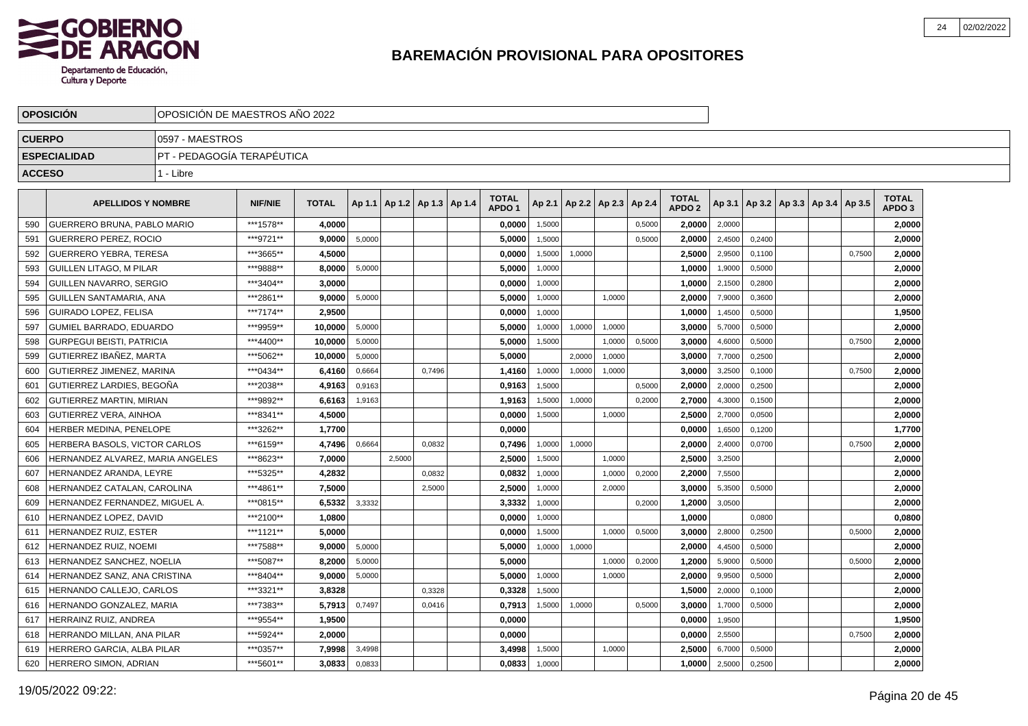# BAREMACIÓN PROVISIONAL PARA OPOSITORES

| | |
|---|---|
| **OPOSICIÓN** | OPOSICIÓN DE MAESTROS AÑO 2022 |
| **CUERPO** | 0597 - MAESTROS |
| **ESPECIALIDAD** | PT - PEDAGOGÍA TERAPÉUTICA |
| **ACCESO** | 1 - Libre |

| | APELLIDOS Y NOMBRE | NIF/NIE | TOTAL | Ap 1.1 | Ap 1.2 | Ap 1.3 | Ap 1.4 | TOTAL APDO 1 | Ap 2.1 | Ap 2.2 | Ap 2.3 | Ap 2.4 | TOTAL APDO 2 | Ap 3.1 | Ap 3.2 | Ap 3.3 | Ap 3.4 | Ap 3.5 | TOTAL APDO 3 |
|---|---|---|---|---|---|---|---|---|---|---|---|---|---|---|---|---|---|---|---|
| 590 | GUERRERO BRUNA, PABLO MARIO | ***1578** | 4,0000 | | | | | 0,0000 | 1,5000 | | | 0,5000 | 2,0000 | 2,0000 | | | | | 2,0000 |
| 591 | GUERRERO PEREZ, ROCIO | ***9721** | 9,0000 | 5,0000 | | | | 5,0000 | 1,5000 | | | 0,5000 | 2,0000 | 2,4500 | 0,2400 | | | | 2,0000 |
| 592 | GUERRERO YEBRA, TERESA | ***3665** | 4,5000 | | | | | 0,0000 | 1,5000 | 1,0000 | | | 2,5000 | 2,9500 | 0,1100 | | | 0,7500 | 2,0000 |
| 593 | GUILLEN LITAGO, M PILAR | ***9888** | 8,0000 | 5,0000 | | | | 5,0000 | 1,0000 | | | | 1,0000 | 1,9000 | 0,5000 | | | | 2,0000 |
| 594 | GUILLEN NAVARRO, SERGIO | ***3404** | 3,0000 | | | | | 0,0000 | 1,0000 | | | | 1,0000 | 2,1500 | 0,2800 | | | | 2,0000 |
| 595 | GUILLEN SANTAMARIA, ANA | ***2861** | 9,0000 | 5,0000 | | | | 5,0000 | 1,0000 | | 1,0000 | | 2,0000 | 7,9000 | 0,3600 | | | | 2,0000 |
| 596 | GUIRADO LOPEZ, FELISA | ***7174** | 2,9500 | | | | | 0,0000 | 1,0000 | | | | 1,0000 | 1,4500 | 0,5000 | | | | 1,9500 |
| 597 | GUMIEL BARRADO, EDUARDO | ***9959** | 10,0000 | 5,0000 | | | | 5,0000 | 1,0000 | 1,0000 | 1,0000 | | 3,0000 | 5,7000 | 0,5000 | | | | 2,0000 |
| 598 | GURPEGUI BEISTI, PATRICIA | ***4400** | 10,0000 | 5,0000 | | | | 5,0000 | 1,5000 | | 1,0000 | 0,5000 | 3,0000 | 4,6000 | 0,5000 | | | 0,7500 | 2,0000 |
| 599 | GUTIERREZ IBAÑEZ, MARTA | ***5062** | 10,0000 | 5,0000 | | | | 5,0000 | | 2,0000 | 1,0000 | | 3,0000 | 7,7000 | 0,2500 | | | | 2,0000 |
| 600 | GUTIERREZ JIMENEZ, MARINA | ***0434** | 6,4160 | 0,6664 | | 0,7496 | | 1,4160 | 1,0000 | 1,0000 | 1,0000 | | 3,0000 | 3,2500 | 0,1000 | | | 0,7500 | 2,0000 |
| 601 | GUTIERREZ LARDIES, BEGOÑA | ***2038** | 4,9163 | 0,9163 | | | | 0,9163 | 1,5000 | | | 0,5000 | 2,0000 | 2,0000 | 0,2500 | | | | 2,0000 |
| 602 | GUTIERREZ MARTIN, MIRIAN | ***9892** | 6,6163 | 1,9163 | | | | 1,9163 | 1,5000 | 1,0000 | | 0,2000 | 2,7000 | 4,3000 | 0,1500 | | | | 2,0000 |
| 603 | GUTIERREZ VERA, AINHOA | ***8341** | 4,5000 | | | | | 0,0000 | 1,5000 | | 1,0000 | | 2,5000 | 2,7000 | 0,0500 | | | | 2,0000 |
| 604 | HERBER MEDINA, PENELOPE | ***3262** | 1,7700 | | | | | 0,0000 | | | | | 0,0000 | 1,6500 | 0,1200 | | | | 1,7700 |
| 605 | HERBERA BASOLS, VICTOR CARLOS | ***6159** | 4,7496 | 0,6664 | | 0,0832 | | 0,7496 | 1,0000 | 1,0000 | | | 2,0000 | 2,4000 | 0,0700 | | | 0,7500 | 2,0000 |
| 606 | HERNANDEZ ALVAREZ, MARIA ANGELES | ***8623** | 7,0000 | | 2,5000 | | | 2,5000 | 1,5000 | | 1,0000 | | 2,5000 | 3,2500 | | | | | 2,0000 |
| 607 | HERNANDEZ ARANDA, LEYRE | ***5325** | 4,2832 | | | 0,0832 | | 0,0832 | 1,0000 | | 1,0000 | 0,2000 | 2,2000 | 7,5500 | | | | | 2,0000 |
| 608 | HERNANDEZ CATALAN, CAROLINA | ***4861** | 7,5000 | | | 2,5000 | | 2,5000 | 1,0000 | | 2,0000 | | 3,0000 | 5,3500 | 0,5000 | | | | 2,0000 |
| 609 | HERNANDEZ FERNANDEZ, MIGUEL A. | ***0815** | 6,5332 | 3,3332 | | | | 3,3332 | 1,0000 | | | 0,2000 | 1,2000 | 3,0500 | | | | | 2,0000 |
| 610 | HERNANDEZ LOPEZ, DAVID | ***2100** | 1,0800 | | | | | 0,0000 | 1,0000 | | | | 1,0000 | | 0,0800 | | | | 0,0800 |
| 611 | HERNANDEZ RUIZ, ESTER | ***1121** | 5,0000 | | | | | 0,0000 | 1,5000 | | 1,0000 | 0,5000 | 3,0000 | 2,8000 | 0,2500 | | | 0,5000 | 2,0000 |
| 612 | HERNANDEZ RUIZ, NOEMI | ***7588** | 9,0000 | 5,0000 | | | | 5,0000 | 1,0000 | 1,0000 | | | 2,0000 | 4,4500 | 0,5000 | | | | 2,0000 |
| 613 | HERNANDEZ SANCHEZ, NOELIA | ***5087** | 8,2000 | 5,0000 | | | | 5,0000 | | | 1,0000 | 0,2000 | 1,2000 | 5,9000 | 0,5000 | | | 0,5000 | 2,0000 |
| 614 | HERNANDEZ SANZ, ANA CRISTINA | ***8404** | 9,0000 | 5,0000 | | | | 5,0000 | 1,0000 | | 1,0000 | | 2,0000 | 9,9500 | 0,5000 | | | | 2,0000 |
| 615 | HERNANDO CALLEJO, CARLOS | ***3321** | 3,8328 | | | 0,3328 | | 0,3328 | 1,5000 | | | | 1,5000 | 2,0000 | 0,1000 | | | | 2,0000 |
| 616 | HERNANDO GONZALEZ, MARIA | ***7383** | 5,7913 | 0,7497 | | 0,0416 | | 0,7913 | 1,5000 | 1,0000 | | 0,5000 | 3,0000 | 1,7000 | 0,5000 | | | | 2,0000 |
| 617 | HERRAINZ RUIZ, ANDREA | ***9554** | 1,9500 | | | | | 0,0000 | | | | | 0,0000 | 1,9500 | | | | | 1,9500 |
| 618 | HERRANDO MILLAN, ANA PILAR | ***5924** | 2,0000 | | | | | 0,0000 | | | | | 0,0000 | 2,5500 | | | | 0,7500 | 2,0000 |
| 619 | HERRERO GARCIA, ALBA PILAR | ***0357** | 7,9998 | 3,4998 | | | | 3,4998 | 1,5000 | | 1,0000 | | 2,5000 | 6,7000 | 0,5000 | | | | 2,0000 |
| 620 | HERRERO SIMON, ADRIAN | ***5601** | 3,0833 | 0,0833 | | | | 0,0833 | 1,0000 | | | | 1,0000 | 2,5000 | 0,2500 | | | | 2,0000 |

19/05/2022 09:22: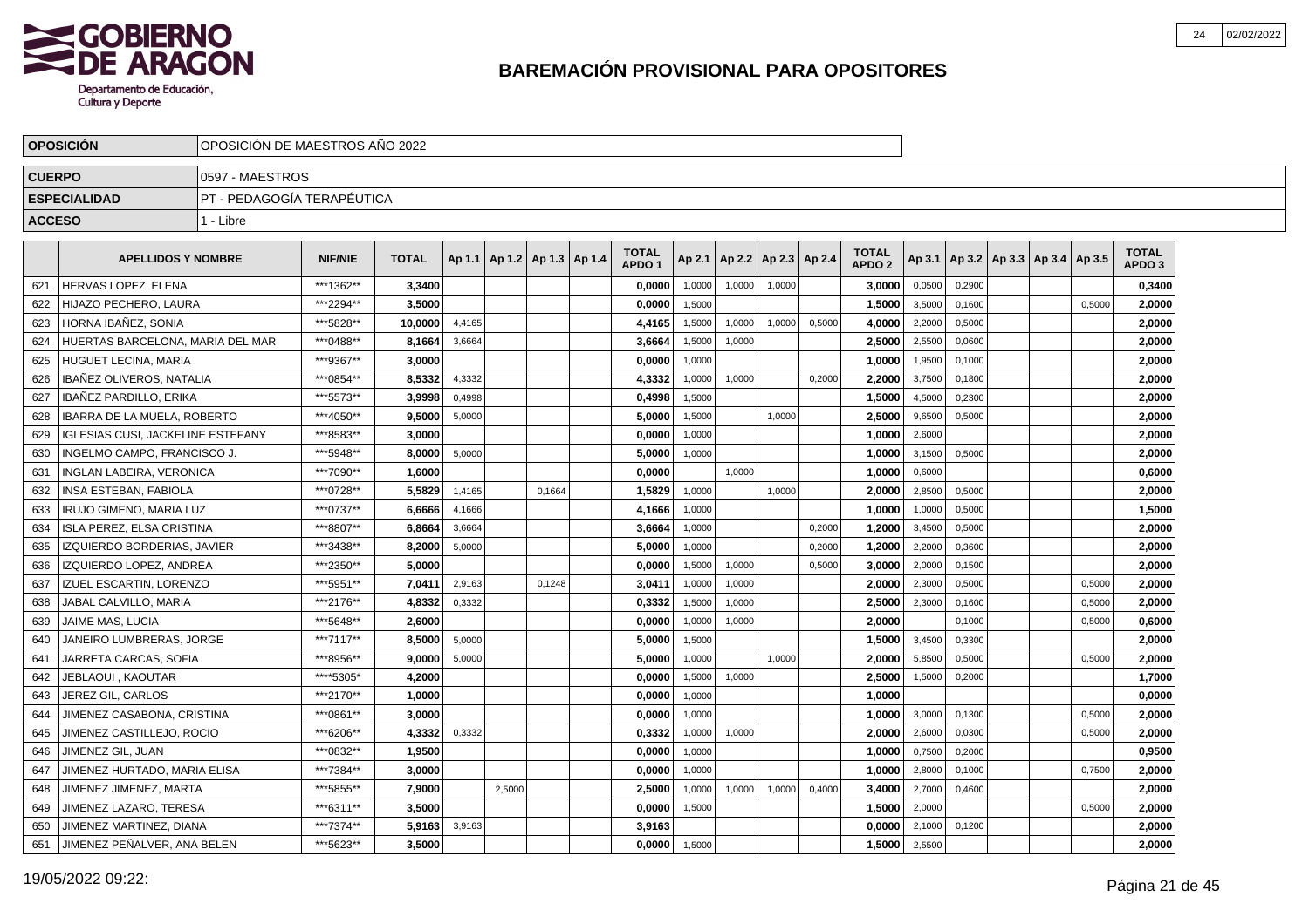# BAREMACIÓN PROVISIONAL PARA OPOSITORES

| OPOSICIÓN | OPOSICIÓN DE MAESTROS AÑO 2022 |
|---|---|
| CUERPO | 0597 - MAESTROS |
| ESPECIALIDAD | PT - PEDAGOGÍA TERAPÉUTICA |
| ACCESO | 1 - Libre |

| | APELLIDOS Y NOMBRE | NIF/NIE | TOTAL | Ap 1.1 | Ap 1.2 | Ap 1.3 | Ap 1.4 | TOTAL APDO 1 | Ap 2.1 | Ap 2.2 | Ap 2.3 | Ap 2.4 | TOTAL APDO 2 | Ap 3.1 | Ap 3.2 | Ap 3.3 | Ap 3.4 | Ap 3.5 | TOTAL APDO 3 |
|---|---|---|---|---|---|---|---|---|---|---|---|---|---|---|---|---|---|---|---|
| 621 | HERVAS LOPEZ, ELENA | ***1362** | 3,3400 | | | | | 0,0000 | 1,0000 | 1,0000 | 1,0000 | | 3,0000 | 0,0500 | 0,2900 | | | | 0,3400 |
| 622 | HIJAZO PECHERO, LAURA | ***2294** | 3,5000 | | | | | 0,0000 | 1,5000 | | | | 1,5000 | 3,5000 | 0,1600 | | | 0,5000 | 2,0000 |
| 623 | HORNA IBAÑEZ, SONIA | ***5828** | 10,0000 | 4,4165 | | | | 4,4165 | 1,5000 | 1,0000 | 1,0000 | 0,5000 | 4,0000 | 2,2000 | 0,5000 | | | | 2,0000 |
| 624 | HUERTAS BARCELONA, MARIA DEL MAR | ***0488** | 8,1664 | 3,6664 | | | | 3,6664 | 1,5000 | 1,0000 | | | 2,5000 | 2,5500 | 0,0600 | | | | 2,0000 |
| 625 | HUGUET LECINA, MARIA | ***9367** | 3,0000 | | | | | 0,0000 | 1,0000 | | | | 1,0000 | 1,9500 | 0,1000 | | | | 2,0000 |
| 626 | IBAÑEZ OLIVEROS, NATALIA | ***0854** | 8,5332 | 4,3332 | | | | 4,3332 | 1,0000 | 1,0000 | | 0,2000 | 2,2000 | 3,7500 | 0,1800 | | | | 2,0000 |
| 627 | IBAÑEZ PARDILLO, ERIKA | ***5573** | 3,9998 | 0,4998 | | | | 0,4998 | 1,5000 | | | | 1,5000 | 4,5000 | 0,2300 | | | | 2,0000 |
| 628 | IBARRA DE LA MUELA, ROBERTO | ***4050** | 9,5000 | 5,0000 | | | | 5,0000 | 1,5000 | | 1,0000 | | 2,5000 | 9,6500 | 0,5000 | | | | 2,0000 |
| 629 | IGLESIAS CUSI, JACKELINE ESTEFANY | ***8583** | 3,0000 | | | | | 0,0000 | 1,0000 | | | | 1,0000 | 2,6000 | | | | | 2,0000 |
| 630 | INGELMO CAMPO, FRANCISCO J. | ***5948** | 8,0000 | 5,0000 | | | | 5,0000 | 1,0000 | | | | 1,0000 | 3,1500 | 0,5000 | | | | 2,0000 |
| 631 | INGLAN LABEIRA, VERONICA | ***7090** | 1,6000 | | | | | 0,0000 | | 1,0000 | | | 1,0000 | 0,6000 | | | | | 0,6000 |
| 632 | INSA ESTEBAN, FABIOLA | ***0728** | 5,5829 | 1,4165 | | 0,1664 | | 1,5829 | 1,0000 | | 1,0000 | | 2,0000 | 2,8500 | 0,5000 | | | | 2,0000 |
| 633 | IRUJO GIMENO, MARIA LUZ | ***0737** | 6,6666 | 4,1666 | | | | 4,1666 | 1,0000 | | | | 1,0000 | 1,0000 | 0,5000 | | | | 1,5000 |
| 634 | ISLA PEREZ, ELSA CRISTINA | ***8807** | 6,8664 | 3,6664 | | | | 3,6664 | 1,0000 | | | 0,2000 | 1,2000 | 3,4500 | 0,5000 | | | | 2,0000 |
| 635 | IZQUIERDO BORDERIAS, JAVIER | ***3438** | 8,2000 | 5,0000 | | | | 5,0000 | 1,0000 | | | 0,2000 | 1,2000 | 2,2000 | 0,3600 | | | | 2,0000 |
| 636 | IZQUIERDO LOPEZ, ANDREA | ***2350** | 5,0000 | | | | | 0,0000 | 1,5000 | 1,0000 | | 0,5000 | 3,0000 | 2,0000 | 0,1500 | | | | 2,0000 |
| 637 | IZUEL ESCARTIN, LORENZO | ***5951** | 7,0411 | 2,9163 | | 0,1248 | | 3,0411 | 1,0000 | 1,0000 | | | 2,0000 | 2,3000 | 0,5000 | | | 0,5000 | 2,0000 |
| 638 | JABAL CALVILLO, MARIA | ***2176** | 4,8332 | 0,3332 | | | | 0,3332 | 1,5000 | 1,0000 | | | 2,5000 | 2,3000 | 0,1600 | | | 0,5000 | 2,0000 |
| 639 | JAIME MAS, LUCIA | ***5648** | 2,6000 | | | | | 0,0000 | 1,0000 | 1,0000 | | | 2,0000 | | 0,1000 | | | 0,5000 | 0,6000 |
| 640 | JANEIRO LUMBRERAS, JORGE | ***7117** | 8,5000 | 5,0000 | | | | 5,0000 | 1,5000 | | | | 1,5000 | 3,4500 | 0,3300 | | | | 2,0000 |
| 641 | JARRETA CARCAS, SOFIA | ***8956** | 9,0000 | 5,0000 | | | | 5,0000 | 1,0000 | | 1,0000 | | 2,0000 | 5,8500 | 0,5000 | | | 0,5000 | 2,0000 |
| 642 | JEBLAOUI , KAOUTAR | ****5305* | 4,2000 | | | | | 0,0000 | 1,5000 | 1,0000 | | | 2,5000 | 1,5000 | 0,2000 | | | | 1,7000 |
| 643 | JEREZ GIL, CARLOS | ***2170** | 1,0000 | | | | | 0,0000 | 1,0000 | | | | 1,0000 | | | | | | 0,0000 |
| 644 | JIMENEZ CASABONA, CRISTINA | ***0861** | 3,0000 | | | | | 0,0000 | 1,0000 | | | | 1,0000 | 3,0000 | 0,1300 | | | 0,5000 | 2,0000 |
| 645 | JIMENEZ CASTILLEJO, ROCIO | ***6206** | 4,3332 | 0,3332 | | | | 0,3332 | 1,0000 | 1,0000 | | | 2,0000 | 2,6000 | 0,0300 | | | 0,5000 | 2,0000 |
| 646 | JIMENEZ GIL, JUAN | ***0832** | 1,9500 | | | | | 0,0000 | 1,0000 | | | | 1,0000 | 0,7500 | 0,2000 | | | | 0,9500 |
| 647 | JIMENEZ HURTADO, MARIA ELISA | ***7384** | 3,0000 | | | | | 0,0000 | 1,0000 | | | | 1,0000 | 2,8000 | 0,1000 | | | 0,7500 | 2,0000 |
| 648 | JIMENEZ JIMENEZ, MARTA | ***5855** | 7,9000 | | 2,5000 | | | 2,5000 | 1,0000 | 1,0000 | 1,0000 | 0,4000 | 3,4000 | 2,7000 | 0,4600 | | | | 2,0000 |
| 649 | JIMENEZ LAZARO, TERESA | ***6311** | 3,5000 | | | | | 0,0000 | 1,5000 | | | | 1,5000 | 2,0000 | | | | 0,5000 | 2,0000 |
| 650 | JIMENEZ MARTINEZ, DIANA | ***7374** | 5,9163 | 3,9163 | | | | 3,9163 | | | | | 0,0000 | 2,1000 | 0,1200 | | | | 2,0000 |
| 651 | JIMENEZ PEÑALVER, ANA BELEN | ***5623** | 3,5000 | | | | | 0,0000 | 1,5000 | | | | 1,5000 | 2,5500 | | | | | 2,0000 |

19/05/2022 09:22: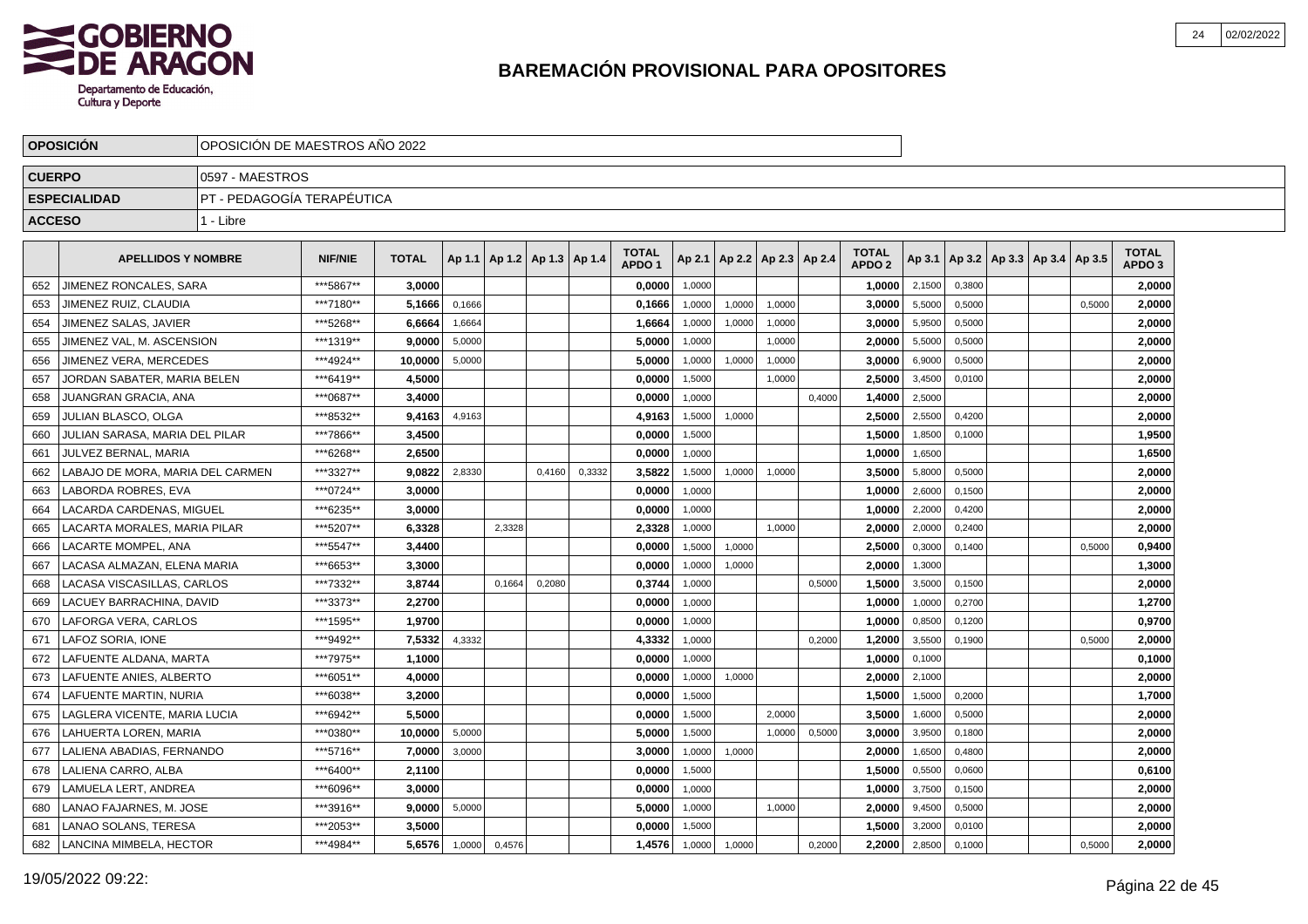# BAREMACIÓN PROVISIONAL PARA OPOSITORES

| OPOSICIÓN | OPOSICIÓN DE MAESTROS AÑO 2022 |
|---|---|
| CUERPO | 0597 - MAESTROS |
| ESPECIALIDAD | PT - PEDAGOGÍA TERAPÉUTICA |
| ACCESO | 1 - Libre |

| | APELLIDOS Y NOMBRE | NIF/NIE | TOTAL | Ap 1.1 | Ap 1.2 | Ap 1.3 | Ap 1.4 | TOTAL APDO 1 | Ap 2.1 | Ap 2.2 | Ap 2.3 | Ap 2.4 | TOTAL APDO 2 | Ap 3.1 | Ap 3.2 | Ap 3.3 | Ap 3.4 | Ap 3.5 | TOTAL APDO 3 |
|---|---|---|---|---|---|---|---|---|---|---|---|---|---|---|---|---|---|---|---|
| 652 | JIMENEZ RONCALES, SARA | ***5867** | 3,0000 | | | | | 0,0000 | 1,0000 | | | | 1,0000 | 2,1500 | 0,3800 | | | | 2,0000 |
| 653 | JIMENEZ RUIZ, CLAUDIA | ***7180** | 5,1666 | 0,1666 | | | | 0,1666 | 1,0000 | 1,0000 | 1,0000 | | 3,0000 | 5,5000 | 0,5000 | | | 0,5000 | 2,0000 |
| 654 | JIMENEZ SALAS, JAVIER | ***5268** | 6,6664 | 1,6664 | | | | 1,6664 | 1,0000 | 1,0000 | 1,0000 | | 3,0000 | 5,9500 | 0,5000 | | | | 2,0000 |
| 655 | JIMENEZ VAL, M. ASCENSION | ***1319** | 9,0000 | 5,0000 | | | | 5,0000 | 1,0000 | | 1,0000 | | 2,0000 | 5,5000 | 0,5000 | | | | 2,0000 |
| 656 | JIMENEZ VERA, MERCEDES | ***4924** | 10,0000 | 5,0000 | | | | 5,0000 | 1,0000 | 1,0000 | 1,0000 | | 3,0000 | 6,9000 | 0,5000 | | | | 2,0000 |
| 657 | JORDAN SABATER, MARIA BELEN | ***6419** | 4,5000 | | | | | 0,0000 | 1,5000 | | 1,0000 | | 2,5000 | 3,4500 | 0,0100 | | | | 2,0000 |
| 658 | JUANGRAN GRACIA, ANA | ***0687** | 3,4000 | | | | | 0,0000 | 1,0000 | | | 0,4000 | 1,4000 | 2,5000 | | | | | 2,0000 |
| 659 | JULIAN BLASCO, OLGA | ***8532** | 9,4163 | 4,9163 | | | | 4,9163 | 1,5000 | 1,0000 | | | 2,5000 | 2,5500 | 0,4200 | | | | 2,0000 |
| 660 | JULIAN SARASA, MARIA DEL PILAR | ***7866** | 3,4500 | | | | | 0,0000 | 1,5000 | | | | 1,5000 | 1,8500 | 0,1000 | | | | 1,9500 |
| 661 | JULVEZ BERNAL, MARIA | ***6268** | 2,6500 | | | | | 0,0000 | 1,0000 | | | | 1,0000 | 1,6500 | | | | | 1,6500 |
| 662 | LABAJO DE MORA, MARIA DEL CARMEN | ***3327** | 9,0822 | 2,8330 | | 0,4160 | 0,3332 | 3,5822 | 1,5000 | 1,0000 | 1,0000 | | 3,5000 | 5,8000 | 0,5000 | | | | 2,0000 |
| 663 | LABORDA ROBRES, EVA | ***0724** | 3,0000 | | | | | 0,0000 | 1,0000 | | | | 1,0000 | 2,6000 | 0,1500 | | | | 2,0000 |
| 664 | LACARDA CARDENAS, MIGUEL | ***6235** | 3,0000 | | | | | 0,0000 | 1,0000 | | | | 1,0000 | 2,2000 | 0,4200 | | | | 2,0000 |
| 665 | LACARTA MORALES, MARIA PILAR | ***5207** | 6,3328 | | 2,3328 | | | 2,3328 | 1,0000 | | 1,0000 | | 2,0000 | 2,0000 | 0,2400 | | | | 2,0000 |
| 666 | LACARTE MOMPEL, ANA | ***5547** | 3,4400 | | | | | 0,0000 | 1,5000 | 1,0000 | | | 2,5000 | 0,3000 | 0,1400 | | | 0,5000 | 0,9400 |
| 667 | LACASA ALMAZAN, ELENA MARIA | ***6653** | 3,3000 | | | | | 0,0000 | 1,0000 | 1,0000 | | | 2,0000 | 1,3000 | | | | | 1,3000 |
| 668 | LACASA VISCASILLAS, CARLOS | ***7332** | 3,8744 | | 0,1664 | 0,2080 | | 0,3744 | 1,0000 | | | 0,5000 | 1,5000 | 3,5000 | 0,1500 | | | | 2,0000 |
| 669 | LACUEY BARRACHINA, DAVID | ***3373** | 2,2700 | | | | | 0,0000 | 1,0000 | | | | 1,0000 | 1,0000 | 0,2700 | | | | 1,2700 |
| 670 | LAFORGA VERA, CARLOS | ***1595** | 1,9700 | | | | | 0,0000 | 1,0000 | | | | 1,0000 | 0,8500 | 0,1200 | | | | 0,9700 |
| 671 | LAFOZ SORIA, IONE | ***9492** | 7,5332 | 4,3332 | | | | 4,3332 | 1,0000 | | | 0,2000 | 1,2000 | 3,5500 | 0,1900 | | | 0,5000 | 2,0000 |
| 672 | LAFUENTE ALDANA, MARTA | ***7975** | 1,1000 | | | | | 0,0000 | 1,0000 | | | | 1,0000 | 0,1000 | | | | | 0,1000 |
| 673 | LAFUENTE ANIES, ALBERTO | ***6051** | 4,0000 | | | | | 0,0000 | 1,0000 | 1,0000 | | | 2,0000 | 2,1000 | | | | | 2,0000 |
| 674 | LAFUENTE MARTIN, NURIA | ***6038** | 3,2000 | | | | | 0,0000 | 1,5000 | | | | 1,5000 | 1,5000 | 0,2000 | | | | 1,7000 |
| 675 | LAGLERA VICENTE, MARIA LUCIA | ***6942** | 5,5000 | | | | | 0,0000 | 1,5000 | | 2,0000 | | 3,5000 | 1,6000 | 0,5000 | | | | 2,0000 |
| 676 | LAHUERTA LOREN, MARIA | ***0380** | 10,0000 | 5,0000 | | | | 5,0000 | 1,5000 | | 1,0000 | 0,5000 | 3,0000 | 3,9500 | 0,1800 | | | | 2,0000 |
| 677 | LALIENA ABADIAS, FERNANDO | ***5716** | 7,0000 | 3,0000 | | | | 3,0000 | 1,0000 | 1,0000 | | | 2,0000 | 1,6500 | 0,4800 | | | | 2,0000 |
| 678 | LALIENA CARRO, ALBA | ***6400** | 2,1100 | | | | | 0,0000 | 1,5000 | | | | 1,5000 | 0,5500 | 0,0600 | | | | 0,6100 |
| 679 | LAMUELA LERT, ANDREA | ***6096** | 3,0000 | | | | | 0,0000 | 1,0000 | | | | 1,0000 | 3,7500 | 0,1500 | | | | 2,0000 |
| 680 | LANAO FAJARNES, M. JOSE | ***3916** | 9,0000 | 5,0000 | | | | 5,0000 | 1,0000 | | 1,0000 | | 2,0000 | 9,4500 | 0,5000 | | | | 2,0000 |
| 681 | LANAO SOLANS, TERESA | ***2053** | 3,5000 | | | | | 0,0000 | 1,5000 | | | | 1,5000 | 3,2000 | 0,0100 | | | | 2,0000 |
| 682 | LANCINA MIMBELA, HECTOR | ***4984** | 5,6576 | 1,0000 | 0,4576 | | | 1,4576 | 1,0000 | 1,0000 | | 0,2000 | 2,2000 | 2,8500 | 0,1000 | | | 0,5000 | 2,0000 |

19/05/2022 09:22: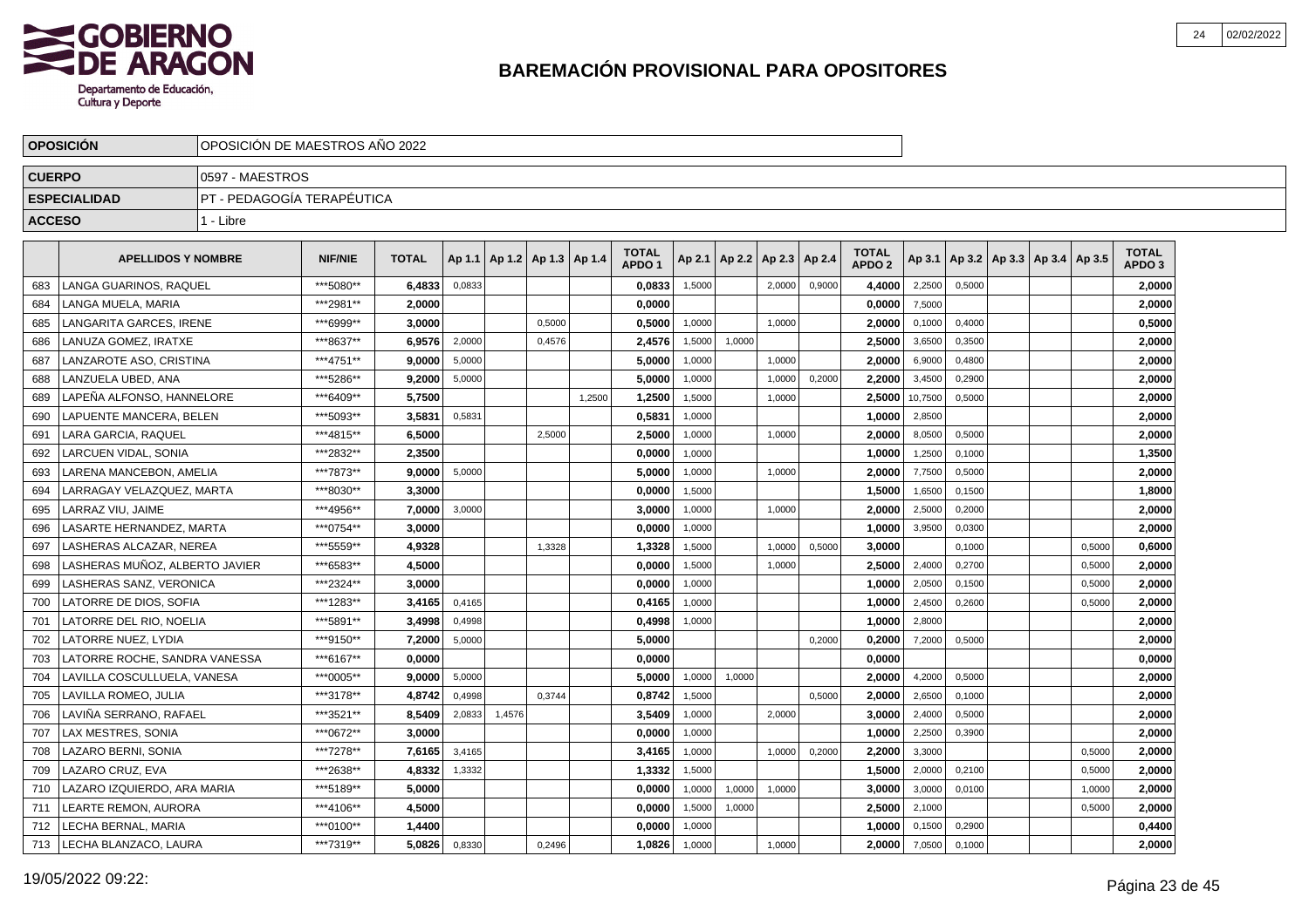# BAREMACIÓN PROVISIONAL PARA OPOSITORES

| | |
|---|---|
| **OPOSICIÓN** | OPOSICIÓN DE MAESTROS AÑO 2022 |
| **CUERPO** | 0597 - MAESTROS |
| **ESPECIALIDAD** | PT - PEDAGOGÍA TERAPÉUTICA |
| **ACCESO** | 1 - Libre |

| | APELLIDOS Y NOMBRE | NIF/NIE | TOTAL | Ap 1.1 | Ap 1.2 | Ap 1.3 | Ap 1.4 | TOTAL APDO 1 | Ap 2.1 | Ap 2.2 | Ap 2.3 | Ap 2.4 | TOTAL APDO 2 | Ap 3.1 | Ap 3.2 | Ap 3.3 | Ap 3.4 | Ap 3.5 | TOTAL APDO 3 |
|---|---|---|---|---|---|---|---|---|---|---|---|---|---|---|---|---|---|---|---|
| 683 | LANGA GUARINOS, RAQUEL | ***5080** | 6,4833 | 0,0833 | | | | 0,0833 | 1,5000 | | 2,0000 | 0,9000 | 4,4000 | 2,2500 | 0,5000 | | | | 2,0000 |
| 684 | LANGA MUELA, MARIA | ***2981** | 2,0000 | | | | | 0,0000 | | | | | 0,0000 | 7,5000 | | | | | 2,0000 |
| 685 | LANGARITA GARCES, IRENE | ***6999** | 3,0000 | | | 0,5000 | | 0,5000 | 1,0000 | | 1,0000 | | 2,0000 | 0,1000 | 0,4000 | | | | 0,5000 |
| 686 | LANUZA GOMEZ, IRATXE | ***8637** | 6,9576 | 2,0000 | | 0,4576 | | 2,4576 | 1,5000 | 1,0000 | | | 2,5000 | 3,6500 | 0,3500 | | | | 2,0000 |
| 687 | LANZAROTE ASO, CRISTINA | ***4751** | 9,0000 | 5,0000 | | | | 5,0000 | 1,0000 | | 1,0000 | | 2,0000 | 6,9000 | 0,4800 | | | | 2,0000 |
| 688 | LANZUELA UBED, ANA | ***5286** | 9,2000 | 5,0000 | | | | 5,0000 | 1,0000 | | 1,0000 | 0,2000 | 2,2000 | 3,4500 | 0,2900 | | | | 2,0000 |
| 689 | LAPEÑA ALFONSO, HANNELORE | ***6409** | 5,7500 | | | | 1,2500 | 1,2500 | 1,5000 | | 1,0000 | | 2,5000 | 10,7500 | 0,5000 | | | | 2,0000 |
| 690 | LAPUENTE MANCERA, BELEN | ***5093** | 3,5831 | 0,5831 | | | | 0,5831 | 1,0000 | | | | 1,0000 | 2,8500 | | | | | 2,0000 |
| 691 | LARA GARCIA, RAQUEL | ***4815** | 6,5000 | | | 2,5000 | | 2,5000 | 1,0000 | | 1,0000 | | 2,0000 | 8,0500 | 0,5000 | | | | 2,0000 |
| 692 | LARCUEN VIDAL, SONIA | ***2832** | 2,3500 | | | | | 0,0000 | 1,0000 | | | | 1,0000 | 1,2500 | 0,1000 | | | | 1,3500 |
| 693 | LARENA MANCEBON, AMELIA | ***7873** | 9,0000 | 5,0000 | | | | 5,0000 | 1,0000 | | 1,0000 | | 2,0000 | 7,7500 | 0,5000 | | | | 2,0000 |
| 694 | LARRAGAY VELAZQUEZ, MARTA | ***8030** | 3,3000 | | | | | 0,0000 | 1,5000 | | | | 1,5000 | 1,6500 | 0,1500 | | | | 1,8000 |
| 695 | LARRAZ VIU, JAIME | ***4956** | 7,0000 | 3,0000 | | | | 3,0000 | 1,0000 | | 1,0000 | | 2,0000 | 2,5000 | 0,2000 | | | | 2,0000 |
| 696 | LASARTE HERNANDEZ, MARTA | ***0754** | 3,0000 | | | | | 0,0000 | 1,0000 | | | | 1,0000 | 3,9500 | 0,0300 | | | | 2,0000 |
| 697 | LASHERAS ALCAZAR, NEREA | ***5559** | 4,9328 | | | 1,3328 | | 1,3328 | 1,5000 | | 1,0000 | 0,5000 | 3,0000 | | 0,1000 | | | 0,5000 | 0,6000 |
| 698 | LASHERAS MUÑOZ, ALBERTO JAVIER | ***6583** | 4,5000 | | | | | 0,0000 | 1,5000 | | 1,0000 | | 2,5000 | 2,4000 | 0,2700 | | | 0,5000 | 2,0000 |
| 699 | LASHERAS SANZ, VERONICA | ***2324** | 3,0000 | | | | | 0,0000 | 1,0000 | | | | 1,0000 | 2,0500 | 0,1500 | | | 0,5000 | 2,0000 |
| 700 | LATORRE DE DIOS, SOFIA | ***1283** | 3,4165 | 0,4165 | | | | 0,4165 | 1,0000 | | | | 1,0000 | 2,4500 | 0,2600 | | | 0,5000 | 2,0000 |
| 701 | LATORRE DEL RIO, NOELIA | ***5891** | 3,4998 | 0,4998 | | | | 0,4998 | 1,0000 | | | | 1,0000 | 2,8000 | | | | | 2,0000 |
| 702 | LATORRE NUEZ, LYDIA | ***9150** | 7,2000 | 5,0000 | | | | 5,0000 | | | | 0,2000 | 0,2000 | 7,2000 | 0,5000 | | | | 2,0000 |
| 703 | LATORRE ROCHE, SANDRA VANESSA | ***6167** | 0,0000 | | | | | 0,0000 | | | | | 0,0000 | | | | | | 0,0000 |
| 704 | LAVILLA COSCULLUELA, VANESA | ***0005** | 9,0000 | 5,0000 | | | | 5,0000 | 1,0000 | 1,0000 | | | 2,0000 | 4,2000 | 0,5000 | | | | 2,0000 |
| 705 | LAVILLA ROMEO, JULIA | ***3178** | 4,8742 | 0,4998 | | 0,3744 | | 0,8742 | 1,5000 | | | 0,5000 | 2,0000 | 2,6500 | 0,1000 | | | | 2,0000 |
| 706 | LAVIÑA SERRANO, RAFAEL | ***3521** | 8,5409 | 2,0833 | 1,4576 | | | 3,5409 | 1,0000 | | 2,0000 | | 3,0000 | 2,4000 | 0,5000 | | | | 2,0000 |
| 707 | LAX MESTRES, SONIA | ***0672** | 3,0000 | | | | | 0,0000 | 1,0000 | | | | 1,0000 | 2,2500 | 0,3900 | | | | 2,0000 |
| 708 | LAZARO BERNI, SONIA | ***7278** | 7,6165 | 3,4165 | | | | 3,4165 | 1,0000 | | 1,0000 | 0,2000 | 2,2000 | 3,3000 | | | | 0,5000 | 2,0000 |
| 709 | LAZARO CRUZ, EVA | ***2638** | 4,8332 | 1,3332 | | | | 1,3332 | 1,5000 | | | | 1,5000 | 2,0000 | 0,2100 | | | 0,5000 | 2,0000 |
| 710 | LAZARO IZQUIERDO, ARA MARIA | ***5189** | 5,0000 | | | | | 0,0000 | 1,0000 | 1,0000 | 1,0000 | | 3,0000 | 3,0000 | 0,0100 | | | 1,0000 | 2,0000 |
| 711 | LEARTE REMON, AURORA | ***4106** | 4,5000 | | | | | 0,0000 | 1,5000 | 1,0000 | | | 2,5000 | 2,1000 | | | | 0,5000 | 2,0000 |
| 712 | LECHA BERNAL, MARIA | ***0100** | 1,4400 | | | | | 0,0000 | 1,0000 | | | | 1,0000 | 0,1500 | 0,2900 | | | | 0,4400 |
| 713 | LECHA BLANZACO, LAURA | ***7319** | 5,0826 | 0,8330 | | 0,2496 | | 1,0826 | 1,0000 | | 1,0000 | | 2,0000 | 7,0500 | 0,1000 | | | | 2,0000 |

19/05/2022 09:22: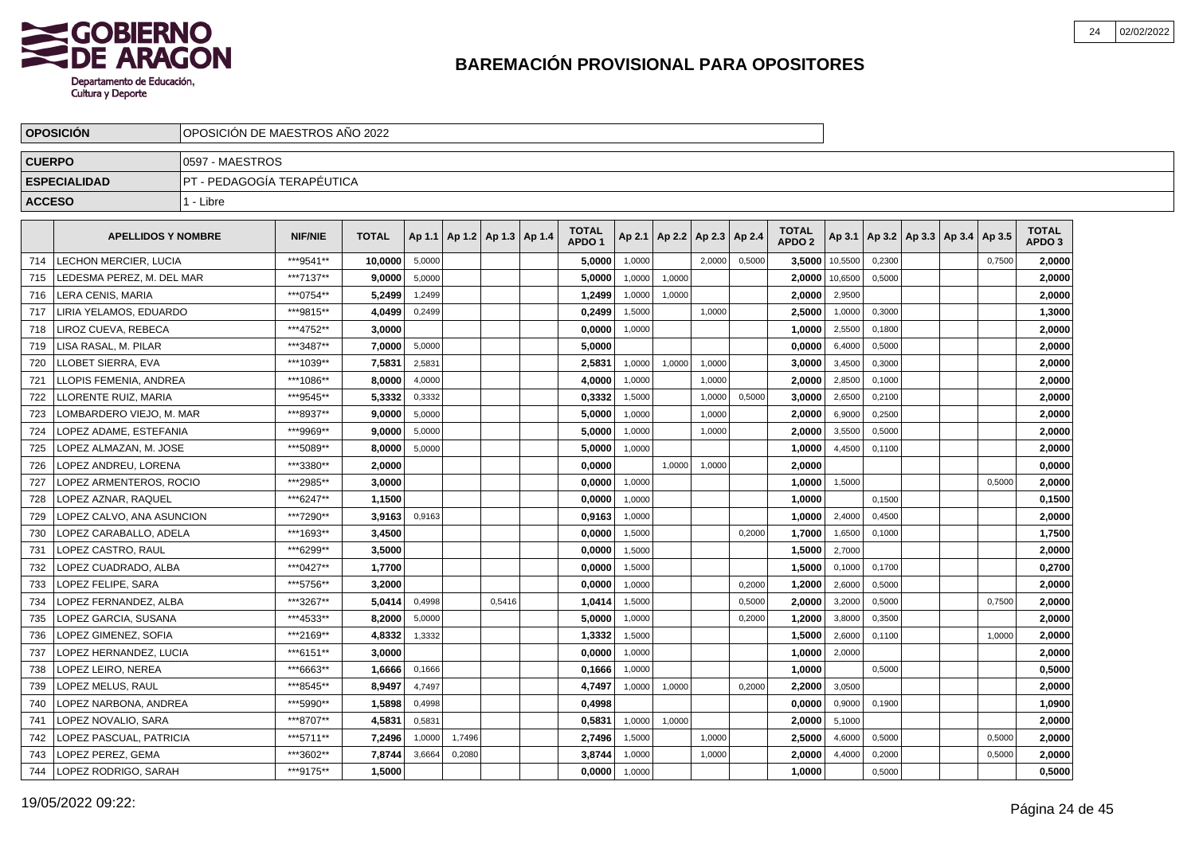# BAREMACIÓN PROVISIONAL PARA OPOSITORES

| OPOSICIÓN | OPOSICIÓN DE MAESTROS AÑO 2022 |
|---|---|
| CUERPO | 0597 - MAESTROS |
| ESPECIALIDAD | PT - PEDAGOGÍA TERAPÉUTICA |
| ACCESO | 1 - Libre |

| | APELLIDOS Y NOMBRE | NIF/NIE | TOTAL | Ap 1.1 | Ap 1.2 | Ap 1.3 | Ap 1.4 | TOTAL APDO 1 | Ap 2.1 | Ap 2.2 | Ap 2.3 | Ap 2.4 | TOTAL APDO 2 | Ap 3.1 | Ap 3.2 | Ap 3.3 | Ap 3.4 | Ap 3.5 | TOTAL APDO 3 |
|---|---|---|---|---|---|---|---|---|---|---|---|---|---|---|---|---|---|---|---|
| 714 | LECHON MERCIER, LUCIA | ***9541** | 10,0000 | 5,0000 | | | | 5,0000 | 1,0000 | | 2,0000 | 0,5000 | 3,5000 | 10,5500 | 0,2300 | | | 0,7500 | 2,0000 |
| 715 | LEDESMA PEREZ, M. DEL MAR | ***7137** | 9,0000 | 5,0000 | | | | 5,0000 | 1,0000 | 1,0000 | | | 2,0000 | 10,6500 | 0,5000 | | | | 2,0000 |
| 716 | LERA CENIS, MARIA | ***0754** | 5,2499 | 1,2499 | | | | 1,2499 | 1,0000 | 1,0000 | | | 2,0000 | 2,9500 | | | | | 2,0000 |
| 717 | LIRIA YELAMOS, EDUARDO | ***9815** | 4,0499 | 0,2499 | | | | 0,2499 | 1,5000 | | 1,0000 | | 2,5000 | 1,0000 | 0,3000 | | | | 1,3000 |
| 718 | LIROZ CUEVA, REBECA | ***4752** | 3,0000 | | | | | 0,0000 | 1,0000 | | | | 1,0000 | 2,5500 | 0,1800 | | | | 2,0000 |
| 719 | LISA RASAL, M. PILAR | ***3487** | 7,0000 | 5,0000 | | | | 5,0000 | | | | | 0,0000 | 6,4000 | 0,5000 | | | | 2,0000 |
| 720 | LLOBET SIERRA, EVA | ***1039** | 7,5831 | 2,5831 | | | | 2,5831 | 1,0000 | 1,0000 | 1,0000 | | 3,0000 | 3,4500 | 0,3000 | | | | 2,0000 |
| 721 | LLOPIS FEMENIA, ANDREA | ***1086** | 8,0000 | 4,0000 | | | | 4,0000 | 1,0000 | | 1,0000 | | 2,0000 | 2,8500 | 0,1000 | | | | 2,0000 |
| 722 | LLORENTE RUIZ, MARIA | ***9545** | 5,3332 | 0,3332 | | | | 0,3332 | 1,5000 | | 1,0000 | 0,5000 | 3,0000 | 2,6500 | 0,2100 | | | | 2,0000 |
| 723 | LOMBARDERO VIEJO, M. MAR | ***8937** | 9,0000 | 5,0000 | | | | 5,0000 | 1,0000 | | 1,0000 | | 2,0000 | 6,9000 | 0,2500 | | | | 2,0000 |
| 724 | LOPEZ ADAME, ESTEFANIA | ***9969** | 9,0000 | 5,0000 | | | | 5,0000 | 1,0000 | | 1,0000 | | 2,0000 | 3,5500 | 0,5000 | | | | 2,0000 |
| 725 | LOPEZ ALMAZAN, M. JOSE | ***5089** | 8,0000 | 5,0000 | | | | 5,0000 | 1,0000 | | | | 1,0000 | 4,4500 | 0,1100 | | | | 2,0000 |
| 726 | LOPEZ ANDREU, LORENA | ***3380** | 2,0000 | | | | | 0,0000 | | 1,0000 | 1,0000 | | 2,0000 | | | | | | 0,0000 |
| 727 | LOPEZ ARMENTEROS, ROCIO | ***2985** | 3,0000 | | | | | 0,0000 | 1,0000 | | | | 1,0000 | 1,5000 | | | | 0,5000 | 2,0000 |
| 728 | LOPEZ AZNAR, RAQUEL | ***6247** | 1,1500 | | | | | 0,0000 | 1,0000 | | | | 1,0000 | | 0,1500 | | | | 0,1500 |
| 729 | LOPEZ CALVO, ANA ASUNCION | ***7290** | 3,9163 | 0,9163 | | | | 0,9163 | 1,0000 | | | | 1,0000 | 2,4000 | 0,4500 | | | | 2,0000 |
| 730 | LOPEZ CARABALLO, ADELA | ***1693** | 3,4500 | | | | | 0,0000 | 1,5000 | | | 0,2000 | 1,7000 | 1,6500 | 0,1000 | | | | 1,7500 |
| 731 | LOPEZ CASTRO, RAUL | ***6299** | 3,5000 | | | | | 0,0000 | 1,5000 | | | | 1,5000 | 2,7000 | | | | | 2,0000 |
| 732 | LOPEZ CUADRADO, ALBA | ***0427** | 1,7700 | | | | | 0,0000 | 1,5000 | | | | 1,5000 | 0,1000 | 0,1700 | | | | 0,2700 |
| 733 | LOPEZ FELIPE, SARA | ***5756** | 3,2000 | | | | | 0,0000 | 1,0000 | | | 0,2000 | 1,2000 | 2,6000 | 0,5000 | | | | 2,0000 |
| 734 | LOPEZ FERNANDEZ, ALBA | ***3267** | 5,0414 | 0,4998 | | 0,5416 | | 1,0414 | 1,5000 | | | 0,5000 | 2,0000 | 3,2000 | 0,5000 | | | 0,7500 | 2,0000 |
| 735 | LOPEZ GARCIA, SUSANA | ***4533** | 8,2000 | 5,0000 | | | | 5,0000 | 1,0000 | | | 0,2000 | 1,2000 | 3,8000 | 0,3500 | | | | 2,0000 |
| 736 | LOPEZ GIMENEZ, SOFIA | ***2169** | 4,8332 | 1,3332 | | | | 1,3332 | 1,5000 | | | | 1,5000 | 2,6000 | 0,1100 | | | 1,0000 | 2,0000 |
| 737 | LOPEZ HERNANDEZ, LUCIA | ***6151** | 3,0000 | | | | | 0,0000 | 1,0000 | | | | 1,0000 | 2,0000 | | | | | 2,0000 |
| 738 | LOPEZ LEIRO, NEREA | ***6663** | 1,6666 | 0,1666 | | | | 0,1666 | 1,0000 | | | | 1,0000 | | 0,5000 | | | | 0,5000 |
| 739 | LOPEZ MELUS, RAUL | ***8545** | 8,9497 | 4,7497 | | | | 4,7497 | 1,0000 | 1,0000 | | 0,2000 | 2,2000 | 3,0500 | | | | | 2,0000 |
| 740 | LOPEZ NARBONA, ANDREA | ***5990** | 1,5898 | 0,4998 | | | | 0,4998 | | | | | 0,0000 | 0,9000 | 0,1900 | | | | 1,0900 |
| 741 | LOPEZ NOVALIO, SARA | ***8707** | 4,5831 | 0,5831 | | | | 0,5831 | 1,0000 | 1,0000 | | | 2,0000 | 5,1000 | | | | | 2,0000 |
| 742 | LOPEZ PASCUAL, PATRICIA | ***5711** | 7,2496 | 1,0000 | 1,7496 | | | 2,7496 | 1,5000 | | 1,0000 | | 2,5000 | 4,6000 | 0,5000 | | | 0,5000 | 2,0000 |
| 743 | LOPEZ PEREZ, GEMA | ***3602** | 7,8744 | 3,6664 | 0,2080 | | | 3,8744 | 1,0000 | | 1,0000 | | 2,0000 | 4,4000 | 0,2000 | | | 0,5000 | 2,0000 |
| 744 | LOPEZ RODRIGO, SARAH | ***9175** | 1,5000 | | | | | 0,0000 | 1,0000 | | | | 1,0000 | | 0,5000 | | | | 0,5000 |

19/05/2022 09:22: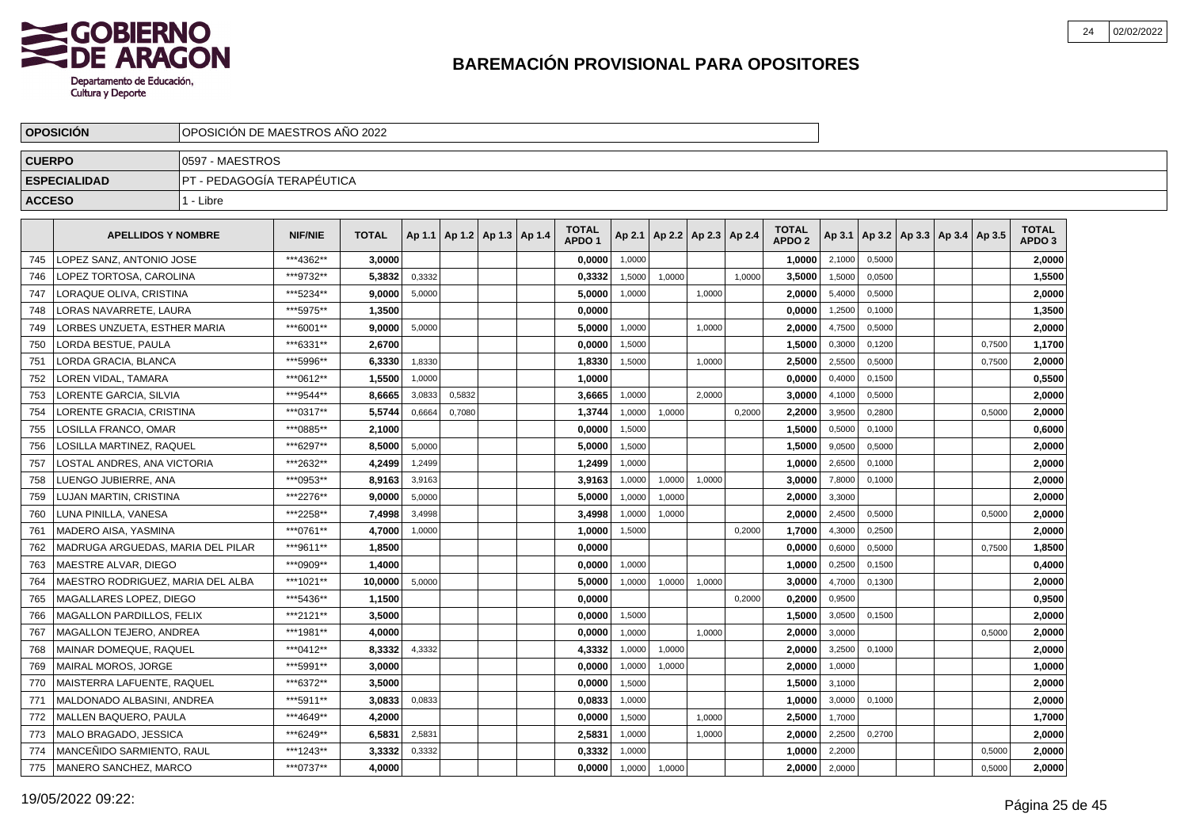# BAREMACIÓN PROVISIONAL PARA OPOSITORES

| OPOSICIÓN | OPOSICIÓN DE MAESTROS AÑO 2022 |
|---|---|
| CUERPO | 0597 - MAESTROS |
| ESPECIALIDAD | PT - PEDAGOGÍA TERAPÉUTICA |
| ACCESO | 1 - Libre |

| | APELLIDOS Y NOMBRE | NIF/NIE | TOTAL | Ap 1.1 | Ap 1.2 | Ap 1.3 | Ap 1.4 | TOTAL APDO 1 | Ap 2.1 | Ap 2.2 | Ap 2.3 | Ap 2.4 | TOTAL APDO 2 | Ap 3.1 | Ap 3.2 | Ap 3.3 | Ap 3.4 | Ap 3.5 | TOTAL APDO 3 |
|---|---|---|---|---|---|---|---|---|---|---|---|---|---|---|---|---|---|---|---|
| 745 | LOPEZ SANZ, ANTONIO JOSE | ***4362** | 3,0000 | | | | | 0,0000 | 1,0000 | | | | 1,0000 | 2,1000 | 0,5000 | | | | 2,0000 |
| 746 | LOPEZ TORTOSA, CAROLINA | ***9732** | 5,3832 | 0,3332 | | | | 0,3332 | 1,5000 | 1,0000 | | 1,0000 | 3,5000 | 1,5000 | 0,0500 | | | | 1,5500 |
| 747 | LORAQUE OLIVA, CRISTINA | ***5234** | 9,0000 | 5,0000 | | | | 5,0000 | 1,0000 | | 1,0000 | | 2,0000 | 5,4000 | 0,5000 | | | | 2,0000 |
| 748 | LORAS NAVARRETE, LAURA | ***5975** | 1,3500 | | | | | 0,0000 | | | | | 0,0000 | 1,2500 | 0,1000 | | | | 1,3500 |
| 749 | LORBES UNZUETA, ESTHER MARIA | ***6001** | 9,0000 | 5,0000 | | | | 5,0000 | 1,0000 | | 1,0000 | | 2,0000 | 4,7500 | 0,5000 | | | | 2,0000 |
| 750 | LORDA BESTUE, PAULA | ***6331** | 2,6700 | | | | | 0,0000 | 1,5000 | | | | 1,5000 | 0,3000 | 0,1200 | | | 0,7500 | 1,1700 |
| 751 | LORDA GRACIA, BLANCA | ***5996** | 6,3330 | 1,8330 | | | | 1,8330 | 1,5000 | | 1,0000 | | 2,5000 | 2,5500 | 0,5000 | | | 0,7500 | 2,0000 |
| 752 | LOREN VIDAL, TAMARA | ***0612** | 1,5500 | 1,0000 | | | | 1,0000 | | | | | 0,0000 | 0,4000 | 0,1500 | | | | 0,5500 |
| 753 | LORENTE GARCIA, SILVIA | ***9544** | 8,6665 | 3,0833 | 0,5832 | | | 3,6665 | 1,0000 | | 2,0000 | | 3,0000 | 4,1000 | 0,5000 | | | | 2,0000 |
| 754 | LORENTE GRACIA, CRISTINA | ***0317** | 5,5744 | 0,6664 | 0,7080 | | | 1,3744 | 1,0000 | 1,0000 | | 0,2000 | 2,2000 | 3,9500 | 0,2800 | | | 0,5000 | 2,0000 |
| 755 | LOSILLA FRANCO, OMAR | ***0885** | 2,1000 | | | | | 0,0000 | 1,5000 | | | | 1,5000 | 0,5000 | 0,1000 | | | | 0,6000 |
| 756 | LOSILLA MARTINEZ, RAQUEL | ***6297** | 8,5000 | 5,0000 | | | | 5,0000 | 1,5000 | | | | 1,5000 | 9,0500 | 0,5000 | | | | 2,0000 |
| 757 | LOSTAL ANDRES, ANA VICTORIA | ***2632** | 4,2499 | 1,2499 | | | | 1,2499 | 1,0000 | | | | 1,0000 | 2,6500 | 0,1000 | | | | 2,0000 |
| 758 | LUENGO JUBIERRE, ANA | ***0953** | 8,9163 | 3,9163 | | | | 3,9163 | 1,0000 | 1,0000 | 1,0000 | | 3,0000 | 7,8000 | 0,1000 | | | | 2,0000 |
| 759 | LUJAN MARTIN, CRISTINA | ***2276** | 9,0000 | 5,0000 | | | | 5,0000 | 1,0000 | 1,0000 | | | 2,0000 | 3,3000 | | | | | 2,0000 |
| 760 | LUNA PINILLA, VANESA | ***2258** | 7,4998 | 3,4998 | | | | 3,4998 | 1,0000 | 1,0000 | | | 2,0000 | 2,4500 | 0,5000 | | | 0,5000 | 2,0000 |
| 761 | MADERO AISA, YASMINA | ***0761** | 4,7000 | 1,0000 | | | | 1,0000 | 1,5000 | | | 0,2000 | 1,7000 | 4,3000 | 0,2500 | | | | 2,0000 |
| 762 | MADRUGA ARGUEDAS, MARIA DEL PILAR | ***9611** | 1,8500 | | | | | 0,0000 | | | | | 0,0000 | 0,6000 | 0,5000 | | | 0,7500 | 1,8500 |
| 763 | MAESTRE ALVAR, DIEGO | ***0909** | 1,4000 | | | | | 0,0000 | 1,0000 | | | | 1,0000 | 0,2500 | 0,1500 | | | | 0,4000 |
| 764 | MAESTRO RODRIGUEZ, MARIA DEL ALBA | ***1021** | 10,0000 | 5,0000 | | | | 5,0000 | 1,0000 | 1,0000 | 1,0000 | | 3,0000 | 4,7000 | 0,1300 | | | | 2,0000 |
| 765 | MAGALLARES LOPEZ, DIEGO | ***5436** | 1,1500 | | | | | 0,0000 | | | | 0,2000 | 0,2000 | 0,9500 | | | | | 0,9500 |
| 766 | MAGALLON PARDILLOS, FELIX | ***2121** | 3,5000 | | | | | 0,0000 | 1,5000 | | | | 1,5000 | 3,0500 | 0,1500 | | | | 2,0000 |
| 767 | MAGALLON TEJERO, ANDREA | ***1981** | 4,0000 | | | | | 0,0000 | 1,0000 | | 1,0000 | | 2,0000 | 3,0000 | | | | 0,5000 | 2,0000 |
| 768 | MAINAR DOMEQUE, RAQUEL | ***0412** | 8,3332 | 4,3332 | | | | 4,3332 | 1,0000 | 1,0000 | | | 2,0000 | 3,2500 | 0,1000 | | | | 2,0000 |
| 769 | MAIRAL MOROS, JORGE | ***5991** | 3,0000 | | | | | 0,0000 | 1,0000 | 1,0000 | | | 2,0000 | 1,0000 | | | | | 1,0000 |
| 770 | MAISTERRA LAFUENTE, RAQUEL | ***6372** | 3,5000 | | | | | 0,0000 | 1,5000 | | | | 1,5000 | 3,1000 | | | | | 2,0000 |
| 771 | MALDONADO ALBASINI, ANDREA | ***5911** | 3,0833 | 0,0833 | | | | 0,0833 | 1,0000 | | | | 1,0000 | 3,0000 | 0,1000 | | | | 2,0000 |
| 772 | MALLEN BAQUERO, PAULA | ***4649** | 4,2000 | | | | | 0,0000 | 1,5000 | | 1,0000 | | 2,5000 | 1,7000 | | | | | 1,7000 |
| 773 | MALO BRAGADO, JESSICA | ***6249** | 6,5831 | 2,5831 | | | | 2,5831 | 1,0000 | | 1,0000 | | 2,0000 | 2,2500 | 0,2700 | | | | 2,0000 |
| 774 | MANCEÑIDO SARMIENTO, RAUL | ***1243** | 3,3332 | 0,3332 | | | | 0,3332 | 1,0000 | | | | 1,0000 | 2,2000 | | | | 0,5000 | 2,0000 |
| 775 | MANERO SANCHEZ, MARCO | ***0737** | 4,0000 | | | | | 0,0000 | 1,0000 | 1,0000 | | | 2,0000 | 2,0000 | | | | 0,5000 | 2,0000 |

19/05/2022 09:22: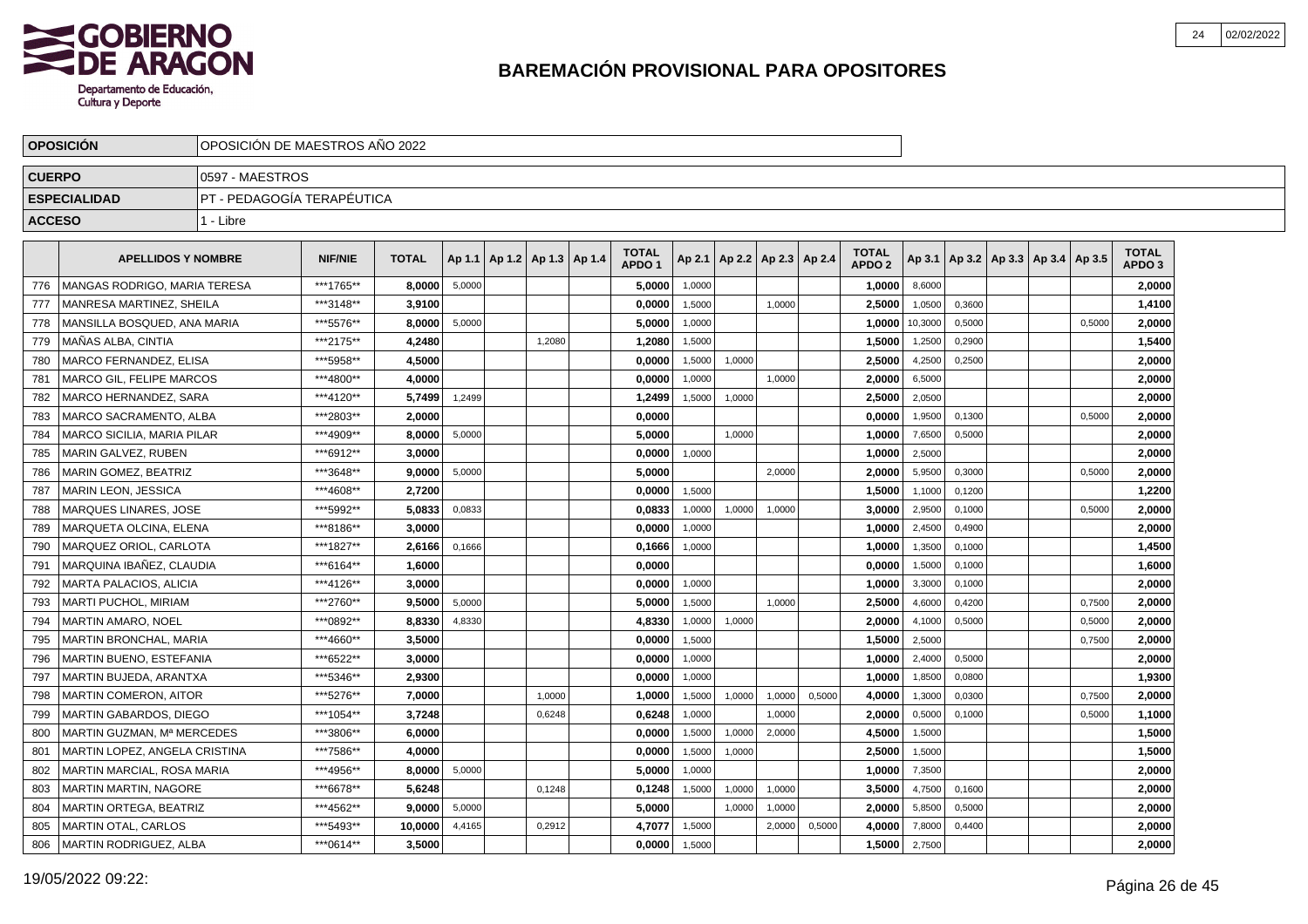# BAREMACIÓN PROVISIONAL PARA OPOSITORES

| OPOSICIÓN | OPOSICIÓN DE MAESTROS AÑO 2022 |
|---|---|
| CUERPO | 0597 - MAESTROS |
| ESPECIALIDAD | PT - PEDAGOGÍA TERAPÉUTICA |
| ACCESO | 1 - Libre |

| | APELLIDOS Y NOMBRE | NIF/NIE | TOTAL | Ap 1.1 | Ap 1.2 | Ap 1.3 | Ap 1.4 | TOTAL APDO 1 | Ap 2.1 | Ap 2.2 | Ap 2.3 | Ap 2.4 | TOTAL APDO 2 | Ap 3.1 | Ap 3.2 | Ap 3.3 | Ap 3.4 | Ap 3.5 | TOTAL APDO 3 |
|---|---|---|---|---|---|---|---|---|---|---|---|---|---|---|---|---|---|---|---|
| 776 | MANGAS RODRIGO, MARIA TERESA | ***1765** | 8,0000 | 5,0000 | | | | 5,0000 | 1,0000 | | | | 1,0000 | 8,6000 | | | | | 2,0000 |
| 777 | MANRESA MARTINEZ, SHEILA | ***3148** | 3,9100 | | | | | 0,0000 | 1,5000 | | 1,0000 | | 2,5000 | 1,0500 | 0,3600 | | | | 1,4100 |
| 778 | MANSILLA BOSQUED, ANA MARIA | ***5576** | 8,0000 | 5,0000 | | | | 5,0000 | 1,0000 | | | | 1,0000 | 10,3000 | 0,5000 | | | 0,5000 | 2,0000 |
| 779 | MAÑAS ALBA, CINTIA | ***2175** | 4,2480 | | | 1,2080 | | 1,2080 | 1,5000 | | | | 1,5000 | 1,2500 | 0,2900 | | | | 1,5400 |
| 780 | MARCO FERNANDEZ, ELISA | ***5958** | 4,5000 | | | | | 0,0000 | 1,5000 | 1,0000 | | | 2,5000 | 4,2500 | 0,2500 | | | | 2,0000 |
| 781 | MARCO GIL, FELIPE MARCOS | ***4800** | 4,0000 | | | | | 0,0000 | 1,0000 | | 1,0000 | | 2,0000 | 6,5000 | | | | | 2,0000 |
| 782 | MARCO HERNANDEZ, SARA | ***4120** | 5,7499 | 1,2499 | | | | 1,2499 | 1,5000 | 1,0000 | | | 2,5000 | 2,0500 | | | | | 2,0000 |
| 783 | MARCO SACRAMENTO, ALBA | ***2803** | 2,0000 | | | | | 0,0000 | | | | | 0,0000 | 1,9500 | 0,1300 | | | 0,5000 | 2,0000 |
| 784 | MARCO SICILIA, MARIA PILAR | ***4909** | 8,0000 | 5,0000 | | | | 5,0000 | | 1,0000 | | | 1,0000 | 7,6500 | 0,5000 | | | | 2,0000 |
| 785 | MARIN GALVEZ, RUBEN | ***6912** | 3,0000 | | | | | 0,0000 | 1,0000 | | | | 1,0000 | 2,5000 | | | | | 2,0000 |
| 786 | MARIN GOMEZ, BEATRIZ | ***3648** | 9,0000 | 5,0000 | | | | 5,0000 | | | 2,0000 | | 2,0000 | 5,9500 | 0,3000 | | | 0,5000 | 2,0000 |
| 787 | MARIN LEON, JESSICA | ***4608** | 2,7200 | | | | | 0,0000 | 1,5000 | | | | 1,5000 | 1,1000 | 0,1200 | | | | 1,2200 |
| 788 | MARQUES LINARES, JOSE | ***5992** | 5,0833 | 0,0833 | | | | 0,0833 | 1,0000 | 1,0000 | 1,0000 | | 3,0000 | 2,9500 | 0,1000 | | | 0,5000 | 2,0000 |
| 789 | MARQUETA OLCINA, ELENA | ***8186** | 3,0000 | | | | | 0,0000 | 1,0000 | | | | 1,0000 | 2,4500 | 0,4900 | | | | 2,0000 |
| 790 | MARQUEZ ORIOL, CARLOTA | ***1827** | 2,6166 | 0,1666 | | | | 0,1666 | 1,0000 | | | | 1,0000 | 1,3500 | 0,1000 | | | | 1,4500 |
| 791 | MARQUINA IBAÑEZ, CLAUDIA | ***6164** | 1,6000 | | | | | 0,0000 | | | | | 0,0000 | 1,5000 | 0,1000 | | | | 1,6000 |
| 792 | MARTA PALACIOS, ALICIA | ***4126** | 3,0000 | | | | | 0,0000 | 1,0000 | | | | 1,0000 | 3,3000 | 0,1000 | | | | 2,0000 |
| 793 | MARTI PUCHOL, MIRIAM | ***2760** | 9,5000 | 5,0000 | | | | 5,0000 | 1,5000 | | 1,0000 | | 2,5000 | 4,6000 | 0,4200 | | | 0,7500 | 2,0000 |
| 794 | MARTIN AMARO, NOEL | ***0892** | 8,8330 | 4,8330 | | | | 4,8330 | 1,0000 | 1,0000 | | | 2,0000 | 4,1000 | 0,5000 | | | 0,5000 | 2,0000 |
| 795 | MARTIN BRONCHAL, MARIA | ***4660** | 3,5000 | | | | | 0,0000 | 1,5000 | | | | 1,5000 | 2,5000 | | | | 0,7500 | 2,0000 |
| 796 | MARTIN BUENO, ESTEFANIA | ***6522** | 3,0000 | | | | | 0,0000 | 1,0000 | | | | 1,0000 | 2,4000 | 0,5000 | | | | 2,0000 |
| 797 | MARTIN BUJEDA, ARANTXA | ***5346** | 2,9300 | | | | | 0,0000 | 1,0000 | | | | 1,0000 | 1,8500 | 0,0800 | | | | 1,9300 |
| 798 | MARTIN COMERON, AITOR | ***5276** | 7,0000 | | | 1,0000 | | 1,0000 | 1,5000 | 1,0000 | 1,0000 | 0,5000 | 4,0000 | 1,3000 | 0,0300 | | | 0,7500 | 2,0000 |
| 799 | MARTIN GABARDOS, DIEGO | ***1054** | 3,7248 | | | 0,6248 | | 0,6248 | 1,0000 | | 1,0000 | | 2,0000 | 0,5000 | 0,1000 | | | 0,5000 | 1,1000 |
| 800 | MARTIN GUZMAN, Mª MERCEDES | ***3806** | 6,0000 | | | | | 0,0000 | 1,5000 | 1,0000 | 2,0000 | | 4,5000 | 1,5000 | | | | | 1,5000 |
| 801 | MARTIN LOPEZ, ANGELA CRISTINA | ***7586** | 4,0000 | | | | | 0,0000 | 1,5000 | 1,0000 | | | 2,5000 | 1,5000 | | | | | 1,5000 |
| 802 | MARTIN MARCIAL, ROSA MARIA | ***4956** | 8,0000 | 5,0000 | | | | 5,0000 | 1,0000 | | | | 1,0000 | 7,3500 | | | | | 2,0000 |
| 803 | MARTIN MARTIN, NAGORE | ***6678** | 5,6248 | | | 0,1248 | | 0,1248 | 1,5000 | 1,0000 | 1,0000 | | 3,5000 | 4,7500 | 0,1600 | | | | 2,0000 |
| 804 | MARTIN ORTEGA, BEATRIZ | ***4562** | 9,0000 | 5,0000 | | | | 5,0000 | | 1,0000 | 1,0000 | | 2,0000 | 5,8500 | 0,5000 | | | | 2,0000 |
| 805 | MARTIN OTAL, CARLOS | ***5493** | 10,0000 | 4,4165 | | 0,2912 | | 4,7077 | 1,5000 | | 2,0000 | 0,5000 | 4,0000 | 7,8000 | 0,4400 | | | | 2,0000 |
| 806 | MARTIN RODRIGUEZ, ALBA | ***0614** | 3,5000 | | | | | 0,0000 | 1,5000 | | | | 1,5000 | 2,7500 | | | | | 2,0000 |

19/05/2022 09:22: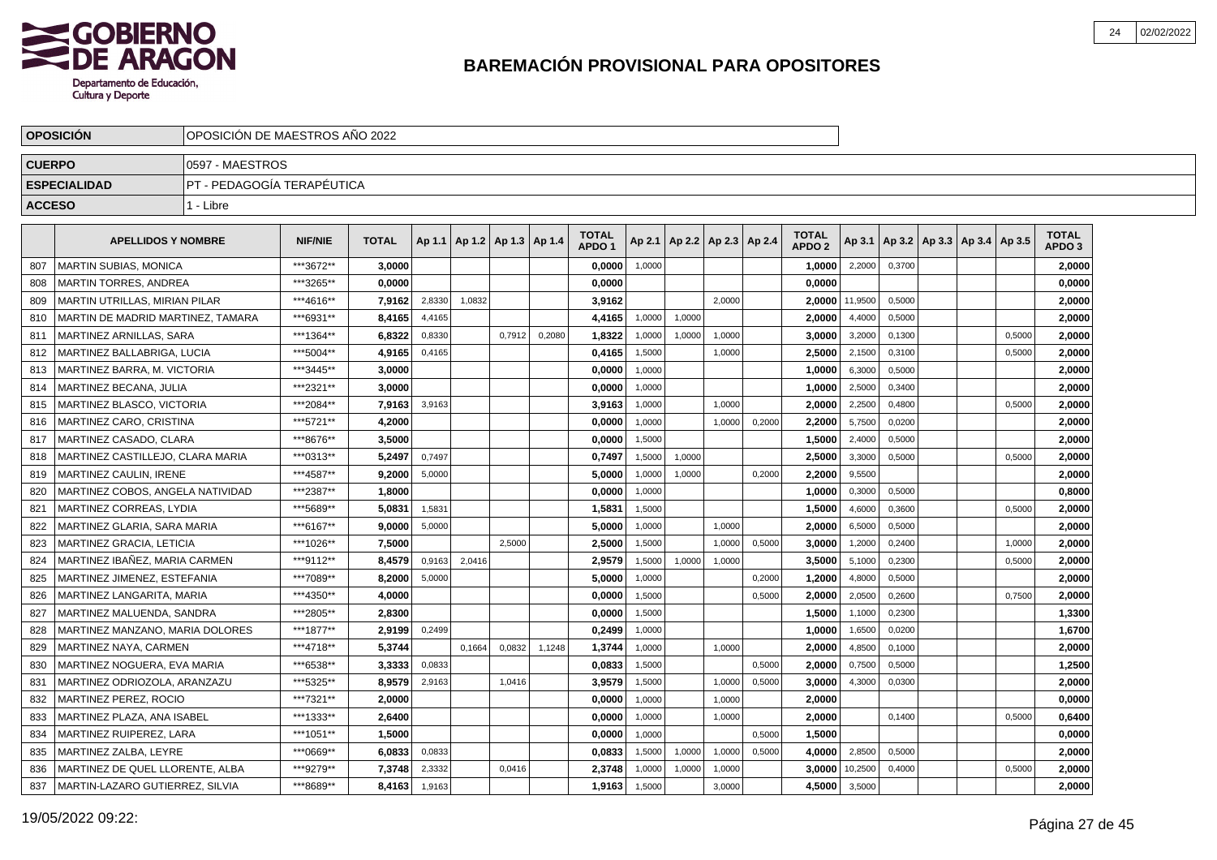# BAREMACIÓN PROVISIONAL PARA OPOSITORES

| | |
|---|---|
| **OPOSICIÓN** | OPOSICIÓN DE MAESTROS AÑO 2022 |
| **CUERPO** | 0597 - MAESTROS |
| **ESPECIALIDAD** | PT - PEDAGOGÍA TERAPÉUTICA |
| **ACCESO** | 1 - Libre |

| | APELLIDOS Y NOMBRE | NIF/NIE | TOTAL | Ap 1.1 | Ap 1.2 | Ap 1.3 | Ap 1.4 | TOTAL APDO 1 | Ap 2.1 | Ap 2.2 | Ap 2.3 | Ap 2.4 | TOTAL APDO 2 | Ap 3.1 | Ap 3.2 | Ap 3.3 | Ap 3.4 | Ap 3.5 | TOTAL APDO 3 |
|---|---|---|---|---|---|---|---|---|---|---|---|---|---|---|---|---|---|---|---|
| 807 | MARTIN SUBIAS, MONICA | ***3672** | **3,0000** | | | | | **0,0000** | 1,0000 | | | | **1,0000** | 2,2000 | 0,3700 | | | | **2,0000** |
| 808 | MARTIN TORRES, ANDREA | ***3265** | **0,0000** | | | | | **0,0000** | | | | | **0,0000** | | | | | | **0,0000** |
| 809 | MARTIN UTRILLAS, MIRIAN PILAR | ***4616** | **7,9162** | 2,8330 | 1,0832 | | | **3,9162** | | | 2,0000 | | **2,0000** | 11,9500 | 0,5000 | | | | **2,0000** |
| 810 | MARTIN DE MADRID MARTINEZ, TAMARA | ***6931** | **8,4165** | 4,4165 | | | | **4,4165** | 1,0000 | 1,0000 | | | **2,0000** | 4,4000 | 0,5000 | | | | **2,0000** |
| 811 | MARTINEZ ARNILLAS, SARA | ***1364** | **6,8322** | 0,8330 | | 0,7912 | 0,2080 | **1,8322** | 1,0000 | 1,0000 | 1,0000 | | **3,0000** | 3,2000 | 0,1300 | | | 0,5000 | **2,0000** |
| 812 | MARTINEZ BALLABRIGA, LUCIA | ***5004** | **4,9165** | 0,4165 | | | | **0,4165** | 1,5000 | | 1,0000 | | **2,5000** | 2,1500 | 0,3100 | | | 0,5000 | **2,0000** |
| 813 | MARTINEZ BARRA, M. VICTORIA | ***3445** | **3,0000** | | | | | **0,0000** | 1,0000 | | | | **1,0000** | 6,3000 | 0,5000 | | | | **2,0000** |
| 814 | MARTINEZ BECANA, JULIA | ***2321** | **3,0000** | | | | | **0,0000** | 1,0000 | | | | **1,0000** | 2,5000 | 0,3400 | | | | **2,0000** |
| 815 | MARTINEZ BLASCO, VICTORIA | ***2084** | **7,9163** | 3,9163 | | | | **3,9163** | 1,0000 | | 1,0000 | | **2,0000** | 2,2500 | 0,4800 | | | 0,5000 | **2,0000** |
| 816 | MARTINEZ CARO, CRISTINA | ***5721** | **4,2000** | | | | | **0,0000** | 1,0000 | | 1,0000 | 0,2000 | **2,2000** | 5,7500 | 0,0200 | | | | **2,0000** |
| 817 | MARTINEZ CASADO, CLARA | ***8676** | **3,5000** | | | | | **0,0000** | 1,5000 | | | | **1,5000** | 2,4000 | 0,5000 | | | | **2,0000** |
| 818 | MARTINEZ CASTILLEJO, CLARA MARIA | ***0313** | **5,2497** | 0,7497 | | | | **0,7497** | 1,5000 | 1,0000 | | | **2,5000** | 3,3000 | 0,5000 | | | 0,5000 | **2,0000** |
| 819 | MARTINEZ CAULIN, IRENE | ***4587** | **9,2000** | 5,0000 | | | | **5,0000** | 1,0000 | 1,0000 | | 0,2000 | **2,2000** | 9,5500 | | | | | **2,0000** |
| 820 | MARTINEZ COBOS, ANGELA NATIVIDAD | ***2387** | **1,8000** | | | | | **0,0000** | 1,0000 | | | | **1,0000** | 0,3000 | 0,5000 | | | | **0,8000** |
| 821 | MARTINEZ CORREAS, LYDIA | ***5689** | **5,0831** | 1,5831 | | | | **1,5831** | 1,5000 | | | | **1,5000** | 4,6000 | 0,3600 | | | 0,5000 | **2,0000** |
| 822 | MARTINEZ GLARIA, SARA MARIA | ***6167** | **9,0000** | 5,0000 | | | | **5,0000** | 1,0000 | | 1,0000 | | **2,0000** | 6,5000 | 0,5000 | | | | **2,0000** |
| 823 | MARTINEZ GRACIA, LETICIA | ***1026** | **7,5000** | | | 2,5000 | | **2,5000** | 1,5000 | | 1,0000 | 0,5000 | **3,0000** | 1,2000 | 0,2400 | | | 1,0000 | **2,0000** |
| 824 | MARTINEZ IBAÑEZ, MARIA CARMEN | ***9112** | **8,4579** | 0,9163 | 2,0416 | | | **2,9579** | 1,5000 | 1,0000 | 1,0000 | | **3,5000** | 5,1000 | 0,2300 | | | 0,5000 | **2,0000** |
| 825 | MARTINEZ JIMENEZ, ESTEFANIA | ***7089** | **8,2000** | 5,0000 | | | | **5,0000** | 1,0000 | | | 0,2000 | **1,2000** | 4,8000 | 0,5000 | | | | **2,0000** |
| 826 | MARTINEZ LANGARITA, MARIA | ***4350** | **4,0000** | | | | | **0,0000** | 1,5000 | | | 0,5000 | **2,0000** | 2,0500 | 0,2600 | | | 0,7500 | **2,0000** |
| 827 | MARTINEZ MALUENDA, SANDRA | ***2805** | **2,8300** | | | | | **0,0000** | 1,5000 | | | | **1,5000** | 1,1000 | 0,2300 | | | | **1,3300** |
| 828 | MARTINEZ MANZANO, MARIA DOLORES | ***1877** | **2,9199** | 0,2499 | | | | **0,2499** | 1,0000 | | | | **1,0000** | 1,6500 | 0,0200 | | | | **1,6700** |
| 829 | MARTINEZ NAYA, CARMEN | ***4718** | **5,3744** | | 0,1664 | 0,0832 | 1,1248 | **1,3744** | 1,0000 | | 1,0000 | | **2,0000** | 4,8500 | 0,1000 | | | | **2,0000** |
| 830 | MARTINEZ NOGUERA, EVA MARIA | ***6538** | **3,3333** | 0,0833 | | | | **0,0833** | 1,5000 | | | 0,5000 | **2,0000** | 0,7500 | 0,5000 | | | | **1,2500** |
| 831 | MARTINEZ ODRIOZOLA, ARANZAZU | ***5325** | **8,9579** | 2,9163 | | 1,0416 | | **3,9579** | 1,5000 | | 1,0000 | 0,5000 | **3,0000** | 4,3000 | 0,0300 | | | | **2,0000** |
| 832 | MARTINEZ PEREZ, ROCIO | ***7321** | **2,0000** | | | | | **0,0000** | 1,0000 | | 1,0000 | | **2,0000** | | | | | | **0,0000** |
| 833 | MARTINEZ PLAZA, ANA ISABEL | ***1333** | **2,6400** | | | | | **0,0000** | 1,0000 | | 1,0000 | | **2,0000** | | 0,1400 | | | 0,5000 | **0,6400** |
| 834 | MARTINEZ RUIPEREZ, LARA | ***1051** | **1,5000** | | | | | **0,0000** | 1,0000 | | | 0,5000 | **1,5000** | | | | | | **0,0000** |
| 835 | MARTINEZ ZALBA, LEYRE | ***0669** | **6,0833** | 0,0833 | | | | **0,0833** | 1,5000 | 1,0000 | 1,0000 | 0,5000 | **4,0000** | 2,8500 | 0,5000 | | | | **2,0000** |
| 836 | MARTINEZ DE QUEL LLORENTE, ALBA | ***9279** | **7,3748** | 2,3332 | | 0,0416 | | **2,3748** | 1,0000 | 1,0000 | 1,0000 | | **3,0000** | 10,2500 | 0,4000 | | | 0,5000 | **2,0000** |
| 837 | MARTIN-LAZARO GUTIERREZ, SILVIA | ***8689** | **8,4163** | 1,9163 | | | | **1,9163** | 1,5000 | | 3,0000 | | **4,5000** | 3,5000 | | | | | **2,0000** |

19/05/2022 09:22: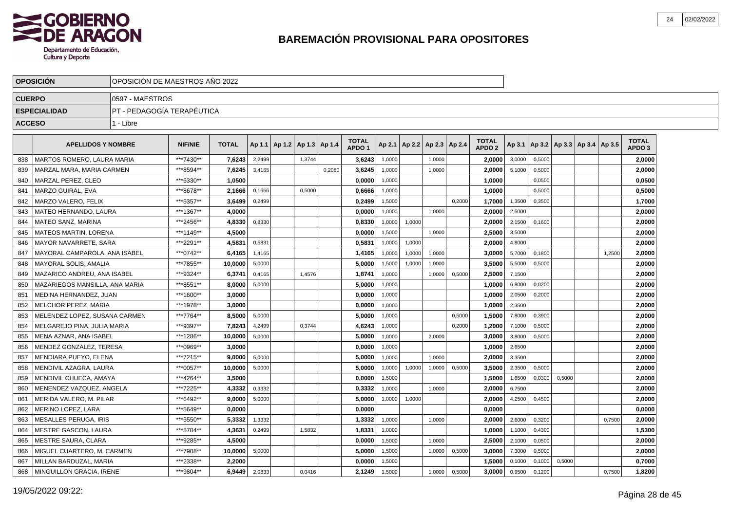# BAREMACIÓN PROVISIONAL PARA OPOSITORES

| OPOSICIÓN | OPOSICIÓN DE MAESTROS AÑO 2022 |
|---|---|
| CUERPO | 0597 - MAESTROS |
| ESPECIALIDAD | PT - PEDAGOGÍA TERAPÉUTICA |
| ACCESO | 1 - Libre |

| | APELLIDOS Y NOMBRE | NIF/NIE | TOTAL | Ap 1.1 | Ap 1.2 | Ap 1.3 | Ap 1.4 | TOTAL APDO 1 | Ap 2.1 | Ap 2.2 | Ap 2.3 | Ap 2.4 | TOTAL APDO 2 | Ap 3.1 | Ap 3.2 | Ap 3.3 | Ap 3.4 | Ap 3.5 | TOTAL APDO 3 |
|---|---|---|---|---|---|---|---|---|---|---|---|---|---|---|---|---|---|---|---|
| 838 | MARTOS ROMERO, LAURA MARIA | ***7430** | 7,6243 | 2,2499 | | 1,3744 | | 3,6243 | 1,0000 | | 1,0000 | | 2,0000 | 3,0000 | 0,5000 | | | | 2,0000 |
| 839 | MARZAL MARA, MARIA CARMEN | ***8594** | 7,6245 | 3,4165 | | | 0,2080 | 3,6245 | 1,0000 | | 1,0000 | | 2,0000 | 5,1000 | 0,5000 | | | | 2,0000 |
| 840 | MARZAL PEREZ, CLEO | ***6330** | 1,0500 | | | | | 0,0000 | 1,0000 | | | | 1,0000 | | 0,0500 | | | | 0,0500 |
| 841 | MARZO GUIRAL, EVA | ***8678** | 2,1666 | 0,1666 | | 0,5000 | | 0,6666 | 1,0000 | | | | 1,0000 | | 0,5000 | | | | 0,5000 |
| 842 | MARZO VALERO, FELIX | ***5357** | 3,6499 | 0,2499 | | | | 0,2499 | 1,5000 | | | 0,2000 | 1,7000 | 1,3500 | 0,3500 | | | | 1,7000 |
| 843 | MATEO HERNANDO, LAURA | ***1367** | 4,0000 | | | | | 0,0000 | 1,0000 | | 1,0000 | | 2,0000 | 2,5000 | | | | | 2,0000 |
| 844 | MATEO SANZ, MARINA | ***2456** | 4,8330 | 0,8330 | | | | 0,8330 | 1,0000 | 1,0000 | | | 2,0000 | 2,1500 | 0,1600 | | | | 2,0000 |
| 845 | MATEOS MARTIN, LORENA | ***1149** | 4,5000 | | | | | 0,0000 | 1,5000 | | 1,0000 | | 2,5000 | 3,5000 | | | | | 2,0000 |
| 846 | MAYOR NAVARRETE, SARA | ***2291** | 4,5831 | 0,5831 | | | | 0,5831 | 1,0000 | 1,0000 | | | 2,0000 | 4,8000 | | | | | 2,0000 |
| 847 | MAYORAL CAMPAROLA, ANA ISABEL | ***0742** | 6,4165 | 1,4165 | | | | 1,4165 | 1,0000 | 1,0000 | 1,0000 | | 3,0000 | 5,7000 | 0,1800 | | | 1,2500 | 2,0000 |
| 848 | MAYORAL SOLIS, AMALIA | ***7855** | 10,0000 | 5,0000 | | | | 5,0000 | 1,5000 | 1,0000 | 1,0000 | | 3,5000 | 5,5000 | 0,5000 | | | | 2,0000 |
| 849 | MAZARICO ANDREU, ANA ISABEL | ***9324** | 6,3741 | 0,4165 | | 1,4576 | | 1,8741 | 1,0000 | | 1,0000 | 0,5000 | 2,5000 | 7,1500 | | | | | 2,0000 |
| 850 | MAZARIEGOS MANSILLA, ANA MARIA | ***8551** | 8,0000 | 5,0000 | | | | 5,0000 | 1,0000 | | | | 1,0000 | 6,8000 | 0,0200 | | | | 2,0000 |
| 851 | MEDINA HERNANDEZ, JUAN | ***1600** | 3,0000 | | | | | 0,0000 | 1,0000 | | | | 1,0000 | 2,0500 | 0,2000 | | | | 2,0000 |
| 852 | MELCHOR PEREZ, MARIA | ***1978** | 3,0000 | | | | | 0,0000 | 1,0000 | | | | 1,0000 | 2,3500 | | | | | 2,0000 |
| 853 | MELENDEZ LOPEZ, SUSANA CARMEN | ***7764** | 8,5000 | 5,0000 | | | | 5,0000 | 1,0000 | | | 0,5000 | 1,5000 | 7,8000 | 0,3900 | | | | 2,0000 |
| 854 | MELGAREJO PINA, JULIA MARIA | ***9397** | 7,8243 | 4,2499 | | 0,3744 | | 4,6243 | 1,0000 | | | 0,2000 | 1,2000 | 7,1000 | 0,5000 | | | | 2,0000 |
| 855 | MENA AZNAR, ANA ISABEL | ***1286** | 10,0000 | 5,0000 | | | | 5,0000 | 1,0000 | | 2,0000 | | 3,0000 | 3,8000 | 0,5000 | | | | 2,0000 |
| 856 | MENDEZ GONZALEZ, TERESA | ***0969** | 3,0000 | | | | | 0,0000 | 1,0000 | | | | 1,0000 | 2,6500 | | | | | 2,0000 |
| 857 | MENDIARA PUEYO, ELENA | ***7215** | 9,0000 | 5,0000 | | | | 5,0000 | 1,0000 | | 1,0000 | | 2,0000 | 3,3500 | | | | | 2,0000 |
| 858 | MENDIVIL AZAGRA, LAURA | ***0057** | 10,0000 | 5,0000 | | | | 5,0000 | 1,0000 | 1,0000 | 1,0000 | 0,5000 | 3,5000 | 2,3500 | 0,5000 | | | | 2,0000 |
| 859 | MENDIVIL CHUECA, AMAYA | ***4264** | 3,5000 | | | | | 0,0000 | 1,5000 | | | | 1,5000 | 1,6500 | 0,0300 | 0,5000 | | | 2,0000 |
| 860 | MENENDEZ VAZQUEZ, ANGELA | ***7225** | 4,3332 | 0,3332 | | | | 0,3332 | 1,0000 | | 1,0000 | | 2,0000 | 6,7500 | | | | | 2,0000 |
| 861 | MERIDA VALERO, M. PILAR | ***6492** | 9,0000 | 5,0000 | | | | 5,0000 | 1,0000 | 1,0000 | | | 2,0000 | 4,2500 | 0,4500 | | | | 2,0000 |
| 862 | MERINO LOPEZ, LARA | ***5649** | 0,0000 | | | | | 0,0000 | | | | | 0,0000 | | | | | | 0,0000 |
| 863 | MESALLES PERUGA, IRIS | ***5550** | 5,3332 | 1,3332 | | | | 1,3332 | 1,0000 | | 1,0000 | | 2,0000 | 2,6000 | 0,3200 | | | 0,7500 | 2,0000 |
| 864 | MESTRE GASCON, LAURA | ***5704** | 4,3631 | 0,2499 | | 1,5832 | | 1,8331 | 1,0000 | | | | 1,0000 | 1,1000 | 0,4300 | | | | 1,5300 |
| 865 | MESTRE SAURA, CLARA | ***9285** | 4,5000 | | | | | 0,0000 | 1,5000 | | 1,0000 | | 2,5000 | 2,1000 | 0,0500 | | | | 2,0000 |
| 866 | MIGUEL CUARTERO, M. CARMEN | ***7908** | 10,0000 | 5,0000 | | | | 5,0000 | 1,5000 | | 1,0000 | 0,5000 | 3,0000 | 7,3000 | 0,5000 | | | | 2,0000 |
| 867 | MILLAN BARDUZAL, MARIA | ***2338** | 2,2000 | | | | | 0,0000 | 1,5000 | | | | 1,5000 | 0,1000 | 0,1000 | 0,5000 | | | 0,7000 |
| 868 | MINGUILLON GRACIA, IRENE | ***9804** | 6,9449 | 2,0833 | | 0,0416 | | 2,1249 | 1,5000 | | 1,0000 | 0,5000 | 3,0000 | 0,9500 | 0,1200 | | | 0,7500 | 1,8200 |

19/05/2022 09:22: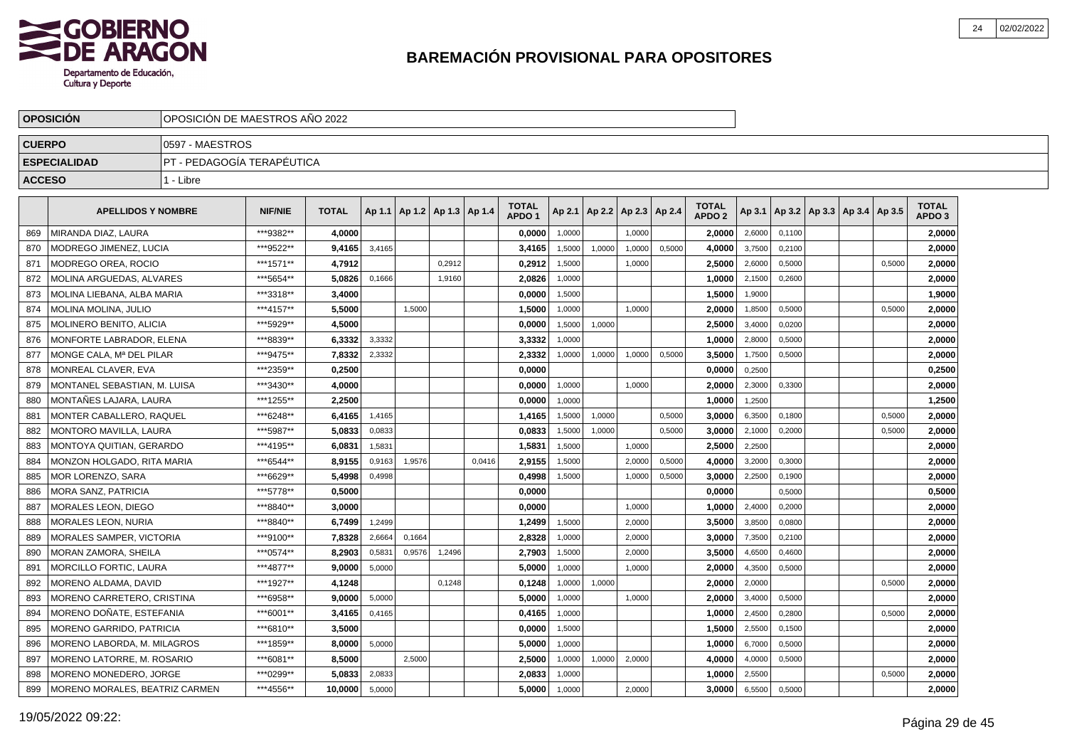# BAREMACIÓN PROVISIONAL PARA OPOSITORES

| OPOSICIÓN | OPOSICIÓN DE MAESTROS AÑO 2022 |
|---|---|
| CUERPO | 0597 - MAESTROS |
| ESPECIALIDAD | PT - PEDAGOGÍA TERAPÉUTICA |
| ACCESO | 1 - Libre |

| | APELLIDOS Y NOMBRE | NIF/NIE | TOTAL | Ap 1.1 | Ap 1.2 | Ap 1.3 | Ap 1.4 | TOTAL APDO 1 | Ap 2.1 | Ap 2.2 | Ap 2.3 | Ap 2.4 | TOTAL APDO 2 | Ap 3.1 | Ap 3.2 | Ap 3.3 | Ap 3.4 | Ap 3.5 | TOTAL APDO 3 |
|---|---|---|---|---|---|---|---|---|---|---|---|---|---|---|---|---|---|---|---|
| 869 | MIRANDA DIAZ, LAURA | ***9382** | 4,0000 | | | | | 0,0000 | 1,0000 | | 1,0000 | | 2,0000 | 2,6000 | 0,1100 | | | | 2,0000 |
| 870 | MODREGO JIMENEZ, LUCIA | ***9522** | 9,4165 | 3,4165 | | | | 3,4165 | 1,5000 | 1,0000 | 1,0000 | 0,5000 | 4,0000 | 3,7500 | 0,2100 | | | | 2,0000 |
| 871 | MODREGO OREA, ROCIO | ***1571** | 4,7912 | | | 0,2912 | | 0,2912 | 1,5000 | | 1,0000 | | 2,5000 | 2,6000 | 0,5000 | | | 0,5000 | 2,0000 |
| 872 | MOLINA ARGUEDAS, ALVARES | ***5654** | 5,0826 | 0,1666 | | 1,9160 | | 2,0826 | 1,0000 | | | | 1,0000 | 2,1500 | 0,2600 | | | | 2,0000 |
| 873 | MOLINA LIEBANA, ALBA MARIA | ***3318** | 3,4000 | | | | | 0,0000 | 1,5000 | | | | 1,5000 | 1,9000 | | | | | 1,9000 |
| 874 | MOLINA MOLINA, JULIO | ***4157** | 5,5000 | | 1,5000 | | | 1,5000 | 1,0000 | | 1,0000 | | 2,0000 | 1,8500 | 0,5000 | | | 0,5000 | 2,0000 |
| 875 | MOLINERO BENITO, ALICIA | ***5929** | 4,5000 | | | | | 0,0000 | 1,5000 | 1,0000 | | | 2,5000 | 3,4000 | 0,0200 | | | | 2,0000 |
| 876 | MONFORTE LABRADOR, ELENA | ***8839** | 6,3332 | 3,3332 | | | | 3,3332 | 1,0000 | | | | 1,0000 | 2,8000 | 0,5000 | | | | 2,0000 |
| 877 | MONGE CALA, Mª DEL PILAR | ***9475** | 7,8332 | 2,3332 | | | | 2,3332 | 1,0000 | 1,0000 | 1,0000 | 0,5000 | 3,5000 | 1,7500 | 0,5000 | | | | 2,0000 |
| 878 | MONREAL CLAVER, EVA | ***2359** | 0,2500 | | | | | 0,0000 | | | | | 0,0000 | 0,2500 | | | | | 0,2500 |
| 879 | MONTANEL SEBASTIAN, M. LUISA | ***3430** | 4,0000 | | | | | 0,0000 | 1,0000 | | 1,0000 | | 2,0000 | 2,3000 | 0,3300 | | | | 2,0000 |
| 880 | MONTAÑES LAJARA, LAURA | ***1255** | 2,2500 | | | | | 0,0000 | 1,0000 | | | | 1,0000 | 1,2500 | | | | | 1,2500 |
| 881 | MONTER CABALLERO, RAQUEL | ***6248** | 6,4165 | 1,4165 | | | | 1,4165 | 1,5000 | 1,0000 | | 0,5000 | 3,0000 | 6,3500 | 0,1800 | | | 0,5000 | 2,0000 |
| 882 | MONTORO MAVILLA, LAURA | ***5987** | 5,0833 | 0,0833 | | | | 0,0833 | 1,5000 | 1,0000 | | 0,5000 | 3,0000 | 2,1000 | 0,2000 | | | 0,5000 | 2,0000 |
| 883 | MONTOYA QUITIAN, GERARDO | ***4195** | 6,0831 | 1,5831 | | | | 1,5831 | 1,5000 | | 1,0000 | | 2,5000 | 2,2500 | | | | | 2,0000 |
| 884 | MONZON HOLGADO, RITA MARIA | ***6544** | 8,9155 | 0,9163 | 1,9576 | | 0,0416 | 2,9155 | 1,5000 | | 2,0000 | 0,5000 | 4,0000 | 3,2000 | 0,3000 | | | | 2,0000 |
| 885 | MOR LORENZO, SARA | ***6629** | 5,4998 | 0,4998 | | | | 0,4998 | 1,5000 | | 1,0000 | 0,5000 | 3,0000 | 2,2500 | 0,1900 | | | | 2,0000 |
| 886 | MORA SANZ, PATRICIA | ***5778** | 0,5000 | | | | | 0,0000 | | | | | 0,0000 | | 0,5000 | | | | 0,5000 |
| 887 | MORALES LEON, DIEGO | ***8840** | 3,0000 | | | | | 0,0000 | | | 1,0000 | | 1,0000 | 2,4000 | 0,2000 | | | | 2,0000 |
| 888 | MORALES LEON, NURIA | ***8840** | 6,7499 | 1,2499 | | | | 1,2499 | 1,5000 | | 2,0000 | | 3,5000 | 3,8500 | 0,0800 | | | | 2,0000 |
| 889 | MORALES SAMPER, VICTORIA | ***9100** | 7,8328 | 2,6664 | 0,1664 | | | 2,8328 | 1,0000 | | 2,0000 | | 3,0000 | 7,3500 | 0,2100 | | | | 2,0000 |
| 890 | MORAN ZAMORA, SHEILA | ***0574** | 8,2903 | 0,5831 | 0,9576 | 1,2496 | | 2,7903 | 1,5000 | | 2,0000 | | 3,5000 | 4,6500 | 0,4600 | | | | 2,0000 |
| 891 | MORCILLO FORTIC, LAURA | ***4877** | 9,0000 | 5,0000 | | | | 5,0000 | 1,0000 | | 1,0000 | | 2,0000 | 4,3500 | 0,5000 | | | | 2,0000 |
| 892 | MORENO ALDAMA, DAVID | ***1927** | 4,1248 | | | 0,1248 | | 0,1248 | 1,0000 | 1,0000 | | | 2,0000 | 2,0000 | | | | 0,5000 | 2,0000 |
| 893 | MORENO CARRETERO, CRISTINA | ***6958** | 9,0000 | 5,0000 | | | | 5,0000 | 1,0000 | | 1,0000 | | 2,0000 | 3,4000 | 0,5000 | | | | 2,0000 |
| 894 | MORENO DOÑATE, ESTEFANIA | ***6001** | 3,4165 | 0,4165 | | | | 0,4165 | 1,0000 | | | | 1,0000 | 2,4500 | 0,2800 | | | 0,5000 | 2,0000 |
| 895 | MORENO GARRIDO, PATRICIA | ***6810** | 3,5000 | | | | | 0,0000 | 1,5000 | | | | 1,5000 | 2,5500 | 0,1500 | | | | 2,0000 |
| 896 | MORENO LABORDA, M. MILAGROS | ***1859** | 8,0000 | 5,0000 | | | | 5,0000 | 1,0000 | | | | 1,0000 | 6,7000 | 0,5000 | | | | 2,0000 |
| 897 | MORENO LATORRE, M. ROSARIO | ***6081** | 8,5000 | | 2,5000 | | | 2,5000 | 1,0000 | 1,0000 | 2,0000 | | 4,0000 | 4,0000 | 0,5000 | | | | 2,0000 |
| 898 | MORENO MONEDERO, JORGE | ***0299** | 5,0833 | 2,0833 | | | | 2,0833 | 1,0000 | | | | 1,0000 | 2,5500 | | | | 0,5000 | 2,0000 |
| 899 | MORENO MORALES, BEATRIZ CARMEN | ***4556** | 10,0000 | 5,0000 | | | | 5,0000 | 1,0000 | | 2,0000 | | 3,0000 | 6,5500 | 0,5000 | | | | 2,0000 |

19/05/2022 09:22: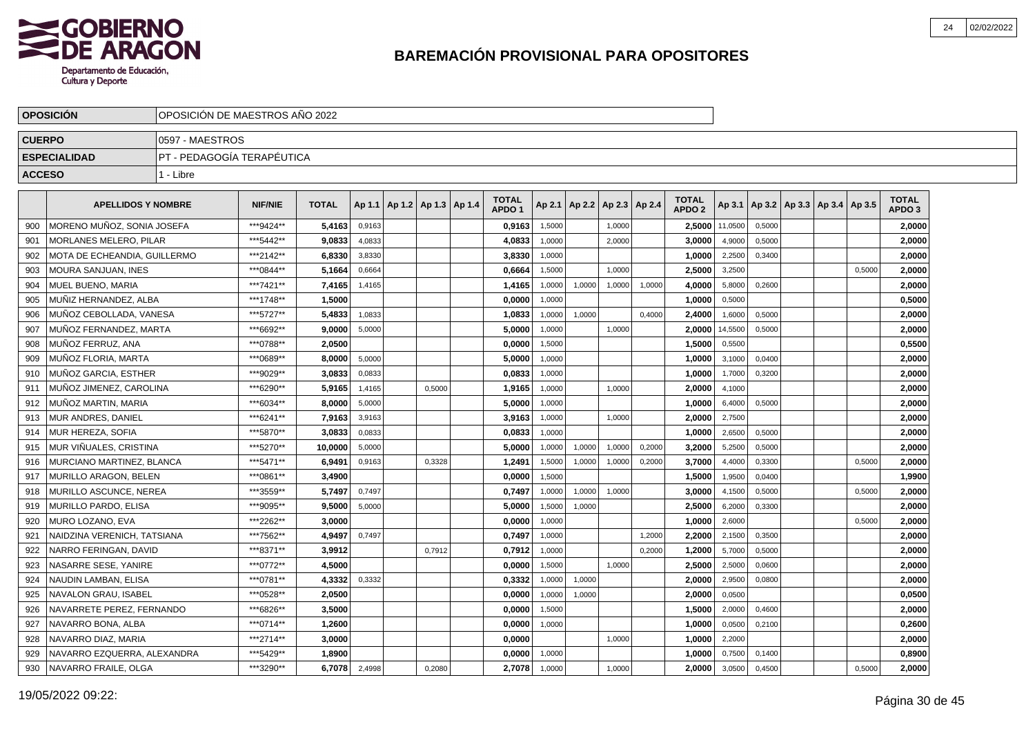# BAREMACIÓN PROVISIONAL PARA OPOSITORES

| | |
|---|---|
| **OPOSICIÓN** | OPOSICIÓN DE MAESTROS AÑO 2022 |
| **CUERPO** | 0597 - MAESTROS |
| **ESPECIALIDAD** | PT - PEDAGOGÍA TERAPÉUTICA |
| **ACCESO** | 1 - Libre |

| | APELLIDOS Y NOMBRE | NIF/NIE | TOTAL | Ap 1.1 | Ap 1.2 | Ap 1.3 | Ap 1.4 | TOTAL APDO 1 | Ap 2.1 | Ap 2.2 | Ap 2.3 | Ap 2.4 | TOTAL APDO 2 | Ap 3.1 | Ap 3.2 | Ap 3.3 | Ap 3.4 | Ap 3.5 | TOTAL APDO 3 |
|---|---|---|---|---|---|---|---|---|---|---|---|---|---|---|---|---|---|---|---|
| 900 | MORENO MUÑOZ, SONIA JOSEFA | ***9424** | **5,4163** | 0,9163 | | | | **0,9163** | 1,5000 | | 1,0000 | | **2,5000** | 11,0500 | 0,5000 | | | | **2,0000** |
| 901 | MORLANES MELERO, PILAR | ***5442** | **9,0833** | 4,0833 | | | | **4,0833** | 1,0000 | | 2,0000 | | **3,0000** | 4,9000 | 0,5000 | | | | **2,0000** |
| 902 | MOTA DE ECHEANDIA, GUILLERMO | ***2142** | **6,8330** | 3,8330 | | | | **3,8330** | 1,0000 | | | | **1,0000** | 2,2500 | 0,3400 | | | | **2,0000** |
| 903 | MOURA SANJUAN, INES | ***0844** | **5,1664** | 0,6664 | | | | **0,6664** | 1,5000 | | 1,0000 | | **2,5000** | 3,2500 | | | | 0,5000 | **2,0000** |
| 904 | MUEL BUENO, MARIA | ***7421** | **7,4165** | 1,4165 | | | | **1,4165** | 1,0000 | 1,0000 | 1,0000 | 1,0000 | **4,0000** | 5,8000 | 0,2600 | | | | **2,0000** |
| 905 | MUÑIZ HERNANDEZ, ALBA | ***1748** | **1,5000** | | | | | **0,0000** | 1,0000 | | | | **1,0000** | 0,5000 | | | | | **0,5000** |
| 906 | MUÑOZ CEBOLLADA, VANESA | ***5727** | **5,4833** | 1,0833 | | | | **1,0833** | 1,0000 | 1,0000 | | 0,4000 | **2,4000** | 1,6000 | 0,5000 | | | | **2,0000** |
| 907 | MUÑOZ FERNANDEZ, MARTA | ***6692** | **9,0000** | 5,0000 | | | | **5,0000** | 1,0000 | | 1,0000 | | **2,0000** | 14,5500 | 0,5000 | | | | **2,0000** |
| 908 | MUÑOZ FERRUZ, ANA | ***0788** | **2,0500** | | | | | **0,0000** | 1,5000 | | | | **1,5000** | 0,5500 | | | | | **0,5500** |
| 909 | MUÑOZ FLORIA, MARTA | ***0689** | **8,0000** | 5,0000 | | | | **5,0000** | 1,0000 | | | | **1,0000** | 3,1000 | 0,0400 | | | | **2,0000** |
| 910 | MUÑOZ GARCIA, ESTHER | ***9029** | **3,0833** | 0,0833 | | | | **0,0833** | 1,0000 | | | | **1,0000** | 1,7000 | 0,3200 | | | | **2,0000** |
| 911 | MUÑOZ JIMENEZ, CAROLINA | ***6290** | **5,9165** | 1,4165 | | 0,5000 | | **1,9165** | 1,0000 | | 1,0000 | | **2,0000** | 4,1000 | | | | | **2,0000** |
| 912 | MUÑOZ MARTIN, MARIA | ***6034** | **8,0000** | 5,0000 | | | | **5,0000** | 1,0000 | | | | **1,0000** | 6,4000 | 0,5000 | | | | **2,0000** |
| 913 | MUR ANDRES, DANIEL | ***6241** | **7,9163** | 3,9163 | | | | **3,9163** | 1,0000 | | 1,0000 | | **2,0000** | 2,7500 | | | | | **2,0000** |
| 914 | MUR HEREZA, SOFIA | ***5870** | **3,0833** | 0,0833 | | | | **0,0833** | 1,0000 | | | | **1,0000** | 2,6500 | 0,5000 | | | | **2,0000** |
| 915 | MUR VIÑUALES, CRISTINA | ***5270** | **10,0000** | 5,0000 | | | | **5,0000** | 1,0000 | 1,0000 | 1,0000 | 0,2000 | **3,2000** | 5,2500 | 0,5000 | | | | **2,0000** |
| 916 | MURCIANO MARTINEZ, BLANCA | ***5471** | **6,9491** | 0,9163 | | 0,3328 | | **1,2491** | 1,5000 | 1,0000 | 1,0000 | 0,2000 | **3,7000** | 4,4000 | 0,3300 | | | 0,5000 | **2,0000** |
| 917 | MURILLO ARAGON, BELEN | ***0861** | **3,4900** | | | | | **0,0000** | 1,5000 | | | | **1,5000** | 1,9500 | 0,0400 | | | | **1,9900** |
| 918 | MURILLO ASCUNCE, NEREA | ***3559** | **5,7497** | 0,7497 | | | | **0,7497** | 1,0000 | 1,0000 | 1,0000 | | **3,0000** | 4,1500 | 0,5000 | | | 0,5000 | **2,0000** |
| 919 | MURILLO PARDO, ELISA | ***9095** | **9,5000** | 5,0000 | | | | **5,0000** | 1,5000 | 1,0000 | | | **2,5000** | 6,2000 | 0,3300 | | | | **2,0000** |
| 920 | MURO LOZANO, EVA | ***2262** | **3,0000** | | | | | **0,0000** | 1,0000 | | | | **1,0000** | 2,6000 | | | | 0,5000 | **2,0000** |
| 921 | NAIDZINA VERENICH, TATSIANA | ***7562** | **4,9497** | 0,7497 | | | | **0,7497** | 1,0000 | | | 1,2000 | **2,2000** | 2,1500 | 0,3500 | | | | **2,0000** |
| 922 | NARRO FERINGAN, DAVID | ***8371** | **3,9912** | | | 0,7912 | | **0,7912** | 1,0000 | | | 0,2000 | **1,2000** | 5,7000 | 0,5000 | | | | **2,0000** |
| 923 | NASARRE SESE, YANIRE | ***0772** | **4,5000** | | | | | **0,0000** | 1,5000 | | 1,0000 | | **2,5000** | 2,5000 | 0,0600 | | | | **2,0000** |
| 924 | NAUDIN LAMBAN, ELISA | ***0781** | **4,3332** | 0,3332 | | | | **0,3332** | 1,0000 | 1,0000 | | | **2,0000** | 2,9500 | 0,0800 | | | | **2,0000** |
| 925 | NAVALON GRAU, ISABEL | ***0528** | **2,0500** | | | | | **0,0000** | 1,0000 | 1,0000 | | | **2,0000** | 0,0500 | | | | | **0,0500** |
| 926 | NAVARRETE PEREZ, FERNANDO | ***6826** | **3,5000** | | | | | **0,0000** | 1,5000 | | | | **1,5000** | 2,0000 | 0,4600 | | | | **2,0000** |
| 927 | NAVARRO BONA, ALBA | ***0714** | **1,2600** | | | | | **0,0000** | 1,0000 | | | | **1,0000** | 0,0500 | 0,2100 | | | | **0,2600** |
| 928 | NAVARRO DIAZ, MARIA | ***2714** | **3,0000** | | | | | **0,0000** | | | 1,0000 | | **1,0000** | 2,2000 | | | | | **2,0000** |
| 929 | NAVARRO EZQUERRA, ALEXANDRA | ***5429** | **1,8900** | | | | | **0,0000** | 1,0000 | | | | **1,0000** | 0,7500 | 0,1400 | | | | **0,8900** |
| 930 | NAVARRO FRAILE, OLGA | ***3290** | **6,7078** | 2,4998 | | 0,2080 | | **2,7078** | 1,0000 | | 1,0000 | | **2,0000** | 3,0500 | 0,4500 | | | 0,5000 | **2,0000** |

19/05/2022 09:22: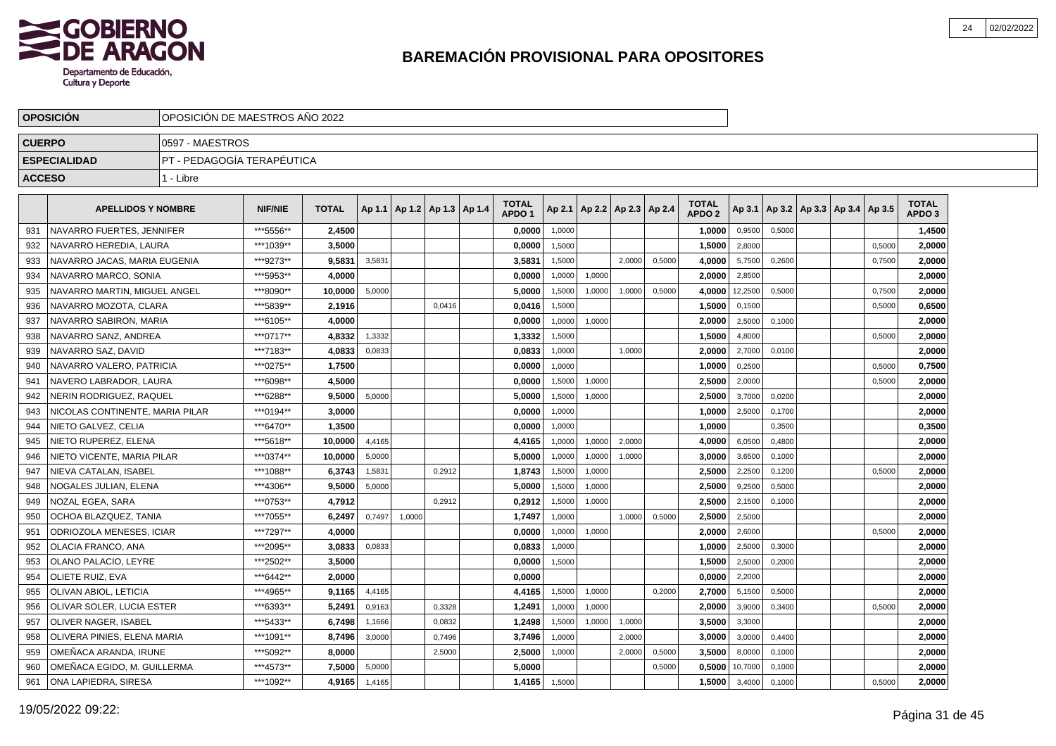# BAREMACIÓN PROVISIONAL PARA OPOSITORES

| | |
|---|---|
| **OPOSICIÓN** | OPOSICIÓN DE MAESTROS AÑO 2022 |
| **CUERPO** | 0597 - MAESTROS |
| **ESPECIALIDAD** | PT - PEDAGOGÍA TERAPÉUTICA |
| **ACCESO** | 1 - Libre |

| | APELLIDOS Y NOMBRE | NIF/NIE | TOTAL | Ap 1.1 | Ap 1.2 | Ap 1.3 | Ap 1.4 | TOTAL APDO 1 | Ap 2.1 | Ap 2.2 | Ap 2.3 | Ap 2.4 | TOTAL APDO 2 | Ap 3.1 | Ap 3.2 | Ap 3.3 | Ap 3.4 | Ap 3.5 | TOTAL APDO 3 |
|---|---|---|---|---|---|---|---|---|---|---|---|---|---|---|---|---|---|---|---|
| 931 | NAVARRO FUERTES, JENNIFER | ***5556** | **2,4500** | | | | | **0,0000** | 1,0000 | | | | **1,0000** | 0,9500 | 0,5000 | | | | **1,4500** |
| 932 | NAVARRO HEREDIA, LAURA | ***1039** | **3,5000** | | | | | **0,0000** | 1,5000 | | | | **1,5000** | 2,8000 | | | | 0,5000 | **2,0000** |
| 933 | NAVARRO JACAS, MARIA EUGENIA | ***9273** | **9,5831** | 3,5831 | | | | **3,5831** | 1,5000 | | 2,0000 | 0,5000 | **4,0000** | 5,7500 | 0,2600 | | | 0,7500 | **2,0000** |
| 934 | NAVARRO MARCO, SONIA | ***5953** | **4,0000** | | | | | **0,0000** | 1,0000 | 1,0000 | | | **2,0000** | 2,8500 | | | | | **2,0000** |
| 935 | NAVARRO MARTIN, MIGUEL ANGEL | ***8090** | **10,0000** | 5,0000 | | | | **5,0000** | 1,5000 | 1,0000 | 1,0000 | 0,5000 | **4,0000** | 12,2500 | 0,5000 | | | 0,7500 | **2,0000** |
| 936 | NAVARRO MOZOTA, CLARA | ***5839** | **2,1916** | | | 0,0416 | | **0,0416** | 1,5000 | | | | **1,5000** | 0,1500 | | | | 0,5000 | **0,6500** |
| 937 | NAVARRO SABIRON, MARIA | ***6105** | **4,0000** | | | | | **0,0000** | 1,0000 | 1,0000 | | | **2,0000** | 2,5000 | 0,1000 | | | | **2,0000** |
| 938 | NAVARRO SANZ, ANDREA | ***0717** | **4,8332** | 1,3332 | | | | **1,3332** | 1,5000 | | | | **1,5000** | 4,8000 | | | | 0,5000 | **2,0000** |
| 939 | NAVARRO SAZ, DAVID | ***7183** | **4,0833** | 0,0833 | | | | **0,0833** | 1,0000 | | 1,0000 | | **2,0000** | 2,7000 | 0,0100 | | | | **2,0000** |
| 940 | NAVARRO VALERO, PATRICIA | ***0275** | **1,7500** | | | | | **0,0000** | 1,0000 | | | | **1,0000** | 0,2500 | | | | 0,5000 | **0,7500** |
| 941 | NAVERO LABRADOR, LAURA | ***6098** | **4,5000** | | | | | **0,0000** | 1,5000 | 1,0000 | | | **2,5000** | 2,0000 | | | | 0,5000 | **2,0000** |
| 942 | NERIN RODRIGUEZ, RAQUEL | ***6288** | **9,5000** | 5,0000 | | | | **5,0000** | 1,5000 | 1,0000 | | | **2,5000** | 3,7000 | 0,0200 | | | | **2,0000** |
| 943 | NICOLAS CONTINENTE, MARIA PILAR | ***0194** | **3,0000** | | | | | **0,0000** | 1,0000 | | | | **1,0000** | 2,5000 | 0,1700 | | | | **2,0000** |
| 944 | NIETO GALVEZ, CELIA | ***6470** | **1,3500** | | | | | **0,0000** | 1,0000 | | | | **1,0000** | | 0,3500 | | | | **0,3500** |
| 945 | NIETO RUPEREZ, ELENA | ***5618** | **10,0000** | 4,4165 | | | | **4,4165** | 1,0000 | 1,0000 | 2,0000 | | **4,0000** | 6,0500 | 0,4800 | | | | **2,0000** |
| 946 | NIETO VICENTE, MARIA PILAR | ***0374** | **10,0000** | 5,0000 | | | | **5,0000** | 1,0000 | 1,0000 | 1,0000 | | **3,0000** | 3,6500 | 0,1000 | | | | **2,0000** |
| 947 | NIEVA CATALAN, ISABEL | ***1088** | **6,3743** | 1,5831 | | 0,2912 | | **1,8743** | 1,5000 | 1,0000 | | | **2,5000** | 2,2500 | 0,1200 | | | 0,5000 | **2,0000** |
| 948 | NOGALES JULIAN, ELENA | ***4306** | **9,5000** | 5,0000 | | | | **5,0000** | 1,5000 | 1,0000 | | | **2,5000** | 9,2500 | 0,5000 | | | | **2,0000** |
| 949 | NOZAL EGEA, SARA | ***0753** | **4,7912** | | | 0,2912 | | **0,2912** | 1,5000 | 1,0000 | | | **2,5000** | 2,1500 | 0,1000 | | | | **2,0000** |
| 950 | OCHOA BLAZQUEZ, TANIA | ***7055** | **6,2497** | 0,7497 | 1,0000 | | | **1,7497** | 1,0000 | | 1,0000 | 0,5000 | **2,5000** | 2,5000 | | | | | **2,0000** |
| 951 | ODRIOZOLA MENESES, ICIAR | ***7297** | **4,0000** | | | | | **0,0000** | 1,0000 | 1,0000 | | | **2,0000** | 2,6000 | | | | 0,5000 | **2,0000** |
| 952 | OLACIA FRANCO, ANA | ***2095** | **3,0833** | 0,0833 | | | | **0,0833** | 1,0000 | | | | **1,0000** | 2,5000 | 0,3000 | | | | **2,0000** |
| 953 | OLANO PALACIO, LEYRE | ***2502** | **3,5000** | | | | | **0,0000** | 1,5000 | | | | **1,5000** | 2,5000 | 0,2000 | | | | **2,0000** |
| 954 | OLIETE RUIZ, EVA | ***6442** | **2,0000** | | | | | **0,0000** | | | | | **0,0000** | 2,2000 | | | | | **2,0000** |
| 955 | OLIVAN ABIOL, LETICIA | ***4965** | **9,1165** | 4,4165 | | | | **4,4165** | 1,5000 | 1,0000 | | 0,2000 | **2,7000** | 5,1500 | 0,5000 | | | | **2,0000** |
| 956 | OLIVAR SOLER, LUCIA ESTER | ***6393** | **5,2491** | 0,9163 | | 0,3328 | | **1,2491** | 1,0000 | 1,0000 | | | **2,0000** | 3,9000 | 0,3400 | | | 0,5000 | **2,0000** |
| 957 | OLIVER NAGER, ISABEL | ***5433** | **6,7498** | 1,1666 | | 0,0832 | | **1,2498** | 1,5000 | 1,0000 | 1,0000 | | **3,5000** | 3,3000 | | | | | **2,0000** |
| 958 | OLIVERA PINIES, ELENA MARIA | ***1091** | **8,7496** | 3,0000 | | 0,7496 | | **3,7496** | 1,0000 | | 2,0000 | | **3,0000** | 3,0000 | 0,4400 | | | | **2,0000** |
| 959 | OMEÑACA ARANDA, IRUNE | ***5092** | **8,0000** | | | 2,5000 | | **2,5000** | 1,0000 | | 2,0000 | 0,5000 | **3,5000** | 8,0000 | 0,1000 | | | | **2,0000** |
| 960 | OMEÑACA EGIDO, M. GUILLERMA | ***4573** | **7,5000** | 5,0000 | | | | **5,0000** | | | | 0,5000 | **0,5000** | 10,7000 | 0,1000 | | | | **2,0000** |
| 961 | ONA LAPIEDRA, SIRESA | ***1092** | **4,9165** | 1,4165 | | | | **1,4165** | 1,5000 | | | | **1,5000** | 3,4000 | 0,1000 | | | 0,5000 | **2,0000** |

19/05/2022 09:22: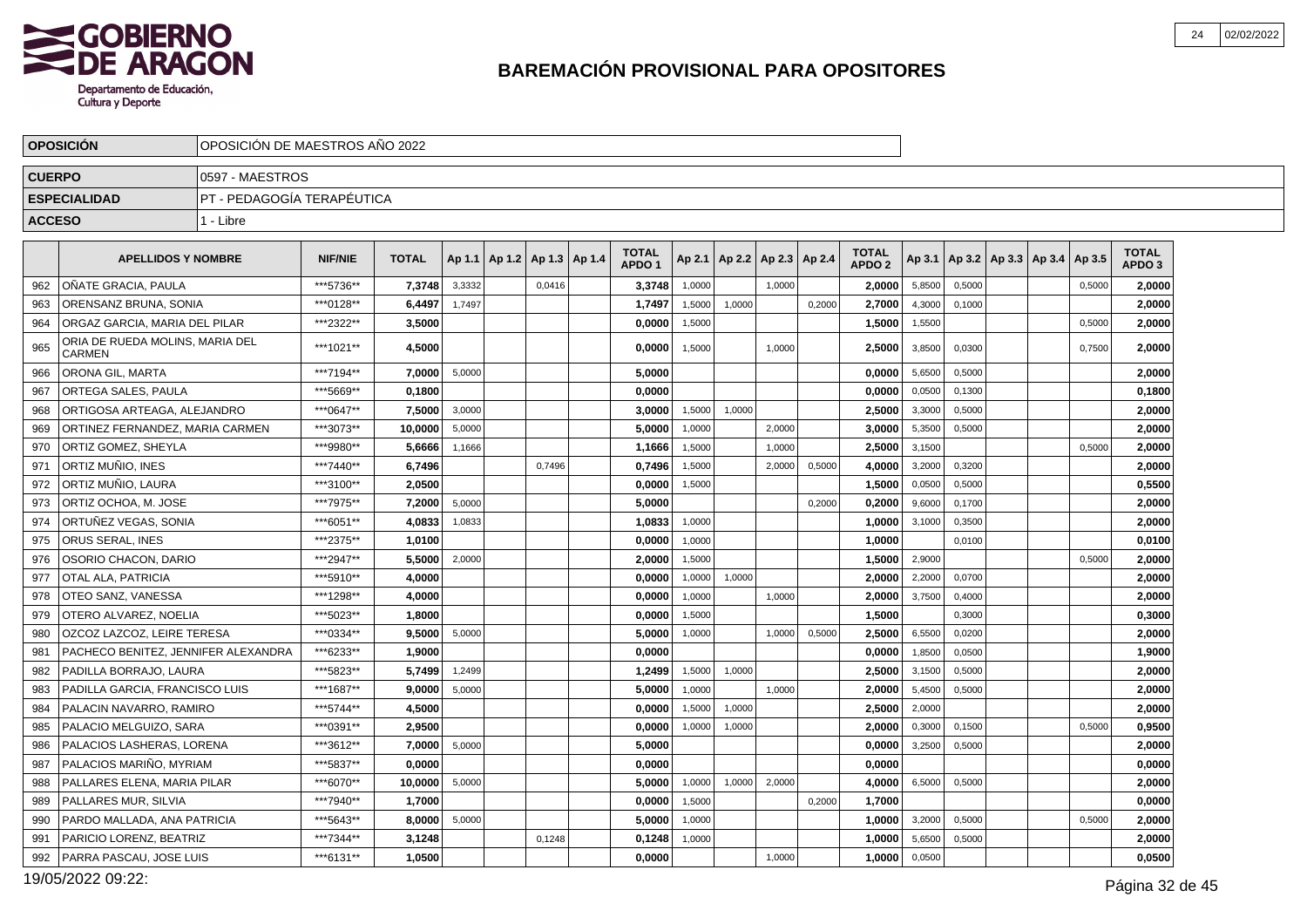# BAREMACIÓN PROVISIONAL PARA OPOSITORES

| OPOSICIÓN | OPOSICIÓN DE MAESTROS AÑO 2022 |
|---|---|
| CUERPO | 0597 - MAESTROS |
| ESPECIALIDAD | PT - PEDAGOGÍA TERAPÉUTICA |
| ACCESO | 1 - Libre |

| | APELLIDOS Y NOMBRE | NIF/NIE | TOTAL | Ap 1.1 | Ap 1.2 | Ap 1.3 | Ap 1.4 | TOTAL APDO 1 | Ap 2.1 | Ap 2.2 | Ap 2.3 | Ap 2.4 | TOTAL APDO 2 | Ap 3.1 | Ap 3.2 | Ap 3.3 | Ap 3.4 | Ap 3.5 | TOTAL APDO 3 |
|---|---|---|---|---|---|---|---|---|---|---|---|---|---|---|---|---|---|---|---|
| 962 | OÑATE GRACIA, PAULA | ***5736** | 7,3748 | 3,3332 | | 0,0416 | | 3,3748 | 1,0000 | | 1,0000 | | 2,0000 | 5,8500 | 0,5000 | | | 0,5000 | 2,0000 |
| 963 | ORENSANZ BRUNA, SONIA | ***0128** | 6,4497 | 1,7497 | | | | 1,7497 | 1,5000 | 1,0000 | | 0,2000 | 2,7000 | 4,3000 | 0,1000 | | | | 2,0000 |
| 964 | ORGAZ GARCIA, MARIA DEL PILAR | ***2322** | 3,5000 | | | | | 0,0000 | 1,5000 | | | | 1,5000 | 1,5500 | | | | 0,5000 | 2,0000 |
| 965 | ORIA DE RUEDA MOLINS, MARIA DEL CARMEN | ***1021** | 4,5000 | | | | | 0,0000 | 1,5000 | | 1,0000 | | 2,5000 | 3,8500 | 0,0300 | | | 0,7500 | 2,0000 |
| 966 | ORONA GIL, MARTA | ***7194** | 7,0000 | 5,0000 | | | | 5,0000 | | | | | 0,0000 | 5,6500 | 0,5000 | | | | 2,0000 |
| 967 | ORTEGA SALES, PAULA | ***5669** | 0,1800 | | | | | 0,0000 | | | | | 0,0000 | 0,0500 | 0,1300 | | | | 0,1800 |
| 968 | ORTIGOSA ARTEAGA, ALEJANDRO | ***0647** | 7,5000 | 3,0000 | | | | 3,0000 | 1,5000 | 1,0000 | | | 2,5000 | 3,3000 | 0,5000 | | | | 2,0000 |
| 969 | ORTINEZ FERNANDEZ, MARIA CARMEN | ***3073** | 10,0000 | 5,0000 | | | | 5,0000 | 1,0000 | | 2,0000 | | 3,0000 | 5,3500 | 0,5000 | | | | 2,0000 |
| 970 | ORTIZ GOMEZ, SHEYLA | ***9980** | 5,6666 | 1,1666 | | | | 1,1666 | 1,5000 | | 1,0000 | | 2,5000 | 3,1500 | | | | 0,5000 | 2,0000 |
| 971 | ORTIZ MUÑIO, INES | ***7440** | 6,7496 | | | 0,7496 | | 0,7496 | 1,5000 | | 2,0000 | 0,5000 | 4,0000 | 3,2000 | 0,3200 | | | | 2,0000 |
| 972 | ORTIZ MUÑIO, LAURA | ***3100** | 2,0500 | | | | | 0,0000 | 1,5000 | | | | 1,5000 | 0,0500 | 0,5000 | | | | 0,5500 |
| 973 | ORTIZ OCHOA, M. JOSE | ***7975** | 7,2000 | 5,0000 | | | | 5,0000 | | | | 0,2000 | 0,2000 | 9,6000 | 0,1700 | | | | 2,0000 |
| 974 | ORTUÑEZ VEGAS, SONIA | ***6051** | 4,0833 | 1,0833 | | | | 1,0833 | 1,0000 | | | | 1,0000 | 3,1000 | 0,3500 | | | | 2,0000 |
| 975 | ORUS SERAL, INES | ***2375** | 1,0100 | | | | | 0,0000 | 1,0000 | | | | 1,0000 | | 0,0100 | | | | 0,0100 |
| 976 | OSORIO CHACON, DARIO | ***2947** | 5,5000 | 2,0000 | | | | 2,0000 | 1,5000 | | | | 1,5000 | 2,9000 | | | | 0,5000 | 2,0000 |
| 977 | OTAL ALA, PATRICIA | ***5910** | 4,0000 | | | | | 0,0000 | 1,0000 | 1,0000 | | | 2,0000 | 2,2000 | 0,0700 | | | | 2,0000 |
| 978 | OTEO SANZ, VANESSA | ***1298** | 4,0000 | | | | | 0,0000 | 1,0000 | | 1,0000 | | 2,0000 | 3,7500 | 0,4000 | | | | 2,0000 |
| 979 | OTERO ALVAREZ, NOELIA | ***5023** | 1,8000 | | | | | 0,0000 | 1,5000 | | | | 1,5000 | | 0,3000 | | | | 0,3000 |
| 980 | OZCOZ LAZCOZ, LEIRE TERESA | ***0334** | 9,5000 | 5,0000 | | | | 5,0000 | 1,0000 | | 1,0000 | 0,5000 | 2,5000 | 6,5500 | 0,0200 | | | | 2,0000 |
| 981 | PACHECO BENITEZ, JENNIFER ALEXANDRA | ***6233** | 1,9000 | | | | | 0,0000 | | | | | 0,0000 | 1,8500 | 0,0500 | | | | 1,9000 |
| 982 | PADILLA BORRAJO, LAURA | ***5823** | 5,7499 | 1,2499 | | | | 1,2499 | 1,5000 | 1,0000 | | | 2,5000 | 3,1500 | 0,5000 | | | | 2,0000 |
| 983 | PADILLA GARCIA, FRANCISCO LUIS | ***1687** | 9,0000 | 5,0000 | | | | 5,0000 | 1,0000 | | 1,0000 | | 2,0000 | 5,4500 | 0,5000 | | | | 2,0000 |
| 984 | PALACIN NAVARRO, RAMIRO | ***5744** | 4,5000 | | | | | 0,0000 | 1,5000 | 1,0000 | | | 2,5000 | 2,0000 | | | | | 2,0000 |
| 985 | PALACIO MELGUIZO, SARA | ***0391** | 2,9500 | | | | | 0,0000 | 1,0000 | 1,0000 | | | 2,0000 | 0,3000 | 0,1500 | | | 0,5000 | 0,9500 |
| 986 | PALACIOS LASHERAS, LORENA | ***3612** | 7,0000 | 5,0000 | | | | 5,0000 | | | | | 0,0000 | 3,2500 | 0,5000 | | | | 2,0000 |
| 987 | PALACIOS MARIÑO, MYRIAM | ***5837** | 0,0000 | | | | | 0,0000 | | | | | 0,0000 | | | | | | 0,0000 |
| 988 | PALLARES ELENA, MARIA PILAR | ***6070** | 10,0000 | 5,0000 | | | | 5,0000 | 1,0000 | 1,0000 | 2,0000 | | 4,0000 | 6,5000 | 0,5000 | | | | 2,0000 |
| 989 | PALLARES MUR, SILVIA | ***7940** | 1,7000 | | | | | 0,0000 | 1,5000 | | | 0,2000 | 1,7000 | | | | | | 0,0000 |
| 990 | PARDO MALLADA, ANA PATRICIA | ***5643** | 8,0000 | 5,0000 | | | | 5,0000 | 1,0000 | | | | 1,0000 | 3,2000 | 0,5000 | | | 0,5000 | 2,0000 |
| 991 | PARICIO LORENZ, BEATRIZ | ***7344** | 3,1248 | | | 0,1248 | | 0,1248 | 1,0000 | | | | 1,0000 | 5,6500 | 0,5000 | | | | 2,0000 |
| 992 | PARRA PASCAU, JOSE LUIS | ***6131** | 1,0500 | | | | | 0,0000 | | | 1,0000 | | 1,0000 | 0,0500 | | | | | 0,0500 |

19/05/2022 09:22: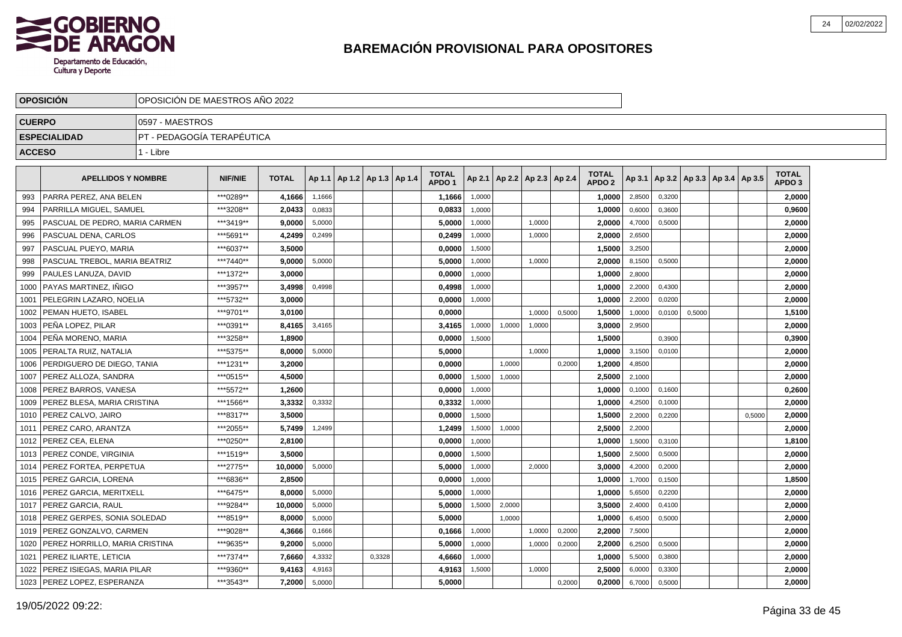# BAREMACIÓN PROVISIONAL PARA OPOSITORES

| OPOSICIÓN | OPOSICIÓN DE MAESTROS AÑO 2022 |
|---|---|
| CUERPO | 0597 - MAESTROS |
| ESPECIALIDAD | PT - PEDAGOGÍA TERAPÉUTICA |
| ACCESO | 1 - Libre |

| | APELLIDOS Y NOMBRE | NIF/NIE | TOTAL | Ap 1.1 | Ap 1.2 | Ap 1.3 | Ap 1.4 | TOTAL APDO 1 | Ap 2.1 | Ap 2.2 | Ap 2.3 | Ap 2.4 | TOTAL APDO 2 | Ap 3.1 | Ap 3.2 | Ap 3.3 | Ap 3.4 | Ap 3.5 | TOTAL APDO 3 |
|---|---|---|---|---|---|---|---|---|---|---|---|---|---|---|---|---|---|---|---|
| 993 | PARRA PEREZ, ANA BELEN | ***0289** | 4,1666 | 1,1666 | | | | 1,1666 | 1,0000 | | | | 1,0000 | 2,8500 | 0,3200 | | | | 2,0000 |
| 994 | PARRILLA MIGUEL, SAMUEL | ***3208** | 2,0433 | 0,0833 | | | | 0,0833 | 1,0000 | | | | 1,0000 | 0,6000 | 0,3600 | | | | 0,9600 |
| 995 | PASCUAL DE PEDRO, MARIA CARMEN | ***3419** | 9,0000 | 5,0000 | | | | 5,0000 | 1,0000 | | 1,0000 | | 2,0000 | 4,7000 | 0,5000 | | | | 2,0000 |
| 996 | PASCUAL DENA, CARLOS | ***5691** | 4,2499 | 0,2499 | | | | 0,2499 | 1,0000 | | 1,0000 | | 2,0000 | 2,6500 | | | | | 2,0000 |
| 997 | PASCUAL PUEYO, MARIA | ***6037** | 3,5000 | | | | | 0,0000 | 1,5000 | | | | 1,5000 | 3,2500 | | | | | 2,0000 |
| 998 | PASCUAL TREBOL, MARIA BEATRIZ | ***7440** | 9,0000 | 5,0000 | | | | 5,0000 | 1,0000 | | 1,0000 | | 2,0000 | 8,1500 | 0,5000 | | | | 2,0000 |
| 999 | PAULES LANUZA, DAVID | ***1372** | 3,0000 | | | | | 0,0000 | 1,0000 | | | | 1,0000 | 2,8000 | | | | | 2,0000 |
| 1000 | PAYAS MARTINEZ, IÑIGO | ***3957** | 3,4998 | 0,4998 | | | | 0,4998 | 1,0000 | | | | 1,0000 | 2,2000 | 0,4300 | | | | 2,0000 |
| 1001 | PELEGRIN LAZARO, NOELIA | ***5732** | 3,0000 | | | | | 0,0000 | 1,0000 | | | | 1,0000 | 2,2000 | 0,0200 | | | | 2,0000 |
| 1002 | PEMAN HUETO, ISABEL | ***9701** | 3,0100 | | | | | 0,0000 | | | 1,0000 | 0,5000 | 1,5000 | 1,0000 | 0,0100 | 0,5000 | | | 1,5100 |
| 1003 | PEÑA LOPEZ, PILAR | ***0391** | 8,4165 | 3,4165 | | | | 3,4165 | 1,0000 | 1,0000 | 1,0000 | | 3,0000 | 2,9500 | | | | | 2,0000 |
| 1004 | PEÑA MORENO, MARIA | ***3258** | 1,8900 | | | | | 0,0000 | 1,5000 | | | | 1,5000 | | 0,3900 | | | | 0,3900 |
| 1005 | PERALTA RUIZ, NATALIA | ***5375** | 8,0000 | 5,0000 | | | | 5,0000 | | | 1,0000 | | 1,0000 | 3,1500 | 0,0100 | | | | 2,0000 |
| 1006 | PERDIGUERO DE DIEGO, TANIA | ***1231** | 3,2000 | | | | | 0,0000 | | 1,0000 | | 0,2000 | 1,2000 | 4,8500 | | | | | 2,0000 |
| 1007 | PEREZ ALLOZA, SANDRA | ***0515** | 4,5000 | | | | | 0,0000 | 1,5000 | 1,0000 | | | 2,5000 | 2,1000 | | | | | 2,0000 |
| 1008 | PEREZ BARROS, VANESA | ***5572** | 1,2600 | | | | | 0,0000 | 1,0000 | | | | 1,0000 | 0,1000 | 0,1600 | | | | 0,2600 |
| 1009 | PEREZ BLESA, MARIA CRISTINA | ***1566** | 3,3332 | 0,3332 | | | | 0,3332 | 1,0000 | | | | 1,0000 | 4,2500 | 0,1000 | | | | 2,0000 |
| 1010 | PEREZ CALVO, JAIRO | ***8317** | 3,5000 | | | | | 0,0000 | 1,5000 | | | | 1,5000 | 2,2000 | 0,2200 | | | 0,5000 | 2,0000 |
| 1011 | PEREZ CARO, ARANTZA | ***2055** | 5,7499 | 1,2499 | | | | 1,2499 | 1,5000 | 1,0000 | | | 2,5000 | 2,2000 | | | | | 2,0000 |
| 1012 | PEREZ CEA, ELENA | ***0250** | 2,8100 | | | | | 0,0000 | 1,0000 | | | | 1,0000 | 1,5000 | 0,3100 | | | | 1,8100 |
| 1013 | PEREZ CONDE, VIRGINIA | ***1519** | 3,5000 | | | | | 0,0000 | 1,5000 | | | | 1,5000 | 2,5000 | 0,5000 | | | | 2,0000 |
| 1014 | PEREZ FORTEA, PERPETUA | ***2775** | 10,0000 | 5,0000 | | | | 5,0000 | 1,0000 | | 2,0000 | | 3,0000 | 4,2000 | 0,2000 | | | | 2,0000 |
| 1015 | PEREZ GARCIA, LORENA | ***6836** | 2,8500 | | | | | 0,0000 | 1,0000 | | | | 1,0000 | 1,7000 | 0,1500 | | | | 1,8500 |
| 1016 | PEREZ GARCIA, MERITXELL | ***6475** | 8,0000 | 5,0000 | | | | 5,0000 | 1,0000 | | | | 1,0000 | 5,6500 | 0,2200 | | | | 2,0000 |
| 1017 | PEREZ GARCIA, RAUL | ***9284** | 10,0000 | 5,0000 | | | | 5,0000 | 1,5000 | 2,0000 | | | 3,5000 | 2,4000 | 0,4100 | | | | 2,0000 |
| 1018 | PEREZ GERPES, SONIA SOLEDAD | ***8519** | 8,0000 | 5,0000 | | | | 5,0000 | | 1,0000 | | | 1,0000 | 6,4500 | 0,5000 | | | | 2,0000 |
| 1019 | PEREZ GONZALVO, CARMEN | ***9028** | 4,3666 | 0,1666 | | | | 0,1666 | 1,0000 | | 1,0000 | 0,2000 | 2,2000 | 7,5000 | | | | | 2,0000 |
| 1020 | PEREZ HORRILLO, MARIA CRISTINA | ***9635** | 9,2000 | 5,0000 | | | | 5,0000 | 1,0000 | | 1,0000 | 0,2000 | 2,2000 | 6,2500 | 0,5000 | | | | 2,0000 |
| 1021 | PEREZ ILIARTE, LETICIA | ***7374** | 7,6660 | 4,3332 | | 0,3328 | | 4,6660 | 1,0000 | | | | 1,0000 | 5,5000 | 0,3800 | | | | 2,0000 |
| 1022 | PEREZ ISIEGAS, MARIA PILAR | ***9360** | 9,4163 | 4,9163 | | | | 4,9163 | 1,5000 | | 1,0000 | | 2,5000 | 6,0000 | 0,3300 | | | | 2,0000 |
| 1023 | PEREZ LOPEZ, ESPERANZA | ***3543** | 7,2000 | 5,0000 | | | | 5,0000 | | | | 0,2000 | 0,2000 | 6,7000 | 0,5000 | | | | 2,0000 |

19/05/2022 09:22: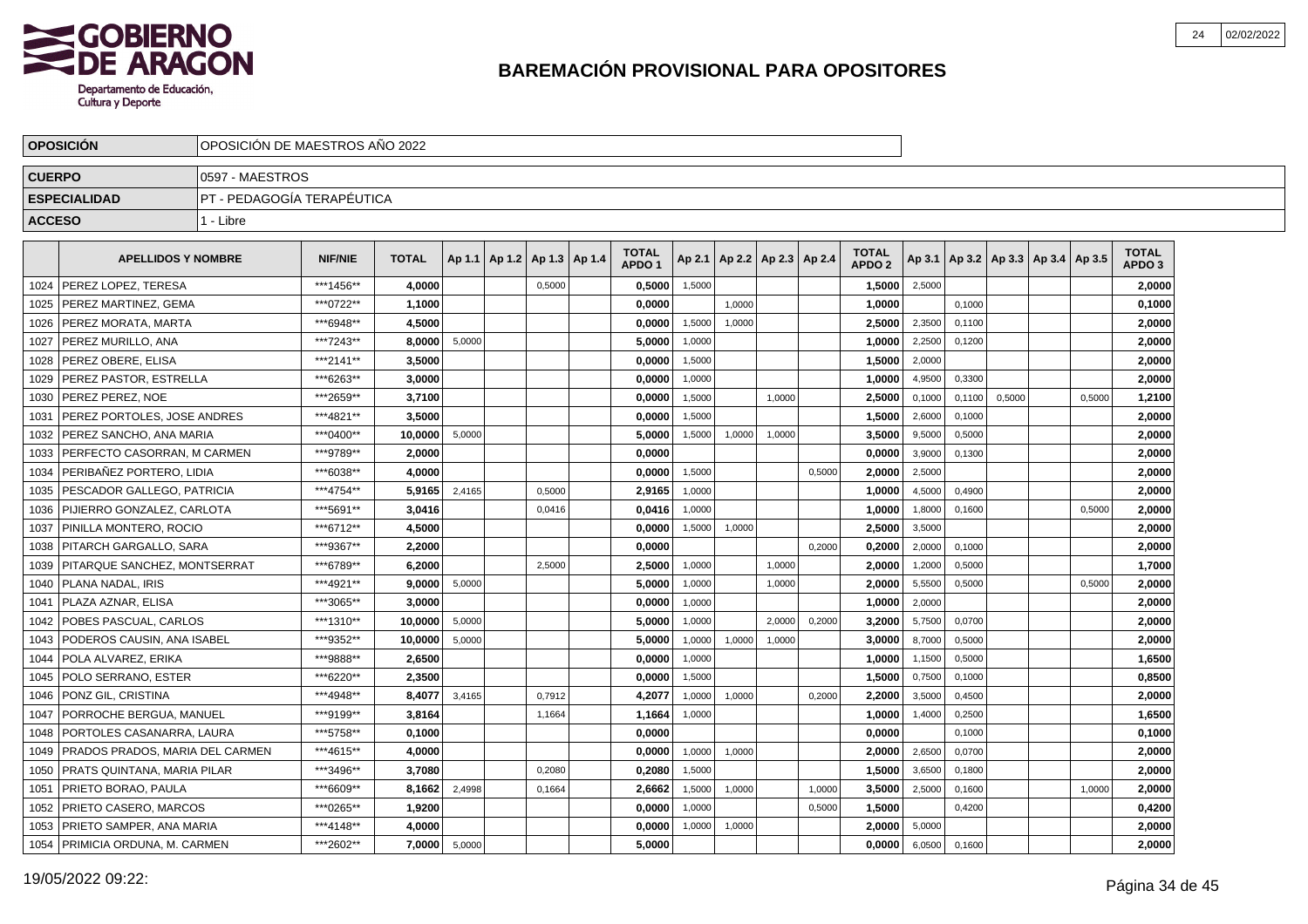# BAREMACIÓN PROVISIONAL PARA OPOSITORES

| OPOSICIÓN | OPOSICIÓN DE MAESTROS AÑO 2022 |
|---|---|
| CUERPO | 0597 - MAESTROS |
| ESPECIALIDAD | PT - PEDAGOGÍA TERAPÉUTICA |
| ACCESO | 1 - Libre |

| | APELLIDOS Y NOMBRE | NIF/NIE | TOTAL | Ap 1.1 | Ap 1.2 | Ap 1.3 | Ap 1.4 | TOTAL APDO 1 | Ap 2.1 | Ap 2.2 | Ap 2.3 | Ap 2.4 | TOTAL APDO 2 | Ap 3.1 | Ap 3.2 | Ap 3.3 | Ap 3.4 | Ap 3.5 | TOTAL APDO 3 |
|---|---|---|---|---|---|---|---|---|---|---|---|---|---|---|---|---|---|---|---|
| 1024 | PEREZ LOPEZ, TERESA | ***1456** | 4,0000 | | | 0,5000 | | 0,5000 | 1,5000 | | | | 1,5000 | 2,5000 | | | | | 2,0000 |
| 1025 | PEREZ MARTINEZ, GEMA | ***0722** | 1,1000 | | | | | 0,0000 | | 1,0000 | | | 1,0000 | | 0,1000 | | | | 0,1000 |
| 1026 | PEREZ MORATA, MARTA | ***6948** | 4,5000 | | | | | 0,0000 | 1,5000 | 1,0000 | | | 2,5000 | 2,3500 | 0,1100 | | | | 2,0000 |
| 1027 | PEREZ MURILLO, ANA | ***7243** | 8,0000 | 5,0000 | | | | 5,0000 | 1,0000 | | | | 1,0000 | 2,2500 | 0,1200 | | | | 2,0000 |
| 1028 | PEREZ OBERE, ELISA | ***2141** | 3,5000 | | | | | 0,0000 | 1,5000 | | | | 1,5000 | 2,0000 | | | | | 2,0000 |
| 1029 | PEREZ PASTOR, ESTRELLA | ***6263** | 3,0000 | | | | | 0,0000 | 1,0000 | | | | 1,0000 | 4,9500 | 0,3300 | | | | 2,0000 |
| 1030 | PEREZ PEREZ, NOE | ***2659** | 3,7100 | | | | | 0,0000 | 1,5000 | | 1,0000 | | 2,5000 | 0,1000 | 0,1100 | 0,5000 | | 0,5000 | 1,2100 |
| 1031 | PEREZ PORTOLES, JOSE ANDRES | ***4821** | 3,5000 | | | | | 0,0000 | 1,5000 | | | | 1,5000 | 2,6000 | 0,1000 | | | | 2,0000 |
| 1032 | PEREZ SANCHO, ANA MARIA | ***0400** | 10,0000 | 5,0000 | | | | 5,0000 | 1,5000 | 1,0000 | 1,0000 | | 3,5000 | 9,5000 | 0,5000 | | | | 2,0000 |
| 1033 | PERFECTO CASORRAN, M CARMEN | ***9789** | 2,0000 | | | | | 0,0000 | | | | | 0,0000 | 3,9000 | 0,1300 | | | | 2,0000 |
| 1034 | PERIBAÑEZ PORTERO, LIDIA | ***6038** | 4,0000 | | | | | 0,0000 | 1,5000 | | | 0,5000 | 2,0000 | 2,5000 | | | | | 2,0000 |
| 1035 | PESCADOR GALLEGO, PATRICIA | ***4754** | 5,9165 | 2,4165 | | 0,5000 | | 2,9165 | 1,0000 | | | | 1,0000 | 4,5000 | 0,4900 | | | | 2,0000 |
| 1036 | PIJIERRO GONZALEZ, CARLOTA | ***5691** | 3,0416 | | | 0,0416 | | 0,0416 | 1,0000 | | | | 1,0000 | 1,8000 | 0,1600 | | | 0,5000 | 2,0000 |
| 1037 | PINILLA MONTERO, ROCIO | ***6712** | 4,5000 | | | | | 0,0000 | 1,5000 | 1,0000 | | | 2,5000 | 3,5000 | | | | | 2,0000 |
| 1038 | PITARCH GARGALLO, SARA | ***9367** | 2,2000 | | | | | 0,0000 | | | | 0,2000 | 0,2000 | 2,0000 | 0,1000 | | | | 2,0000 |
| 1039 | PITARQUE SANCHEZ, MONTSERRAT | ***6789** | 6,2000 | | | 2,5000 | | 2,5000 | 1,0000 | | 1,0000 | | 2,0000 | 1,2000 | 0,5000 | | | | 1,7000 |
| 1040 | PLANA NADAL, IRIS | ***4921** | 9,0000 | 5,0000 | | | | 5,0000 | 1,0000 | | 1,0000 | | 2,0000 | 5,5500 | 0,5000 | | | 0,5000 | 2,0000 |
| 1041 | PLAZA AZNAR, ELISA | ***3065** | 3,0000 | | | | | 0,0000 | 1,0000 | | | | 1,0000 | 2,0000 | | | | | 2,0000 |
| 1042 | POBES PASCUAL, CARLOS | ***1310** | 10,0000 | 5,0000 | | | | 5,0000 | 1,0000 | | 2,0000 | 0,2000 | 3,2000 | 5,7500 | 0,0700 | | | | 2,0000 |
| 1043 | PODEROS CAUSIN, ANA ISABEL | ***9352** | 10,0000 | 5,0000 | | | | 5,0000 | 1,0000 | 1,0000 | 1,0000 | | 3,0000 | 8,7000 | 0,5000 | | | | 2,0000 |
| 1044 | POLA ALVAREZ, ERIKA | ***9888** | 2,6500 | | | | | 0,0000 | 1,0000 | | | | 1,0000 | 1,1500 | 0,5000 | | | | 1,6500 |
| 1045 | POLO SERRANO, ESTER | ***6220** | 2,3500 | | | | | 0,0000 | 1,5000 | | | | 1,5000 | 0,7500 | 0,1000 | | | | 0,8500 |
| 1046 | PONZ GIL, CRISTINA | ***4948** | 8,4077 | 3,4165 | | 0,7912 | | 4,2077 | 1,0000 | 1,0000 | | 0,2000 | 2,2000 | 3,5000 | 0,4500 | | | | 2,0000 |
| 1047 | PORROCHE BERGUA, MANUEL | ***9199** | 3,8164 | | | 1,1664 | | 1,1664 | 1,0000 | | | | 1,0000 | 1,4000 | 0,2500 | | | | 1,6500 |
| 1048 | PORTOLES CASANARRA, LAURA | ***5758** | 0,1000 | | | | | 0,0000 | | | | | 0,0000 | | 0,1000 | | | | 0,1000 |
| 1049 | PRADOS PRADOS, MARIA DEL CARMEN | ***4615** | 4,0000 | | | | | 0,0000 | 1,0000 | 1,0000 | | | 2,0000 | 2,6500 | 0,0700 | | | | 2,0000 |
| 1050 | PRATS QUINTANA, MARIA PILAR | ***3496** | 3,7080 | | | 0,2080 | | 0,2080 | 1,5000 | | | | 1,5000 | 3,6500 | 0,1800 | | | | 2,0000 |
| 1051 | PRIETO BORAO, PAULA | ***6609** | 8,1662 | 2,4998 | | 0,1664 | | 2,6662 | 1,5000 | 1,0000 | | 1,0000 | 3,5000 | 2,5000 | 0,1600 | | | 1,0000 | 2,0000 |
| 1052 | PRIETO CASERO, MARCOS | ***0265** | 1,9200 | | | | | 0,0000 | 1,0000 | | | 0,5000 | 1,5000 | | 0,4200 | | | | 0,4200 |
| 1053 | PRIETO SAMPER, ANA MARIA | ***4148** | 4,0000 | | | | | 0,0000 | 1,0000 | 1,0000 | | | 2,0000 | 5,0000 | | | | | 2,0000 |
| 1054 | PRIMICIA ORDUNA, M. CARMEN | ***2602** | 7,0000 | 5,0000 | | | | 5,0000 | | | | | 0,0000 | 6,0500 | 0,1600 | | | | 2,0000 |

19/05/2022 09:22: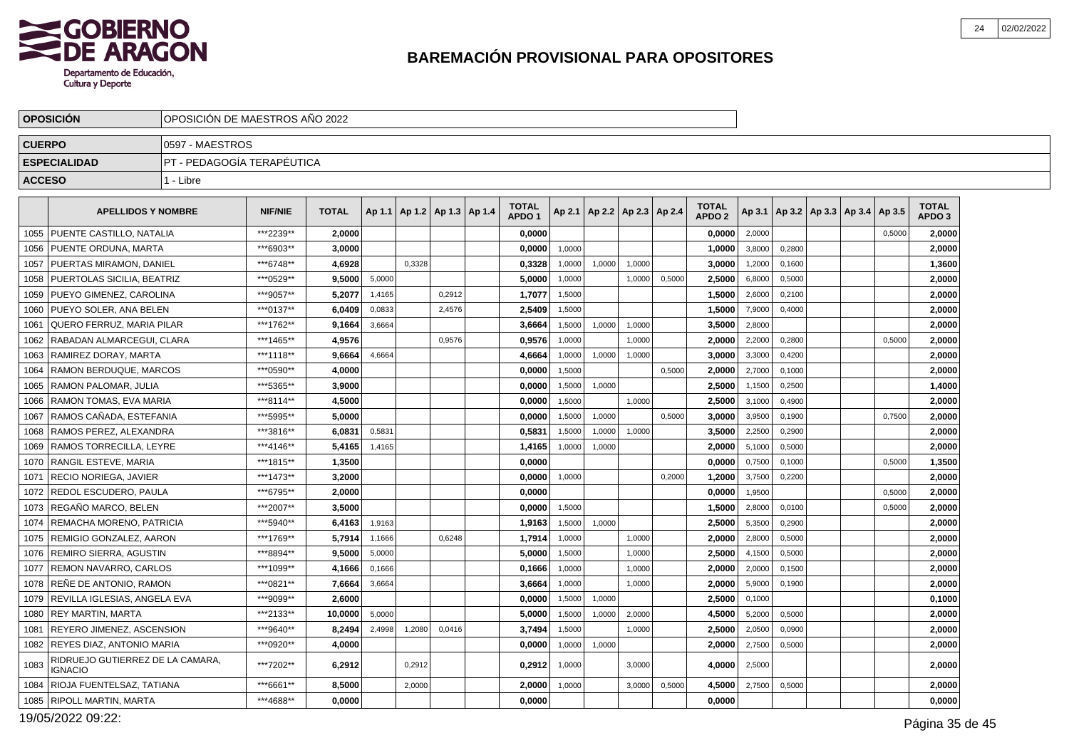# BAREMACIÓN PROVISIONAL PARA OPOSITORES

| | |
|---|---|
| **OPOSICIÓN** | OPOSICIÓN DE MAESTROS AÑO 2022 |
| **CUERPO** | 0597 - MAESTROS |
| **ESPECIALIDAD** | PT - PEDAGOGÍA TERAPÉUTICA |
| **ACCESO** | 1 - Libre |

| | APELLIDOS Y NOMBRE | NIF/NIE | TOTAL | Ap 1.1 | Ap 1.2 | Ap 1.3 | Ap 1.4 | TOTAL APDO 1 | Ap 2.1 | Ap 2.2 | Ap 2.3 | Ap 2.4 | TOTAL APDO 2 | Ap 3.1 | Ap 3.2 | Ap 3.3 | Ap 3.4 | Ap 3.5 | TOTAL APDO 3 |
|---|---|---|---|---|---|---|---|---|---|---|---|---|---|---|---|---|---|---|---|
| 1055 | PUENTE CASTILLO, NATALIA | ***2239** | **2,0000** | | | | | **0,0000** | | | | | **0,0000** | 2,0000 | | | | 0,5000 | **2,0000** |
| 1056 | PUENTE ORDUNA, MARTA | ***6903** | **3,0000** | | | | | **0,0000** | 1,0000 | | | | **1,0000** | 3,8000 | 0,2800 | | | | **2,0000** |
| 1057 | PUERTAS MIRAMON, DANIEL | ***6748** | **4,6928** | | 0,3328 | | | **0,3328** | 1,0000 | 1,0000 | 1,0000 | | **3,0000** | 1,2000 | 0,1600 | | | | **1,3600** |
| 1058 | PUERTOLAS SICILIA, BEATRIZ | ***0529** | **9,5000** | 5,0000 | | | | **5,0000** | 1,0000 | | 1,0000 | 0,5000 | **2,5000** | 6,8000 | 0,5000 | | | | **2,0000** |
| 1059 | PUEYO GIMENEZ, CAROLINA | ***9057** | **5,2077** | 1,4165 | | 0,2912 | | **1,7077** | 1,5000 | | | | **1,5000** | 2,6000 | 0,2100 | | | | **2,0000** |
| 1060 | PUEYO SOLER, ANA BELEN | ***0137** | **6,0409** | 0,0833 | | 2,4576 | | **2,5409** | 1,5000 | | | | **1,5000** | 7,9000 | 0,4000 | | | | **2,0000** |
| 1061 | QUERO FERRUZ, MARIA PILAR | ***1762** | **9,1664** | 3,6664 | | | | **3,6664** | 1,5000 | 1,0000 | 1,0000 | | **3,5000** | 2,8000 | | | | | **2,0000** |
| 1062 | RABADAN ALMARCEGUI, CLARA | ***1465** | **4,9576** | | | 0,9576 | | **0,9576** | 1,0000 | | 1,0000 | | **2,0000** | 2,2000 | 0,2800 | | | 0,5000 | **2,0000** |
| 1063 | RAMIREZ DORAY, MARTA | ***1118** | **9,6664** | 4,6664 | | | | **4,6664** | 1,0000 | 1,0000 | 1,0000 | | **3,0000** | 3,3000 | 0,4200 | | | | **2,0000** |
| 1064 | RAMON BERDUQUE, MARCOS | ***0590** | **4,0000** | | | | | **0,0000** | 1,5000 | | | 0,5000 | **2,0000** | 2,7000 | 0,1000 | | | | **2,0000** |
| 1065 | RAMON PALOMAR, JULIA | ***5365** | **3,9000** | | | | | **0,0000** | 1,5000 | 1,0000 | | | **2,5000** | 1,1500 | 0,2500 | | | | **1,4000** |
| 1066 | RAMON TOMAS, EVA MARIA | ***8114** | **4,5000** | | | | | **0,0000** | 1,5000 | | 1,0000 | | **2,5000** | 3,1000 | 0,4900 | | | | **2,0000** |
| 1067 | RAMOS CAÑADA, ESTEFANIA | ***5995** | **5,0000** | | | | | **0,0000** | 1,5000 | 1,0000 | | 0,5000 | **3,0000** | 3,9500 | 0,1900 | | | 0,7500 | **2,0000** |
| 1068 | RAMOS PEREZ, ALEXANDRA | ***3816** | **6,0831** | 0,5831 | | | | **0,5831** | 1,5000 | 1,0000 | 1,0000 | | **3,5000** | 2,2500 | 0,2900 | | | | **2,0000** |
| 1069 | RAMOS TORRECILLA, LEYRE | ***4146** | **5,4165** | 1,4165 | | | | **1,4165** | 1,0000 | 1,0000 | | | **2,0000** | 5,1000 | 0,5000 | | | | **2,0000** |
| 1070 | RANGIL ESTEVE, MARIA | ***1815** | **1,3500** | | | | | **0,0000** | | | | | **0,0000** | 0,7500 | 0,1000 | | | 0,5000 | **1,3500** |
| 1071 | RECIO NORIEGA, JAVIER | ***1473** | **3,2000** | | | | | **0,0000** | 1,0000 | | | 0,2000 | **1,2000** | 3,7500 | 0,2200 | | | | **2,0000** |
| 1072 | REDOL ESCUDERO, PAULA | ***6795** | **2,0000** | | | | | **0,0000** | | | | | **0,0000** | 1,9500 | | | | 0,5000 | **2,0000** |
| 1073 | REGAÑO MARCO, BELEN | ***2007** | **3,5000** | | | | | **0,0000** | 1,5000 | | | | **1,5000** | 2,8000 | 0,0100 | | | 0,5000 | **2,0000** |
| 1074 | REMACHA MORENO, PATRICIA | ***5940** | **6,4163** | 1,9163 | | | | **1,9163** | 1,5000 | 1,0000 | | | **2,5000** | 5,3500 | 0,2900 | | | | **2,0000** |
| 1075 | REMIGIO GONZALEZ, AARON | ***1769** | **5,7914** | 1,1666 | | 0,6248 | | **1,7914** | 1,0000 | | 1,0000 | | **2,0000** | 2,8000 | 0,5000 | | | | **2,0000** |
| 1076 | REMIRO SIERRA, AGUSTIN | ***8894** | **9,5000** | 5,0000 | | | | **5,0000** | 1,5000 | | 1,0000 | | **2,5000** | 4,1500 | 0,5000 | | | | **2,0000** |
| 1077 | REMON NAVARRO, CARLOS | ***1099** | **4,1666** | 0,1666 | | | | **0,1666** | 1,0000 | | 1,0000 | | **2,0000** | 2,0000 | 0,1500 | | | | **2,0000** |
| 1078 | REÑE DE ANTONIO, RAMON | ***0821** | **7,6664** | 3,6664 | | | | **3,6664** | 1,0000 | | 1,0000 | | **2,0000** | 5,9000 | 0,1900 | | | | **2,0000** |
| 1079 | REVILLA IGLESIAS, ANGELA EVA | ***9099** | **2,6000** | | | | | **0,0000** | 1,5000 | 1,0000 | | | **2,5000** | 0,1000 | | | | | **0,1000** |
| 1080 | REY MARTIN, MARTA | ***2133** | **10,0000** | 5,0000 | | | | **5,0000** | 1,5000 | 1,0000 | 2,0000 | | **4,5000** | 5,2000 | 0,5000 | | | | **2,0000** |
| 1081 | REYERO JIMENEZ, ASCENSION | ***9640** | **8,2494** | 2,4998 | 1,2080 | 0,0416 | | **3,7494** | 1,5000 | | 1,0000 | | **2,5000** | 2,0500 | 0,0900 | | | | **2,0000** |
| 1082 | REYES DIAZ, ANTONIO MARIA | ***0920** | **4,0000** | | | | | **0,0000** | 1,0000 | 1,0000 | | | **2,0000** | 2,7500 | 0,5000 | | | | **2,0000** |
| 1083 | RIDRUEJO GUTIERREZ DE LA CAMARA, IGNACIO | ***7202** | **6,2912** | | 0,2912 | | | **0,2912** | 1,0000 | | 3,0000 | | **4,0000** | 2,5000 | | | | | **2,0000** |
| 1084 | RIOJA FUENTELSAZ, TATIANA | ***6661** | **8,5000** | | 2,0000 | | | **2,0000** | 1,0000 | | 3,0000 | 0,5000 | **4,5000** | 2,7500 | 0,5000 | | | | **2,0000** |
| 1085 | RIPOLL MARTIN, MARTA | ***4688** | **0,0000** | | | | | **0,0000** | | | | | **0,0000** | | | | | | **0,0000** |

19/05/2022 09:22: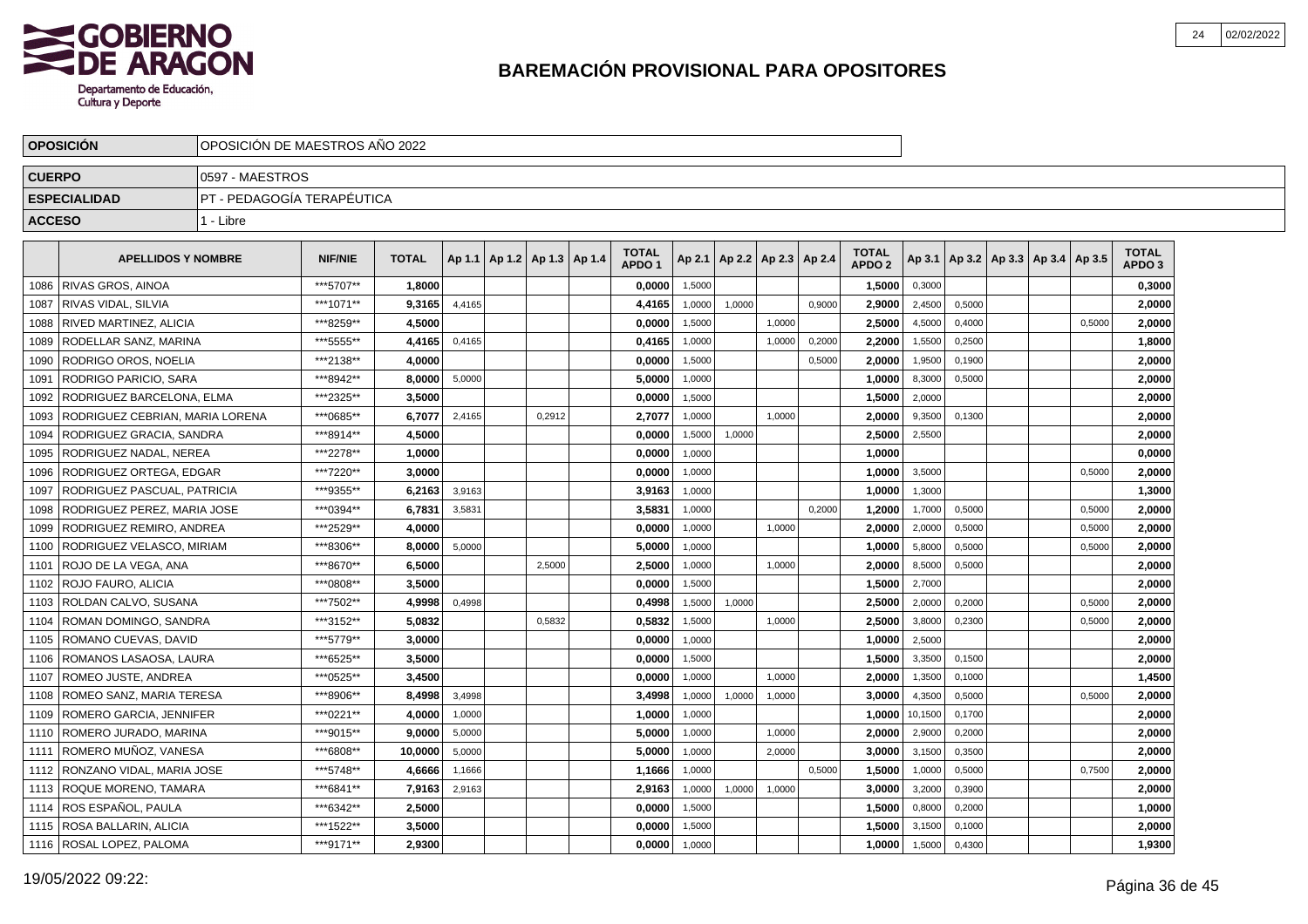# BAREMACIÓN PROVISIONAL PARA OPOSITORES

| OPOSICIÓN | OPOSICIÓN DE MAESTROS AÑO 2022 |
|---|---|
| CUERPO | 0597 - MAESTROS |
| ESPECIALIDAD | PT - PEDAGOGÍA TERAPÉUTICA |
| ACCESO | 1 - Libre |

| | APELLIDOS Y NOMBRE | NIF/NIE | TOTAL | Ap 1.1 | Ap 1.2 | Ap 1.3 | Ap 1.4 | TOTAL APDO 1 | Ap 2.1 | Ap 2.2 | Ap 2.3 | Ap 2.4 | TOTAL APDO 2 | Ap 3.1 | Ap 3.2 | Ap 3.3 | Ap 3.4 | Ap 3.5 | TOTAL APDO 3 |
|---|---|---|---|---|---|---|---|---|---|---|---|---|---|---|---|---|---|---|---|
| 1086 | RIVAS GROS, AINOA | ***5707** | 1,8000 | | | | | 0,0000 | 1,5000 | | | | 1,5000 | 0,3000 | | | | | 0,3000 |
| 1087 | RIVAS VIDAL, SILVIA | ***1071** | 9,3165 | 4,4165 | | | | 4,4165 | 1,0000 | 1,0000 | | 0,9000 | 2,9000 | 2,4500 | 0,5000 | | | | 2,0000 |
| 1088 | RIVED MARTINEZ, ALICIA | ***8259** | 4,5000 | | | | | 0,0000 | 1,5000 | | 1,0000 | | 2,5000 | 4,5000 | 0,4000 | | | 0,5000 | 2,0000 |
| 1089 | RODELLAR SANZ, MARINA | ***5555** | 4,4165 | 0,4165 | | | | 0,4165 | 1,0000 | | 1,0000 | 0,2000 | 2,2000 | 1,5500 | 0,2500 | | | | 1,8000 |
| 1090 | RODRIGO OROS, NOELIA | ***2138** | 4,0000 | | | | | 0,0000 | 1,5000 | | | 0,5000 | 2,0000 | 1,9500 | 0,1900 | | | | 2,0000 |
| 1091 | RODRIGO PARICIO, SARA | ***8942** | 8,0000 | 5,0000 | | | | 5,0000 | 1,0000 | | | | 1,0000 | 8,3000 | 0,5000 | | | | 2,0000 |
| 1092 | RODRIGUEZ BARCELONA, ELMA | ***2325** | 3,5000 | | | | | 0,0000 | 1,5000 | | | | 1,5000 | 2,0000 | | | | | 2,0000 |
| 1093 | RODRIGUEZ CEBRIAN, MARIA LORENA | ***0685** | 6,7077 | 2,4165 | | 0,2912 | | 2,7077 | 1,0000 | | 1,0000 | | 2,0000 | 9,3500 | 0,1300 | | | | 2,0000 |
| 1094 | RODRIGUEZ GRACIA, SANDRA | ***8914** | 4,5000 | | | | | 0,0000 | 1,5000 | 1,0000 | | | 2,5000 | 2,5500 | | | | | 2,0000 |
| 1095 | RODRIGUEZ NADAL, NEREA | ***2278** | 1,0000 | | | | | 0,0000 | 1,0000 | | | | 1,0000 | | | | | | 0,0000 |
| 1096 | RODRIGUEZ ORTEGA, EDGAR | ***7220** | 3,0000 | | | | | 0,0000 | 1,0000 | | | | 1,0000 | 3,5000 | | | | 0,5000 | 2,0000 |
| 1097 | RODRIGUEZ PASCUAL, PATRICIA | ***9355** | 6,2163 | 3,9163 | | | | 3,9163 | 1,0000 | | | | 1,0000 | 1,3000 | | | | | 1,3000 |
| 1098 | RODRIGUEZ PEREZ, MARIA JOSE | ***0394** | 6,7831 | 3,5831 | | | | 3,5831 | 1,0000 | | | 0,2000 | 1,2000 | 1,7000 | 0,5000 | | | 0,5000 | 2,0000 |
| 1099 | RODRIGUEZ REMIRO, ANDREA | ***2529** | 4,0000 | | | | | 0,0000 | 1,0000 | | 1,0000 | | 2,0000 | 2,0000 | 0,5000 | | | 0,5000 | 2,0000 |
| 1100 | RODRIGUEZ VELASCO, MIRIAM | ***8306** | 8,0000 | 5,0000 | | | | 5,0000 | 1,0000 | | | | 1,0000 | 5,8000 | 0,5000 | | | 0,5000 | 2,0000 |
| 1101 | ROJO DE LA VEGA, ANA | ***8670** | 6,5000 | | | 2,5000 | | 2,5000 | 1,0000 | | 1,0000 | | 2,0000 | 8,5000 | 0,5000 | | | | 2,0000 |
| 1102 | ROJO FAURO, ALICIA | ***0808** | 3,5000 | | | | | 0,0000 | 1,5000 | | | | 1,5000 | 2,7000 | | | | | 2,0000 |
| 1103 | ROLDAN CALVO, SUSANA | ***7502** | 4,9998 | 0,4998 | | | | 0,4998 | 1,5000 | 1,0000 | | | 2,5000 | 2,0000 | 0,2000 | | | 0,5000 | 2,0000 |
| 1104 | ROMAN DOMINGO, SANDRA | ***3152** | 5,0832 | | | 0,5832 | | 0,5832 | 1,5000 | | 1,0000 | | 2,5000 | 3,8000 | 0,2300 | | | 0,5000 | 2,0000 |
| 1105 | ROMANO CUEVAS, DAVID | ***5779** | 3,0000 | | | | | 0,0000 | 1,0000 | | | | 1,0000 | 2,5000 | | | | | 2,0000 |
| 1106 | ROMANOS LASAOSA, LAURA | ***6525** | 3,5000 | | | | | 0,0000 | 1,5000 | | | | 1,5000 | 3,3500 | 0,1500 | | | | 2,0000 |
| 1107 | ROMEO JUSTE, ANDREA | ***0525** | 3,4500 | | | | | 0,0000 | 1,0000 | | 1,0000 | | 2,0000 | 1,3500 | 0,1000 | | | | 1,4500 |
| 1108 | ROMEO SANZ, MARIA TERESA | ***8906** | 8,4998 | 3,4998 | | | | 3,4998 | 1,0000 | 1,0000 | 1,0000 | | 3,0000 | 4,3500 | 0,5000 | | | 0,5000 | 2,0000 |
| 1109 | ROMERO GARCIA, JENNIFER | ***0221** | 4,0000 | 1,0000 | | | | 1,0000 | 1,0000 | | | | 1,0000 | 10,1500 | 0,1700 | | | | 2,0000 |
| 1110 | ROMERO JURADO, MARINA | ***9015** | 9,0000 | 5,0000 | | | | 5,0000 | 1,0000 | | 1,0000 | | 2,0000 | 2,9000 | 0,2000 | | | | 2,0000 |
| 1111 | ROMERO MUÑOZ, VANESA | ***6808** | 10,0000 | 5,0000 | | | | 5,0000 | 1,0000 | | 2,0000 | | 3,0000 | 3,1500 | 0,3500 | | | | 2,0000 |
| 1112 | RONZANO VIDAL, MARIA JOSE | ***5748** | 4,6666 | 1,1666 | | | | 1,1666 | 1,0000 | | | 0,5000 | 1,5000 | 1,0000 | 0,5000 | | | 0,7500 | 2,0000 |
| 1113 | ROQUE MORENO, TAMARA | ***6841** | 7,9163 | 2,9163 | | | | 2,9163 | 1,0000 | 1,0000 | 1,0000 | | 3,0000 | 3,2000 | 0,3900 | | | | 2,0000 |
| 1114 | ROS ESPAÑOL, PAULA | ***6342** | 2,5000 | | | | | 0,0000 | 1,5000 | | | | 1,5000 | 0,8000 | 0,2000 | | | | 1,0000 |
| 1115 | ROSA BALLARIN, ALICIA | ***1522** | 3,5000 | | | | | 0,0000 | 1,5000 | | | | 1,5000 | 3,1500 | 0,1000 | | | | 2,0000 |
| 1116 | ROSAL LOPEZ, PALOMA | ***9171** | 2,9300 | | | | | 0,0000 | 1,0000 | | | | 1,0000 | 1,5000 | 0,4300 | | | | 1,9300 |

19/05/2022 09:22: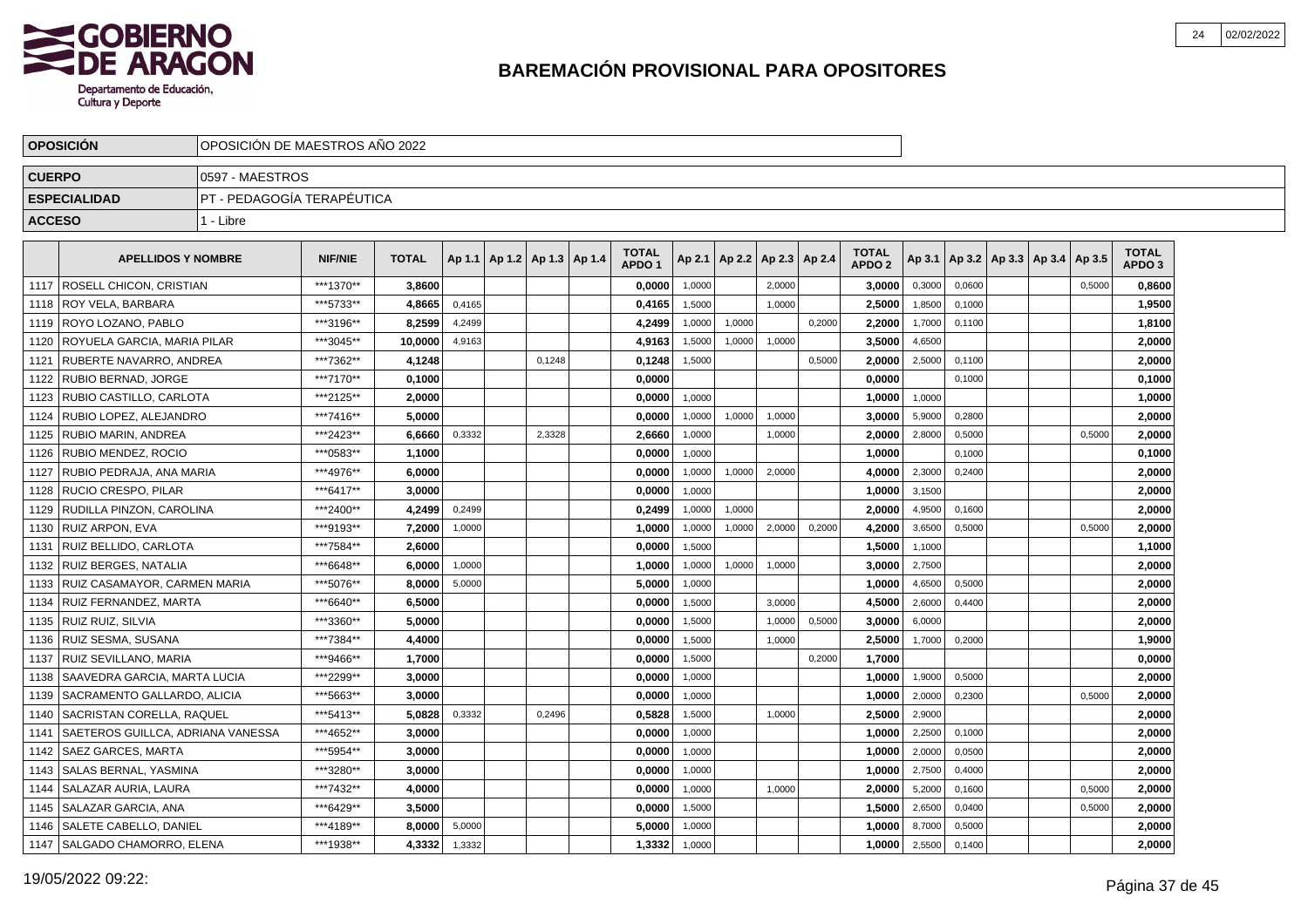# BAREMACIÓN PROVISIONAL PARA OPOSITORES

| OPOSICIÓN | OPOSICIÓN DE MAESTROS AÑO 2022 |
|---|---|
| CUERPO | 0597 - MAESTROS |
| ESPECIALIDAD | PT - PEDAGOGÍA TERAPÉUTICA |
| ACCESO | 1 - Libre |

| | APELLIDOS Y NOMBRE | NIF/NIE | TOTAL | Ap 1.1 | Ap 1.2 | Ap 1.3 | Ap 1.4 | TOTAL APDO 1 | Ap 2.1 | Ap 2.2 | Ap 2.3 | Ap 2.4 | TOTAL APDO 2 | Ap 3.1 | Ap 3.2 | Ap 3.3 | Ap 3.4 | Ap 3.5 | TOTAL APDO 3 |
|---|---|---|---|---|---|---|---|---|---|---|---|---|---|---|---|---|---|---|---|
| 1117 | ROSELL CHICON, CRISTIAN | ***1370** | 3,8600 | | | | | 0,0000 | 1,0000 | | 2,0000 | | 3,0000 | 0,3000 | 0,0600 | | | 0,5000 | 0,8600 |
| 1118 | ROY VELA, BARBARA | ***5733** | 4,8665 | 0,4165 | | | | 0,4165 | 1,5000 | | 1,0000 | | 2,5000 | 1,8500 | 0,1000 | | | | 1,9500 |
| 1119 | ROYO LOZANO, PABLO | ***3196** | 8,2599 | 4,2499 | | | | 4,2499 | 1,0000 | 1,0000 | | 0,2000 | 2,2000 | 1,7000 | 0,1100 | | | | 1,8100 |
| 1120 | ROYUELA GARCIA, MARIA PILAR | ***3045** | 10,0000 | 4,9163 | | | | 4,9163 | 1,5000 | 1,0000 | 1,0000 | | 3,5000 | 4,6500 | | | | | 2,0000 |
| 1121 | RUBERTE NAVARRO, ANDREA | ***7362** | 4,1248 | | | 0,1248 | | 0,1248 | 1,5000 | | | 0,5000 | 2,0000 | 2,5000 | 0,1100 | | | | 2,0000 |
| 1122 | RUBIO BERNAD, JORGE | ***7170** | 0,1000 | | | | | 0,0000 | | | | | 0,0000 | | 0,1000 | | | | 0,1000 |
| 1123 | RUBIO CASTILLO, CARLOTA | ***2125** | 2,0000 | | | | | 0,0000 | 1,0000 | | | | 1,0000 | 1,0000 | | | | | 1,0000 |
| 1124 | RUBIO LOPEZ, ALEJANDRO | ***7416** | 5,0000 | | | | | 0,0000 | 1,0000 | 1,0000 | 1,0000 | | 3,0000 | 5,9000 | 0,2800 | | | | 2,0000 |
| 1125 | RUBIO MARIN, ANDREA | ***2423** | 6,6660 | 0,3332 | | 2,3328 | | 2,6660 | 1,0000 | | 1,0000 | | 2,0000 | 2,8000 | 0,5000 | | | 0,5000 | 2,0000 |
| 1126 | RUBIO MENDEZ, ROCIO | ***0583** | 1,1000 | | | | | 0,0000 | 1,0000 | | | | 1,0000 | | 0,1000 | | | | 0,1000 |
| 1127 | RUBIO PEDRAJA, ANA MARIA | ***4976** | 6,0000 | | | | | 0,0000 | 1,0000 | 1,0000 | 2,0000 | | 4,0000 | 2,3000 | 0,2400 | | | | 2,0000 |
| 1128 | RUCIO CRESPO, PILAR | ***6417** | 3,0000 | | | | | 0,0000 | 1,0000 | | | | 1,0000 | 3,1500 | | | | | 2,0000 |
| 1129 | RUDILLA PINZON, CAROLINA | ***2400** | 4,2499 | 0,2499 | | | | 0,2499 | 1,0000 | 1,0000 | | | 2,0000 | 4,9500 | 0,1600 | | | | 2,0000 |
| 1130 | RUIZ ARPON, EVA | ***9193** | 7,2000 | 1,0000 | | | | 1,0000 | 1,0000 | 1,0000 | 2,0000 | 0,2000 | 4,2000 | 3,6500 | 0,5000 | | | 0,5000 | 2,0000 |
| 1131 | RUIZ BELLIDO, CARLOTA | ***7584** | 2,6000 | | | | | 0,0000 | 1,5000 | | | | 1,5000 | 1,1000 | | | | | 1,1000 |
| 1132 | RUIZ BERGES, NATALIA | ***6648** | 6,0000 | 1,0000 | | | | 1,0000 | 1,0000 | 1,0000 | 1,0000 | | 3,0000 | 2,7500 | | | | | 2,0000 |
| 1133 | RUIZ CASAMAYOR, CARMEN MARIA | ***5076** | 8,0000 | 5,0000 | | | | 5,0000 | 1,0000 | | | | 1,0000 | 4,6500 | 0,5000 | | | | 2,0000 |
| 1134 | RUIZ FERNANDEZ, MARTA | ***6640** | 6,5000 | | | | | 0,0000 | 1,5000 | | 3,0000 | | 4,5000 | 2,6000 | 0,4400 | | | | 2,0000 |
| 1135 | RUIZ RUIZ, SILVIA | ***3360** | 5,0000 | | | | | 0,0000 | 1,5000 | | 1,0000 | 0,5000 | 3,0000 | 6,0000 | | | | | 2,0000 |
| 1136 | RUIZ SESMA, SUSANA | ***7384** | 4,4000 | | | | | 0,0000 | 1,5000 | | 1,0000 | | 2,5000 | 1,7000 | 0,2000 | | | | 1,9000 |
| 1137 | RUIZ SEVILLANO, MARIA | ***9466** | 1,7000 | | | | | 0,0000 | 1,5000 | | | 0,2000 | 1,7000 | | | | | | 0,0000 |
| 1138 | SAAVEDRA GARCIA, MARTA LUCIA | ***2299** | 3,0000 | | | | | 0,0000 | 1,0000 | | | | 1,0000 | 1,9000 | 0,5000 | | | | 2,0000 |
| 1139 | SACRAMENTO GALLARDO, ALICIA | ***5663** | 3,0000 | | | | | 0,0000 | 1,0000 | | | | 1,0000 | 2,0000 | 0,2300 | | | 0,5000 | 2,0000 |
| 1140 | SACRISTAN CORELLA, RAQUEL | ***5413** | 5,0828 | 0,3332 | | 0,2496 | | 0,5828 | 1,5000 | | 1,0000 | | 2,5000 | 2,9000 | | | | | 2,0000 |
| 1141 | SAETEROS GUILLCA, ADRIANA VANESSA | ***4652** | 3,0000 | | | | | 0,0000 | 1,0000 | | | | 1,0000 | 2,2500 | 0,1000 | | | | 2,0000 |
| 1142 | SAEZ GARCES, MARTA | ***5954** | 3,0000 | | | | | 0,0000 | 1,0000 | | | | 1,0000 | 2,0000 | 0,0500 | | | | 2,0000 |
| 1143 | SALAS BERNAL, YASMINA | ***3280** | 3,0000 | | | | | 0,0000 | 1,0000 | | | | 1,0000 | 2,7500 | 0,4000 | | | | 2,0000 |
| 1144 | SALAZAR AURIA, LAURA | ***7432** | 4,0000 | | | | | 0,0000 | 1,0000 | | 1,0000 | | 2,0000 | 5,2000 | 0,1600 | | | 0,5000 | 2,0000 |
| 1145 | SALAZAR GARCIA, ANA | ***6429** | 3,5000 | | | | | 0,0000 | 1,5000 | | | | 1,5000 | 2,6500 | 0,0400 | | | 0,5000 | 2,0000 |
| 1146 | SALETE CABELLO, DANIEL | ***4189** | 8,0000 | 5,0000 | | | | 5,0000 | 1,0000 | | | | 1,0000 | 8,7000 | 0,5000 | | | | 2,0000 |
| 1147 | SALGADO CHAMORRO, ELENA | ***1938** | 4,3332 | 1,3332 | | | | 1,3332 | 1,0000 | | | | 1,0000 | 2,5500 | 0,1400 | | | | 2,0000 |

19/05/2022 09:22: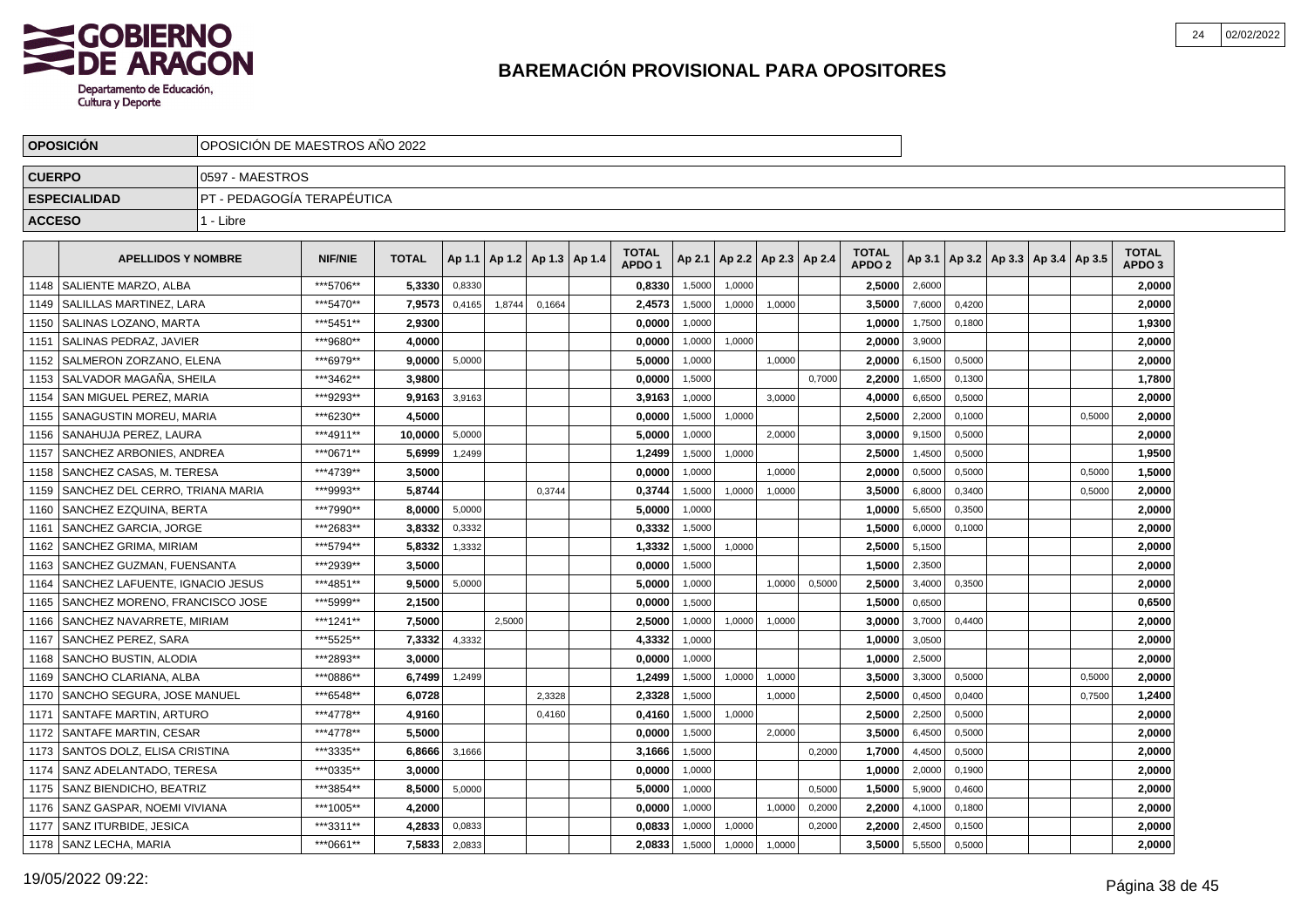# BAREMACIÓN PROVISIONAL PARA OPOSITORES

| OPOSICIÓN | OPOSICIÓN DE MAESTROS AÑO 2022 |
|---|---|
| CUERPO | 0597 - MAESTROS |
| ESPECIALIDAD | PT - PEDAGOGÍA TERAPÉUTICA |
| ACCESO | 1 - Libre |

| | APELLIDOS Y NOMBRE | NIF/NIE | TOTAL | Ap 1.1 | Ap 1.2 | Ap 1.3 | Ap 1.4 | TOTAL APDO 1 | Ap 2.1 | Ap 2.2 | Ap 2.3 | Ap 2.4 | TOTAL APDO 2 | Ap 3.1 | Ap 3.2 | Ap 3.3 | Ap 3.4 | Ap 3.5 | TOTAL APDO 3 |
|---|---|---|---|---|---|---|---|---|---|---|---|---|---|---|---|---|---|---|---|
| 1148 | SALIENTE MARZO, ALBA | ***5706** | 5,3330 | 0,8330 | | | | 0,8330 | 1,5000 | 1,0000 | | | 2,5000 | 2,6000 | | | | | 2,0000 |
| 1149 | SALILLAS MARTINEZ, LARA | ***5470** | 7,9573 | 0,4165 | 1,8744 | 0,1664 | | 2,4573 | 1,5000 | 1,0000 | 1,0000 | | 3,5000 | 7,6000 | 0,4200 | | | | 2,0000 |
| 1150 | SALINAS LOZANO, MARTA | ***5451** | 2,9300 | | | | | 0,0000 | 1,0000 | | | | 1,0000 | 1,7500 | 0,1800 | | | | 1,9300 |
| 1151 | SALINAS PEDRAZ, JAVIER | ***9680** | 4,0000 | | | | | 0,0000 | 1,0000 | 1,0000 | | | 2,0000 | 3,9000 | | | | | 2,0000 |
| 1152 | SALMERON ZORZANO, ELENA | ***6979** | 9,0000 | 5,0000 | | | | 5,0000 | 1,0000 | | 1,0000 | | 2,0000 | 6,1500 | 0,5000 | | | | 2,0000 |
| 1153 | SALVADOR MAGAÑA, SHEILA | ***3462** | 3,9800 | | | | | 0,0000 | 1,5000 | | | 0,7000 | 2,2000 | 1,6500 | 0,1300 | | | | 1,7800 |
| 1154 | SAN MIGUEL PEREZ, MARIA | ***9293** | 9,9163 | 3,9163 | | | | 3,9163 | 1,0000 | | 3,0000 | | 4,0000 | 6,6500 | 0,5000 | | | | 2,0000 |
| 1155 | SANAGUSTIN MOREU, MARIA | ***6230** | 4,5000 | | | | | 0,0000 | 1,5000 | 1,0000 | | | 2,5000 | 2,2000 | 0,1000 | | | 0,5000 | 2,0000 |
| 1156 | SANAHUJA PEREZ, LAURA | ***4911** | 10,0000 | 5,0000 | | | | 5,0000 | 1,0000 | | 2,0000 | | 3,0000 | 9,1500 | 0,5000 | | | | 2,0000 |
| 1157 | SANCHEZ ARBONIES, ANDREA | ***0671** | 5,6999 | 1,2499 | | | | 1,2499 | 1,5000 | 1,0000 | | | 2,5000 | 1,4500 | 0,5000 | | | | 1,9500 |
| 1158 | SANCHEZ CASAS, M. TERESA | ***4739** | 3,5000 | | | | | 0,0000 | 1,0000 | | 1,0000 | | 2,0000 | 0,5000 | 0,5000 | | | 0,5000 | 1,5000 |
| 1159 | SANCHEZ DEL CERRO, TRIANA MARIA | ***9993** | 5,8744 | | | 0,3744 | | 0,3744 | 1,5000 | 1,0000 | 1,0000 | | 3,5000 | 6,8000 | 0,3400 | | | 0,5000 | 2,0000 |
| 1160 | SANCHEZ EZQUINA, BERTA | ***7990** | 8,0000 | 5,0000 | | | | 5,0000 | 1,0000 | | | | 1,0000 | 5,6500 | 0,3500 | | | | 2,0000 |
| 1161 | SANCHEZ GARCIA, JORGE | ***2683** | 3,8332 | 0,3332 | | | | 0,3332 | 1,5000 | | | | 1,5000 | 6,0000 | 0,1000 | | | | 2,0000 |
| 1162 | SANCHEZ GRIMA, MIRIAM | ***5794** | 5,8332 | 1,3332 | | | | 1,3332 | 1,5000 | 1,0000 | | | 2,5000 | 5,1500 | | | | | 2,0000 |
| 1163 | SANCHEZ GUZMAN, FUENSANTA | ***2939** | 3,5000 | | | | | 0,0000 | 1,5000 | | | | 1,5000 | 2,3500 | | | | | 2,0000 |
| 1164 | SANCHEZ LAFUENTE, IGNACIO JESUS | ***4851** | 9,5000 | 5,0000 | | | | 5,0000 | 1,0000 | | 1,0000 | 0,5000 | 2,5000 | 3,4000 | 0,3500 | | | | 2,0000 |
| 1165 | SANCHEZ MORENO, FRANCISCO JOSE | ***5999** | 2,1500 | | | | | 0,0000 | 1,5000 | | | | 1,5000 | 0,6500 | | | | | 0,6500 |
| 1166 | SANCHEZ NAVARRETE, MIRIAM | ***1241** | 7,5000 | | 2,5000 | | | 2,5000 | 1,0000 | 1,0000 | 1,0000 | | 3,0000 | 3,7000 | 0,4400 | | | | 2,0000 |
| 1167 | SANCHEZ PEREZ, SARA | ***5525** | 7,3332 | 4,3332 | | | | 4,3332 | 1,0000 | | | | 1,0000 | 3,0500 | | | | | 2,0000 |
| 1168 | SANCHO BUSTIN, ALODIA | ***2893** | 3,0000 | | | | | 0,0000 | 1,0000 | | | | 1,0000 | 2,5000 | | | | | 2,0000 |
| 1169 | SANCHO CLARIANA, ALBA | ***0886** | 6,7499 | 1,2499 | | | | 1,2499 | 1,5000 | 1,0000 | 1,0000 | | 3,5000 | 3,3000 | 0,5000 | | | 0,5000 | 2,0000 |
| 1170 | SANCHO SEGURA, JOSE MANUEL | ***6548** | 6,0728 | | | 2,3328 | | 2,3328 | 1,5000 | | 1,0000 | | 2,5000 | 0,4500 | 0,0400 | | | 0,7500 | 1,2400 |
| 1171 | SANTAFE MARTIN, ARTURO | ***4778** | 4,9160 | | | 0,4160 | | 0,4160 | 1,5000 | 1,0000 | | | 2,5000 | 2,2500 | 0,5000 | | | | 2,0000 |
| 1172 | SANTAFE MARTIN, CESAR | ***4778** | 5,5000 | | | | | 0,0000 | 1,5000 | | 2,0000 | | 3,5000 | 6,4500 | 0,5000 | | | | 2,0000 |
| 1173 | SANTOS DOLZ, ELISA CRISTINA | ***3335** | 6,8666 | 3,1666 | | | | 3,1666 | 1,5000 | | | 0,2000 | 1,7000 | 4,4500 | 0,5000 | | | | 2,0000 |
| 1174 | SANZ ADELANTADO, TERESA | ***0335** | 3,0000 | | | | | 0,0000 | 1,0000 | | | | 1,0000 | 2,0000 | 0,1900 | | | | 2,0000 |
| 1175 | SANZ BIENDICHO, BEATRIZ | ***3854** | 8,5000 | 5,0000 | | | | 5,0000 | 1,0000 | | | 0,5000 | 1,5000 | 5,9000 | 0,4600 | | | | 2,0000 |
| 1176 | SANZ GASPAR, NOEMI VIVIANA | ***1005** | 4,2000 | | | | | 0,0000 | 1,0000 | | 1,0000 | 0,2000 | 2,2000 | 4,1000 | 0,1800 | | | | 2,0000 |
| 1177 | SANZ ITURBIDE, JESICA | ***3311** | 4,2833 | 0,0833 | | | | 0,0833 | 1,0000 | 1,0000 | | 0,2000 | 2,2000 | 2,4500 | 0,1500 | | | | 2,0000 |
| 1178 | SANZ LECHA, MARIA | ***0661** | 7,5833 | 2,0833 | | | | 2,0833 | 1,5000 | 1,0000 | 1,0000 | | 3,5000 | 5,5500 | 0,5000 | | | | 2,0000 |

19/05/2022 09:22: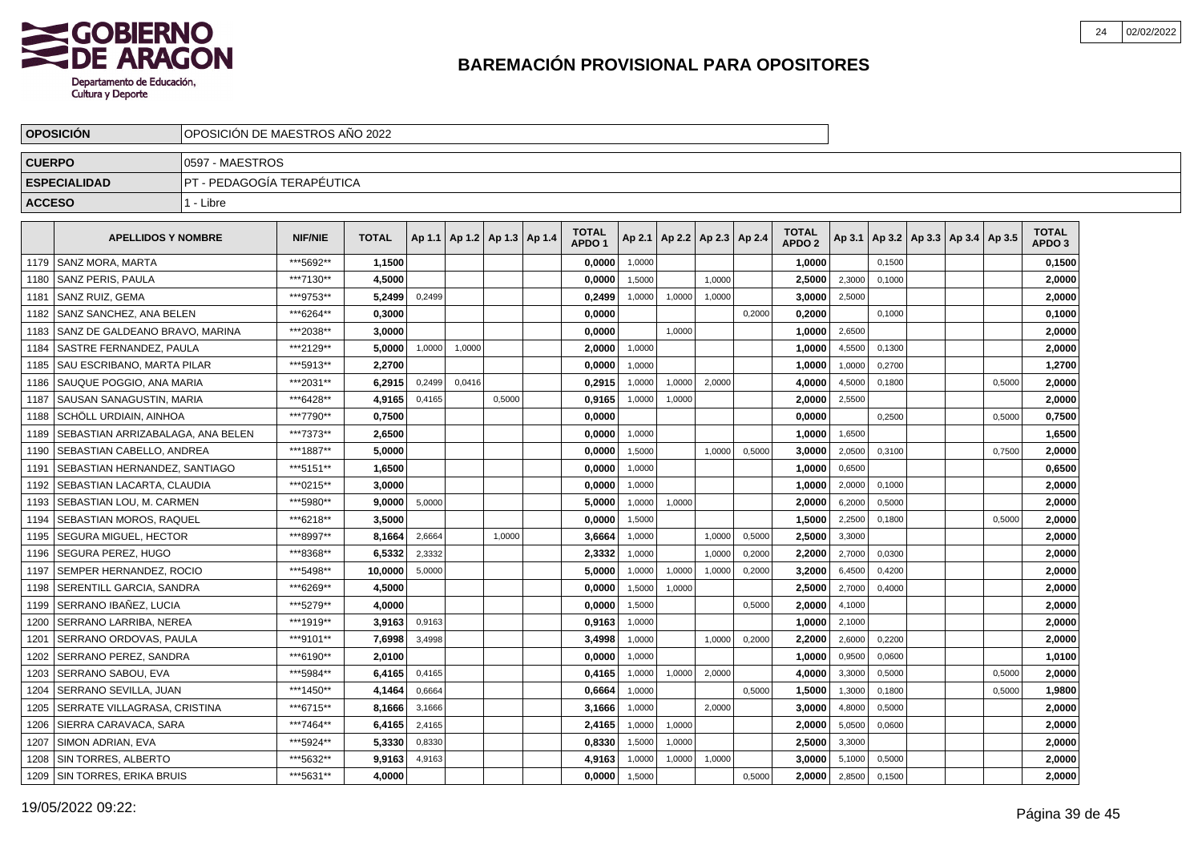# BAREMACIÓN PROVISIONAL PARA OPOSITORES

| | |
|---|---|
| **OPOSICIÓN** | OPOSICIÓN DE MAESTROS AÑO 2022 |
| **CUERPO** | 0597 - MAESTROS |
| **ESPECIALIDAD** | PT - PEDAGOGÍA TERAPÉUTICA |
| **ACCESO** | 1 - Libre |

| | APELLIDOS Y NOMBRE | NIF/NIE | TOTAL | Ap 1.1 | Ap 1.2 | Ap 1.3 | Ap 1.4 | TOTAL APDO 1 | Ap 2.1 | Ap 2.2 | Ap 2.3 | Ap 2.4 | TOTAL APDO 2 | Ap 3.1 | Ap 3.2 | Ap 3.3 | Ap 3.4 | Ap 3.5 | TOTAL APDO 3 |
|---|---|---|---|---|---|---|---|---|---|---|---|---|---|---|---|---|---|---|---|
| 1179 | SANZ MORA, MARTA | ***5692** | 1,1500 | | | | | 0,0000 | 1,0000 | | | | 1,0000 | | 0,1500 | | | | 0,1500 |
| 1180 | SANZ PERIS, PAULA | ***7130** | 4,5000 | | | | | 0,0000 | 1,5000 | | 1,0000 | | 2,5000 | 2,3000 | 0,1000 | | | | 2,0000 |
| 1181 | SANZ RUIZ, GEMA | ***9753** | 5,2499 | 0,2499 | | | | 0,2499 | 1,0000 | 1,0000 | 1,0000 | | 3,0000 | 2,5000 | | | | | 2,0000 |
| 1182 | SANZ SANCHEZ, ANA BELEN | ***6264** | 0,3000 | | | | | 0,0000 | | | | 0,2000 | 0,2000 | | 0,1000 | | | | 0,1000 |
| 1183 | SANZ DE GALDEANO BRAVO, MARINA | ***2038** | 3,0000 | | | | | 0,0000 | | 1,0000 | | | 1,0000 | 2,6500 | | | | | 2,0000 |
| 1184 | SASTRE FERNANDEZ, PAULA | ***2129** | 5,0000 | 1,0000 | 1,0000 | | | 2,0000 | 1,0000 | | | | 1,0000 | 4,5500 | 0,1300 | | | | 2,0000 |
| 1185 | SAU ESCRIBANO, MARTA PILAR | ***5913** | 2,2700 | | | | | 0,0000 | 1,0000 | | | | 1,0000 | 1,0000 | 0,2700 | | | | 1,2700 |
| 1186 | SAUQUE POGGIO, ANA MARIA | ***2031** | 6,2915 | 0,2499 | 0,0416 | | | 0,2915 | 1,0000 | 1,0000 | 2,0000 | | 4,0000 | 4,5000 | 0,1800 | | | 0,5000 | 2,0000 |
| 1187 | SAUSAN SANAGUSTIN, MARIA | ***6428** | 4,9165 | 0,4165 | | 0,5000 | | 0,9165 | 1,0000 | 1,0000 | | | 2,0000 | 2,5500 | | | | | 2,0000 |
| 1188 | SCHÖLL URDIAIN, AINHOA | ***7790** | 0,7500 | | | | | 0,0000 | | | | | 0,0000 | | 0,2500 | | | 0,5000 | 0,7500 |
| 1189 | SEBASTIAN ARRIZABALAGA, ANA BELEN | ***7373** | 2,6500 | | | | | 0,0000 | 1,0000 | | | | 1,0000 | 1,6500 | | | | | 1,6500 |
| 1190 | SEBASTIAN CABELLO, ANDREA | ***1887** | 5,0000 | | | | | 0,0000 | 1,5000 | | 1,0000 | 0,5000 | 3,0000 | 2,0500 | 0,3100 | | | 0,7500 | 2,0000 |
| 1191 | SEBASTIAN HERNANDEZ, SANTIAGO | ***5151** | 1,6500 | | | | | 0,0000 | 1,0000 | | | | 1,0000 | 0,6500 | | | | | 0,6500 |
| 1192 | SEBASTIAN LACARTA, CLAUDIA | ***0215** | 3,0000 | | | | | 0,0000 | 1,0000 | | | | 1,0000 | 2,0000 | 0,1000 | | | | 2,0000 |
| 1193 | SEBASTIAN LOU, M. CARMEN | ***5980** | 9,0000 | 5,0000 | | | | 5,0000 | 1,0000 | 1,0000 | | | 2,0000 | 6,2000 | 0,5000 | | | | 2,0000 |
| 1194 | SEBASTIAN MOROS, RAQUEL | ***6218** | 3,5000 | | | | | 0,0000 | 1,5000 | | | | 1,5000 | 2,2500 | 0,1800 | | | 0,5000 | 2,0000 |
| 1195 | SEGURA MIGUEL, HECTOR | ***8997** | 8,1664 | 2,6664 | | 1,0000 | | 3,6664 | 1,0000 | | 1,0000 | 0,5000 | 2,5000 | 3,3000 | | | | | 2,0000 |
| 1196 | SEGURA PEREZ, HUGO | ***8368** | 6,5332 | 2,3332 | | | | 2,3332 | 1,0000 | | 1,0000 | 0,2000 | 2,2000 | 2,7000 | 0,0300 | | | | 2,0000 |
| 1197 | SEMPER HERNANDEZ, ROCIO | ***5498** | 10,0000 | 5,0000 | | | | 5,0000 | 1,0000 | 1,0000 | 1,0000 | 0,2000 | 3,2000 | 6,4500 | 0,4200 | | | | 2,0000 |
| 1198 | SERENTILL GARCIA, SANDRA | ***6269** | 4,5000 | | | | | 0,0000 | 1,5000 | 1,0000 | | | 2,5000 | 2,7000 | 0,4000 | | | | 2,0000 |
| 1199 | SERRANO IBAÑEZ, LUCIA | ***5279** | 4,0000 | | | | | 0,0000 | 1,5000 | | | 0,5000 | 2,0000 | 4,1000 | | | | | 2,0000 |
| 1200 | SERRANO LARRIBA, NEREA | ***1919** | 3,9163 | 0,9163 | | | | 0,9163 | 1,0000 | | | | 1,0000 | 2,1000 | | | | | 2,0000 |
| 1201 | SERRANO ORDOVAS, PAULA | ***9101** | 7,6998 | 3,4998 | | | | 3,4998 | 1,0000 | | 1,0000 | 0,2000 | 2,2000 | 2,6000 | 0,2200 | | | | 2,0000 |
| 1202 | SERRANO PEREZ, SANDRA | ***6190** | 2,0100 | | | | | 0,0000 | 1,0000 | | | | 1,0000 | 0,9500 | 0,0600 | | | | 1,0100 |
| 1203 | SERRANO SABOU, EVA | ***5984** | 6,4165 | 0,4165 | | | | 0,4165 | 1,0000 | 1,0000 | 2,0000 | | 4,0000 | 3,3000 | 0,5000 | | | 0,5000 | 2,0000 |
| 1204 | SERRANO SEVILLA, JUAN | ***1450** | 4,1464 | 0,6664 | | | | 0,6664 | 1,0000 | | | 0,5000 | 1,5000 | 1,3000 | 0,1800 | | | 0,5000 | 1,9800 |
| 1205 | SERRATE VILLAGRASA, CRISTINA | ***6715** | 8,1666 | 3,1666 | | | | 3,1666 | 1,0000 | | 2,0000 | | 3,0000 | 4,8000 | 0,5000 | | | | 2,0000 |
| 1206 | SIERRA CARAVACA, SARA | ***7464** | 6,4165 | 2,4165 | | | | 2,4165 | 1,0000 | 1,0000 | | | 2,0000 | 5,0500 | 0,0600 | | | | 2,0000 |
| 1207 | SIMON ADRIAN, EVA | ***5924** | 5,3330 | 0,8330 | | | | 0,8330 | 1,5000 | 1,0000 | | | 2,5000 | 3,3000 | | | | | 2,0000 |
| 1208 | SIN TORRES, ALBERTO | ***5632** | 9,9163 | 4,9163 | | | | 4,9163 | 1,0000 | 1,0000 | 1,0000 | | 3,0000 | 5,1000 | 0,5000 | | | | 2,0000 |
| 1209 | SIN TORRES, ERIKA BRUIS | ***5631** | 4,0000 | | | | | 0,0000 | 1,5000 | | | 0,5000 | 2,0000 | 2,8500 | 0,1500 | | | | 2,0000 |

19/05/2022 09:22: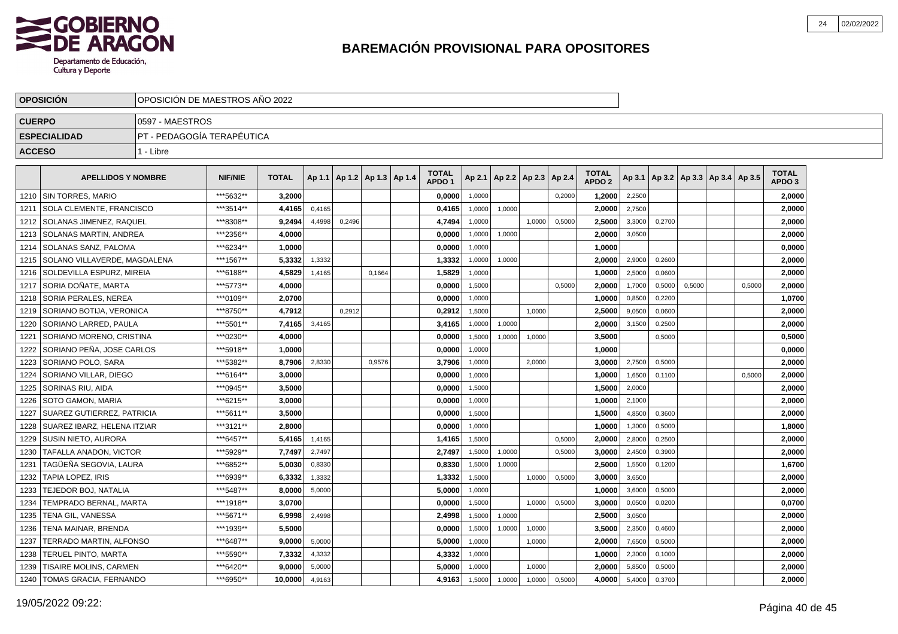# BAREMACIÓN PROVISIONAL PARA OPOSITORES

| OPOSICIÓN | OPOSICIÓN DE MAESTROS AÑO 2022 |
|---|---|
| CUERPO | 0597 - MAESTROS |
| ESPECIALIDAD | PT - PEDAGOGÍA TERAPÉUTICA |
| ACCESO | 1 - Libre |

| | APELLIDOS Y NOMBRE | NIF/NIE | TOTAL | Ap 1.1 | Ap 1.2 | Ap 1.3 | Ap 1.4 | TOTAL APDO 1 | Ap 2.1 | Ap 2.2 | Ap 2.3 | Ap 2.4 | TOTAL APDO 2 | Ap 3.1 | Ap 3.2 | Ap 3.3 | Ap 3.4 | Ap 3.5 | TOTAL APDO 3 |
|---|---|---|---|---|---|---|---|---|---|---|---|---|---|---|---|---|---|---|---|
| 1210 | SIN TORRES, MARIO | ***5632** | 3,2000 | | | | | 0,0000 | 1,0000 | | | 0,2000 | 1,2000 | 2,2500 | | | | | 2,0000 |
| 1211 | SOLA CLEMENTE, FRANCISCO | ***3514** | 4,4165 | 0,4165 | | | | 0,4165 | 1,0000 | 1,0000 | | | 2,0000 | 2,7500 | | | | | 2,0000 |
| 1212 | SOLANAS JIMENEZ, RAQUEL | ***8308** | 9,2494 | 4,4998 | 0,2496 | | | 4,7494 | 1,0000 | | 1,0000 | 0,5000 | 2,5000 | 3,3000 | 0,2700 | | | | 2,0000 |
| 1213 | SOLANAS MARTIN, ANDREA | ***2356** | 4,0000 | | | | | 0,0000 | 1,0000 | 1,0000 | | | 2,0000 | 3,0500 | | | | | 2,0000 |
| 1214 | SOLANAS SANZ, PALOMA | ***6234** | 1,0000 | | | | | 0,0000 | 1,0000 | | | | 1,0000 | | | | | | 0,0000 |
| 1215 | SOLANO VILLAVERDE, MAGDALENA | ***1567** | 5,3332 | 1,3332 | | | | 1,3332 | 1,0000 | 1,0000 | | | 2,0000 | 2,9000 | 0,2600 | | | | 2,0000 |
| 1216 | SOLDEVILLA ESPURZ, MIREIA | ***6188** | 4,5829 | 1,4165 | | 0,1664 | | 1,5829 | 1,0000 | | | | 1,0000 | 2,5000 | 0,0600 | | | | 2,0000 |
| 1217 | SORIA DOÑATE, MARTA | ***5773** | 4,0000 | | | | | 0,0000 | 1,5000 | | | 0,5000 | 2,0000 | 1,7000 | 0,5000 | 0,5000 | | 0,5000 | 2,0000 |
| 1218 | SORIA PERALES, NEREA | ***0109** | 2,0700 | | | | | 0,0000 | 1,0000 | | | | 1,0000 | 0,8500 | 0,2200 | | | | 1,0700 |
| 1219 | SORIANO BOTIJA, VERONICA | ***8750** | 4,7912 | | 0,2912 | | | 0,2912 | 1,5000 | | 1,0000 | | 2,5000 | 9,0500 | 0,0600 | | | | 2,0000 |
| 1220 | SORIANO LARRED, PAULA | ***5501** | 7,4165 | 3,4165 | | | | 3,4165 | 1,0000 | 1,0000 | | | 2,0000 | 3,1500 | 0,2500 | | | | 2,0000 |
| 1221 | SORIANO MORENO, CRISTINA | ***0230** | 4,0000 | | | | | 0,0000 | 1,5000 | 1,0000 | 1,0000 | | 3,5000 | | 0,5000 | | | | 0,5000 |
| 1222 | SORIANO PEÑA, JOSE CARLOS | ***5918** | 1,0000 | | | | | 0,0000 | 1,0000 | | | | 1,0000 | | | | | | 0,0000 |
| 1223 | SORIANO POLO, SARA | ***5382** | 8,7906 | 2,8330 | | 0,9576 | | 3,7906 | 1,0000 | | 2,0000 | | 3,0000 | 2,7500 | 0,5000 | | | | 2,0000 |
| 1224 | SORIANO VILLAR, DIEGO | ***6164** | 3,0000 | | | | | 0,0000 | 1,0000 | | | | 1,0000 | 1,6500 | 0,1100 | | | 0,5000 | 2,0000 |
| 1225 | SORINAS RIU, AIDA | ***0945** | 3,5000 | | | | | 0,0000 | 1,5000 | | | | 1,5000 | 2,0000 | | | | | 2,0000 |
| 1226 | SOTO GAMON, MARIA | ***6215** | 3,0000 | | | | | 0,0000 | 1,0000 | | | | 1,0000 | 2,1000 | | | | | 2,0000 |
| 1227 | SUAREZ GUTIERREZ, PATRICIA | ***5611** | 3,5000 | | | | | 0,0000 | 1,5000 | | | | 1,5000 | 4,8500 | 0,3600 | | | | 2,0000 |
| 1228 | SUAREZ IBARZ, HELENA ITZIAR | ***3121** | 2,8000 | | | | | 0,0000 | 1,0000 | | | | 1,0000 | 1,3000 | 0,5000 | | | | 1,8000 |
| 1229 | SUSIN NIETO, AURORA | ***6457** | 5,4165 | 1,4165 | | | | 1,4165 | 1,5000 | | | 0,5000 | 2,0000 | 2,8000 | 0,2500 | | | | 2,0000 |
| 1230 | TAFALLA ANADON, VICTOR | ***5929** | 7,7497 | 2,7497 | | | | 2,7497 | 1,5000 | 1,0000 | | 0,5000 | 3,0000 | 2,4500 | 0,3900 | | | | 2,0000 |
| 1231 | TAGÜEÑA SEGOVIA, LAURA | ***6852** | 5,0030 | 0,8330 | | | | 0,8330 | 1,5000 | 1,0000 | | | 2,5000 | 1,5500 | 0,1200 | | | | 1,6700 |
| 1232 | TAPIA LOPEZ, IRIS | ***6939** | 6,3332 | 1,3332 | | | | 1,3332 | 1,5000 | | 1,0000 | 0,5000 | 3,0000 | 3,6500 | | | | | 2,0000 |
| 1233 | TEJEDOR BOJ, NATALIA | ***5487** | 8,0000 | 5,0000 | | | | 5,0000 | 1,0000 | | | | 1,0000 | 3,6000 | 0,5000 | | | | 2,0000 |
| 1234 | TEMPRADO BERNAL, MARTA | ***1918** | 3,0700 | | | | | 0,0000 | 1,5000 | | 1,0000 | 0,5000 | 3,0000 | 0,0500 | 0,0200 | | | | 0,0700 |
| 1235 | TENA GIL, VANESSA | ***5671** | 6,9998 | 2,4998 | | | | 2,4998 | 1,5000 | 1,0000 | | | 2,5000 | 3,0500 | | | | | 2,0000 |
| 1236 | TENA MAINAR, BRENDA | ***1939** | 5,5000 | | | | | 0,0000 | 1,5000 | 1,0000 | 1,0000 | | 3,5000 | 2,3500 | 0,4600 | | | | 2,0000 |
| 1237 | TERRADO MARTIN, ALFONSO | ***6487** | 9,0000 | 5,0000 | | | | 5,0000 | 1,0000 | | 1,0000 | | 2,0000 | 7,6500 | 0,5000 | | | | 2,0000 |
| 1238 | TERUEL PINTO, MARTA | ***5590** | 7,3332 | 4,3332 | | | | 4,3332 | 1,0000 | | | | 1,0000 | 2,3000 | 0,1000 | | | | 2,0000 |
| 1239 | TISAIRE MOLINS, CARMEN | ***6420** | 9,0000 | 5,0000 | | | | 5,0000 | 1,0000 | | 1,0000 | | 2,0000 | 5,8500 | 0,5000 | | | | 2,0000 |
| 1240 | TOMAS GRACIA, FERNANDO | ***6950** | 10,0000 | 4,9163 | | | | 4,9163 | 1,5000 | 1,0000 | 1,0000 | 0,5000 | 4,0000 | 5,4000 | 0,3700 | | | | 2,0000 |

19/05/2022 09:22: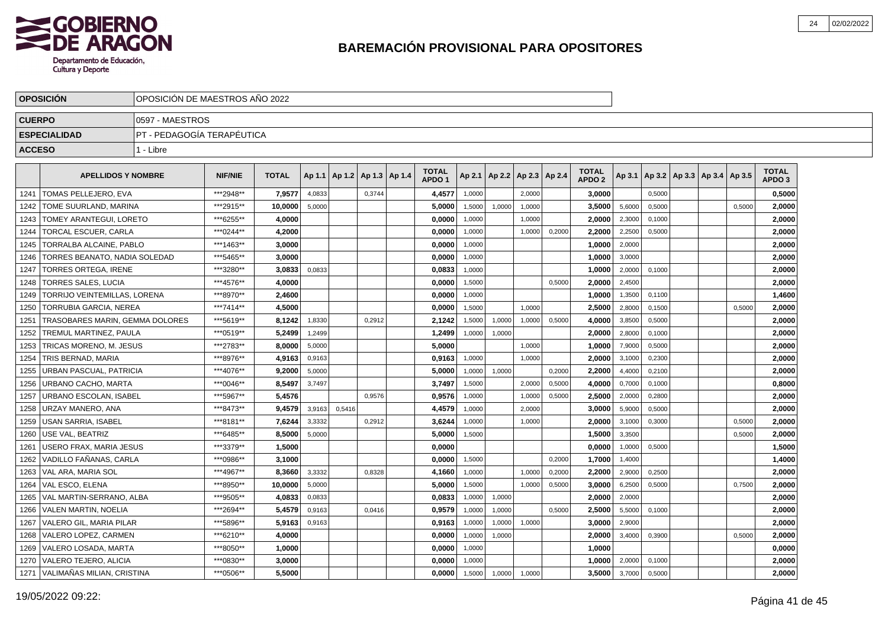## BAREMACIÓN PROVISIONAL PARA OPOSITORES

| OPOSICIÓN | OPOSICIÓN DE MAESTROS AÑO 2022 |
|---|---|
| CUERPO | 0597 - MAESTROS |
| ESPECIALIDAD | PT - PEDAGOGÍA TERAPÉUTICA |
| ACCESO | 1 - Libre |

| | APELLIDOS Y NOMBRE | NIF/NIE | TOTAL | Ap 1.1 | Ap 1.2 | Ap 1.3 | Ap 1.4 | TOTAL APDO 1 | Ap 2.1 | Ap 2.2 | Ap 2.3 | Ap 2.4 | TOTAL APDO 2 | Ap 3.1 | Ap 3.2 | Ap 3.3 | Ap 3.4 | Ap 3.5 | TOTAL APDO 3 |
|---|---|---|---|---|---|---|---|---|---|---|---|---|---|---|---|---|---|---|---|
| 1241 | TOMAS PELLEJERO, EVA | ***2948** | 7,9577 | 4,0833 | | 0,3744 | | 4,4577 | 1,0000 | | 2,0000 | | 3,0000 | | 0,5000 | | | | 0,5000 |
| 1242 | TOME SUURLAND, MARINA | ***2915** | 10,0000 | 5,0000 | | | | 5,0000 | 1,5000 | 1,0000 | 1,0000 | | 3,5000 | 5,6000 | 0,5000 | | | 0,5000 | 2,0000 |
| 1243 | TOMEY ARANTEGUI, LORETO | ***6255** | 4,0000 | | | | | 0,0000 | 1,0000 | | 1,0000 | | 2,0000 | 2,3000 | 0,1000 | | | | 2,0000 |
| 1244 | TORCAL ESCUER, CARLA | ***0244** | 4,2000 | | | | | 0,0000 | 1,0000 | | 1,0000 | 0,2000 | 2,2000 | 2,2500 | 0,5000 | | | | 2,0000 |
| 1245 | TORRALBA ALCAINE, PABLO | ***1463** | 3,0000 | | | | | 0,0000 | 1,0000 | | | | 1,0000 | 2,0000 | | | | | 2,0000 |
| 1246 | TORRES BEANATO, NADIA SOLEDAD | ***5465** | 3,0000 | | | | | 0,0000 | 1,0000 | | | | 1,0000 | 3,0000 | | | | | 2,0000 |
| 1247 | TORRES ORTEGA, IRENE | ***3280** | 3,0833 | 0,0833 | | | | 0,0833 | 1,0000 | | | | 1,0000 | 2,0000 | 0,1000 | | | | 2,0000 |
| 1248 | TORRES SALES, LUCIA | ***4576** | 4,0000 | | | | | 0,0000 | 1,5000 | | | 0,5000 | 2,0000 | 2,4500 | | | | | 2,0000 |
| 1249 | TORRIJO VEINTEMILLAS, LORENA | ***8970** | 2,4600 | | | | | 0,0000 | 1,0000 | | | | 1,0000 | 1,3500 | 0,1100 | | | | 1,4600 |
| 1250 | TORRUBIA GARCIA, NEREA | ***7414** | 4,5000 | | | | | 0,0000 | 1,5000 | | 1,0000 | | 2,5000 | 2,8000 | 0,1500 | | | 0,5000 | 2,0000 |
| 1251 | TRASOBARES MARIN, GEMMA DOLORES | ***5619** | 8,1242 | 1,8330 | | 0,2912 | | 2,1242 | 1,5000 | 1,0000 | 1,0000 | 0,5000 | 4,0000 | 3,8500 | 0,5000 | | | | 2,0000 |
| 1252 | TREMUL MARTINEZ, PAULA | ***0519** | 5,2499 | 1,2499 | | | | 1,2499 | 1,0000 | 1,0000 | | | 2,0000 | 2,8000 | 0,1000 | | | | 2,0000 |
| 1253 | TRICAS MORENO, M. JESUS | ***2783** | 8,0000 | 5,0000 | | | | 5,0000 | | | 1,0000 | | 1,0000 | 7,9000 | 0,5000 | | | | 2,0000 |
| 1254 | TRIS BERNAD, MARIA | ***8976** | 4,9163 | 0,9163 | | | | 0,9163 | 1,0000 | | 1,0000 | | 2,0000 | 3,1000 | 0,2300 | | | | 2,0000 |
| 1255 | URBAN PASCUAL, PATRICIA | ***4076** | 9,2000 | 5,0000 | | | | 5,0000 | 1,0000 | 1,0000 | | 0,2000 | 2,2000 | 4,4000 | 0,2100 | | | | 2,0000 |
| 1256 | URBANO CACHO, MARTA | ***0046** | 8,5497 | 3,7497 | | | | 3,7497 | 1,5000 | | 2,0000 | 0,5000 | 4,0000 | 0,7000 | 0,1000 | | | | 0,8000 |
| 1257 | URBANO ESCOLAN, ISABEL | ***5967** | 5,4576 | | | 0,9576 | | 0,9576 | 1,0000 | | 1,0000 | 0,5000 | 2,5000 | 2,0000 | 0,2800 | | | | 2,0000 |
| 1258 | URZAY MANERO, ANA | ***8473** | 9,4579 | 3,9163 | 0,5416 | | | 4,4579 | 1,0000 | | 2,0000 | | 3,0000 | 5,9000 | 0,5000 | | | | 2,0000 |
| 1259 | USAN SARRIA, ISABEL | ***8181** | 7,6244 | 3,3332 | | 0,2912 | | 3,6244 | 1,0000 | | 1,0000 | | 2,0000 | 3,1000 | 0,3000 | | | 0,5000 | 2,0000 |
| 1260 | USE VAL, BEATRIZ | ***6485** | 8,5000 | 5,0000 | | | | 5,0000 | 1,5000 | | | | 1,5000 | 3,3500 | | | | 0,5000 | 2,0000 |
| 1261 | USERO FRAX, MARIA JESUS | ***3379** | 1,5000 | | | | | 0,0000 | | | | | 0,0000 | 1,0000 | 0,5000 | | | | 1,5000 |
| 1262 | VADILLO FAÑANAS, CARLA | ***0986** | 3,1000 | | | | | 0,0000 | 1,5000 | | | 0,2000 | 1,7000 | 1,4000 | | | | | 1,4000 |
| 1263 | VAL ARA, MARIA SOL | ***4967** | 8,3660 | 3,3332 | | 0,8328 | | 4,1660 | 1,0000 | | 1,0000 | 0,2000 | 2,2000 | 2,9000 | 0,2500 | | | | 2,0000 |
| 1264 | VAL ESCO, ELENA | ***8950** | 10,0000 | 5,0000 | | | | 5,0000 | 1,5000 | | 1,0000 | 0,5000 | 3,0000 | 6,2500 | 0,5000 | | | 0,7500 | 2,0000 |
| 1265 | VAL MARTIN-SERRANO, ALBA | ***9505** | 4,0833 | 0,0833 | | | | 0,0833 | 1,0000 | 1,0000 | | | 2,0000 | 2,0000 | | | | | 2,0000 |
| 1266 | VALEN MARTIN, NOELIA | ***2694** | 5,4579 | 0,9163 | | 0,0416 | | 0,9579 | 1,0000 | 1,0000 | | 0,5000 | 2,5000 | 5,5000 | 0,1000 | | | | 2,0000 |
| 1267 | VALERO GIL, MARIA PILAR | ***5896** | 5,9163 | 0,9163 | | | | 0,9163 | 1,0000 | 1,0000 | 1,0000 | | 3,0000 | 2,9000 | | | | | 2,0000 |
| 1268 | VALERO LOPEZ, CARMEN | ***6210** | 4,0000 | | | | | 0,0000 | 1,0000 | 1,0000 | | | 2,0000 | 3,4000 | 0,3900 | | | 0,5000 | 2,0000 |
| 1269 | VALERO LOSADA, MARTA | ***8050** | 1,0000 | | | | | 0,0000 | 1,0000 | | | | 1,0000 | | | | | | 0,0000 |
| 1270 | VALERO TEJERO, ALICIA | ***0830** | 3,0000 | | | | | 0,0000 | 1,0000 | | | | 1,0000 | 2,0000 | 0,1000 | | | | 2,0000 |
| 1271 | VALIMAÑAS MILIAN, CRISTINA | ***0506** | 5,5000 | | | | | 0,0000 | 1,5000 | 1,0000 | 1,0000 | | 3,5000 | 3,7000 | 0,5000 | | | | 2,0000 |

19/05/2022 09:22: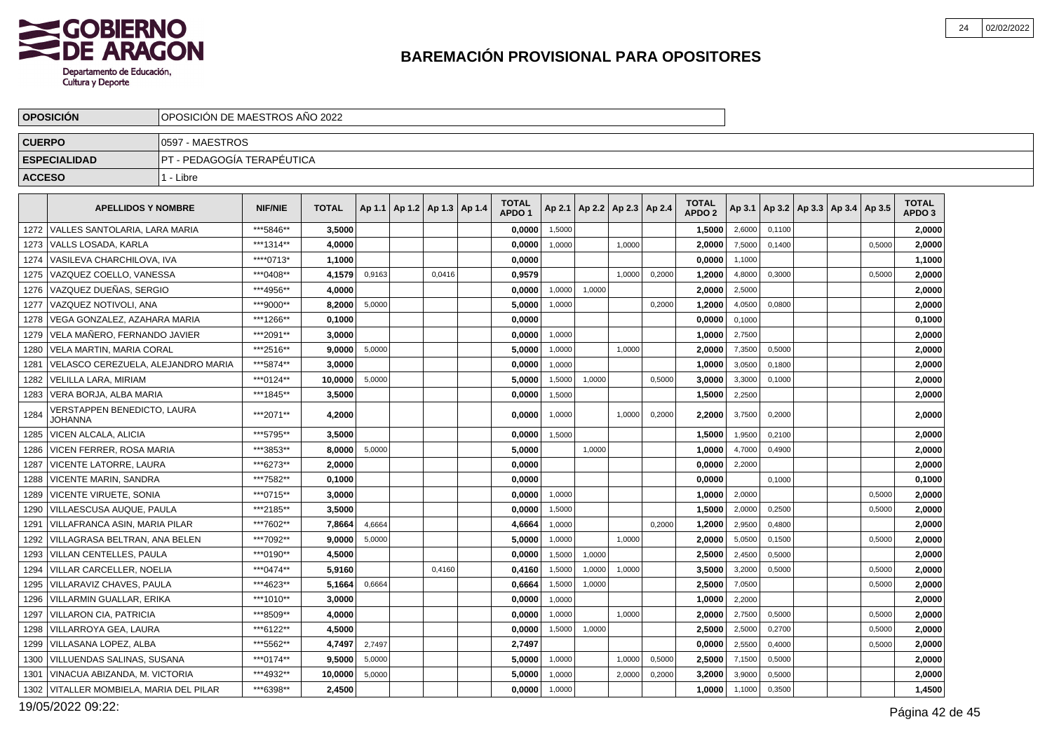# BAREMACIÓN PROVISIONAL PARA OPOSITORES

| | |
|---|---|
| **OPOSICIÓN** | OPOSICIÓN DE MAESTROS AÑO 2022 |
| **CUERPO** | 0597 - MAESTROS |
| **ESPECIALIDAD** | PT - PEDAGOGÍA TERAPÉUTICA |
| **ACCESO** | 1 - Libre |

| | APELLIDOS Y NOMBRE | NIF/NIE | TOTAL | Ap 1.1 | Ap 1.2 | Ap 1.3 | Ap 1.4 | TOTAL APDO 1 | Ap 2.1 | Ap 2.2 | Ap 2.3 | Ap 2.4 | TOTAL APDO 2 | Ap 3.1 | Ap 3.2 | Ap 3.3 | Ap 3.4 | Ap 3.5 | TOTAL APDO 3 |
|---|---|---|---|---|---|---|---|---|---|---|---|---|---|---|---|---|---|---|---|
| 1272 | VALLES SANTOLARIA, LARA MARIA | ***5846** | **3,5000** | | | | | **0,0000** | 1,5000 | | | | **1,5000** | 2,6000 | 0,1100 | | | | **2,0000** |
| 1273 | VALLS LOSADA, KARLA | ***1314** | **4,0000** | | | | | **0,0000** | 1,0000 | | 1,0000 | | **2,0000** | 7,5000 | 0,1400 | | | 0,5000 | **2,0000** |
| 1274 | VASILEVA CHARCHILOVA, IVA | ****0713* | **1,1000** | | | | | **0,0000** | | | | | **0,0000** | 1,1000 | | | | | **1,1000** |
| 1275 | VAZQUEZ COELLO, VANESSA | ***0408** | **4,1579** | 0,9163 | | 0,0416 | | **0,9579** | | | 1,0000 | 0,2000 | **1,2000** | 4,8000 | 0,3000 | | | 0,5000 | **2,0000** |
| 1276 | VAZQUEZ DUEÑAS, SERGIO | ***4956** | **4,0000** | | | | | **0,0000** | 1,0000 | 1,0000 | | | **2,0000** | 2,5000 | | | | | **2,0000** |
| 1277 | VAZQUEZ NOTIVOLI, ANA | ***9000** | **8,2000** | 5,0000 | | | | **5,0000** | 1,0000 | | | 0,2000 | **1,2000** | 4,0500 | 0,0800 | | | | **2,0000** |
| 1278 | VEGA GONZALEZ, AZAHARA MARIA | ***1266** | **0,1000** | | | | | **0,0000** | | | | | **0,0000** | 0,1000 | | | | | **0,1000** |
| 1279 | VELA MAÑERO, FERNANDO JAVIER | ***2091** | **3,0000** | | | | | **0,0000** | 1,0000 | | | | **1,0000** | 2,7500 | | | | | **2,0000** |
| 1280 | VELA MARTIN, MARIA CORAL | ***2516** | **9,0000** | 5,0000 | | | | **5,0000** | 1,0000 | | 1,0000 | | **2,0000** | 7,3500 | 0,5000 | | | | **2,0000** |
| 1281 | VELASCO CEREZUELA, ALEJANDRO MARIA | ***5874** | **3,0000** | | | | | **0,0000** | 1,0000 | | | | **1,0000** | 3,0500 | 0,1800 | | | | **2,0000** |
| 1282 | VELILLA LARA, MIRIAM | ***0124** | **10,0000** | 5,0000 | | | | **5,0000** | 1,5000 | 1,0000 | | 0,5000 | **3,0000** | 3,3000 | 0,1000 | | | | **2,0000** |
| 1283 | VERA BORJA, ALBA MARIA | ***1845** | **3,5000** | | | | | **0,0000** | 1,5000 | | | | **1,5000** | 2,2500 | | | | | **2,0000** |
| 1284 | VERSTAPPEN BENEDICTO, LAURA JOHANNA | ***2071** | **4,2000** | | | | | **0,0000** | 1,0000 | | 1,0000 | 0,2000 | **2,2000** | 3,7500 | 0,2000 | | | | **2,0000** |
| 1285 | VICEN ALCALA, ALICIA | ***5795** | **3,5000** | | | | | **0,0000** | 1,5000 | | | | **1,5000** | 1,9500 | 0,2100 | | | | **2,0000** |
| 1286 | VICEN FERRER, ROSA MARIA | ***3853** | **8,0000** | 5,0000 | | | | **5,0000** | | 1,0000 | | | **1,0000** | 4,7000 | 0,4900 | | | | **2,0000** |
| 1287 | VICENTE LATORRE, LAURA | ***6273** | **2,0000** | | | | | **0,0000** | | | | | **0,0000** | 2,2000 | | | | | **2,0000** |
| 1288 | VICENTE MARIN, SANDRA | ***7582** | **0,1000** | | | | | **0,0000** | | | | | **0,0000** | | 0,1000 | | | | **0,1000** |
| 1289 | VICENTE VIRUETE, SONIA | ***0715** | **3,0000** | | | | | **0,0000** | 1,0000 | | | | **1,0000** | 2,0000 | | | | 0,5000 | **2,0000** |
| 1290 | VILLAESCUSA AUQUE, PAULA | ***2185** | **3,5000** | | | | | **0,0000** | 1,5000 | | | | **1,5000** | 2,0000 | 0,2500 | | | 0,5000 | **2,0000** |
| 1291 | VILLAFRANCA ASIN, MARIA PILAR | ***7602** | **7,8664** | 4,6664 | | | | **4,6664** | 1,0000 | | | 0,2000 | **1,2000** | 2,9500 | 0,4800 | | | | **2,0000** |
| 1292 | VILLAGRASA BELTRAN, ANA BELEN | ***7092** | **9,0000** | 5,0000 | | | | **5,0000** | 1,0000 | | 1,0000 | | **2,0000** | 5,0500 | 0,1500 | | | 0,5000 | **2,0000** |
| 1293 | VILLAN CENTELLES, PAULA | ***0190** | **4,5000** | | | | | **0,0000** | 1,5000 | 1,0000 | | | **2,5000** | 2,4500 | 0,5000 | | | | **2,0000** |
| 1294 | VILLAR CARCELLER, NOELIA | ***0474** | **5,9160** | | | 0,4160 | | **0,4160** | 1,5000 | 1,0000 | 1,0000 | | **3,5000** | 3,2000 | 0,5000 | | | 0,5000 | **2,0000** |
| 1295 | VILLARAVIZ CHAVES, PAULA | ***4623** | **5,1664** | 0,6664 | | | | **0,6664** | 1,5000 | 1,0000 | | | **2,5000** | 7,0500 | | | | 0,5000 | **2,0000** |
| 1296 | VILLARMIN GUALLAR, ERIKA | ***1010** | **3,0000** | | | | | **0,0000** | 1,0000 | | | | **1,0000** | 2,2000 | | | | | **2,0000** |
| 1297 | VILLARON CIA, PATRICIA | ***8509** | **4,0000** | | | | | **0,0000** | 1,0000 | | 1,0000 | | **2,0000** | 2,7500 | 0,5000 | | | 0,5000 | **2,0000** |
| 1298 | VILLARROYA GEA, LAURA | ***6122** | **4,5000** | | | | | **0,0000** | 1,5000 | 1,0000 | | | **2,5000** | 2,5000 | 0,2700 | | | 0,5000 | **2,0000** |
| 1299 | VILLASANA LOPEZ, ALBA | ***5562** | **4,7497** | 2,7497 | | | | **2,7497** | | | | | **0,0000** | 2,5500 | 0,4000 | | | 0,5000 | **2,0000** |
| 1300 | VILLUENDAS SALINAS, SUSANA | ***0174** | **9,5000** | 5,0000 | | | | **5,0000** | 1,0000 | | 1,0000 | 0,5000 | **2,5000** | 7,1500 | 0,5000 | | | | **2,0000** |
| 1301 | VINACUA ABIZANDA, M. VICTORIA | ***4932** | **10,0000** | 5,0000 | | | | **5,0000** | 1,0000 | | 2,0000 | 0,2000 | **3,2000** | 3,9000 | 0,5000 | | | | **2,0000** |
| 1302 | VITALLER MOMBIELA, MARIA DEL PILAR | ***6398** | **2,4500** | | | | | **0,0000** | 1,0000 | | | | **1,0000** | 1,1000 | 0,3500 | | | | **1,4500** |

19/05/2022 09:22: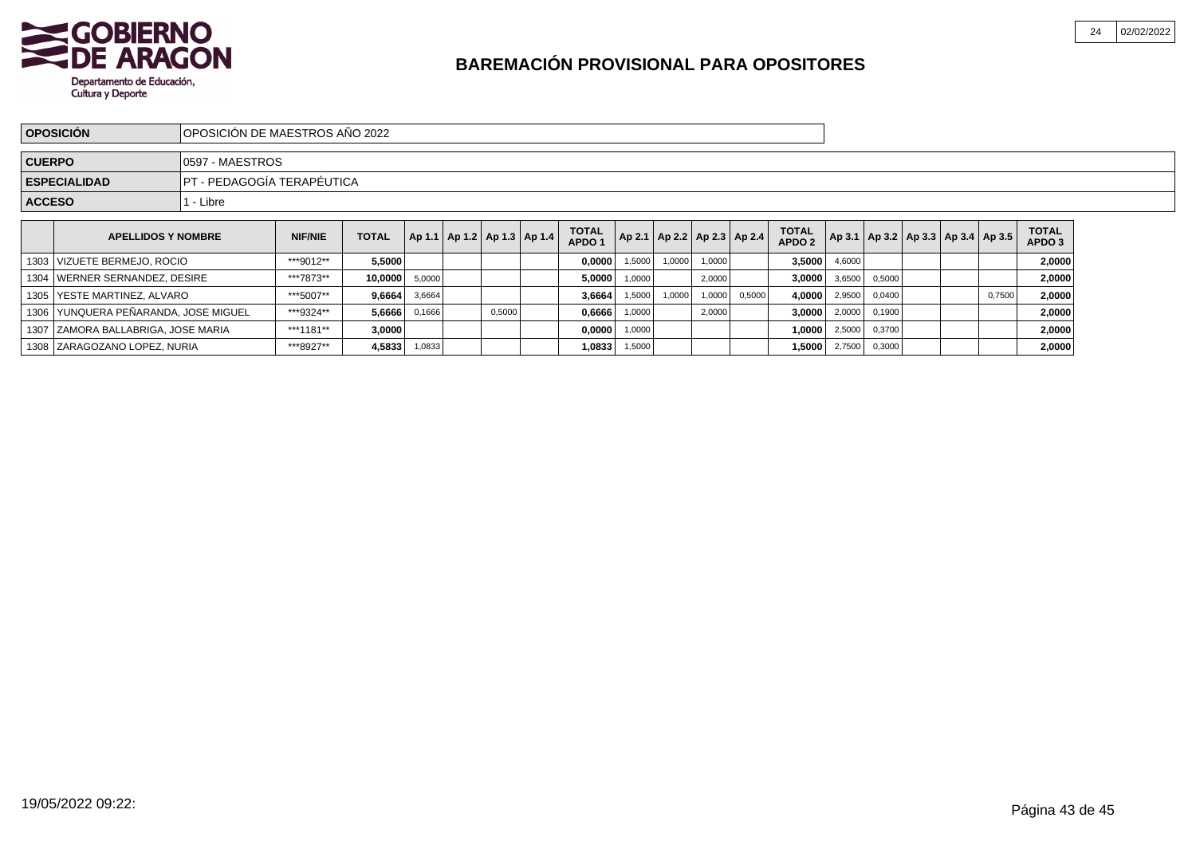# BAREMACIÓN PROVISIONAL PARA OPOSITORES

| | |
|---|---|
| **OPOSICIÓN** | OPOSICIÓN DE MAESTROS AÑO 2022 |
| **CUERPO** | 0597 - MAESTROS |
| **ESPECIALIDAD** | PT - PEDAGOGÍA TERAPÉUTICA |
| **ACCESO** | 1 - Libre |

| | APELLIDOS Y NOMBRE | NIF/NIE | TOTAL | Ap 1.1 | Ap 1.2 | Ap 1.3 | Ap 1.4 | TOTAL APDO 1 | Ap 2.1 | Ap 2.2 | Ap 2.3 | Ap 2.4 | TOTAL APDO 2 | Ap 3.1 | Ap 3.2 | Ap 3.3 | Ap 3.4 | Ap 3.5 | TOTAL APDO 3 |
|---|---|---|---|---|---|---|---|---|---|---|---|---|---|---|---|---|---|---|---|
| 1303 | VIZUETE BERMEJO, ROCIO | ***9012** | **5,5000** | | | | | **0,0000** | 1,5000 | 1,0000 | 1,0000 | | **3,5000** | 4,6000 | | | | | **2,0000** |
| 1304 | WERNER SERNANDEZ, DESIRE | ***7873** | **10,0000** | 5,0000 | | | | **5,0000** | 1,0000 | | 2,0000 | | **3,0000** | 3,6500 | 0,5000 | | | | **2,0000** |
| 1305 | YESTE MARTINEZ, ALVARO | ***5007** | **9,6664** | 3,6664 | | | | **3,6664** | 1,5000 | 1,0000 | 1,0000 | 0,5000 | **4,0000** | 2,9500 | 0,0400 | | | 0,7500 | **2,0000** |
| 1306 | YUNQUERA PEÑARANDA, JOSE MIGUEL | ***9324** | **5,6666** | 0,1666 | | 0,5000 | | **0,6666** | 1,0000 | | 2,0000 | | **3,0000** | 2,0000 | 0,1900 | | | | **2,0000** |
| 1307 | ZAMORA BALLABRIGA, JOSE MARIA | ***1181** | **3,0000** | | | | | **0,0000** | 1,0000 | | | | **1,0000** | 2,5000 | 0,3700 | | | | **2,0000** |
| 1308 | ZARAGOZANO LOPEZ, NURIA | ***8927** | **4,5833** | 1,0833 | | | | **1,0833** | 1,5000 | | | | **1,5000** | 2,7500 | 0,3000 | | | | **2,0000** |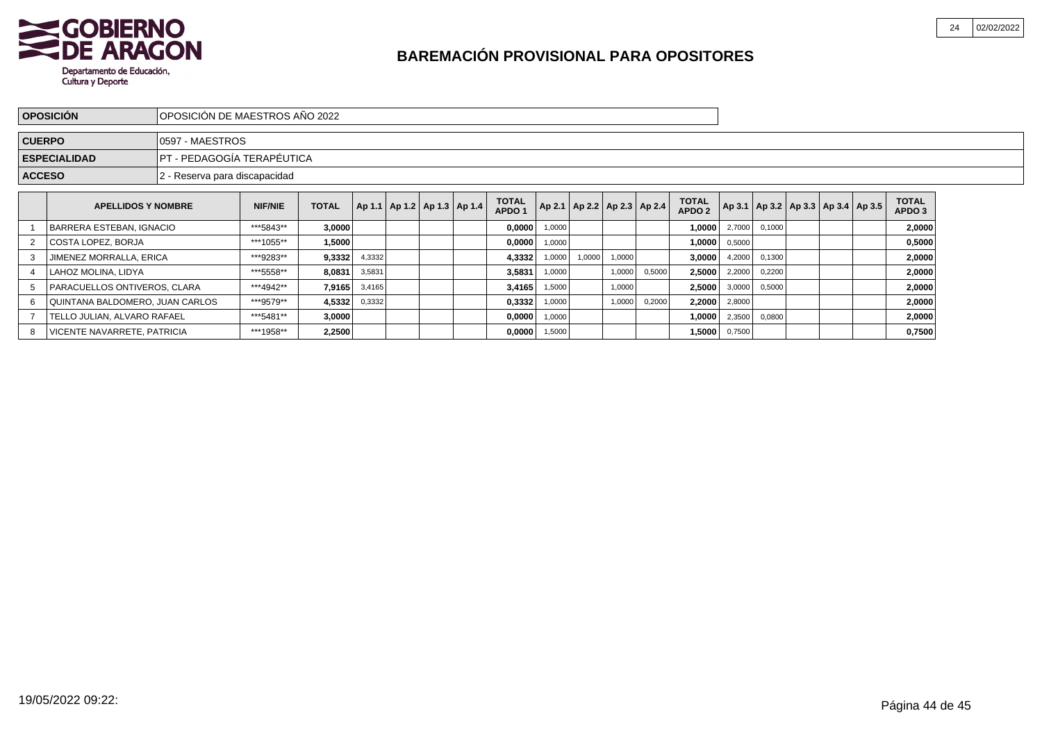# BAREMACIÓN PROVISIONAL PARA OPOSITORES

| | |
|---|---|
| **OPOSICIÓN** | OPOSICIÓN DE MAESTROS AÑO 2022 |
| **CUERPO** | 0597 - MAESTROS |
| **ESPECIALIDAD** | PT - PEDAGOGÍA TERAPÉUTICA |
| **ACCESO** | 2 - Reserva para discapacidad |

| | APELLIDOS Y NOMBRE | NIF/NIE | TOTAL | Ap 1.1 | Ap 1.2 | Ap 1.3 | Ap 1.4 | TOTAL APDO 1 | Ap 2.1 | Ap 2.2 | Ap 2.3 | Ap 2.4 | TOTAL APDO 2 | Ap 3.1 | Ap 3.2 | Ap 3.3 | Ap 3.4 | Ap 3.5 | TOTAL APDO 3 |
|---|---|---|---|---|---|---|---|---|---|---|---|---|---|---|---|---|---|---|---|
| 1 | BARRERA ESTEBAN, IGNACIO | ***5843** | **3,0000** | | | | | **0,0000** | 1,0000 | | | | **1,0000** | 2,7000 | 0,1000 | | | | **2,0000** |
| 2 | COSTA LOPEZ, BORJA | ***1055** | **1,5000** | | | | | **0,0000** | 1,0000 | | | | **1,0000** | 0,5000 | | | | | **0,5000** |
| 3 | JIMENEZ MORRALLA, ERICA | ***9283** | **9,3332** | 4,3332 | | | | **4,3332** | 1,0000 | 1,0000 | 1,0000 | | **3,0000** | 4,2000 | 0,1300 | | | | **2,0000** |
| 4 | LAHOZ MOLINA, LIDYA | ***5558** | **8,0831** | 3,5831 | | | | **3,5831** | 1,0000 | | 1,0000 | 0,5000 | **2,5000** | 2,2000 | 0,2200 | | | | **2,0000** |
| 5 | PARACUELLOS ONTIVEROS, CLARA | ***4942** | **7,9165** | 3,4165 | | | | **3,4165** | 1,5000 | | 1,0000 | | **2,5000** | 3,0000 | 0,5000 | | | | **2,0000** |
| 6 | QUINTANA BALDOMERO, JUAN CARLOS | ***9579** | **4,5332** | 0,3332 | | | | **0,3332** | 1,0000 | | 1,0000 | 0,2000 | **2,2000** | 2,8000 | | | | | **2,0000** |
| 7 | TELLO JULIAN, ALVARO RAFAEL | ***5481** | **3,0000** | | | | | **0,0000** | 1,0000 | | | | **1,0000** | 2,3500 | 0,0800 | | | | **2,0000** |
| 8 | VICENTE NAVARRETE, PATRICIA | ***1958** | **2,2500** | | | | | **0,0000** | 1,5000 | | | | **1,5000** | 0,7500 | | | | | **0,7500** |

19/05/2022 09:22: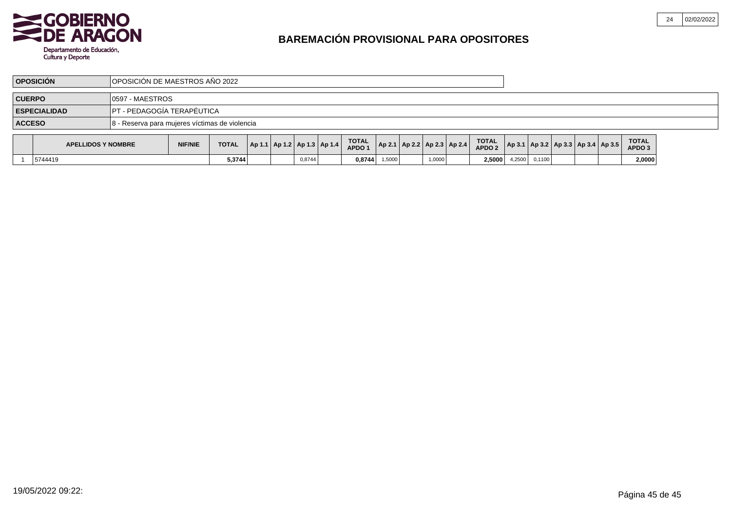# BAREMACIÓN PROVISIONAL PARA OPOSITORES

| | |
|---|---|
| **OPOSICIÓN** | OPOSICIÓN DE MAESTROS AÑO 2022 |
| **CUERPO** | 0597 - MAESTROS |
| **ESPECIALIDAD** | PT - PEDAGOGÍA TERAPÉUTICA |
| **ACCESO** | 8 - Reserva para mujeres víctimas de violencia |

| | APELLIDOS Y NOMBRE | NIF/NIE | TOTAL | Ap 1.1 | Ap 1.2 | Ap 1.3 | Ap 1.4 | TOTAL APDO 1 | Ap 2.1 | Ap 2.2 | Ap 2.3 | Ap 2.4 | TOTAL APDO 2 | Ap 3.1 | Ap 3.2 | Ap 3.3 | Ap 3.4 | Ap 3.5 | TOTAL APDO 3 |
|---|---|---|---|---|---|---|---|---|---|---|---|---|---|---|---|---|---|---|---|
| 1 | 5744419 | | **5,3744** | | | 0,8744 | | **0,8744** | 1,5000 | | 1,0000 | | **2,5000** | 4,2500 | 0,1100 | | | | **2,0000** |